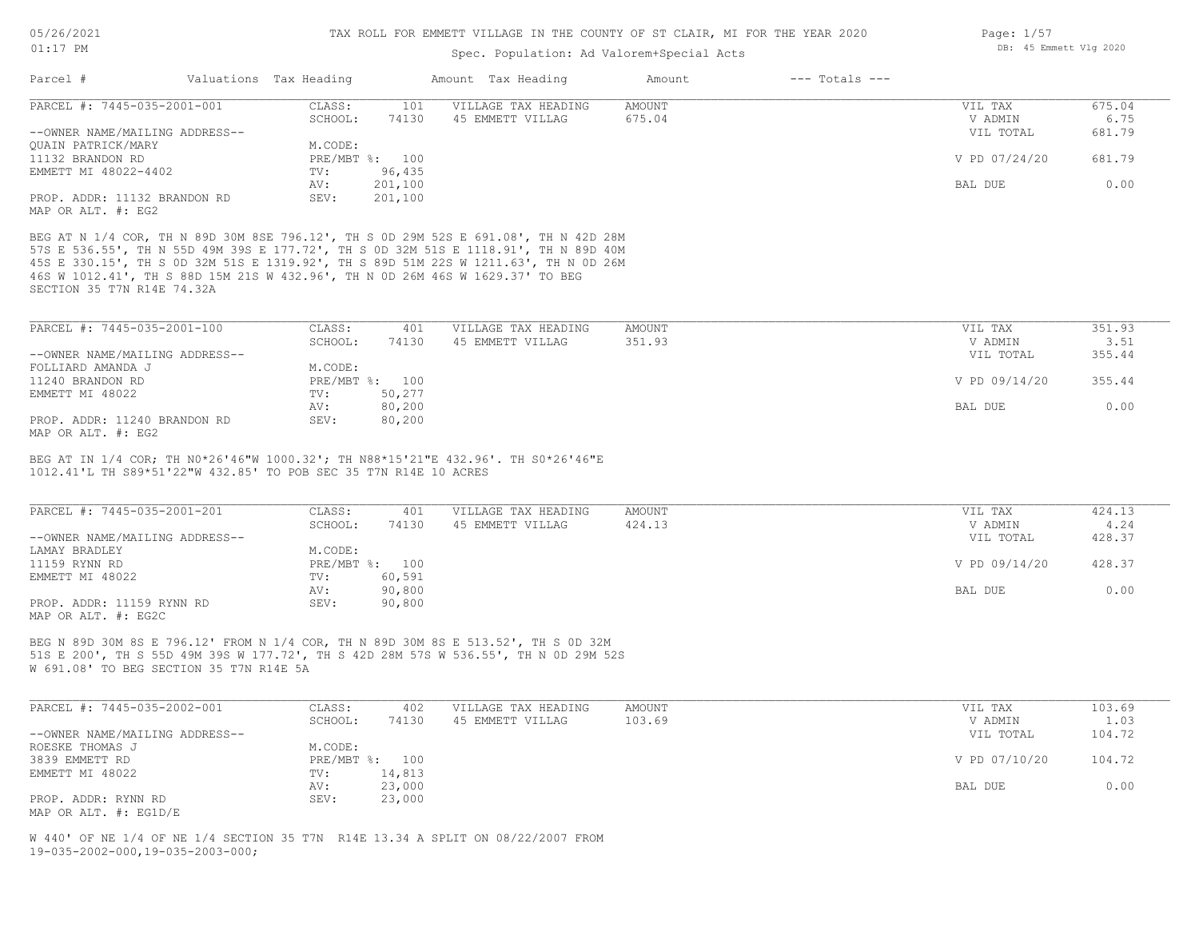# TAX ROLL FOR EMMETT VILLAGE IN THE COUNTY OF ST CLAIR, MI FOR THE YEAR 2020

Spec. Population: Ad Valorem+Special Acts

05/26/2021 01:17 PM — DB: 45 Emmett Vlg 2020

| Parcel # | Valuations | Tax Heading | Amount | Tax Heading | Amount | --- Totals --- | |
|---|---|---|---|---|---|---|---|

---

**PARCEL #: 7445-035-2001-001**

| | | | | | |
|---|---|---|---|---|---|
| CLASS: | 101 | VILLAGE TAX HEADING | AMOUNT | VIL TAX | 675.04 |
| SCHOOL: | 74130 | 45 EMMETT VILLAG | 675.04 | V ADMIN | 6.75 |
| | | | | VIL TOTAL | 681.79 |
| M.CODE: | | | | | |
| PRE/MBT %: | 100 | | | V PD 07/24/20 | 681.79 |
| TV: | 96,435 | | | | |
| AV: | 201,100 | | | BAL DUE | 0.00 |
| SEV: | 201,100 | | | | |

--OWNER NAME/MAILING ADDRESS--
QUAIN PATRICK/MARY
11132 BRANDON RD
EMMETT MI 48022-4402

PROP. ADDR: 11132 BRANDON RD
MAP OR ALT. #: EG2

BEG AT N 1/4 COR, TH N 89D 30M 8SE 796.12', TH S 0D 29M 52S E 691.08', TH N 42D 28M 57S E 536.55', TH N 55D 49M 39S E 177.72', TH S 0D 32M 51S E 1118.91', TH N 89D 40M 45S E 330.15', TH S 0D 32M 51S E 1319.92', TH S 89D 51M 22S W 1211.63', TH N 0D 26M 46S W 1012.41', TH S 88D 15M 21S W 432.96', TH N 0D 26M 46S W 1629.37' TO BEG SECTION 35 T7N R14E 74.32A

---

**PARCEL #: 7445-035-2001-100**

| | | | | | |
|---|---|---|---|---|---|
| CLASS: | 401 | VILLAGE TAX HEADING | AMOUNT | VIL TAX | 351.93 |
| SCHOOL: | 74130 | 45 EMMETT VILLAG | 351.93 | V ADMIN | 3.51 |
| | | | | VIL TOTAL | 355.44 |
| M.CODE: | | | | | |
| PRE/MBT %: | 100 | | | V PD 09/14/20 | 355.44 |
| TV: | 50,277 | | | | |
| AV: | 80,200 | | | BAL DUE | 0.00 |
| SEV: | 80,200 | | | | |

--OWNER NAME/MAILING ADDRESS--
FOLLIARD AMANDA J
11240 BRANDON RD
EMMETT MI 48022

PROP. ADDR: 11240 BRANDON RD
MAP OR ALT. #: EG2

BEG AT IN 1/4 COR; TH N0*26'46"W 1000.32'; TH N88*15'21"E 432.96'. TH S0*26'46"E 1012.41'L TH S89*51'22"W 432.85' TO POB SEC 35 T7N R14E 10 ACRES

---

**PARCEL #: 7445-035-2001-201**

| | | | | | |
|---|---|---|---|---|---|
| CLASS: | 401 | VILLAGE TAX HEADING | AMOUNT | VIL TAX | 424.13 |
| SCHOOL: | 74130 | 45 EMMETT VILLAG | 424.13 | V ADMIN | 4.24 |
| | | | | VIL TOTAL | 428.37 |
| M.CODE: | | | | | |
| PRE/MBT %: | 100 | | | V PD 09/14/20 | 428.37 |
| TV: | 60,591 | | | | |
| AV: | 90,800 | | | BAL DUE | 0.00 |
| SEV: | 90,800 | | | | |

--OWNER NAME/MAILING ADDRESS--
LAMAY BRADLEY
11159 RYNN RD
EMMETT MI 48022

PROP. ADDR: 11159 RYNN RD
MAP OR ALT. #: EG2C

BEG N 89D 30M 8S E 796.12' FROM N 1/4 COR, TH N 89D 30M 8S E 513.52', TH S 0D 32M 51S E 200', TH S 55D 49M 39S W 177.72', TH S 42D 28M 57S W 536.55', TH N 0D 29M 52S W 691.08' TO BEG SECTION 35 T7N R14E 5A

---

**PARCEL #: 7445-035-2002-001**

| | | | | | |
|---|---|---|---|---|---|
| CLASS: | 402 | VILLAGE TAX HEADING | AMOUNT | VIL TAX | 103.69 |
| SCHOOL: | 74130 | 45 EMMETT VILLAG | 103.69 | V ADMIN | 1.03 |
| | | | | VIL TOTAL | 104.72 |
| M.CODE: | | | | | |
| PRE/MBT %: | 100 | | | V PD 07/10/20 | 104.72 |
| TV: | 14,813 | | | | |
| AV: | 23,000 | | | BAL DUE | 0.00 |
| SEV: | 23,000 | | | | |

--OWNER NAME/MAILING ADDRESS--
ROESKE THOMAS J
3839 EMMETT RD
EMMETT MI 48022

PROP. ADDR: RYNN RD
MAP OR ALT. #: EG1D/E

W 440' OF NE 1/4 OF NE 1/4 SECTION 35 T7N R14E 13.34 A SPLIT ON 08/22/2007 FROM 19-035-2002-000,19-035-2003-000;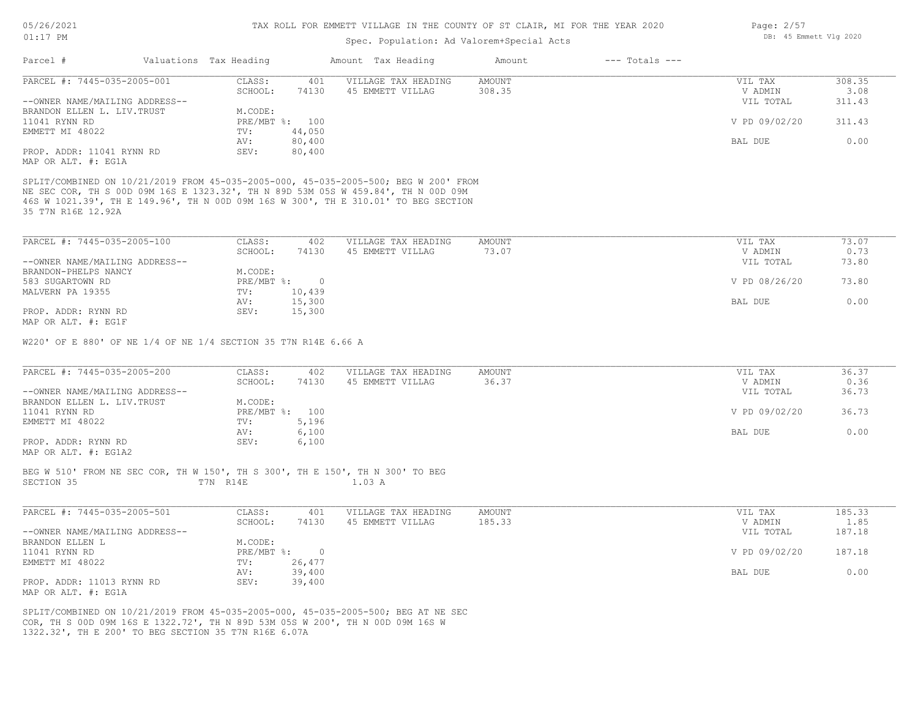TAX ROLL FOR EMMETT VILLAGE IN THE COUNTY OF ST CLAIR, MI FOR THE YEAR 2020

Spec. Population: Ad Valorem+Special Acts

| Parcel # | Valuations | Tax Heading | Amount | Tax Heading | Amount | --- Totals --- | |
|---|---|---|---|---|---|---|---|

---

| PARCEL #: 7445-035-2005-001 | CLASS: | 401 | VILLAGE TAX HEADING | AMOUNT | VIL TAX | 308.35 |
|---|---|---|---|---|---|---|
| | SCHOOL: | 74130 | 45 EMMETT VILLAG | 308.35 | V ADMIN | 3.08 |
| --OWNER NAME/MAILING ADDRESS-- | | | | | VIL TOTAL | 311.43 |
| BRANDON ELLEN L. LIV.TRUST | M.CODE: | | | | | |
| 11041 RYNN RD | PRE/MBT %: | 100 | | | V PD 09/02/20 | 311.43 |
| EMMETT MI 48022 | TV: | 44,050 | | | | |
| | AV: | 80,400 | | | BAL DUE | 0.00 |
| PROP. ADDR: 11041 RYNN RD | SEV: | 80,400 | | | | |
| MAP OR ALT. #: EG1A | | | | | | |

SPLIT/COMBINED ON 10/21/2019 FROM 45-035-2005-000, 45-035-2005-500; BEG W 200' FROM NE SEC COR, TH S 00D 09M 16S E 1323.32', TH N 89D 53M 05S W 459.84', TH N 00D 09M 46S W 1021.39', TH E 149.96', TH N 00D 09M 16S W 300', TH E 310.01' TO BEG SECTION 35 T7N R16E 12.92A

---

| PARCEL #: 7445-035-2005-100 | CLASS: | 402 | VILLAGE TAX HEADING | AMOUNT | VIL TAX | 73.07 |
|---|---|---|---|---|---|---|
| | SCHOOL: | 74130 | 45 EMMETT VILLAG | 73.07 | V ADMIN | 0.73 |
| --OWNER NAME/MAILING ADDRESS-- | | | | | VIL TOTAL | 73.80 |
| BRANDON-PHELPS NANCY | M.CODE: | | | | | |
| 583 SUGARTOWN RD | PRE/MBT %: | 0 | | | V PD 08/26/20 | 73.80 |
| MALVERN PA 19355 | TV: | 10,439 | | | | |
| | AV: | 15,300 | | | BAL DUE | 0.00 |
| PROP. ADDR: RYNN RD | SEV: | 15,300 | | | | |
| MAP OR ALT. #: EG1F | | | | | | |

W220' OF E 880' OF NE 1/4 OF NE 1/4 SECTION 35 T7N R14E 6.66 A

---

| PARCEL #: 7445-035-2005-200 | CLASS: | 402 | VILLAGE TAX HEADING | AMOUNT | VIL TAX | 36.37 |
|---|---|---|---|---|---|---|
| | SCHOOL: | 74130 | 45 EMMETT VILLAG | 36.37 | V ADMIN | 0.36 |
| --OWNER NAME/MAILING ADDRESS-- | | | | | VIL TOTAL | 36.73 |
| BRANDON ELLEN L. LIV.TRUST | M.CODE: | | | | | |
| 11041 RYNN RD | PRE/MBT %: | 100 | | | V PD 09/02/20 | 36.73 |
| EMMETT MI 48022 | TV: | 5,196 | | | | |
| | AV: | 6,100 | | | BAL DUE | 0.00 |
| PROP. ADDR: RYNN RD | SEV: | 6,100 | | | | |
| MAP OR ALT. #: EG1A2 | | | | | | |

BEG W 510' FROM NE SEC COR, TH W 150', TH S 300', TH E 150', TH N 300' TO BEG SECTION 35 T7N R14E 1.03 A

---

| PARCEL #: 7445-035-2005-501 | CLASS: | 401 | VILLAGE TAX HEADING | AMOUNT | VIL TAX | 185.33 |
|---|---|---|---|---|---|---|
| | SCHOOL: | 74130 | 45 EMMETT VILLAG | 185.33 | V ADMIN | 1.85 |
| --OWNER NAME/MAILING ADDRESS-- | | | | | VIL TOTAL | 187.18 |
| BRANDON ELLEN L | M.CODE: | | | | | |
| 11041 RYNN RD | PRE/MBT %: | 0 | | | V PD 09/02/20 | 187.18 |
| EMMETT MI 48022 | TV: | 26,477 | | | | |
| | AV: | 39,400 | | | BAL DUE | 0.00 |
| PROP. ADDR: 11013 RYNN RD | SEV: | 39,400 | | | | |
| MAP OR ALT. #: EG1A | | | | | | |

SPLIT/COMBINED ON 10/21/2019 FROM 45-035-2005-000, 45-035-2005-500; BEG AT NE SEC COR, TH S 00D 09M 16S E 1322.72', TH N 89D 53M 05S W 200', TH N 00D 09M 16S W 1322.32', TH E 200' TO BEG SECTION 35 T7N R16E 6.07A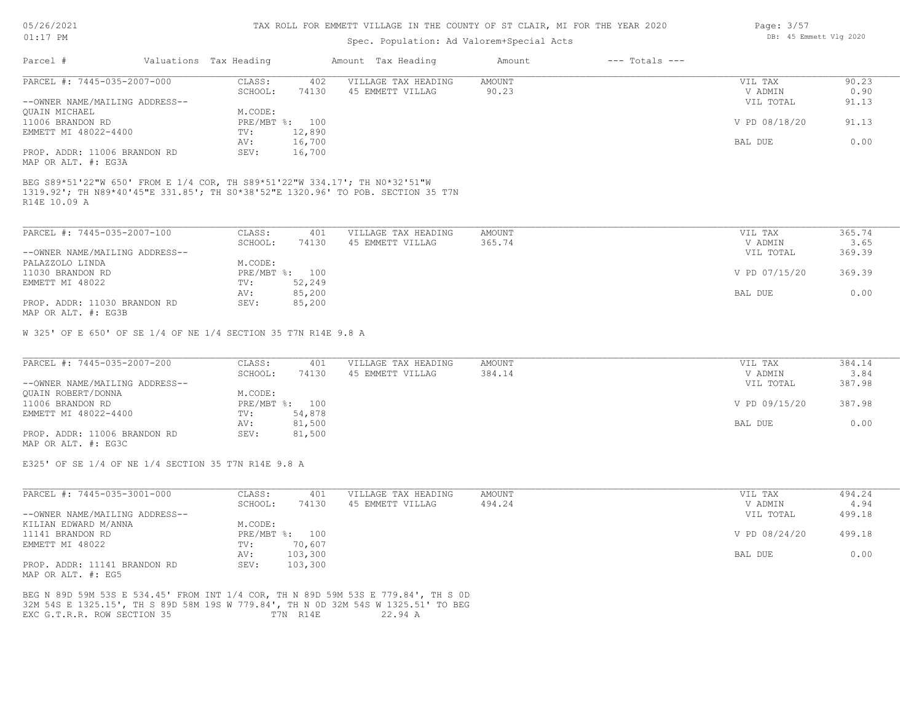TAX ROLL FOR EMMETT VILLAGE IN THE COUNTY OF ST CLAIR, MI FOR THE YEAR 2020

Spec. Population: Ad Valorem+Special Acts

| Parcel # | Valuations | Tax Heading | Amount | Tax Heading | Amount | --- Totals --- | |
|---|---|---|---|---|---|---|---|

PARCEL #: 7445-035-2007-000

| | | | | | |
|---|---|---|---|---|---|
| CLASS: | 402 | VILLAGE TAX HEADING | AMOUNT | VIL TAX | 90.23 |
| SCHOOL: | 74130 | 45 EMMETT VILLAG | 90.23 | V ADMIN | 0.90 |
| | | | | VIL TOTAL | 91.13 |
| M.CODE: | | | | | |
| PRE/MBT %: | 100 | | | V PD 08/18/20 | 91.13 |
| TV: | 12,890 | | | | |
| AV: | 16,700 | | | BAL DUE | 0.00 |
| SEV: | 16,700 | | | | |

--OWNER NAME/MAILING ADDRESS--
QUAIN MICHAEL
11006 BRANDON RD
EMMETT MI 48022-4400

PROP. ADDR: 11006 BRANDON RD
MAP OR ALT. #: EG3A

BEG S89*51'22"W 650' FROM E 1/4 COR, TH S89*51'22"W 334.17'; TH N0*32'51"W 1319.92'; TH N89*40'45"E 331.85'; TH S0*38'52"E 1320.96' TO POB. SECTION 35 T7N R14E 10.09 A

PARCEL #: 7445-035-2007-100

| | | | | | |
|---|---|---|---|---|---|
| CLASS: | 401 | VILLAGE TAX HEADING | AMOUNT | VIL TAX | 365.74 |
| SCHOOL: | 74130 | 45 EMMETT VILLAG | 365.74 | V ADMIN | 3.65 |
| | | | | VIL TOTAL | 369.39 |
| M.CODE: | | | | | |
| PRE/MBT %: | 100 | | | V PD 07/15/20 | 369.39 |
| TV: | 52,249 | | | | |
| AV: | 85,200 | | | BAL DUE | 0.00 |
| SEV: | 85,200 | | | | |

--OWNER NAME/MAILING ADDRESS--
PALAZZOLO LINDA
11030 BRANDON RD
EMMETT MI 48022

PROP. ADDR: 11030 BRANDON RD
MAP OR ALT. #: EG3B

W 325' OF E 650' OF SE 1/4 OF NE 1/4 SECTION 35 T7N R14E 9.8 A

PARCEL #: 7445-035-2007-200

| | | | | | |
|---|---|---|---|---|---|
| CLASS: | 401 | VILLAGE TAX HEADING | AMOUNT | VIL TAX | 384.14 |
| SCHOOL: | 74130 | 45 EMMETT VILLAG | 384.14 | V ADMIN | 3.84 |
| | | | | VIL TOTAL | 387.98 |
| M.CODE: | | | | | |
| PRE/MBT %: | 100 | | | V PD 09/15/20 | 387.98 |
| TV: | 54,878 | | | | |
| AV: | 81,500 | | | BAL DUE | 0.00 |
| SEV: | 81,500 | | | | |

--OWNER NAME/MAILING ADDRESS--
QUAIN ROBERT/DONNA
11006 BRANDON RD
EMMETT MI 48022-4400

PROP. ADDR: 11006 BRANDON RD
MAP OR ALT. #: EG3C

E325' OF SE 1/4 OF NE 1/4 SECTION 35 T7N R14E 9.8 A

PARCEL #: 7445-035-3001-000

| | | | | | |
|---|---|---|---|---|---|
| CLASS: | 401 | VILLAGE TAX HEADING | AMOUNT | VIL TAX | 494.24 |
| SCHOOL: | 74130 | 45 EMMETT VILLAG | 494.24 | V ADMIN | 4.94 |
| | | | | VIL TOTAL | 499.18 |
| M.CODE: | | | | | |
| PRE/MBT %: | 100 | | | V PD 08/24/20 | 499.18 |
| TV: | 70,607 | | | | |
| AV: | 103,300 | | | BAL DUE | 0.00 |
| SEV: | 103,300 | | | | |

--OWNER NAME/MAILING ADDRESS--
KILIAN EDWARD M/ANNA
11141 BRANDON RD
EMMETT MI 48022

PROP. ADDR: 11141 BRANDON RD
MAP OR ALT. #: EG5

BEG N 89D 59M 53S E 534.45' FROM INT 1/4 COR, TH N 89D 59M 53S E 779.84', TH S 0D 32M 54S E 1325.15', TH S 89D 58M 19S W 779.84', TH N 0D 32M 54S W 1325.51' TO BEG EXC G.T.R.R. ROW SECTION 35 T7N R14E 22.94 A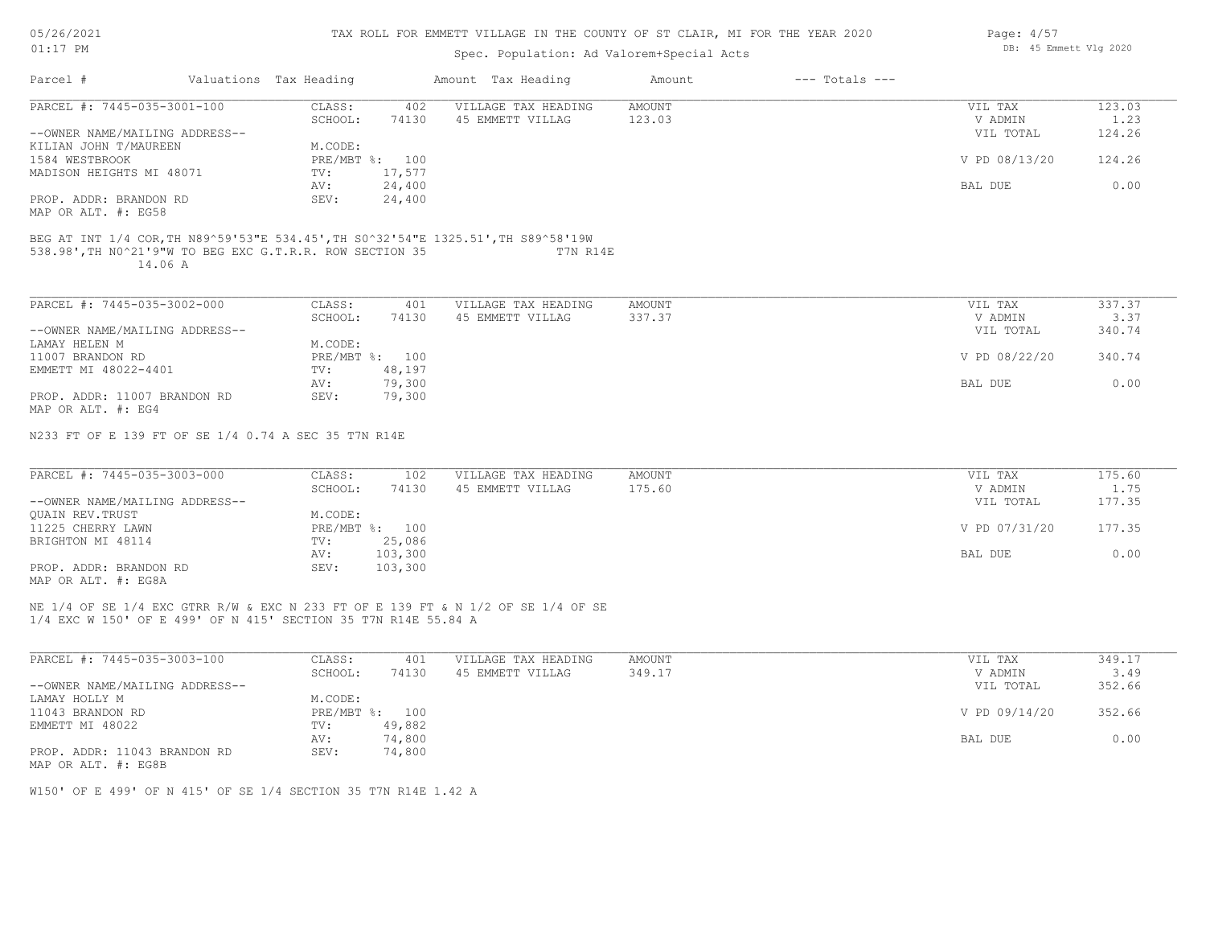# TAX ROLL FOR EMMETT VILLAGE IN THE COUNTY OF ST CLAIR, MI FOR THE YEAR 2020

Spec. Population: Ad Valorem+Special Acts

| Parcel # | Valuations | Tax Heading | Amount | Tax Heading | Amount | --- Totals --- | |
|---|---|---|---|---|---|---|---|

---

**PARCEL #: 7445-035-3001-100**

| | | | | | |
|---|---|---|---|---|---|
| CLASS: | 402 | VILLAGE TAX HEADING | AMOUNT | VIL TAX | 123.03 |
| SCHOOL: | 74130 | 45 EMMETT VILLAG | 123.03 | V ADMIN | 1.23 |
| | | | | VIL TOTAL | 124.26 |
| M.CODE: | | | | | |
| PRE/MBT %: | 100 | | | V PD 08/13/20 | 124.26 |
| TV: | 17,577 | | | | |
| AV: | 24,400 | | | BAL DUE | 0.00 |
| SEV: | 24,400 | | | | |

--OWNER NAME/MAILING ADDRESS--
KILIAN JOHN T/MAUREEN
1584 WESTBROOK
MADISON HEIGHTS MI 48071

PROP. ADDR: BRANDON RD
MAP OR ALT. #: EG58

BEG AT INT 1/4 COR,TH N89^59'53"E 534.45',TH S0^32'54"E 1325.51',TH S89^58'19W 538.98',TH N0^21'9"W TO BEG EXC G.T.R.R. ROW SECTION 35 T7N R14E 14.06 A

---

**PARCEL #: 7445-035-3002-000**

| | | | | | |
|---|---|---|---|---|---|
| CLASS: | 401 | VILLAGE TAX HEADING | AMOUNT | VIL TAX | 337.37 |
| SCHOOL: | 74130 | 45 EMMETT VILLAG | 337.37 | V ADMIN | 3.37 |
| | | | | VIL TOTAL | 340.74 |
| M.CODE: | | | | | |
| PRE/MBT %: | 100 | | | V PD 08/22/20 | 340.74 |
| TV: | 48,197 | | | | |
| AV: | 79,300 | | | BAL DUE | 0.00 |
| SEV: | 79,300 | | | | |

--OWNER NAME/MAILING ADDRESS--
LAMAY HELEN M
11007 BRANDON RD
EMMETT MI 48022-4401

PROP. ADDR: 11007 BRANDON RD
MAP OR ALT. #: EG4

N233 FT OF E 139 FT OF SE 1/4 0.74 A SEC 35 T7N R14E

---

**PARCEL #: 7445-035-3003-000**

| | | | | | |
|---|---|---|---|---|---|
| CLASS: | 102 | VILLAGE TAX HEADING | AMOUNT | VIL TAX | 175.60 |
| SCHOOL: | 74130 | 45 EMMETT VILLAG | 175.60 | V ADMIN | 1.75 |
| | | | | VIL TOTAL | 177.35 |
| M.CODE: | | | | | |
| PRE/MBT %: | 100 | | | V PD 07/31/20 | 177.35 |
| TV: | 25,086 | | | | |
| AV: | 103,300 | | | BAL DUE | 0.00 |
| SEV: | 103,300 | | | | |

--OWNER NAME/MAILING ADDRESS--
QUAIN REV.TRUST
11225 CHERRY LAWN
BRIGHTON MI 48114

PROP. ADDR: BRANDON RD
MAP OR ALT. #: EG8A

NE 1/4 OF SE 1/4 EXC GTRR R/W & EXC N 233 FT OF E 139 FT & N 1/2 OF SE 1/4 OF SE 1/4 EXC W 150' OF E 499' OF N 415' SECTION 35 T7N R14E 55.84 A

---

**PARCEL #: 7445-035-3003-100**

| | | | | | |
|---|---|---|---|---|---|
| CLASS: | 401 | VILLAGE TAX HEADING | AMOUNT | VIL TAX | 349.17 |
| SCHOOL: | 74130 | 45 EMMETT VILLAG | 349.17 | V ADMIN | 3.49 |
| | | | | VIL TOTAL | 352.66 |
| M.CODE: | | | | | |
| PRE/MBT %: | 100 | | | V PD 09/14/20 | 352.66 |
| TV: | 49,882 | | | | |
| AV: | 74,800 | | | BAL DUE | 0.00 |
| SEV: | 74,800 | | | | |

--OWNER NAME/MAILING ADDRESS--
LAMAY HOLLY M
11043 BRANDON RD
EMMETT MI 48022

PROP. ADDR: 11043 BRANDON RD
MAP OR ALT. #: EG8B

W150' OF E 499' OF N 415' OF SE 1/4 SECTION 35 T7N R14E 1.42 A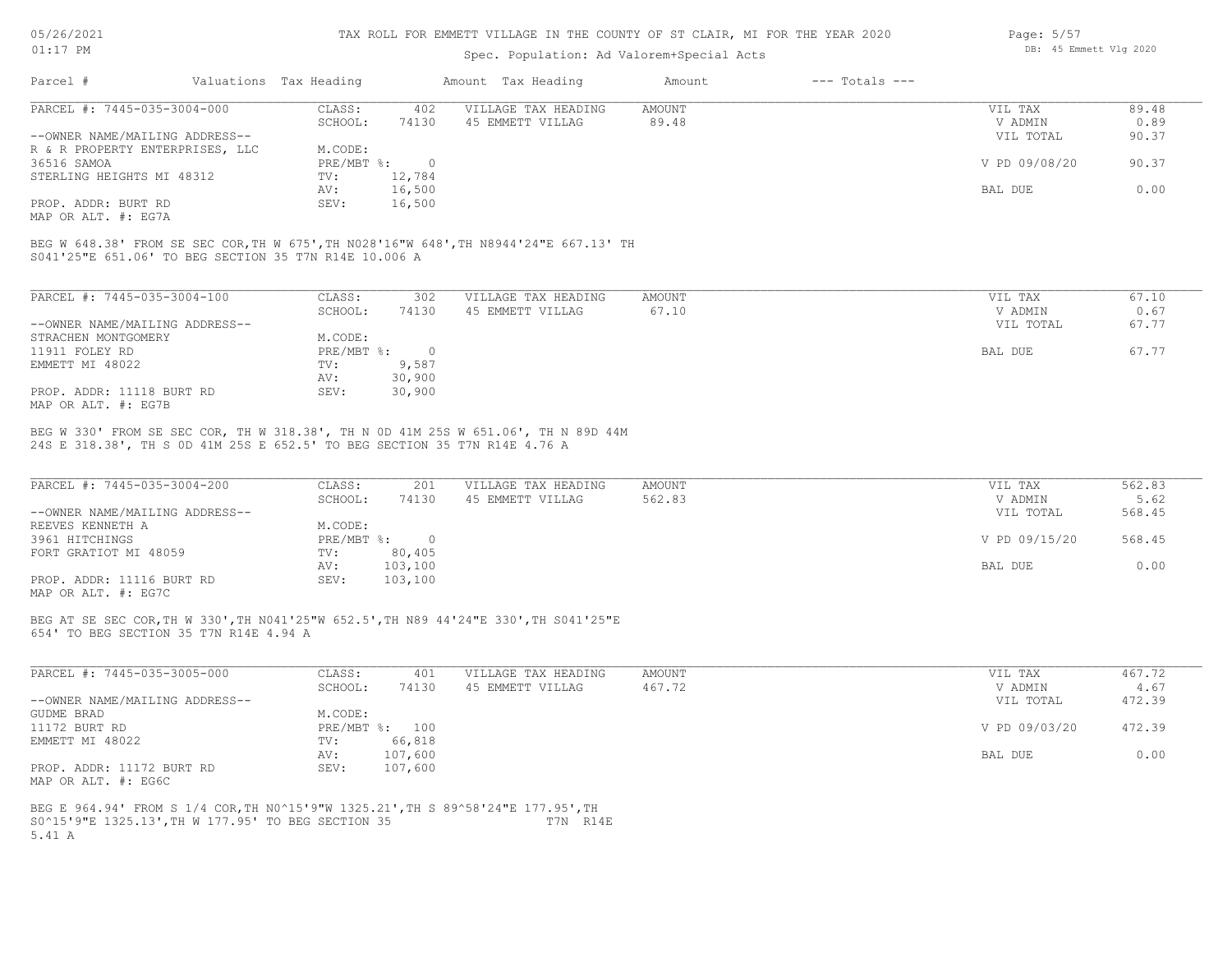## TAX ROLL FOR EMMETT VILLAGE IN THE COUNTY OF ST CLAIR, MI FOR THE YEAR 2020

Spec. Population: Ad Valorem+Special Acts

| Parcel # | Valuations | Tax Heading | Amount | Tax Heading | Amount | --- Totals --- |
|---|---|---|---|---|---|---|

### PARCEL #: 7445-035-3004-000

| | | | | |
|---|---|---|---|---|
| CLASS: 402 | VILLAGE TAX HEADING | AMOUNT | VIL TAX | 89.48 |
| SCHOOL: 74130 | 45 EMMETT VILLAG | 89.48 | V ADMIN | 0.89 |
| | | | VIL TOTAL | 90.37 |
| M.CODE: | | | | |
| PRE/MBT %: 0 | | | V PD 09/08/20 | 90.37 |
| TV: 12,784 | | | | |
| AV: 16,500 | | | BAL DUE | 0.00 |
| SEV: 16,500 | | | | |

--OWNER NAME/MAILING ADDRESS--
R & R PROPERTY ENTERPRISES, LLC
36516 SAMOA
STERLING HEIGHTS MI 48312

PROP. ADDR: BURT RD
MAP OR ALT. #: EG7A

BEG W 648.38' FROM SE SEC COR,TH W 675',TH N028'16"W 648',TH N8944'24"E 667.13' TH S041'25"E 651.06' TO BEG SECTION 35 T7N R14E 10.006 A

### PARCEL #: 7445-035-3004-100

| | | | | |
|---|---|---|---|---|
| CLASS: 302 | VILLAGE TAX HEADING | AMOUNT | VIL TAX | 67.10 |
| SCHOOL: 74130 | 45 EMMETT VILLAG | 67.10 | V ADMIN | 0.67 |
| | | | VIL TOTAL | 67.77 |
| M.CODE: | | | | |
| PRE/MBT %: 0 | | | BAL DUE | 67.77 |
| TV: 9,587 | | | | |
| AV: 30,900 | | | | |
| SEV: 30,900 | | | | |

--OWNER NAME/MAILING ADDRESS--
STRACHEN MONTGOMERY
11911 FOLEY RD
EMMETT MI 48022

PROP. ADDR: 11118 BURT RD
MAP OR ALT. #: EG7B

BEG W 330' FROM SE SEC COR, TH W 318.38', TH N 0D 41M 25S W 651.06', TH N 89D 44M 24S E 318.38', TH S 0D 41M 25S E 652.5' TO BEG SECTION 35 T7N R14E 4.76 A

### PARCEL #: 7445-035-3004-200

| | | | | |
|---|---|---|---|---|
| CLASS: 201 | VILLAGE TAX HEADING | AMOUNT | VIL TAX | 562.83 |
| SCHOOL: 74130 | 45 EMMETT VILLAG | 562.83 | V ADMIN | 5.62 |
| | | | VIL TOTAL | 568.45 |
| M.CODE: | | | | |
| PRE/MBT %: 0 | | | V PD 09/15/20 | 568.45 |
| TV: 80,405 | | | | |
| AV: 103,100 | | | BAL DUE | 0.00 |
| SEV: 103,100 | | | | |

--OWNER NAME/MAILING ADDRESS--
REEVES KENNETH A
3961 HITCHINGS
FORT GRATIOT MI 48059

PROP. ADDR: 11116 BURT RD
MAP OR ALT. #: EG7C

BEG AT SE SEC COR,TH W 330',TH N041'25"W 652.5',TH N89 44'24"E 330',TH S041'25"E 654' TO BEG SECTION 35 T7N R14E 4.94 A

### PARCEL #: 7445-035-3005-000

| | | | | |
|---|---|---|---|---|
| CLASS: 401 | VILLAGE TAX HEADING | AMOUNT | VIL TAX | 467.72 |
| SCHOOL: 74130 | 45 EMMETT VILLAG | 467.72 | V ADMIN | 4.67 |
| | | | VIL TOTAL | 472.39 |
| M.CODE: | | | | |
| PRE/MBT %: 100 | | | V PD 09/03/20 | 472.39 |
| TV: 66,818 | | | | |
| AV: 107,600 | | | BAL DUE | 0.00 |
| SEV: 107,600 | | | | |

--OWNER NAME/MAILING ADDRESS--
GUDME BRAD
11172 BURT RD
EMMETT MI 48022

PROP. ADDR: 11172 BURT RD
MAP OR ALT. #: EG6C

BEG E 964.94' FROM S 1/4 COR,TH N0^15'9"W 1325.21',TH S 89^58'24"E 177.95',TH S0^15'9"E 1325.13',TH W 177.95' TO BEG SECTION 35 T7N R14E 5.41 A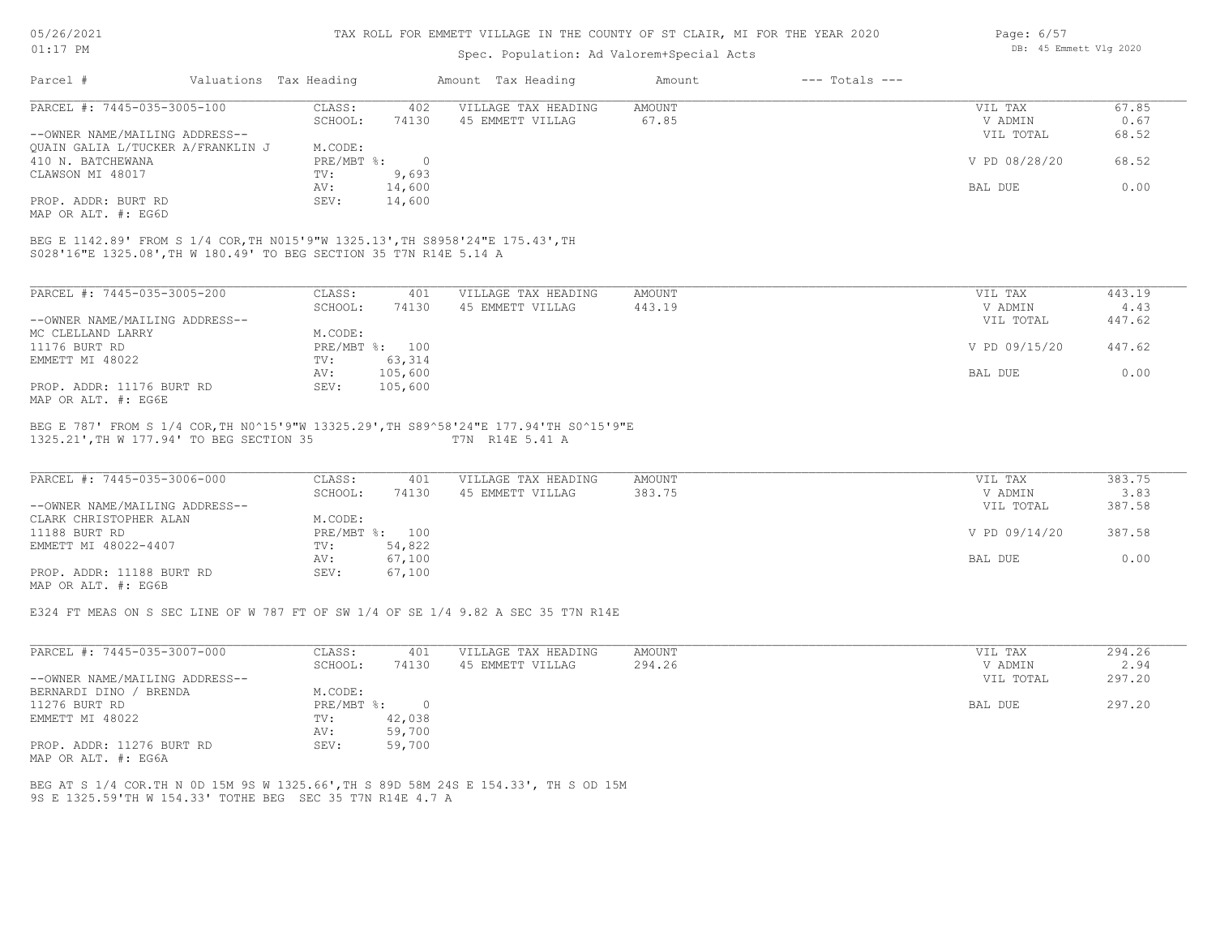TAX ROLL FOR EMMETT VILLAGE IN THE COUNTY OF ST CLAIR, MI FOR THE YEAR 2020

Spec. Population: Ad Valorem+Special Acts

| Parcel # | Valuations Tax Heading | Amount Tax Heading | Amount | --- Totals --- |
|---|---|---|---|---|

**PARCEL #: 7445-035-3005-100**

CLASS: 402 | SCHOOL: 74130 | M.CODE: | PRE/MBT %: 0 | TV: 9,693 | AV: 14,600 | SEV: 14,600

VILLAGE TAX HEADING: 45 EMMETT VILLAG — AMOUNT: 67.85

--OWNER NAME/MAILING ADDRESS--
QUAIN GALIA L/TUCKER A/FRANKLIN J
410 N. BATCHEWANA
CLAWSON MI 48017

PROP. ADDR: BURT RD
MAP OR ALT. #: EG6D

| | |
|---|---|
| VIL TAX | 67.85 |
| V ADMIN | 0.67 |
| VIL TOTAL | 68.52 |
| V PD 08/28/20 | 68.52 |
| BAL DUE | 0.00 |

BEG E 1142.89' FROM S 1/4 COR,TH N015'9"W 1325.13',TH S8958'24"E 175.43',TH S028'16"E 1325.08',TH W 180.49' TO BEG SECTION 35 T7N R14E 5.14 A

**PARCEL #: 7445-035-3005-200**

CLASS: 401 | SCHOOL: 74130 | M.CODE: | PRE/MBT %: 100 | TV: 63,314 | AV: 105,600 | SEV: 105,600

VILLAGE TAX HEADING: 45 EMMETT VILLAG — AMOUNT: 443.19

--OWNER NAME/MAILING ADDRESS--
MC CLELLAND LARRY
11176 BURT RD
EMMETT MI 48022

PROP. ADDR: 11176 BURT RD
MAP OR ALT. #: EG6E

| | |
|---|---|
| VIL TAX | 443.19 |
| V ADMIN | 4.43 |
| VIL TOTAL | 447.62 |
| V PD 09/15/20 | 447.62 |
| BAL DUE | 0.00 |

BEG E 787' FROM S 1/4 COR,TH N0^15'9"W 13325.29',TH S89^58'24"E 177.94'TH S0^15'9"E 1325.21',TH W 177.94' TO BEG SECTION 35 T7N R14E 5.41 A

**PARCEL #: 7445-035-3006-000**

CLASS: 401 | SCHOOL: 74130 | M.CODE: | PRE/MBT %: 100 | TV: 54,822 | AV: 67,100 | SEV: 67,100

VILLAGE TAX HEADING: 45 EMMETT VILLAG — AMOUNT: 383.75

--OWNER NAME/MAILING ADDRESS--
CLARK CHRISTOPHER ALAN
11188 BURT RD
EMMETT MI 48022-4407

PROP. ADDR: 11188 BURT RD
MAP OR ALT. #: EG6B

| | |
|---|---|
| VIL TAX | 383.75 |
| V ADMIN | 3.83 |
| VIL TOTAL | 387.58 |
| V PD 09/14/20 | 387.58 |
| BAL DUE | 0.00 |

E324 FT MEAS ON S SEC LINE OF W 787 FT OF SW 1/4 OF SE 1/4 9.82 A SEC 35 T7N R14E

**PARCEL #: 7445-035-3007-000**

CLASS: 401 | SCHOOL: 74130 | M.CODE: | PRE/MBT %: 0 | TV: 42,038 | AV: 59,700 | SEV: 59,700

VILLAGE TAX HEADING: 45 EMMETT VILLAG — AMOUNT: 294.26

--OWNER NAME/MAILING ADDRESS--
BERNARDI DINO / BRENDA
11276 BURT RD
EMMETT MI 48022

PROP. ADDR: 11276 BURT RD
MAP OR ALT. #: EG6A

| | |
|---|---|
| VIL TAX | 294.26 |
| V ADMIN | 2.94 |
| VIL TOTAL | 297.20 |
| BAL DUE | 297.20 |

BEG AT S 1/4 COR.TH N 0D 15M 9S W 1325.66',TH S 89D 58M 24S E 154.33', TH S OD 15M 9S E 1325.59'TH W 154.33' TOTHE BEG SEC 35 T7N R14E 4.7 A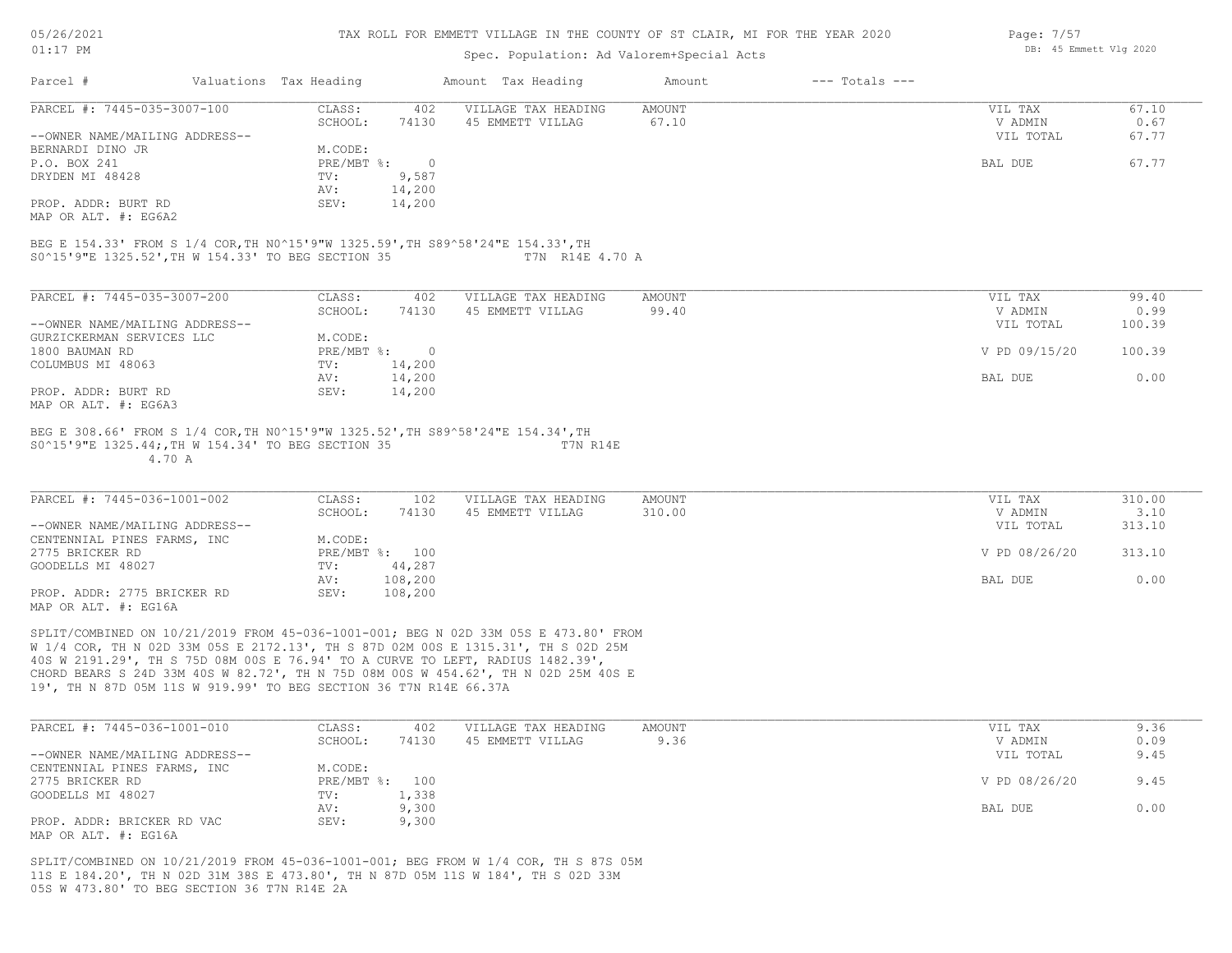TAX ROLL FOR EMMETT VILLAGE IN THE COUNTY OF ST CLAIR, MI FOR THE YEAR 2020

Spec. Population: Ad Valorem+Special Acts

| Parcel # | Valuations | Tax Heading | Amount | Tax Heading | Amount | --- Totals --- | |
|---|---|---|---|---|---|---|---|

**PARCEL #: 7445-035-3007-100**

| | | | | | | |
|---|---|---|---|---|---|---|
| CLASS: | 402 | VILLAGE TAX HEADING | AMOUNT | | VIL TAX | 67.10 |
| SCHOOL: | 74130 | 45 EMMETT VILLAG | 67.10 | | V ADMIN | 0.67 |
| | | | | | VIL TOTAL | 67.77 |
| M.CODE: | | | | | | |
| PRE/MBT %: | 0 | | | | BAL DUE | 67.77 |
| TV: | 9,587 | | | | | |
| AV: | 14,200 | | | | | |
| SEV: | 14,200 | | | | | |

--OWNER NAME/MAILING ADDRESS--
BERNARDI DINO JR
P.O. BOX 241
DRYDEN MI 48428

PROP. ADDR: BURT RD
MAP OR ALT. #: EG6A2

BEG E 154.33' FROM S 1/4 COR,TH N0^15'9"W 1325.59',TH S89^58'24"E 154.33',TH S0^15'9"E 1325.52',TH W 154.33' TO BEG SECTION 35 T7N R14E 4.70 A

**PARCEL #: 7445-035-3007-200**

| | | | | | | |
|---|---|---|---|---|---|---|
| CLASS: | 402 | VILLAGE TAX HEADING | AMOUNT | | VIL TAX | 99.40 |
| SCHOOL: | 74130 | 45 EMMETT VILLAG | 99.40 | | V ADMIN | 0.99 |
| | | | | | VIL TOTAL | 100.39 |
| M.CODE: | | | | | | |
| PRE/MBT %: | 0 | | | | V PD 09/15/20 | 100.39 |
| TV: | 14,200 | | | | | |
| AV: | 14,200 | | | | BAL DUE | 0.00 |
| SEV: | 14,200 | | | | | |

--OWNER NAME/MAILING ADDRESS--
GURZICKERMAN SERVICES LLC
1800 BAUMAN RD
COLUMBUS MI 48063

PROP. ADDR: BURT RD
MAP OR ALT. #: EG6A3

BEG E 308.66' FROM S 1/4 COR,TH N0^15'9"W 1325.52',TH S89^58'24"E 154.34',TH S0^15'9"E 1325.44;,TH W 154.34' TO BEG SECTION 35 T7N R14E 4.70 A

**PARCEL #: 7445-036-1001-002**

| | | | | | | |
|---|---|---|---|---|---|---|
| CLASS: | 102 | VILLAGE TAX HEADING | AMOUNT | | VIL TAX | 310.00 |
| SCHOOL: | 74130 | 45 EMMETT VILLAG | 310.00 | | V ADMIN | 3.10 |
| | | | | | VIL TOTAL | 313.10 |
| M.CODE: | | | | | | |
| PRE/MBT %: | 100 | | | | V PD 08/26/20 | 313.10 |
| TV: | 44,287 | | | | | |
| AV: | 108,200 | | | | BAL DUE | 0.00 |
| SEV: | 108,200 | | | | | |

--OWNER NAME/MAILING ADDRESS--
CENTENNIAL PINES FARMS, INC
2775 BRICKER RD
GOODELLS MI 48027

PROP. ADDR: 2775 BRICKER RD
MAP OR ALT. #: EG16A

SPLIT/COMBINED ON 10/21/2019 FROM 45-036-1001-001; BEG N 02D 33M 05S E 473.80' FROM W 1/4 COR, TH N 02D 33M 05S E 2172.13', TH S 87D 02M 00S E 1315.31', TH S 02D 25M 40S W 2191.29', TH S 75D 08M 00S E 76.94' TO A CURVE TO LEFT, RADIUS 1482.39', CHORD BEARS S 24D 33M 40S W 82.72', TH N 75D 08M 00S W 454.62', TH N 02D 25M 40S E 19', TH N 87D 05M 11S W 919.99' TO BEG SECTION 36 T7N R14E 66.37A

**PARCEL #: 7445-036-1001-010**

| | | | | | | |
|---|---|---|---|---|---|---|
| CLASS: | 402 | VILLAGE TAX HEADING | AMOUNT | | VIL TAX | 9.36 |
| SCHOOL: | 74130 | 45 EMMETT VILLAG | 9.36 | | V ADMIN | 0.09 |
| | | | | | VIL TOTAL | 9.45 |
| M.CODE: | | | | | | |
| PRE/MBT %: | 100 | | | | V PD 08/26/20 | 9.45 |
| TV: | 1,338 | | | | | |
| AV: | 9,300 | | | | BAL DUE | 0.00 |
| SEV: | 9,300 | | | | | |

--OWNER NAME/MAILING ADDRESS--
CENTENNIAL PINES FARMS, INC
2775 BRICKER RD
GOODELLS MI 48027

PROP. ADDR: BRICKER RD VAC
MAP OR ALT. #: EG16A

SPLIT/COMBINED ON 10/21/2019 FROM 45-036-1001-001; BEG FROM W 1/4 COR, TH S 87S 05M 11S E 184.20', TH N 02D 31M 38S E 473.80', TH N 87D 05M 11S W 184', TH S 02D 33M 05S W 473.80' TO BEG SECTION 36 T7N R14E 2A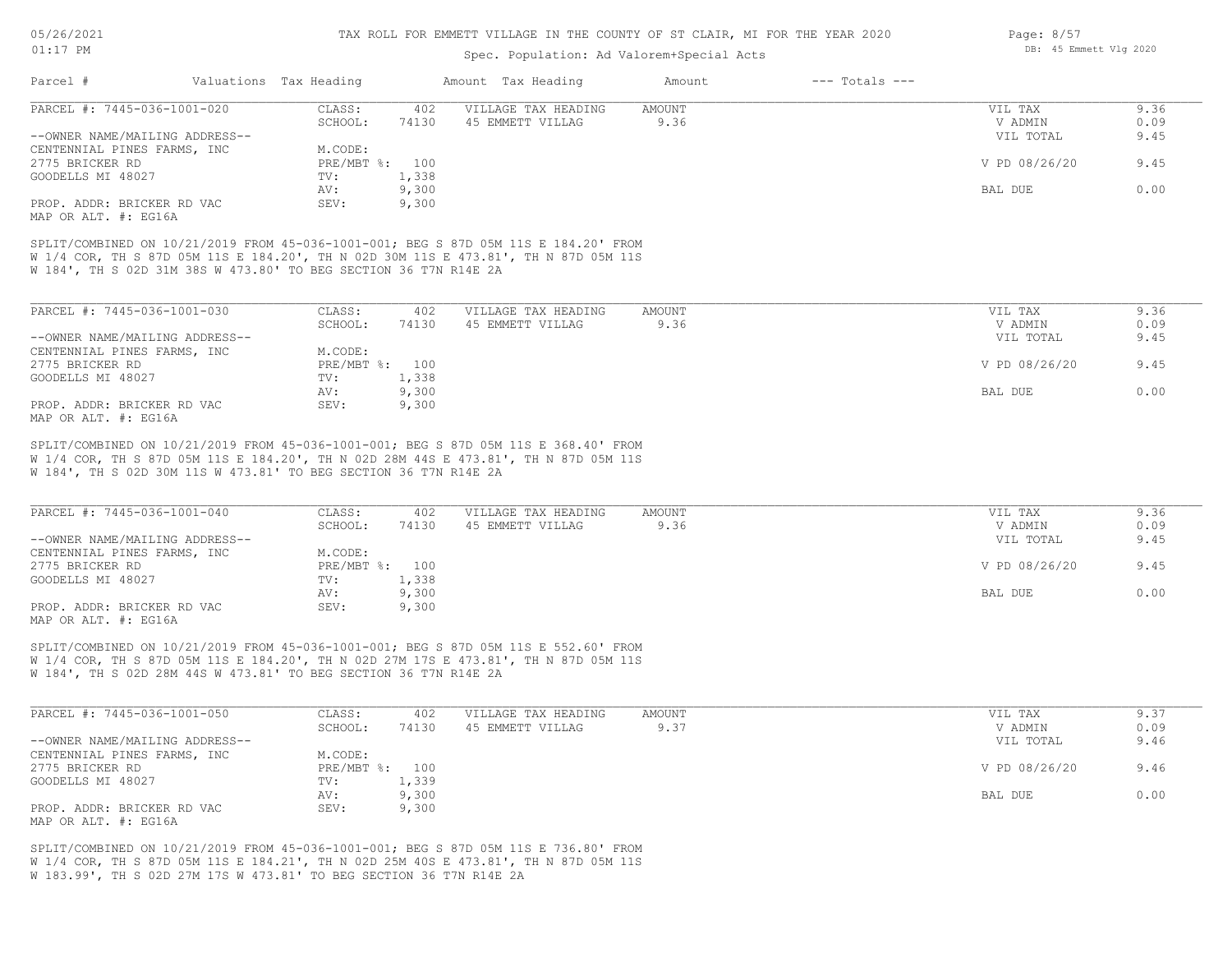# TAX ROLL FOR EMMETT VILLAGE IN THE COUNTY OF ST CLAIR, MI FOR THE YEAR 2020

Spec. Population: Ad Valorem+Special Acts

| Parcel # | Valuations | Tax Heading | Amount | Tax Heading | Amount | --- Totals --- |
|---|---|---|---|---|---|---|

## PARCEL #: 7445-036-1001-020

| | | | | | | |
|---|---|---|---|---|---|---|
| PARCEL #: 7445-036-1001-020 | CLASS: | 402 | VILLAGE TAX HEADING | AMOUNT | VIL TAX | 9.36 |
| | SCHOOL: | 74130 | 45 EMMETT VILLAG | 9.36 | V ADMIN | 0.09 |
| --OWNER NAME/MAILING ADDRESS-- | | | | | VIL TOTAL | 9.45 |
| CENTENNIAL PINES FARMS, INC | M.CODE: | | | | | |
| 2775 BRICKER RD | PRE/MBT %: | 100 | | | V PD 08/26/20 | 9.45 |
| GOODELLS MI 48027 | TV: | 1,338 | | | | |
| | AV: | 9,300 | | | BAL DUE | 0.00 |
| PROP. ADDR: BRICKER RD VAC | SEV: | 9,300 | | | | |
| MAP OR ALT. #: EG16A | | | | | | |

SPLIT/COMBINED ON 10/21/2019 FROM 45-036-1001-001; BEG S 87D 05M 11S E 184.20' FROM W 1/4 COR, TH S 87D 05M 11S E 184.20', TH N 02D 30M 11S E 473.81', TH N 87D 05M 11S W 184', TH S 02D 31M 38S W 473.80' TO BEG SECTION 36 T7N R14E 2A

## PARCEL #: 7445-036-1001-030

| | | | | | | |
|---|---|---|---|---|---|---|
| PARCEL #: 7445-036-1001-030 | CLASS: | 402 | VILLAGE TAX HEADING | AMOUNT | VIL TAX | 9.36 |
| | SCHOOL: | 74130 | 45 EMMETT VILLAG | 9.36 | V ADMIN | 0.09 |
| --OWNER NAME/MAILING ADDRESS-- | | | | | VIL TOTAL | 9.45 |
| CENTENNIAL PINES FARMS, INC | M.CODE: | | | | | |
| 2775 BRICKER RD | PRE/MBT %: | 100 | | | V PD 08/26/20 | 9.45 |
| GOODELLS MI 48027 | TV: | 1,338 | | | | |
| | AV: | 9,300 | | | BAL DUE | 0.00 |
| PROP. ADDR: BRICKER RD VAC | SEV: | 9,300 | | | | |
| MAP OR ALT. #: EG16A | | | | | | |

SPLIT/COMBINED ON 10/21/2019 FROM 45-036-1001-001; BEG S 87D 05M 11S E 368.40' FROM W 1/4 COR, TH S 87D 05M 11S E 184.20', TH N 02D 28M 44S E 473.81', TH N 87D 05M 11S W 184', TH S 02D 30M 11S W 473.81' TO BEG SECTION 36 T7N R14E 2A

## PARCEL #: 7445-036-1001-040

| | | | | | | |
|---|---|---|---|---|---|---|
| PARCEL #: 7445-036-1001-040 | CLASS: | 402 | VILLAGE TAX HEADING | AMOUNT | VIL TAX | 9.36 |
| | SCHOOL: | 74130 | 45 EMMETT VILLAG | 9.36 | V ADMIN | 0.09 |
| --OWNER NAME/MAILING ADDRESS-- | | | | | VIL TOTAL | 9.45 |
| CENTENNIAL PINES FARMS, INC | M.CODE: | | | | | |
| 2775 BRICKER RD | PRE/MBT %: | 100 | | | V PD 08/26/20 | 9.45 |
| GOODELLS MI 48027 | TV: | 1,338 | | | | |
| | AV: | 9,300 | | | BAL DUE | 0.00 |
| PROP. ADDR: BRICKER RD VAC | SEV: | 9,300 | | | | |
| MAP OR ALT. #: EG16A | | | | | | |

SPLIT/COMBINED ON 10/21/2019 FROM 45-036-1001-001; BEG S 87D 05M 11S E 552.60' FROM W 1/4 COR, TH S 87D 05M 11S E 184.20', TH N 02D 27M 17S E 473.81', TH N 87D 05M 11S W 184', TH S 02D 28M 44S W 473.81' TO BEG SECTION 36 T7N R14E 2A

## PARCEL #: 7445-036-1001-050

| | | | | | | |
|---|---|---|---|---|---|---|
| PARCEL #: 7445-036-1001-050 | CLASS: | 402 | VILLAGE TAX HEADING | AMOUNT | VIL TAX | 9.37 |
| | SCHOOL: | 74130 | 45 EMMETT VILLAG | 9.37 | V ADMIN | 0.09 |
| --OWNER NAME/MAILING ADDRESS-- | | | | | VIL TOTAL | 9.46 |
| CENTENNIAL PINES FARMS, INC | M.CODE: | | | | | |
| 2775 BRICKER RD | PRE/MBT %: | 100 | | | V PD 08/26/20 | 9.46 |
| GOODELLS MI 48027 | TV: | 1,339 | | | | |
| | AV: | 9,300 | | | BAL DUE | 0.00 |
| PROP. ADDR: BRICKER RD VAC | SEV: | 9,300 | | | | |
| MAP OR ALT. #: EG16A | | | | | | |

SPLIT/COMBINED ON 10/21/2019 FROM 45-036-1001-001; BEG S 87D 05M 11S E 736.80' FROM W 1/4 COR, TH S 87D 05M 11S E 184.21', TH N 02D 25M 40S E 473.81', TH N 87D 05M 11S W 183.99', TH S 02D 27M 17S W 473.81' TO BEG SECTION 36 T7N R14E 2A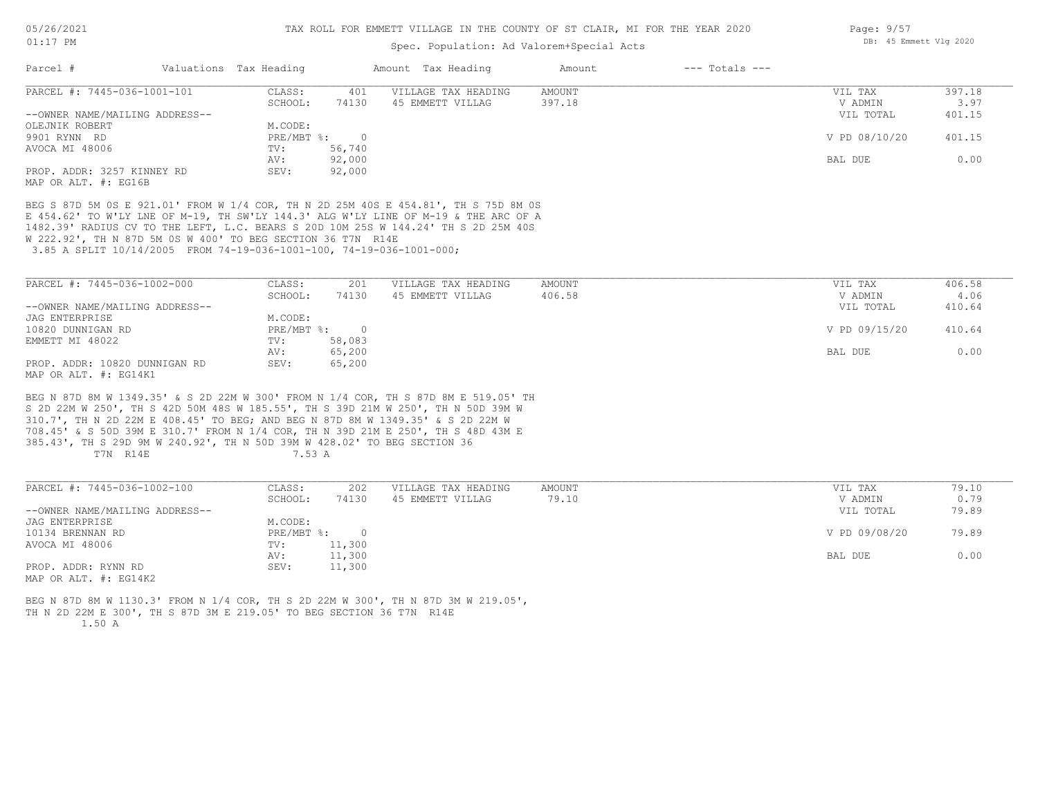# TAX ROLL FOR EMMETT VILLAGE IN THE COUNTY OF ST CLAIR, MI FOR THE YEAR 2020

Spec. Population: Ad Valorem+Special Acts

| Parcel # | Valuations | Tax Heading | Amount | Tax Heading | Amount | --- Totals --- | |
|---|---|---|---|---|---|---|---|
| PARCEL #: 7445-036-1001-101 | CLASS: | 401 | VILLAGE TAX HEADING | AMOUNT | | VIL TAX | 397.18 |
| | SCHOOL: | 74130 | 45 EMMETT VILLAG | 397.18 | | V ADMIN | 3.97 |
| --OWNER NAME/MAILING ADDRESS-- | | | | | | VIL TOTAL | 401.15 |
| OLEJNIK ROBERT | M.CODE: | | | | | | |
| 9901 RYNN RD | PRE/MBT %: | 0 | | | | V PD 08/10/20 | 401.15 |
| AVOCA MI 48006 | TV: | 56,740 | | | | | |
| | AV: | 92,000 | | | | BAL DUE | 0.00 |
| PROP. ADDR: 3257 KINNEY RD | SEV: | 92,000 | | | | | |
| MAP OR ALT. #: EG16B | | | | | | | |

BEG S 87D 5M 0S E 921.01' FROM W 1/4 COR, TH N 2D 25M 40S E 454.81', TH S 75D 8M 0S E 454.62' TO W'LY LNE OF M-19, TH SW'LY 144.3' ALG W'LY LINE OF M-19 & THE ARC OF A 1482.39' RADIUS CV TO THE LEFT, L.C. BEARS S 20D 10M 25S W 144.24' TH S 2D 25M 40S W 222.92', TH N 87D 5M 0S W 400' TO BEG SECTION 36 T7N R14E
3.85 A SPLIT 10/14/2005 FROM 74-19-036-1001-100, 74-19-036-1001-000;

| Parcel # | Valuations | Tax Heading | Amount | Tax Heading | Amount | --- Totals --- | |
|---|---|---|---|---|---|---|---|
| PARCEL #: 7445-036-1002-000 | CLASS: | 201 | VILLAGE TAX HEADING | AMOUNT | | VIL TAX | 406.58 |
| | SCHOOL: | 74130 | 45 EMMETT VILLAG | 406.58 | | V ADMIN | 4.06 |
| --OWNER NAME/MAILING ADDRESS-- | | | | | | VIL TOTAL | 410.64 |
| JAG ENTERPRISE | M.CODE: | | | | | | |
| 10820 DUNNIGAN RD | PRE/MBT %: | 0 | | | | V PD 09/15/20 | 410.64 |
| EMMETT MI 48022 | TV: | 58,083 | | | | | |
| | AV: | 65,200 | | | | BAL DUE | 0.00 |
| PROP. ADDR: 10820 DUNNIGAN RD | SEV: | 65,200 | | | | | |
| MAP OR ALT. #: EG14K1 | | | | | | | |

BEG N 87D 8M W 1349.35' & S 2D 22M W 300' FROM N 1/4 COR, TH S 87D 8M E 519.05' TH S 2D 22M W 250', TH S 42D 50M 48S W 185.55', TH S 39D 21M W 250', TH N 50D 39M W 310.7', TH N 2D 22M E 408.45' TO BEG; AND BEG N 87D 8M W 1349.35' & S 2D 22M W 708.45' & S 50D 39M E 310.7' FROM N 1/4 COR, TH N 39D 21M E 250', TH S 48D 43M E 385.43', TH S 29D 9M W 240.92', TH N 50D 39M W 428.02' TO BEG SECTION 36
T7N R14E 7.53 A

| Parcel # | Valuations | Tax Heading | Amount | Tax Heading | Amount | --- Totals --- | |
|---|---|---|---|---|---|---|---|
| PARCEL #: 7445-036-1002-100 | CLASS: | 202 | VILLAGE TAX HEADING | AMOUNT | | VIL TAX | 79.10 |
| | SCHOOL: | 74130 | 45 EMMETT VILLAG | 79.10 | | V ADMIN | 0.79 |
| --OWNER NAME/MAILING ADDRESS-- | | | | | | VIL TOTAL | 79.89 |
| JAG ENTERPRISE | M.CODE: | | | | | | |
| 10134 BRENNAN RD | PRE/MBT %: | 0 | | | | V PD 09/08/20 | 79.89 |
| AVOCA MI 48006 | TV: | 11,300 | | | | | |
| | AV: | 11,300 | | | | BAL DUE | 0.00 |
| PROP. ADDR: RYNN RD | SEV: | 11,300 | | | | | |
| MAP OR ALT. #: EG14K2 | | | | | | | |

BEG N 87D 8M W 1130.3' FROM N 1/4 COR, TH S 2D 22M W 300', TH N 87D 3M W 219.05', TH N 2D 22M E 300', TH S 87D 3M E 219.05' TO BEG SECTION 36 T7N R14E
1.50 A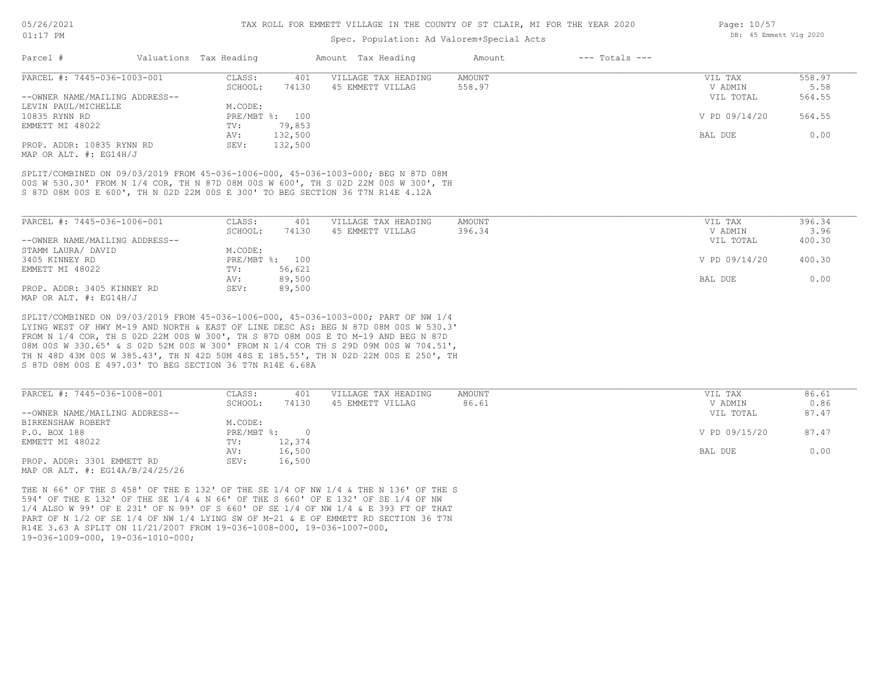TAX ROLL FOR EMMETT VILLAGE IN THE COUNTY OF ST CLAIR, MI FOR THE YEAR 2020

Spec. Population: Ad Valorem+Special Acts

| Parcel # | Valuations | Tax Heading | Amount | Tax Heading | Amount | --- Totals --- | |
|---|---|---|---|---|---|---|---|
| PARCEL #: 7445-036-1003-001 | CLASS: | 401 | VILLAGE TAX HEADING | AMOUNT | | VIL TAX | 558.97 |
| | SCHOOL: | 74130 | 45 EMMETT VILLAG | 558.97 | | V ADMIN | 5.58 |
| --OWNER NAME/MAILING ADDRESS-- | | | | | | VIL TOTAL | 564.55 |
| LEVIN PAUL/MICHELLE | M.CODE: | | | | | | |
| 10835 RYNN RD | PRE/MBT %: | 100 | | | | V PD 09/14/20 | 564.55 |
| EMMETT MI 48022 | TV: | 79,853 | | | | | |
| | AV: | 132,500 | | | | BAL DUE | 0.00 |
| PROP. ADDR: 10835 RYNN RD | SEV: | 132,500 | | | | | |
| MAP OR ALT. #: EG14H/J | | | | | | | |

SPLIT/COMBINED ON 09/03/2019 FROM 45-036-1006-000, 45-036-1003-000; BEG N 87D 08M 00S W 530.30' FROM N 1/4 COR, TH N 87D 08M 00S W 600', TH S 02D 22M 00S W 300', TH S 87D 08M 00S E 600', TH N 02D 22M 00S E 300' TO BEG SECTION 36 T7N R14E 4.12A

| Parcel # | Valuations | Tax Heading | Amount | Tax Heading | Amount | --- Totals --- | |
|---|---|---|---|---|---|---|---|
| PARCEL #: 7445-036-1006-001 | CLASS: | 401 | VILLAGE TAX HEADING | AMOUNT | | VIL TAX | 396.34 |
| | SCHOOL: | 74130 | 45 EMMETT VILLAG | 396.34 | | V ADMIN | 3.96 |
| --OWNER NAME/MAILING ADDRESS-- | | | | | | VIL TOTAL | 400.30 |
| STAMM LAURA/ DAVID | M.CODE: | | | | | | |
| 3405 KINNEY RD | PRE/MBT %: | 100 | | | | V PD 09/14/20 | 400.30 |
| EMMETT MI 48022 | TV: | 56,621 | | | | | |
| | AV: | 89,500 | | | | BAL DUE | 0.00 |
| PROP. ADDR: 3405 KINNEY RD | SEV: | 89,500 | | | | | |
| MAP OR ALT. #: EG14H/J | | | | | | | |

SPLIT/COMBINED ON 09/03/2019 FROM 45-036-1006-000, 45-036-1003-000; PART OF NW 1/4 LYING WEST OF HWY M-19 AND NORTH & EAST OF LINE DESC AS: BEG N 87D 08M 00S W 530.3' FROM N 1/4 COR, TH S 02D 22M 00S W 300', TH S 87D 08M 00S E TO M-19 AND BEG N 87D 08M 00S W 330.65' & S 02D 52M 00S W 300' FROM N 1/4 COR TH S 29D 09M 00S W 704.51', TH N 48D 43M 00S W 385.43', TH N 42D 50M 48S E 185.55', TH N 02D 22M 00S E 250', TH S 87D 08M 00S E 497.03' TO BEG SECTION 36 T7N R14E 6.68A

| Parcel # | Valuations | Tax Heading | Amount | Tax Heading | Amount | --- Totals --- | |
|---|---|---|---|---|---|---|---|
| PARCEL #: 7445-036-1008-001 | CLASS: | 401 | VILLAGE TAX HEADING | AMOUNT | | VIL TAX | 86.61 |
| | SCHOOL: | 74130 | 45 EMMETT VILLAG | 86.61 | | V ADMIN | 0.86 |
| --OWNER NAME/MAILING ADDRESS-- | | | | | | VIL TOTAL | 87.47 |
| BIRKENSHAW ROBERT | M.CODE: | | | | | | |
| P.O. BOX 188 | PRE/MBT %: | 0 | | | | V PD 09/15/20 | 87.47 |
| EMMETT MI 48022 | TV: | 12,374 | | | | | |
| | AV: | 16,500 | | | | BAL DUE | 0.00 |
| PROP. ADDR: 3301 EMMETT RD | SEV: | 16,500 | | | | | |
| MAP OR ALT. #: EG14A/B/24/25/26 | | | | | | | |

THE N 66' OF THE S 458' OF THE E 132' OF THE SE 1/4 OF NW 1/4 & THE N 136' OF THE S 594' OF THE E 132' OF THE SE 1/4 & N 66' OF THE S 660' OF E 132' OF SE 1/4 OF NW 1/4 ALSO W 99' OF E 231' OF N 99' OF S 660' OF SE 1/4 OF NW 1/4 & E 393 FT OF THAT PART OF N 1/2 OF SE 1/4 OF NW 1/4 LYING SW OF M-21 & E OF EMMETT RD SECTION 36 T7N R14E 3.63 A SPLIT ON 11/21/2007 FROM 19-036-1008-000, 19-036-1007-000, 19-036-1009-000, 19-036-1010-000;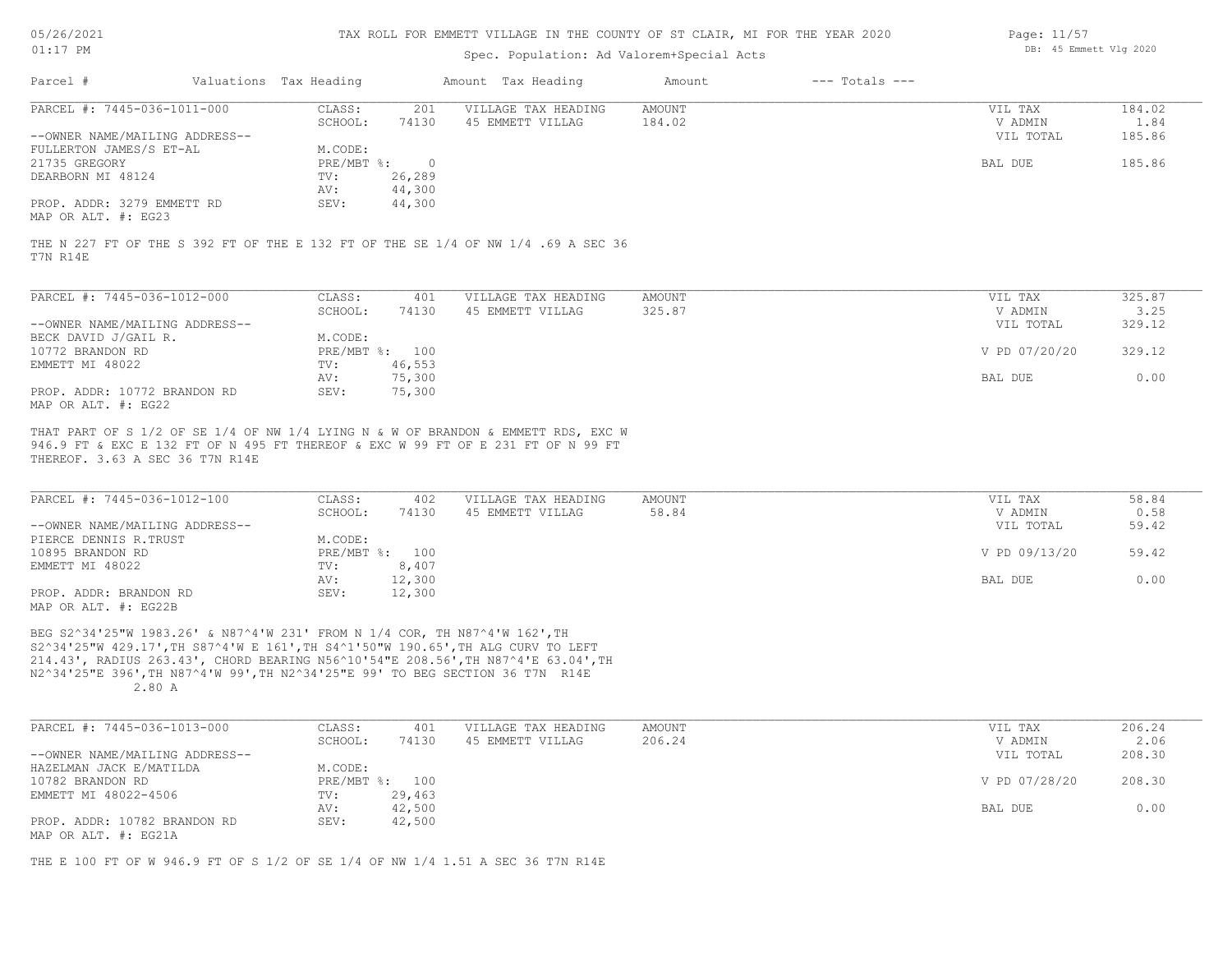# TAX ROLL FOR EMMETT VILLAGE IN THE COUNTY OF ST CLAIR, MI FOR THE YEAR 2020

Spec. Population: Ad Valorem+Special Acts

| Parcel # | Valuations | Tax Heading | Amount | Tax Heading | Amount | --- Totals --- | |
|---|---|---|---|---|---|---|---|

---

**PARCEL #: 7445-036-1011-000**

| | | | | | |
|---|---|---|---|---|---|
| CLASS: | 201 | VILLAGE TAX HEADING | AMOUNT | VIL TAX | 184.02 |
| SCHOOL: | 74130 | 45 EMMETT VILLAG | 184.02 | V ADMIN | 1.84 |
| | | | | VIL TOTAL | 185.86 |
| M.CODE: | | | | | |
| PRE/MBT %: | 0 | | | BAL DUE | 185.86 |
| TV: | 26,289 | | | | |
| AV: | 44,300 | | | | |
| SEV: | 44,300 | | | | |

--OWNER NAME/MAILING ADDRESS--
FULLERTON JAMES/S ET-AL
21735 GREGORY
DEARBORN MI 48124

PROP. ADDR: 3279 EMMETT RD
MAP OR ALT. #: EG23

THE N 227 FT OF THE S 392 FT OF THE E 132 FT OF THE SE 1/4 OF NW 1/4 .69 A SEC 36 T7N R14E

---

**PARCEL #: 7445-036-1012-000**

| | | | | | |
|---|---|---|---|---|---|
| CLASS: | 401 | VILLAGE TAX HEADING | AMOUNT | VIL TAX | 325.87 |
| SCHOOL: | 74130 | 45 EMMETT VILLAG | 325.87 | V ADMIN | 3.25 |
| | | | | VIL TOTAL | 329.12 |
| M.CODE: | | | | | |
| PRE/MBT %: | 100 | | | V PD 07/20/20 | 329.12 |
| TV: | 46,553 | | | | |
| AV: | 75,300 | | | BAL DUE | 0.00 |
| SEV: | 75,300 | | | | |

--OWNER NAME/MAILING ADDRESS--
BECK DAVID J/GAIL R.
10772 BRANDON RD
EMMETT MI 48022

PROP. ADDR: 10772 BRANDON RD
MAP OR ALT. #: EG22

THAT PART OF S 1/2 OF SE 1/4 OF NW 1/4 LYING N & W OF BRANDON & EMMETT RDS, EXC W 946.9 FT & EXC E 132 FT OF N 495 FT THEREOF & EXC W 99 FT OF E 231 FT OF N 99 FT THEREOF. 3.63 A SEC 36 T7N R14E

---

**PARCEL #: 7445-036-1012-100**

| | | | | | |
|---|---|---|---|---|---|
| CLASS: | 402 | VILLAGE TAX HEADING | AMOUNT | VIL TAX | 58.84 |
| SCHOOL: | 74130 | 45 EMMETT VILLAG | 58.84 | V ADMIN | 0.58 |
| | | | | VIL TOTAL | 59.42 |
| M.CODE: | | | | | |
| PRE/MBT %: | 100 | | | V PD 09/13/20 | 59.42 |
| TV: | 8,407 | | | | |
| AV: | 12,300 | | | BAL DUE | 0.00 |
| SEV: | 12,300 | | | | |

--OWNER NAME/MAILING ADDRESS--
PIERCE DENNIS R.TRUST
10895 BRANDON RD
EMMETT MI 48022

PROP. ADDR: BRANDON RD
MAP OR ALT. #: EG22B

BEG S2^34'25"W 1983.26' & N87^4'W 231' FROM N 1/4 COR, TH N87^4'W 162',TH S2^34'25"W 429.17',TH S87^4'W E 161',TH S4^1'50"W 190.65',TH ALG CURV TO LEFT 214.43', RADIUS 263.43', CHORD BEARING N56^10'54"E 208.56',TH N87^4'E 63.04',TH N2^34'25"E 396',TH N87^4'W 99',TH N2^34'25"E 99' TO BEG SECTION 36 T7N R14E 2.80 A

---

**PARCEL #: 7445-036-1013-000**

| | | | | | |
|---|---|---|---|---|---|
| CLASS: | 401 | VILLAGE TAX HEADING | AMOUNT | VIL TAX | 206.24 |
| SCHOOL: | 74130 | 45 EMMETT VILLAG | 206.24 | V ADMIN | 2.06 |
| | | | | VIL TOTAL | 208.30 |
| M.CODE: | | | | | |
| PRE/MBT %: | 100 | | | V PD 07/28/20 | 208.30 |
| TV: | 29,463 | | | | |
| AV: | 42,500 | | | BAL DUE | 0.00 |
| SEV: | 42,500 | | | | |

--OWNER NAME/MAILING ADDRESS--
HAZELMAN JACK E/MATILDA
10782 BRANDON RD
EMMETT MI 48022-4506

PROP. ADDR: 10782 BRANDON RD
MAP OR ALT. #: EG21A

THE E 100 FT OF W 946.9 FT OF S 1/2 OF SE 1/4 OF NW 1/4 1.51 A SEC 36 T7N R14E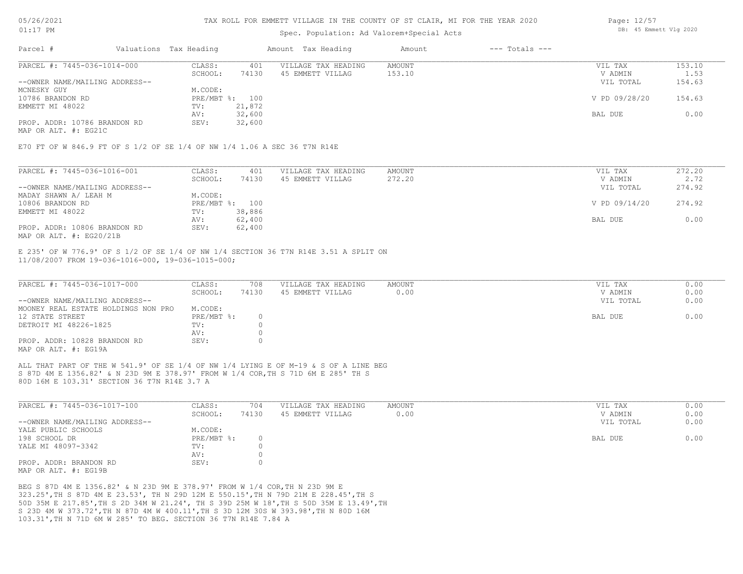# TAX ROLL FOR EMMETT VILLAGE IN THE COUNTY OF ST CLAIR, MI FOR THE YEAR 2020

Spec. Population: Ad Valorem+Special Acts

| Parcel # | Valuations | Tax Heading | Amount | Tax Heading | Amount | --- Totals --- | |
|---|---|---|---|---|---|---|---|
| PARCEL #: 7445-036-1014-000 | CLASS: | 401 | VILLAGE TAX HEADING | AMOUNT | | VIL TAX | 153.10 |
| | SCHOOL: | 74130 | 45 EMMETT VILLAG | 153.10 | | V ADMIN | 1.53 |
| --OWNER NAME/MAILING ADDRESS-- | | | | | | VIL TOTAL | 154.63 |
| MCNESKY GUY | M.CODE: | | | | | | |
| 10786 BRANDON RD | PRE/MBT %: | 100 | | | | V PD 09/28/20 | 154.63 |
| EMMETT MI 48022 | TV: | 21,872 | | | | | |
| | AV: | 32,600 | | | | BAL DUE | 0.00 |
| PROP. ADDR: 10786 BRANDON RD | SEV: | 32,600 | | | | | |
| MAP OR ALT. #: EG21C | | | | | | | |

E70 FT OF W 846.9 FT OF S 1/2 OF SE 1/4 OF NW 1/4 1.06 A SEC 36 T7N R14E

| Parcel # | Valuations | Tax Heading | Amount | Tax Heading | Amount | --- Totals --- | |
|---|---|---|---|---|---|---|---|
| PARCEL #: 7445-036-1016-001 | CLASS: | 401 | VILLAGE TAX HEADING | AMOUNT | | VIL TAX | 272.20 |
| | SCHOOL: | 74130 | 45 EMMETT VILLAG | 272.20 | | V ADMIN | 2.72 |
| --OWNER NAME/MAILING ADDRESS-- | | | | | | VIL TOTAL | 274.92 |
| MADAY SHAWN A/ LEAH M | M.CODE: | | | | | | |
| 10806 BRANDON RD | PRE/MBT %: | 100 | | | | V PD 09/14/20 | 274.92 |
| EMMETT MI 48022 | TV: | 38,886 | | | | | |
| | AV: | 62,400 | | | | BAL DUE | 0.00 |
| PROP. ADDR: 10806 BRANDON RD | SEV: | 62,400 | | | | | |
| MAP OR ALT. #: EG20/21B | | | | | | | |

E 235' OF W 776.9' OF S 1/2 OF SE 1/4 OF NW 1/4 SECTION 36 T7N R14E 3.51 A SPLIT ON 11/08/2007 FROM 19-036-1016-000, 19-036-1015-000;

| Parcel # | Valuations | Tax Heading | Amount | Tax Heading | Amount | --- Totals --- | |
|---|---|---|---|---|---|---|---|
| PARCEL #: 7445-036-1017-000 | CLASS: | 708 | VILLAGE TAX HEADING | AMOUNT | | VIL TAX | 0.00 |
| | SCHOOL: | 74130 | 45 EMMETT VILLAG | 0.00 | | V ADMIN | 0.00 |
| --OWNER NAME/MAILING ADDRESS-- | | | | | | VIL TOTAL | 0.00 |
| MOONEY REAL ESTATE HOLDINGS NON PRO | M.CODE: | | | | | | |
| 12 STATE STREET | PRE/MBT %: | 0 | | | | BAL DUE | 0.00 |
| DETROIT MI 48226-1825 | TV: | 0 | | | | | |
| | AV: | 0 | | | | | |
| PROP. ADDR: 10828 BRANDON RD | SEV: | 0 | | | | | |
| MAP OR ALT. #: EG19A | | | | | | | |

ALL THAT PART OF THE W 541.9' OF SE 1/4 OF NW 1/4 LYING E OF M-19 & S OF A LINE BEG S 87D 4M E 1356.82' & N 23D 9M E 378.97' FROM W 1/4 COR,TH S 71D 6M E 285' TH S 80D 16M E 103.31' SECTION 36 T7N R14E 3.7 A

| Parcel # | Valuations | Tax Heading | Amount | Tax Heading | Amount | --- Totals --- | |
|---|---|---|---|---|---|---|---|
| PARCEL #: 7445-036-1017-100 | CLASS: | 704 | VILLAGE TAX HEADING | AMOUNT | | VIL TAX | 0.00 |
| | SCHOOL: | 74130 | 45 EMMETT VILLAG | 0.00 | | V ADMIN | 0.00 |
| --OWNER NAME/MAILING ADDRESS-- | | | | | | VIL TOTAL | 0.00 |
| YALE PUBLIC SCHOOLS | M.CODE: | | | | | | |
| 198 SCHOOL DR | PRE/MBT %: | 0 | | | | BAL DUE | 0.00 |
| YALE MI 48097-3342 | TV: | 0 | | | | | |
| | AV: | 0 | | | | | |
| PROP. ADDR: BRANDON RD | SEV: | 0 | | | | | |
| MAP OR ALT. #: EG19B | | | | | | | |

BEG S 87D 4M E 1356.82' & N 23D 9M E 378.97' FROM W 1/4 COR,TH N 23D 9M E 323.25',TH S 87D 4M E 23.53', TH N 29D 12M E 550.15',TH N 79D 21M E 228.45',TH S 50D 35M E 217.85',TH S 2D 34M W 21.24', TH S 39D 25M W 18',TH S 50D 35M E 13.49',TH S 23D 4M W 373.72',TH N 87D 4M W 400.11',TH S 3D 12M 30S W 393.98',TH N 80D 16M 103.31',TH N 71D 6M W 285' TO BEG. SECTION 36 T7N R14E 7.84 A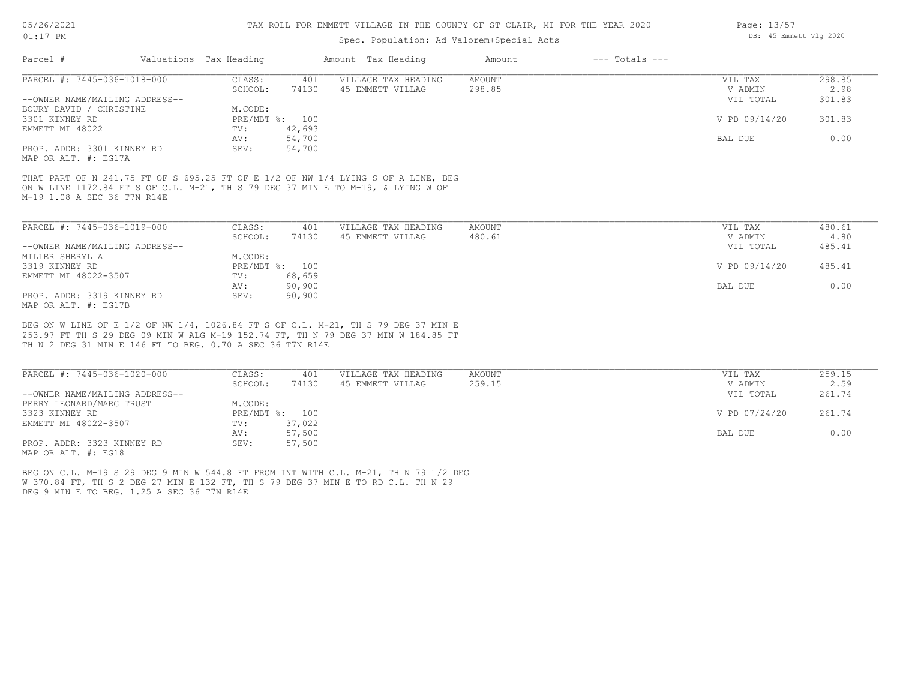TAX ROLL FOR EMMETT VILLAGE IN THE COUNTY OF ST CLAIR, MI FOR THE YEAR 2020

Spec. Population: Ad Valorem+Special Acts

| Parcel # | Valuations | Tax Heading | Amount | Tax Heading | Amount | --- Totals --- | |
|---|---|---|---|---|---|---|---|

## PARCEL #: 7445-036-1018-000

| | | | | | |
|---|---|---|---|---|---|
| CLASS: | 401 | VILLAGE TAX HEADING | AMOUNT | VIL TAX | 298.85 |
| SCHOOL: | 74130 | 45 EMMETT VILLAG | 298.85 | V ADMIN | 2.98 |
| | | | | VIL TOTAL | 301.83 |
| M.CODE: | | | | | |
| PRE/MBT %: | 100 | | | V PD 09/14/20 | 301.83 |
| TV: | 42,693 | | | | |
| AV: | 54,700 | | | BAL DUE | 0.00 |
| SEV: | 54,700 | | | | |

--OWNER NAME/MAILING ADDRESS--
BOURY DAVID / CHRISTINE
3301 KINNEY RD
EMMETT MI 48022

PROP. ADDR: 3301 KINNEY RD
MAP OR ALT. #: EG17A

THAT PART OF N 241.75 FT OF S 695.25 FT OF E 1/2 OF NW 1/4 LYING S OF A LINE, BEG ON W LINE 1172.84 FT S OF C.L. M-21, TH S 79 DEG 37 MIN E TO M-19, & LYING W OF M-19 1.08 A SEC 36 T7N R14E

## PARCEL #: 7445-036-1019-000

| | | | | | |
|---|---|---|---|---|---|
| CLASS: | 401 | VILLAGE TAX HEADING | AMOUNT | VIL TAX | 480.61 |
| SCHOOL: | 74130 | 45 EMMETT VILLAG | 480.61 | V ADMIN | 4.80 |
| | | | | VIL TOTAL | 485.41 |
| M.CODE: | | | | | |
| PRE/MBT %: | 100 | | | V PD 09/14/20 | 485.41 |
| TV: | 68,659 | | | | |
| AV: | 90,900 | | | BAL DUE | 0.00 |
| SEV: | 90,900 | | | | |

--OWNER NAME/MAILING ADDRESS--
MILLER SHERYL A
3319 KINNEY RD
EMMETT MI 48022-3507

PROP. ADDR: 3319 KINNEY RD
MAP OR ALT. #: EG17B

BEG ON W LINE OF E 1/2 OF NW 1/4, 1026.84 FT S OF C.L. M-21, TH S 79 DEG 37 MIN E 253.97 FT TH S 29 DEG 09 MIN W ALG M-19 152.74 FT, TH N 79 DEG 37 MIN W 184.85 FT TH N 2 DEG 31 MIN E 146 FT TO BEG. 0.70 A SEC 36 T7N R14E

## PARCEL #: 7445-036-1020-000

| | | | | | |
|---|---|---|---|---|---|
| CLASS: | 401 | VILLAGE TAX HEADING | AMOUNT | VIL TAX | 259.15 |
| SCHOOL: | 74130 | 45 EMMETT VILLAG | 259.15 | V ADMIN | 2.59 |
| | | | | VIL TOTAL | 261.74 |
| M.CODE: | | | | | |
| PRE/MBT %: | 100 | | | V PD 07/24/20 | 261.74 |
| TV: | 37,022 | | | | |
| AV: | 57,500 | | | BAL DUE | 0.00 |
| SEV: | 57,500 | | | | |

--OWNER NAME/MAILING ADDRESS--
PERRY LEONARD/MARG TRUST
3323 KINNEY RD
EMMETT MI 48022-3507

PROP. ADDR: 3323 KINNEY RD
MAP OR ALT. #: EG18

BEG ON C.L. M-19 S 29 DEG 9 MIN W 544.8 FT FROM INT WITH C.L. M-21, TH N 79 1/2 DEG W 370.84 FT, TH S 2 DEG 27 MIN E 132 FT, TH S 79 DEG 37 MIN E TO RD C.L. TH N 29 DEG 9 MIN E TO BEG. 1.25 A SEC 36 T7N R14E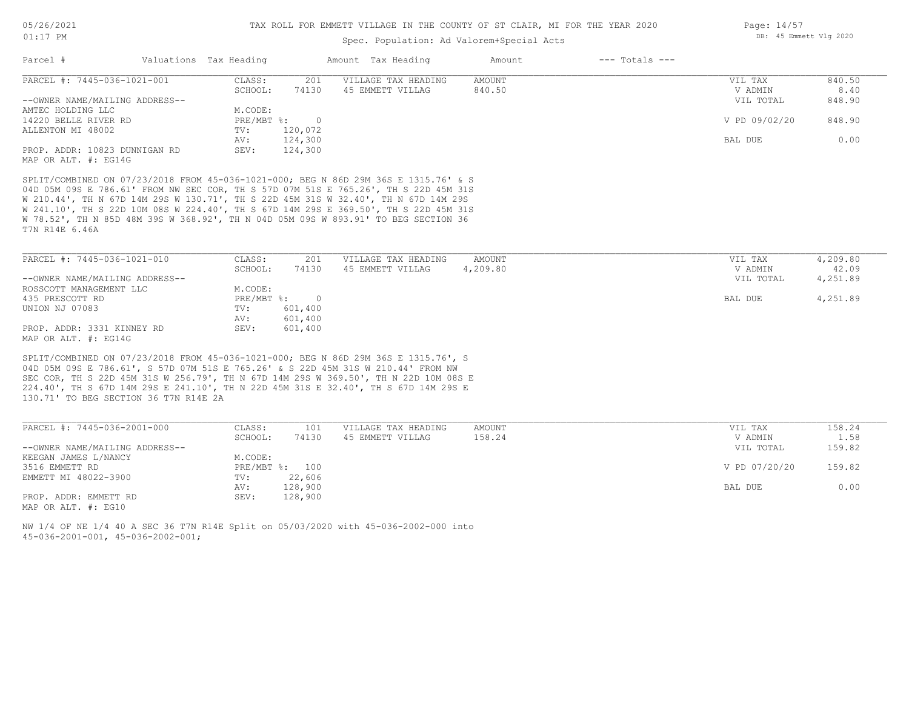TAX ROLL FOR EMMETT VILLAGE IN THE COUNTY OF ST CLAIR, MI FOR THE YEAR 2020

Spec. Population: Ad Valorem+Special Acts

| Parcel # | Valuations | Tax Heading | Amount | Tax Heading | Amount | --- Totals --- | |
|---|---|---|---|---|---|---|---|

**PARCEL #: 7445-036-1021-001**

| | | | | | |
|---|---|---|---|---|---|
| CLASS: | 201 | VILLAGE TAX HEADING | AMOUNT | VIL TAX | 840.50 |
| SCHOOL: | 74130 | 45 EMMETT VILLAG | 840.50 | V ADMIN | 8.40 |
| | | | | VIL TOTAL | 848.90 |
| M.CODE: | | | | | |
| PRE/MBT %: | 0 | | | V PD 09/02/20 | 848.90 |
| TV: | 120,072 | | | | |
| AV: | 124,300 | | | BAL DUE | 0.00 |
| SEV: | 124,300 | | | | |

--OWNER NAME/MAILING ADDRESS--
AMTEC HOLDING LLC
14220 BELLE RIVER RD
ALLENTON MI 48002

PROP. ADDR: 10823 DUNNIGAN RD
MAP OR ALT. #: EG14G

SPLIT/COMBINED ON 07/23/2018 FROM 45-036-1021-000; BEG N 86D 29M 36S E 1315.76' & S 04D 05M 09S E 786.61' FROM NW SEC COR, TH S 57D 07M 51S E 765.26', TH S 22D 45M 31S W 210.44', TH N 67D 14M 29S W 130.71', TH S 22D 45M 31S W 32.40', TH N 67D 14M 29S W 241.10', TH S 22D 10M 08S W 224.40', TH S 67D 14M 29S E 369.50', TH S 22D 45M 31S W 78.52', TH N 85D 48M 39S W 368.92', TH N 04D 05M 09S W 893.91' TO BEG SECTION 36 T7N R14E 6.46A

**PARCEL #: 7445-036-1021-010**

| | | | | | |
|---|---|---|---|---|---|
| CLASS: | 201 | VILLAGE TAX HEADING | AMOUNT | VIL TAX | 4,209.80 |
| SCHOOL: | 74130 | 45 EMMETT VILLAG | 4,209.80 | V ADMIN | 42.09 |
| | | | | VIL TOTAL | 4,251.89 |
| M.CODE: | | | | | |
| PRE/MBT %: | 0 | | | BAL DUE | 4,251.89 |
| TV: | 601,400 | | | | |
| AV: | 601,400 | | | | |
| SEV: | 601,400 | | | | |

--OWNER NAME/MAILING ADDRESS--
ROSSCOTT MANAGEMENT LLC
435 PRESCOTT RD
UNION NJ 07083

PROP. ADDR: 3331 KINNEY RD
MAP OR ALT. #: EG14G

SPLIT/COMBINED ON 07/23/2018 FROM 45-036-1021-000; BEG N 86D 29M 36S E 1315.76', S 04D 05M 09S E 786.61', S 57D 07M 51S E 765.26' & S 22D 45M 31S W 210.44' FROM NW SEC COR, TH S 22D 45M 31S W 256.79', TH N 67D 14M 29S W 369.50', TH N 22D 10M 08S E 224.40', TH S 67D 14M 29S E 241.10', TH N 22D 45M 31S E 32.40', TH S 67D 14M 29S E 130.71' TO BEG SECTION 36 T7N R14E 2A

**PARCEL #: 7445-036-2001-000**

| | | | | | |
|---|---|---|---|---|---|
| CLASS: | 101 | VILLAGE TAX HEADING | AMOUNT | VIL TAX | 158.24 |
| SCHOOL: | 74130 | 45 EMMETT VILLAG | 158.24 | V ADMIN | 1.58 |
| | | | | VIL TOTAL | 159.82 |
| M.CODE: | | | | | |
| PRE/MBT %: | 100 | | | V PD 07/20/20 | 159.82 |
| TV: | 22,606 | | | | |
| AV: | 128,900 | | | BAL DUE | 0.00 |
| SEV: | 128,900 | | | | |

--OWNER NAME/MAILING ADDRESS--
KEEGAN JAMES L/NANCY
3516 EMMETT RD
EMMETT MI 48022-3900

PROP. ADDR: EMMETT RD
MAP OR ALT. #: EG10

NW 1/4 OF NE 1/4 40 A SEC 36 T7N R14E Split on 05/03/2020 with 45-036-2002-000 into 45-036-2001-001, 45-036-2002-001;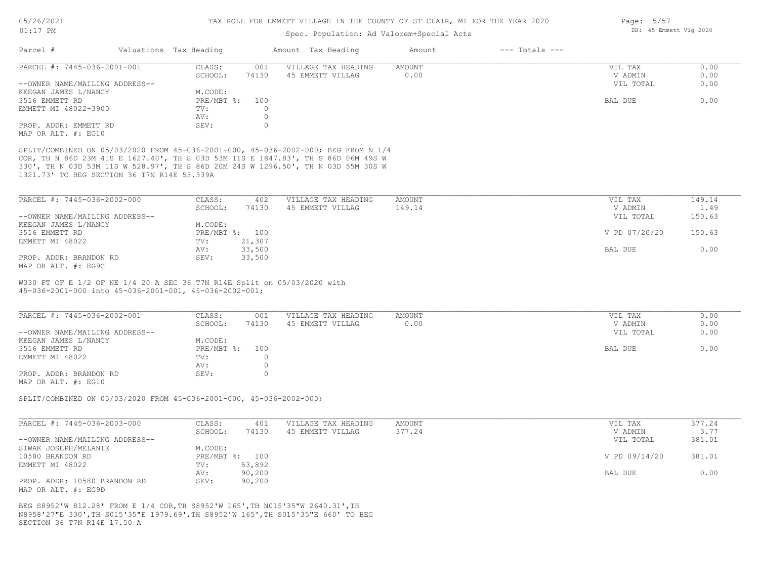# TAX ROLL FOR EMMETT VILLAGE IN THE COUNTY OF ST CLAIR, MI FOR THE YEAR 2020

Spec. Population: Ad Valorem+Special Acts

| Parcel # | Valuations | Tax Heading | Amount | Tax Heading | Amount | --- Totals --- |
|---|---|---|---|---|---|---|

---

**PARCEL #: 7445-036-2001-001**

| | | | | | |
|---|---|---|---|---|---|
| CLASS: | 001 | VILLAGE TAX HEADING | AMOUNT | VIL TAX | 0.00 |
| SCHOOL: | 74130 | 45 EMMETT VILLAG | 0.00 | V ADMIN | 0.00 |
| | | | | VIL TOTAL | 0.00 |
| M.CODE: | | | | | |
| PRE/MBT %: | 100 | | | BAL DUE | 0.00 |
| TV: | 0 | | | | |
| AV: | 0 | | | | |
| SEV: | 0 | | | | |

--OWNER NAME/MAILING ADDRESS--
KEEGAN JAMES L/NANCY
3516 EMMETT RD
EMMETT MI 48022-3900

PROP. ADDR: EMMETT RD
MAP OR ALT. #: EG10

SPLIT/COMBINED ON 05/03/2020 FROM 45-036-2001-000, 45-036-2002-000; BEG FROM N 1/4 COR, TH N 86D 23M 41S E 1627.40', TH S 03D 53M 11S E 1847.83', TH S 86D 06M 49S W 330', TH N 03D 53M 11S W 528.97', TH S 86D 20M 24S W 1296.50', TH N 03D 55M 30S W 1321.73' TO BEG SECTION 36 T7N R14E 53.339A

---

**PARCEL #: 7445-036-2002-000**

| | | | | | |
|---|---|---|---|---|---|
| CLASS: | 402 | VILLAGE TAX HEADING | AMOUNT | VIL TAX | 149.14 |
| SCHOOL: | 74130 | 45 EMMETT VILLAG | 149.14 | V ADMIN | 1.49 |
| | | | | VIL TOTAL | 150.63 |
| M.CODE: | | | | | |
| PRE/MBT %: | 100 | | | V PD 07/20/20 | 150.63 |
| TV: | 21,307 | | | | |
| AV: | 33,500 | | | BAL DUE | 0.00 |
| SEV: | 33,500 | | | | |

--OWNER NAME/MAILING ADDRESS--
KEEGAN JAMES L/NANCY
3516 EMMETT RD
EMMETT MI 48022

PROP. ADDR: BRANDON RD
MAP OR ALT. #: EG9C

W330 FT OF E 1/2 OF NE 1/4 20 A SEC 36 T7N R14E Split on 05/03/2020 with 45-036-2001-000 into 45-036-2001-001, 45-036-2002-001;

---

**PARCEL #: 7445-036-2002-001**

| | | | | | |
|---|---|---|---|---|---|
| CLASS: | 001 | VILLAGE TAX HEADING | AMOUNT | VIL TAX | 0.00 |
| SCHOOL: | 74130 | 45 EMMETT VILLAG | 0.00 | V ADMIN | 0.00 |
| | | | | VIL TOTAL | 0.00 |
| M.CODE: | | | | | |
| PRE/MBT %: | 100 | | | BAL DUE | 0.00 |
| TV: | 0 | | | | |
| AV: | 0 | | | | |
| SEV: | 0 | | | | |

--OWNER NAME/MAILING ADDRESS--
KEEGAN JAMES L/NANCY
3516 EMMETT RD
EMMETT MI 48022

PROP. ADDR: BRANDON RD
MAP OR ALT. #: EG10

SPLIT/COMBINED ON 05/03/2020 FROM 45-036-2001-000, 45-036-2002-000;

---

**PARCEL #: 7445-036-2003-000**

| | | | | | |
|---|---|---|---|---|---|
| CLASS: | 401 | VILLAGE TAX HEADING | AMOUNT | VIL TAX | 377.24 |
| SCHOOL: | 74130 | 45 EMMETT VILLAG | 377.24 | V ADMIN | 3.77 |
| | | | | VIL TOTAL | 381.01 |
| M.CODE: | | | | | |
| PRE/MBT %: | 100 | | | V PD 09/14/20 | 381.01 |
| TV: | 53,892 | | | | |
| AV: | 90,200 | | | BAL DUE | 0.00 |
| SEV: | 90,200 | | | | |

--OWNER NAME/MAILING ADDRESS--
SIWAK JOSEPH/MELANIE
10580 BRANDON RD
EMMETT MI 48022

PROP. ADDR: 10580 BRANDON RD
MAP OR ALT. #: EG9D

BEG S8952'W 812.28' FROM E 1/4 COR,TH S8952'W 165',TH N015'35"W 2640.31',TH N8958'27"E 330',TH S015'35"E 1979.69',TH S8952'W 165',TH S015'35"E 660' TO BEG SECTION 36 T7N R14E 17.50 A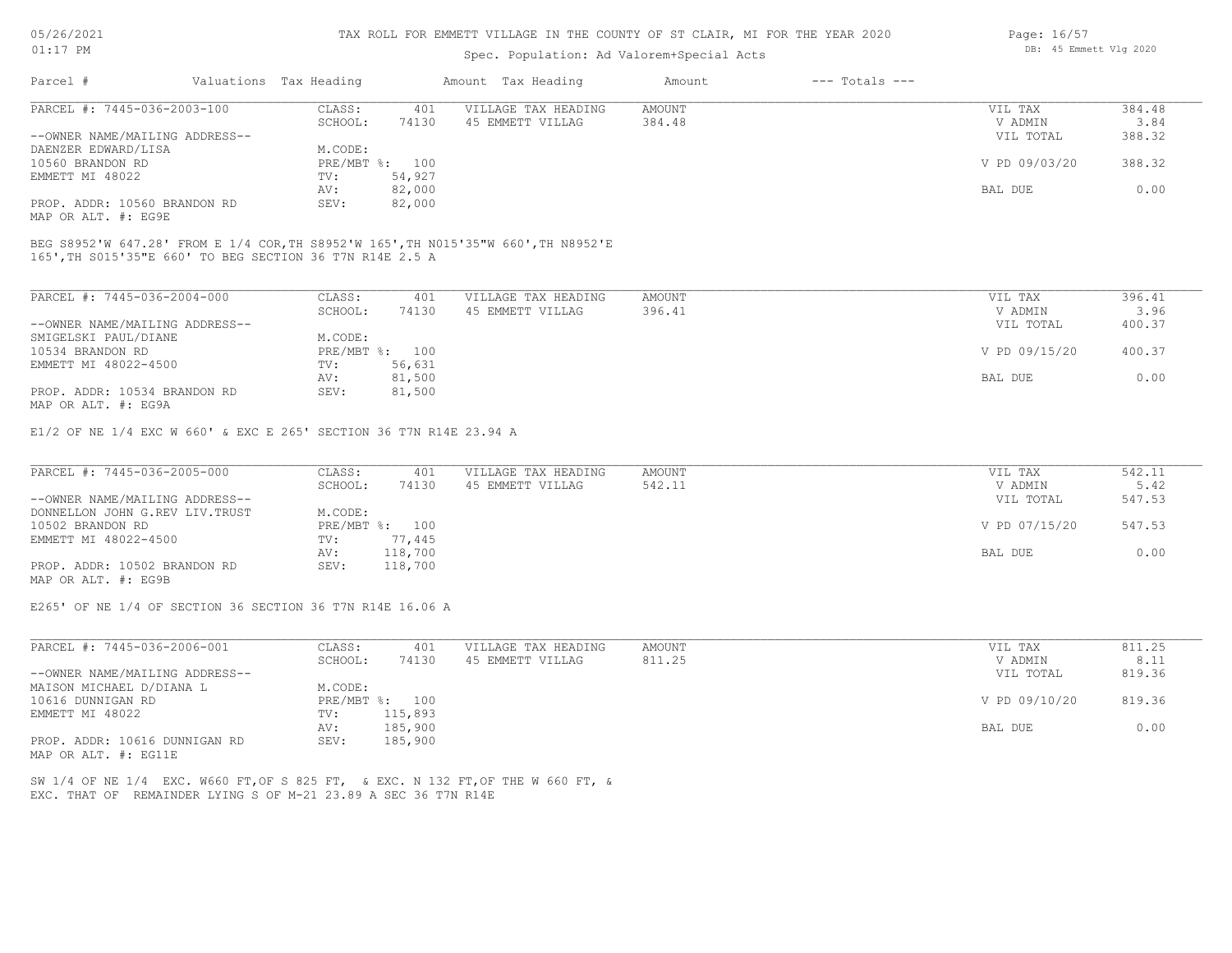# TAX ROLL FOR EMMETT VILLAGE IN THE COUNTY OF ST CLAIR, MI FOR THE YEAR 2020

Spec. Population: Ad Valorem+Special Acts

| Parcel # | Valuations Tax Heading | | Amount Tax Heading | Amount | --- Totals --- | |
|---|---|---|---|---|---|---|
| PARCEL #: 7445-036-2003-100 | CLASS: | 401 | VILLAGE TAX HEADING | AMOUNT | VIL TAX | 384.48 |
| | SCHOOL: | 74130 | 45 EMMETT VILLAG | 384.48 | V ADMIN | 3.84 |
| --OWNER NAME/MAILING ADDRESS-- | | | | | VIL TOTAL | 388.32 |
| DAENZER EDWARD/LISA | M.CODE: | | | | | |
| 10560 BRANDON RD | PRE/MBT %: | 100 | | | V PD 09/03/20 | 388.32 |
| EMMETT MI 48022 | TV: | 54,927 | | | | |
| | AV: | 82,000 | | | BAL DUE | 0.00 |
| PROP. ADDR: 10560 BRANDON RD | SEV: | 82,000 | | | | |
| MAP OR ALT. #: EG9E | | | | | | |

BEG S8952'W 647.28' FROM E 1/4 COR,TH S8952'W 165',TH N015'35"W 660',TH N8952'E 165',TH S015'35"E 660' TO BEG SECTION 36 T7N R14E 2.5 A

| Parcel # | Valuations Tax Heading | | Amount Tax Heading | Amount | --- Totals --- | |
|---|---|---|---|---|---|---|
| PARCEL #: 7445-036-2004-000 | CLASS: | 401 | VILLAGE TAX HEADING | AMOUNT | VIL TAX | 396.41 |
| | SCHOOL: | 74130 | 45 EMMETT VILLAG | 396.41 | V ADMIN | 3.96 |
| --OWNER NAME/MAILING ADDRESS-- | | | | | VIL TOTAL | 400.37 |
| SMIGELSKI PAUL/DIANE | M.CODE: | | | | | |
| 10534 BRANDON RD | PRE/MBT %: | 100 | | | V PD 09/15/20 | 400.37 |
| EMMETT MI 48022-4500 | TV: | 56,631 | | | | |
| | AV: | 81,500 | | | BAL DUE | 0.00 |
| PROP. ADDR: 10534 BRANDON RD | SEV: | 81,500 | | | | |
| MAP OR ALT. #: EG9A | | | | | | |

E1/2 OF NE 1/4 EXC W 660' & EXC E 265' SECTION 36 T7N R14E 23.94 A

| Parcel # | Valuations Tax Heading | | Amount Tax Heading | Amount | --- Totals --- | |
|---|---|---|---|---|---|---|
| PARCEL #: 7445-036-2005-000 | CLASS: | 401 | VILLAGE TAX HEADING | AMOUNT | VIL TAX | 542.11 |
| | SCHOOL: | 74130 | 45 EMMETT VILLAG | 542.11 | V ADMIN | 5.42 |
| --OWNER NAME/MAILING ADDRESS-- | | | | | VIL TOTAL | 547.53 |
| DONNELLON JOHN G.REV LIV.TRUST | M.CODE: | | | | | |
| 10502 BRANDON RD | PRE/MBT %: | 100 | | | V PD 07/15/20 | 547.53 |
| EMMETT MI 48022-4500 | TV: | 77,445 | | | | |
| | AV: | 118,700 | | | BAL DUE | 0.00 |
| PROP. ADDR: 10502 BRANDON RD | SEV: | 118,700 | | | | |
| MAP OR ALT. #: EG9B | | | | | | |

E265' OF NE 1/4 OF SECTION 36 SECTION 36 T7N R14E 16.06 A

| Parcel # | Valuations Tax Heading | | Amount Tax Heading | Amount | --- Totals --- | |
|---|---|---|---|---|---|---|
| PARCEL #: 7445-036-2006-001 | CLASS: | 401 | VILLAGE TAX HEADING | AMOUNT | VIL TAX | 811.25 |
| | SCHOOL: | 74130 | 45 EMMETT VILLAG | 811.25 | V ADMIN | 8.11 |
| --OWNER NAME/MAILING ADDRESS-- | | | | | VIL TOTAL | 819.36 |
| MAISON MICHAEL D/DIANA L | M.CODE: | | | | | |
| 10616 DUNNIGAN RD | PRE/MBT %: | 100 | | | V PD 09/10/20 | 819.36 |
| EMMETT MI 48022 | TV: | 115,893 | | | | |
| | AV: | 185,900 | | | BAL DUE | 0.00 |
| PROP. ADDR: 10616 DUNNIGAN RD | SEV: | 185,900 | | | | |
| MAP OR ALT. #: EG11E | | | | | | |

SW 1/4 OF NE 1/4 EXC. W660 FT,OF S 825 FT, & EXC. N 132 FT,OF THE W 660 FT, & EXC. THAT OF REMAINDER LYING S OF M-21 23.89 A SEC 36 T7N R14E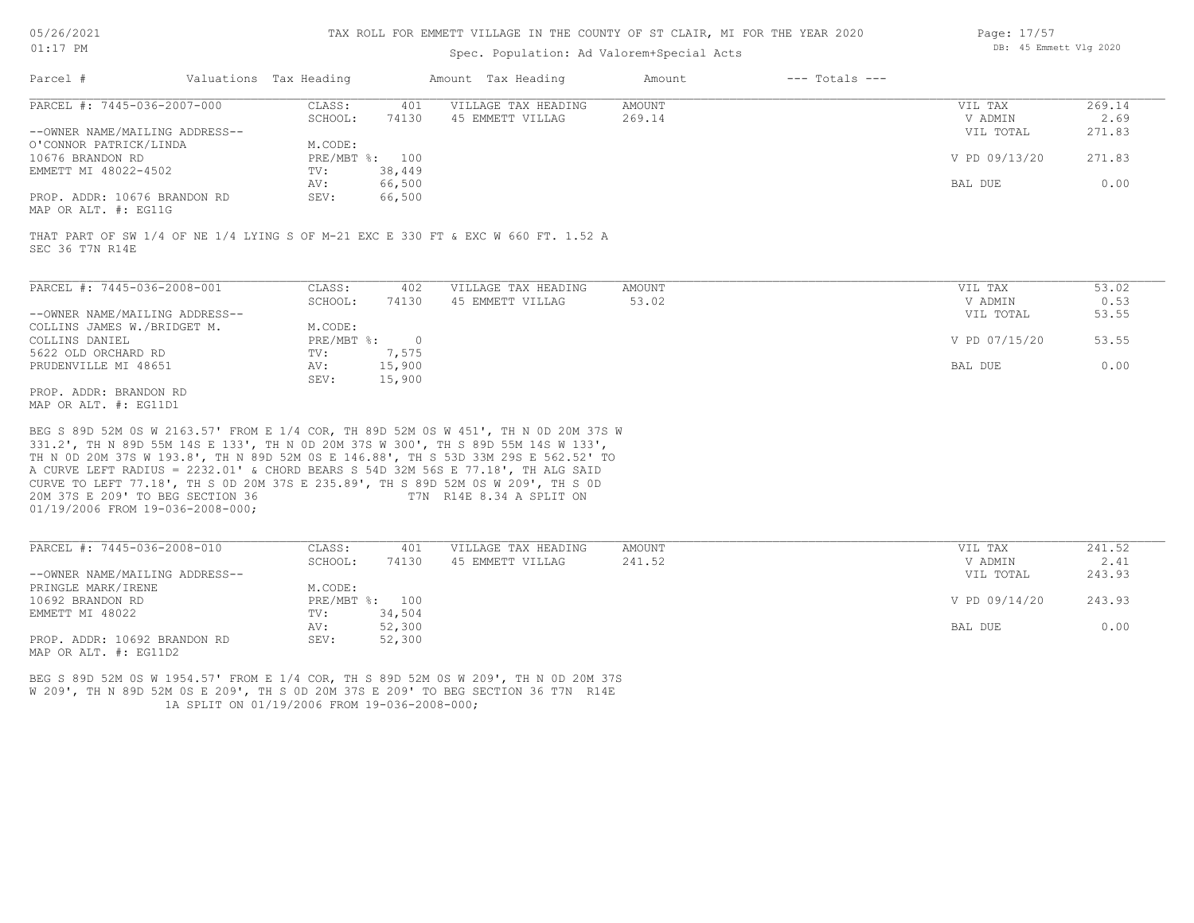TAX ROLL FOR EMMETT VILLAGE IN THE COUNTY OF ST CLAIR, MI FOR THE YEAR 2020

Spec. Population: Ad Valorem+Special Acts

DB: 45 Emmett Vlg 2020

| Parcel # | Valuations | Tax Heading | Amount | Tax Heading | Amount | --- Totals --- | |
|---|---|---|---|---|---|---|---|
| PARCEL #: 7445-036-2007-000 | CLASS: | 401 | VILLAGE TAX HEADING | AMOUNT | | VIL TAX | 269.14 |
| | SCHOOL: | 74130 | 45 EMMETT VILLAG | 269.14 | | V ADMIN | 2.69 |
| --OWNER NAME/MAILING ADDRESS-- | | | | | | VIL TOTAL | 271.83 |
| O'CONNOR PATRICK/LINDA | M.CODE: | | | | | | |
| 10676 BRANDON RD | PRE/MBT %: | 100 | | | | V PD 09/13/20 | 271.83 |
| EMMETT MI 48022-4502 | TV: | 38,449 | | | | | |
| | AV: | 66,500 | | | | BAL DUE | 0.00 |
| PROP. ADDR: 10676 BRANDON RD | SEV: | 66,500 | | | | | |
| MAP OR ALT. #: EG11G | | | | | | | |

THAT PART OF SW 1/4 OF NE 1/4 LYING S OF M-21 EXC E 330 FT & EXC W 660 FT. 1.52 A
SEC 36 T7N R14E

| Parcel # | Valuations | Tax Heading | Amount | Tax Heading | Amount | --- Totals --- | |
|---|---|---|---|---|---|---|---|
| PARCEL #: 7445-036-2008-001 | CLASS: | 402 | VILLAGE TAX HEADING | AMOUNT | | VIL TAX | 53.02 |
| | SCHOOL: | 74130 | 45 EMMETT VILLAG | 53.02 | | V ADMIN | 0.53 |
| --OWNER NAME/MAILING ADDRESS-- | | | | | | VIL TOTAL | 53.55 |
| COLLINS JAMES W./BRIDGET M. | M.CODE: | | | | | | |
| COLLINS DANIEL | PRE/MBT %: | 0 | | | | V PD 07/15/20 | 53.55 |
| 5622 OLD ORCHARD RD | TV: | 7,575 | | | | | |
| PRUDENVILLE MI 48651 | AV: | 15,900 | | | | BAL DUE | 0.00 |
| | SEV: | 15,900 | | | | | |
| PROP. ADDR: BRANDON RD | | | | | | | |
| MAP OR ALT. #: EG11D1 | | | | | | | |

BEG S 89D 52M 0S W 2163.57' FROM E 1/4 COR, TH 89D 52M 0S W 451', TH N 0D 20M 37S W 331.2', TH N 89D 55M 14S E 133', TH N 0D 20M 37S W 300', TH S 89D 55M 14S W 133', TH N 0D 20M 37S W 193.8', TH N 89D 52M 0S E 146.88', TH S 53D 33M 29S E 562.52' TO A CURVE LEFT RADIUS = 2232.01' & CHORD BEARS S 54D 32M 56S E 77.18', TH ALG SAID CURVE TO LEFT 77.18', TH S 0D 20M 37S E 235.89', TH S 89D 52M 0S W 209', TH S 0D 20M 37S E 209' TO BEG SECTION 36 T7N R14E 8.34 A SPLIT ON 01/19/2006 FROM 19-036-2008-000;

| Parcel # | Valuations | Tax Heading | Amount | Tax Heading | Amount | --- Totals --- | |
|---|---|---|---|---|---|---|---|
| PARCEL #: 7445-036-2008-010 | CLASS: | 401 | VILLAGE TAX HEADING | AMOUNT | | VIL TAX | 241.52 |
| | SCHOOL: | 74130 | 45 EMMETT VILLAG | 241.52 | | V ADMIN | 2.41 |
| --OWNER NAME/MAILING ADDRESS-- | | | | | | VIL TOTAL | 243.93 |
| PRINGLE MARK/IRENE | M.CODE: | | | | | | |
| 10692 BRANDON RD | PRE/MBT %: | 100 | | | | V PD 09/14/20 | 243.93 |
| EMMETT MI 48022 | TV: | 34,504 | | | | | |
| | AV: | 52,300 | | | | BAL DUE | 0.00 |
| PROP. ADDR: 10692 BRANDON RD | SEV: | 52,300 | | | | | |
| MAP OR ALT. #: EG11D2 | | | | | | | |

BEG S 89D 52M 0S W 1954.57' FROM E 1/4 COR, TH S 89D 52M 0S W 209', TH N 0D 20M 37S W 209', TH N 89D 52M 0S E 209', TH S 0D 20M 37S E 209' TO BEG SECTION 36 T7N R14E 1A SPLIT ON 01/19/2006 FROM 19-036-2008-000;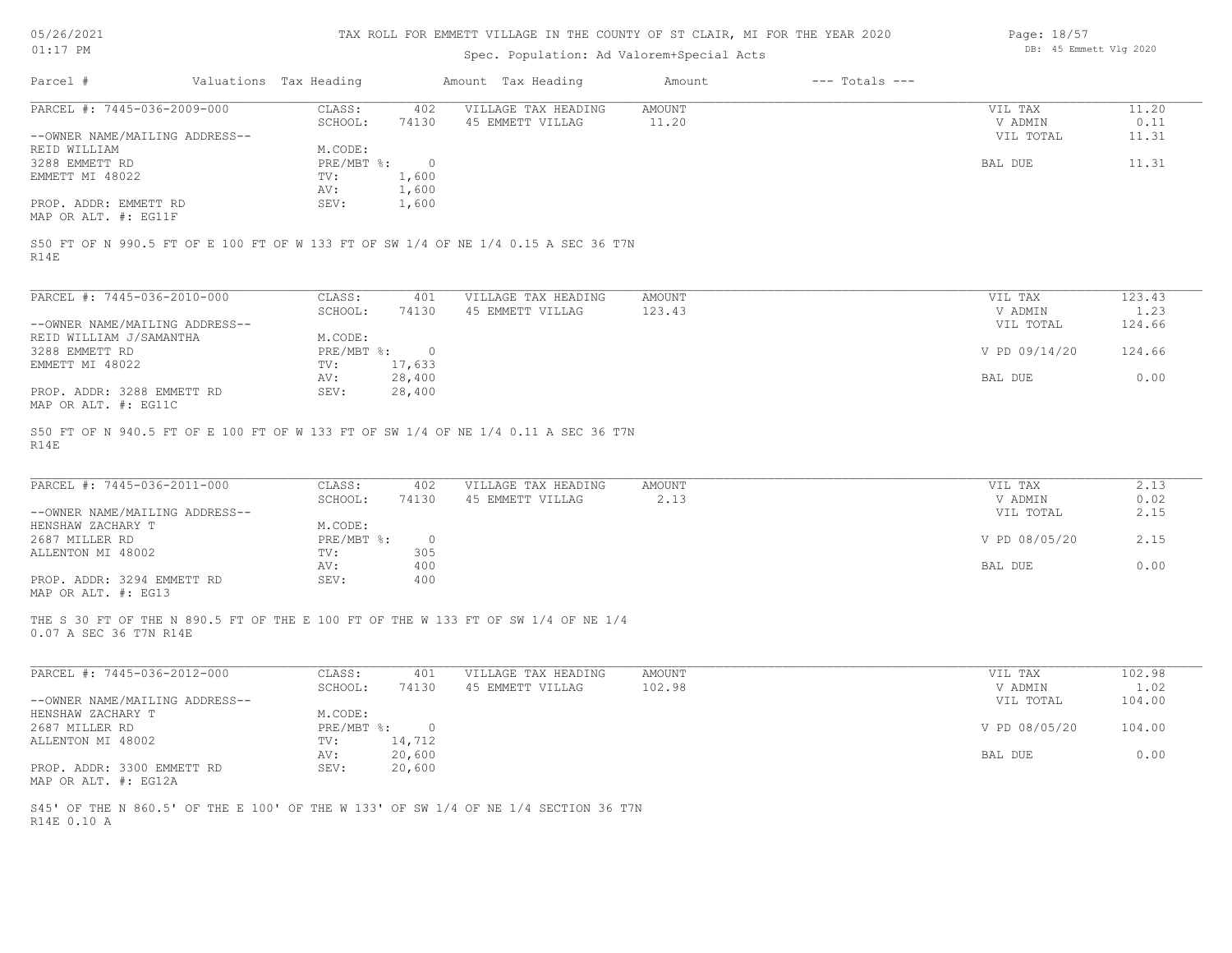# TAX ROLL FOR EMMETT VILLAGE IN THE COUNTY OF ST CLAIR, MI FOR THE YEAR 2020

Spec. Population: Ad Valorem+Special Acts

| Parcel # | Valuations | Tax Heading | Amount | Tax Heading | Amount | --- Totals --- | |
|---|---|---|---|---|---|---|---|

---

**PARCEL #: 7445-036-2009-000**

CLASS: 402 | SCHOOL: 74130 | M.CODE: | PRE/MBT %: 0 | TV: 1,600 | AV: 1,600 | SEV: 1,600

--OWNER NAME/MAILING ADDRESS--
REID WILLIAM
3288 EMMETT RD
EMMETT MI 48022

PROP. ADDR: EMMETT RD
MAP OR ALT. #: EG11F

| VILLAGE TAX HEADING | AMOUNT |
|---|---|
| 45 EMMETT VILLAG | 11.20 |

| | |
|---|---|
| VIL TAX | 11.20 |
| V ADMIN | 0.11 |
| VIL TOTAL | 11.31 |
| BAL DUE | 11.31 |

S50 FT OF N 990.5 FT OF E 100 FT OF W 133 FT OF SW 1/4 OF NE 1/4 0.15 A SEC 36 T7N R14E

---

**PARCEL #: 7445-036-2010-000**

CLASS: 401 | SCHOOL: 74130 | M.CODE: | PRE/MBT %: 0 | TV: 17,633 | AV: 28,400 | SEV: 28,400

--OWNER NAME/MAILING ADDRESS--
REID WILLIAM J/SAMANTHA
3288 EMMETT RD
EMMETT MI 48022

PROP. ADDR: 3288 EMMETT RD
MAP OR ALT. #: EG11C

| VILLAGE TAX HEADING | AMOUNT |
|---|---|
| 45 EMMETT VILLAG | 123.43 |

| | |
|---|---|
| VIL TAX | 123.43 |
| V ADMIN | 1.23 |
| VIL TOTAL | 124.66 |
| V PD 09/14/20 | 124.66 |
| BAL DUE | 0.00 |

S50 FT OF N 940.5 FT OF E 100 FT OF W 133 FT OF SW 1/4 OF NE 1/4 0.11 A SEC 36 T7N R14E

---

**PARCEL #: 7445-036-2011-000**

CLASS: 402 | SCHOOL: 74130 | M.CODE: | PRE/MBT %: 0 | TV: 305 | AV: 400 | SEV: 400

--OWNER NAME/MAILING ADDRESS--
HENSHAW ZACHARY T
2687 MILLER RD
ALLENTON MI 48002

PROP. ADDR: 3294 EMMETT RD
MAP OR ALT. #: EG13

| VILLAGE TAX HEADING | AMOUNT |
|---|---|
| 45 EMMETT VILLAG | 2.13 |

| | |
|---|---|
| VIL TAX | 2.13 |
| V ADMIN | 0.02 |
| VIL TOTAL | 2.15 |
| V PD 08/05/20 | 2.15 |
| BAL DUE | 0.00 |

THE S 30 FT OF THE N 890.5 FT OF THE E 100 FT OF THE W 133 FT OF SW 1/4 OF NE 1/4 0.07 A SEC 36 T7N R14E

---

**PARCEL #: 7445-036-2012-000**

CLASS: 401 | SCHOOL: 74130 | M.CODE: | PRE/MBT %: 0 | TV: 14,712 | AV: 20,600 | SEV: 20,600

--OWNER NAME/MAILING ADDRESS--
HENSHAW ZACHARY T
2687 MILLER RD
ALLENTON MI 48002

PROP. ADDR: 3300 EMMETT RD
MAP OR ALT. #: EG12A

| VILLAGE TAX HEADING | AMOUNT |
|---|---|
| 45 EMMETT VILLAG | 102.98 |

| | |
|---|---|
| VIL TAX | 102.98 |
| V ADMIN | 1.02 |
| VIL TOTAL | 104.00 |
| V PD 08/05/20 | 104.00 |
| BAL DUE | 0.00 |

S45' OF THE N 860.5' OF THE E 100' OF THE W 133' OF SW 1/4 OF NE 1/4 SECTION 36 T7N R14E 0.10 A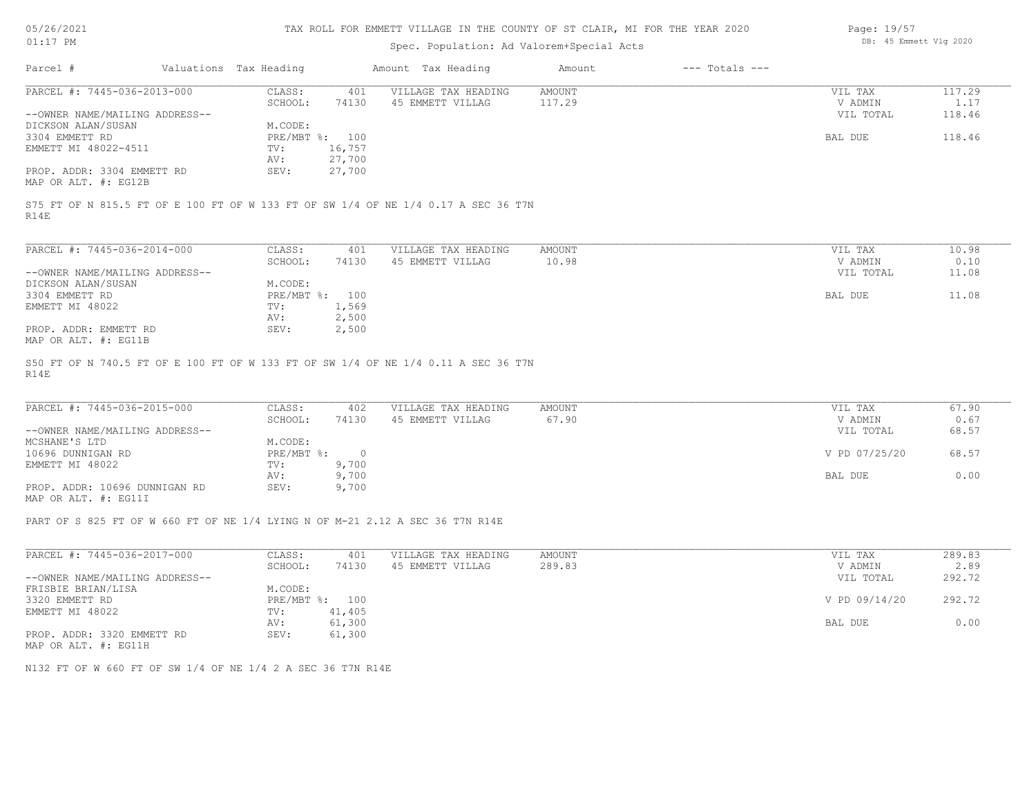# TAX ROLL FOR EMMETT VILLAGE IN THE COUNTY OF ST CLAIR, MI FOR THE YEAR 2020

Spec. Population: Ad Valorem+Special Acts

DB: 45 Emmett Vlg 2020

| Parcel # | Valuations | Tax Heading | Amount | Tax Heading | Amount | --- Totals --- |
|---|---|---|---|---|---|---|

---

**PARCEL #: 7445-036-2013-000**

| | | | | | |
|---|---|---|---|---|---|
| CLASS: | 401 | VILLAGE TAX HEADING | AMOUNT | VIL TAX | 117.29 |
| SCHOOL: | 74130 | 45 EMMETT VILLAG | 117.29 | V ADMIN | 1.17 |
| | | | | VIL TOTAL | 118.46 |
| M.CODE: | | | | | |
| PRE/MBT %: | 100 | | | BAL DUE | 118.46 |
| TV: | 16,757 | | | | |
| AV: | 27,700 | | | | |
| SEV: | 27,700 | | | | |

--OWNER NAME/MAILING ADDRESS--
DICKSON ALAN/SUSAN
3304 EMMETT RD
EMMETT MI 48022-4511

PROP. ADDR: 3304 EMMETT RD
MAP OR ALT. #: EG12B

S75 FT OF N 815.5 FT OF E 100 FT OF W 133 FT OF SW 1/4 OF NE 1/4 0.17 A SEC 36 T7N R14E

---

**PARCEL #: 7445-036-2014-000**

| | | | | | |
|---|---|---|---|---|---|
| CLASS: | 401 | VILLAGE TAX HEADING | AMOUNT | VIL TAX | 10.98 |
| SCHOOL: | 74130 | 45 EMMETT VILLAG | 10.98 | V ADMIN | 0.10 |
| | | | | VIL TOTAL | 11.08 |
| M.CODE: | | | | | |
| PRE/MBT %: | 100 | | | BAL DUE | 11.08 |
| TV: | 1,569 | | | | |
| AV: | 2,500 | | | | |
| SEV: | 2,500 | | | | |

--OWNER NAME/MAILING ADDRESS--
DICKSON ALAN/SUSAN
3304 EMMETT RD
EMMETT MI 48022

PROP. ADDR: EMMETT RD
MAP OR ALT. #: EG11B

S50 FT OF N 740.5 FT OF E 100 FT OF W 133 FT OF SW 1/4 OF NE 1/4 0.11 A SEC 36 T7N R14E

---

**PARCEL #: 7445-036-2015-000**

| | | | | | |
|---|---|---|---|---|---|
| CLASS: | 402 | VILLAGE TAX HEADING | AMOUNT | VIL TAX | 67.90 |
| SCHOOL: | 74130 | 45 EMMETT VILLAG | 67.90 | V ADMIN | 0.67 |
| | | | | VIL TOTAL | 68.57 |
| M.CODE: | | | | | |
| PRE/MBT %: | 0 | | | V PD 07/25/20 | 68.57 |
| TV: | 9,700 | | | | |
| AV: | 9,700 | | | BAL DUE | 0.00 |
| SEV: | 9,700 | | | | |

--OWNER NAME/MAILING ADDRESS--
MCSHANE'S LTD
10696 DUNNIGAN RD
EMMETT MI 48022

PROP. ADDR: 10696 DUNNIGAN RD
MAP OR ALT. #: EG11I

PART OF S 825 FT OF W 660 FT OF NE 1/4 LYING N OF M-21 2.12 A SEC 36 T7N R14E

---

**PARCEL #: 7445-036-2017-000**

| | | | | | |
|---|---|---|---|---|---|
| CLASS: | 401 | VILLAGE TAX HEADING | AMOUNT | VIL TAX | 289.83 |
| SCHOOL: | 74130 | 45 EMMETT VILLAG | 289.83 | V ADMIN | 2.89 |
| | | | | VIL TOTAL | 292.72 |
| M.CODE: | | | | | |
| PRE/MBT %: | 100 | | | V PD 09/14/20 | 292.72 |
| TV: | 41,405 | | | | |
| AV: | 61,300 | | | BAL DUE | 0.00 |
| SEV: | 61,300 | | | | |

--OWNER NAME/MAILING ADDRESS--
FRISBIE BRIAN/LISA
3320 EMMETT RD
EMMETT MI 48022

PROP. ADDR: 3320 EMMETT RD
MAP OR ALT. #: EG11H

N132 FT OF W 660 FT OF SW 1/4 OF NE 1/4 2 A SEC 36 T7N R14E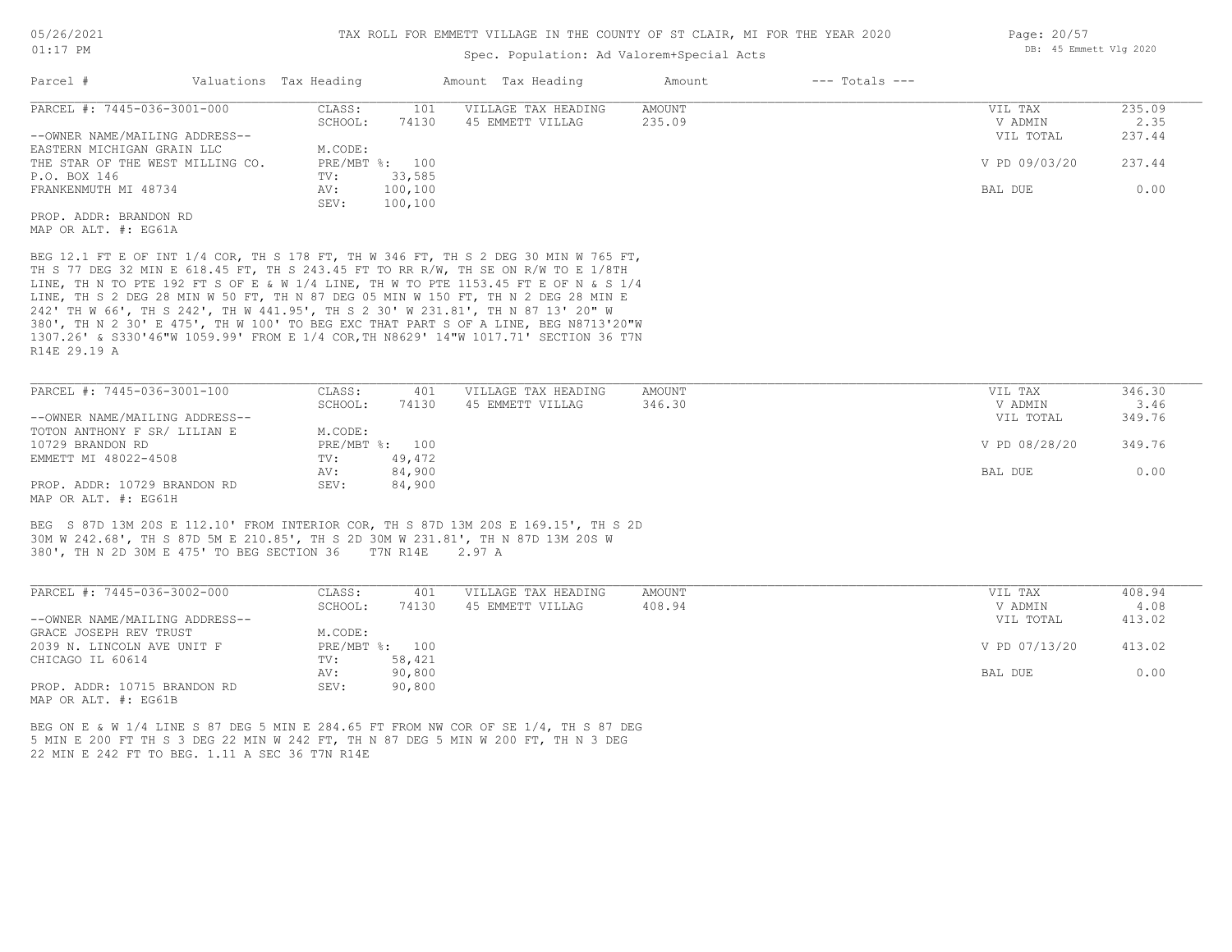TAX ROLL FOR EMMETT VILLAGE IN THE COUNTY OF ST CLAIR, MI FOR THE YEAR 2020

Spec. Population: Ad Valorem+Special Acts

| Parcel # | Valuations | Tax Heading | Amount | Tax Heading | Amount | --- Totals --- |
|---|---|---|---|---|---|---|

**PARCEL #: 7445-036-3001-000**

| | | | | | |
|---|---|---|---|---|---|
| CLASS: | 101 | VILLAGE TAX HEADING | AMOUNT | VIL TAX | 235.09 |
| SCHOOL: | 74130 | 45 EMMETT VILLAG | 235.09 | V ADMIN | 2.35 |
| | | | | VIL TOTAL | 237.44 |
| M.CODE: | | | | | |
| PRE/MBT %: | 100 | | | V PD 09/03/20 | 237.44 |
| TV: | 33,585 | | | | |
| AV: | 100,100 | | | BAL DUE | 0.00 |
| SEV: | 100,100 | | | | |

--OWNER NAME/MAILING ADDRESS--
EASTERN MICHIGAN GRAIN LLC
THE STAR OF THE WEST MILLING CO.
P.O. BOX 146
FRANKENMUTH MI 48734

PROP. ADDR: BRANDON RD
MAP OR ALT. #: EG61A

BEG 12.1 FT E OF INT 1/4 COR, TH S 178 FT, TH W 346 FT, TH S 2 DEG 30 MIN W 765 FT, TH S 77 DEG 32 MIN E 618.45 FT, TH S 243.45 FT TO RR R/W, TH SE ON R/W TO E 1/8TH LINE, TH N TO PTE 192 FT S OF E & W 1/4 LINE, TH W TO PTE 1153.45 FT E OF N & S 1/4 LINE, TH S 2 DEG 28 MIN W 50 FT, TH N 87 DEG 05 MIN W 150 FT, TH N 2 DEG 28 MIN E 242' TH W 66', TH S 242', TH W 441.95', TH S 2 30' W 231.81', TH N 87 13' 20" W 380', TH N 2 30' E 475', TH W 100' TO BEG EXC THAT PART S OF A LINE, BEG N8713'20"W 1307.26' & S330'46"W 1059.99' FROM E 1/4 COR,TH N8629' 14"W 1017.71' SECTION 36 T7N R14E 29.19 A

**PARCEL #: 7445-036-3001-100**

| | | | | | |
|---|---|---|---|---|---|
| CLASS: | 401 | VILLAGE TAX HEADING | AMOUNT | VIL TAX | 346.30 |
| SCHOOL: | 74130 | 45 EMMETT VILLAG | 346.30 | V ADMIN | 3.46 |
| | | | | VIL TOTAL | 349.76 |
| M.CODE: | | | | | |
| PRE/MBT %: | 100 | | | V PD 08/28/20 | 349.76 |
| TV: | 49,472 | | | | |
| AV: | 84,900 | | | BAL DUE | 0.00 |
| SEV: | 84,900 | | | | |

--OWNER NAME/MAILING ADDRESS--
TOTON ANTHONY F SR/ LILIAN E
10729 BRANDON RD
EMMETT MI 48022-4508

PROP. ADDR: 10729 BRANDON RD
MAP OR ALT. #: EG61H

BEG S 87D 13M 20S E 112.10' FROM INTERIOR COR, TH S 87D 13M 20S E 169.15', TH S 2D 30M W 242.68', TH S 87D 5M E 210.85', TH S 2D 30M W 231.81', TH N 87D 13M 20S W 380', TH N 2D 30M E 475' TO BEG SECTION 36 T7N R14E 2.97 A

**PARCEL #: 7445-036-3002-000**

| | | | | | |
|---|---|---|---|---|---|
| CLASS: | 401 | VILLAGE TAX HEADING | AMOUNT | VIL TAX | 408.94 |
| SCHOOL: | 74130 | 45 EMMETT VILLAG | 408.94 | V ADMIN | 4.08 |
| | | | | VIL TOTAL | 413.02 |
| M.CODE: | | | | | |
| PRE/MBT %: | 100 | | | V PD 07/13/20 | 413.02 |
| TV: | 58,421 | | | | |
| AV: | 90,800 | | | BAL DUE | 0.00 |
| SEV: | 90,800 | | | | |

--OWNER NAME/MAILING ADDRESS--
GRACE JOSEPH REV TRUST
2039 N. LINCOLN AVE UNIT F
CHICAGO IL 60614

PROP. ADDR: 10715 BRANDON RD
MAP OR ALT. #: EG61B

BEG ON E & W 1/4 LINE S 87 DEG 5 MIN E 284.65 FT FROM NW COR OF SE 1/4, TH S 87 DEG 5 MIN E 200 FT TH S 3 DEG 22 MIN W 242 FT, TH N 87 DEG 5 MIN W 200 FT, TH N 3 DEG 22 MIN E 242 FT TO BEG. 1.11 A SEC 36 T7N R14E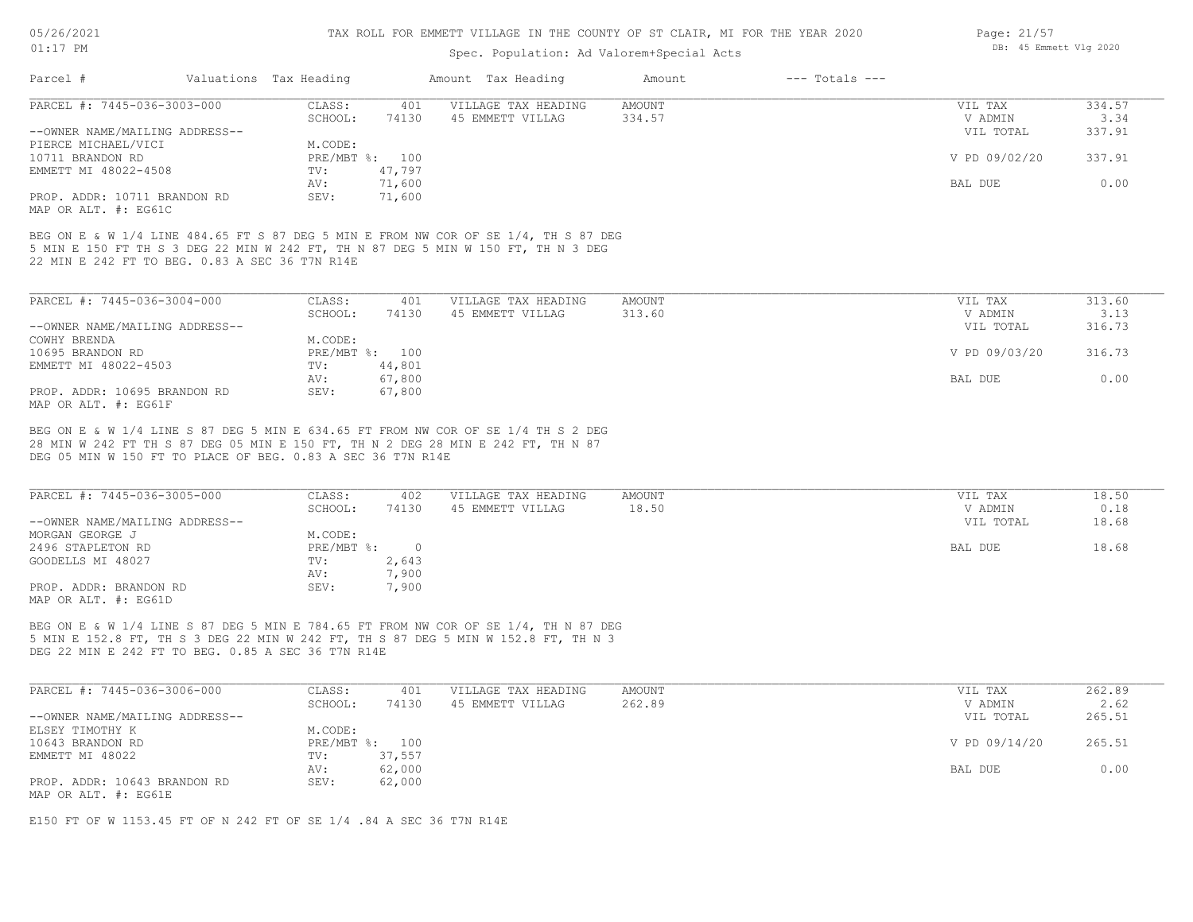TAX ROLL FOR EMMETT VILLAGE IN THE COUNTY OF ST CLAIR, MI FOR THE YEAR 2020

Spec. Population: Ad Valorem+Special Acts

| Parcel # | Valuations | Tax Heading | Amount | Tax Heading | Amount | --- Totals --- | |
|---|---|---|---|---|---|---|---|
| PARCEL #: 7445-036-3003-000 | CLASS: | 401 | VILLAGE TAX HEADING | AMOUNT | | VIL TAX | 334.57 |
| | SCHOOL: | 74130 | 45 EMMETT VILLAG | 334.57 | | V ADMIN | 3.34 |
| --OWNER NAME/MAILING ADDRESS-- | | | | | | VIL TOTAL | 337.91 |
| PIERCE MICHAEL/VICI | M.CODE: | | | | | | |
| 10711 BRANDON RD | PRE/MBT %: | 100 | | | | V PD 09/02/20 | 337.91 |
| EMMETT MI 48022-4508 | TV: | 47,797 | | | | | |
| | AV: | 71,600 | | | | BAL DUE | 0.00 |
| PROP. ADDR: 10711 BRANDON RD | SEV: | 71,600 | | | | | |
| MAP OR ALT. #: EG61C | | | | | | | |

BEG ON E & W 1/4 LINE 484.65 FT S 87 DEG 5 MIN E FROM NW COR OF SE 1/4, TH S 87 DEG 5 MIN E 150 FT TH S 3 DEG 22 MIN W 242 FT, TH N 87 DEG 5 MIN W 150 FT, TH N 3 DEG 22 MIN E 242 FT TO BEG. 0.83 A SEC 36 T7N R14E

| Parcel # | Valuations | Tax Heading | Amount | Tax Heading | Amount | --- Totals --- | |
|---|---|---|---|---|---|---|---|
| PARCEL #: 7445-036-3004-000 | CLASS: | 401 | VILLAGE TAX HEADING | AMOUNT | | VIL TAX | 313.60 |
| | SCHOOL: | 74130 | 45 EMMETT VILLAG | 313.60 | | V ADMIN | 3.13 |
| --OWNER NAME/MAILING ADDRESS-- | | | | | | VIL TOTAL | 316.73 |
| COWHY BRENDA | M.CODE: | | | | | | |
| 10695 BRANDON RD | PRE/MBT %: | 100 | | | | V PD 09/03/20 | 316.73 |
| EMMETT MI 48022-4503 | TV: | 44,801 | | | | | |
| | AV: | 67,800 | | | | BAL DUE | 0.00 |
| PROP. ADDR: 10695 BRANDON RD | SEV: | 67,800 | | | | | |
| MAP OR ALT. #: EG61F | | | | | | | |

BEG ON E & W 1/4 LINE S 87 DEG 5 MIN E 634.65 FT FROM NW COR OF SE 1/4 TH S 2 DEG 28 MIN W 242 FT TH S 87 DEG 05 MIN E 150 FT, TH N 2 DEG 28 MIN E 242 FT, TH N 87 DEG 05 MIN W 150 FT TO PLACE OF BEG. 0.83 A SEC 36 T7N R14E

| Parcel # | Valuations | Tax Heading | Amount | Tax Heading | Amount | --- Totals --- | |
|---|---|---|---|---|---|---|---|
| PARCEL #: 7445-036-3005-000 | CLASS: | 402 | VILLAGE TAX HEADING | AMOUNT | | VIL TAX | 18.50 |
| | SCHOOL: | 74130 | 45 EMMETT VILLAG | 18.50 | | V ADMIN | 0.18 |
| --OWNER NAME/MAILING ADDRESS-- | | | | | | VIL TOTAL | 18.68 |
| MORGAN GEORGE J | M.CODE: | | | | | | |
| 2496 STAPLETON RD | PRE/MBT %: | 0 | | | | BAL DUE | 18.68 |
| GOODELLS MI 48027 | TV: | 2,643 | | | | | |
| | AV: | 7,900 | | | | | |
| PROP. ADDR: BRANDON RD | SEV: | 7,900 | | | | | |
| MAP OR ALT. #: EG61D | | | | | | | |

BEG ON E & W 1/4 LINE S 87 DEG 5 MIN E 784.65 FT FROM NW COR OF SE 1/4, TH N 87 DEG 5 MIN E 152.8 FT, TH S 3 DEG 22 MIN W 242 FT, TH S 87 DEG 5 MIN W 152.8 FT, TH N 3 DEG 22 MIN E 242 FT TO BEG. 0.85 A SEC 36 T7N R14E

| Parcel # | Valuations | Tax Heading | Amount | Tax Heading | Amount | --- Totals --- | |
|---|---|---|---|---|---|---|---|
| PARCEL #: 7445-036-3006-000 | CLASS: | 401 | VILLAGE TAX HEADING | AMOUNT | | VIL TAX | 262.89 |
| | SCHOOL: | 74130 | 45 EMMETT VILLAG | 262.89 | | V ADMIN | 2.62 |
| --OWNER NAME/MAILING ADDRESS-- | | | | | | VIL TOTAL | 265.51 |
| ELSEY TIMOTHY K | M.CODE: | | | | | | |
| 10643 BRANDON RD | PRE/MBT %: | 100 | | | | V PD 09/14/20 | 265.51 |
| EMMETT MI 48022 | TV: | 37,557 | | | | | |
| | AV: | 62,000 | | | | BAL DUE | 0.00 |
| PROP. ADDR: 10643 BRANDON RD | SEV: | 62,000 | | | | | |
| MAP OR ALT. #: EG61E | | | | | | | |

E150 FT OF W 1153.45 FT OF N 242 FT OF SE 1/4 .84 A SEC 36 T7N R14E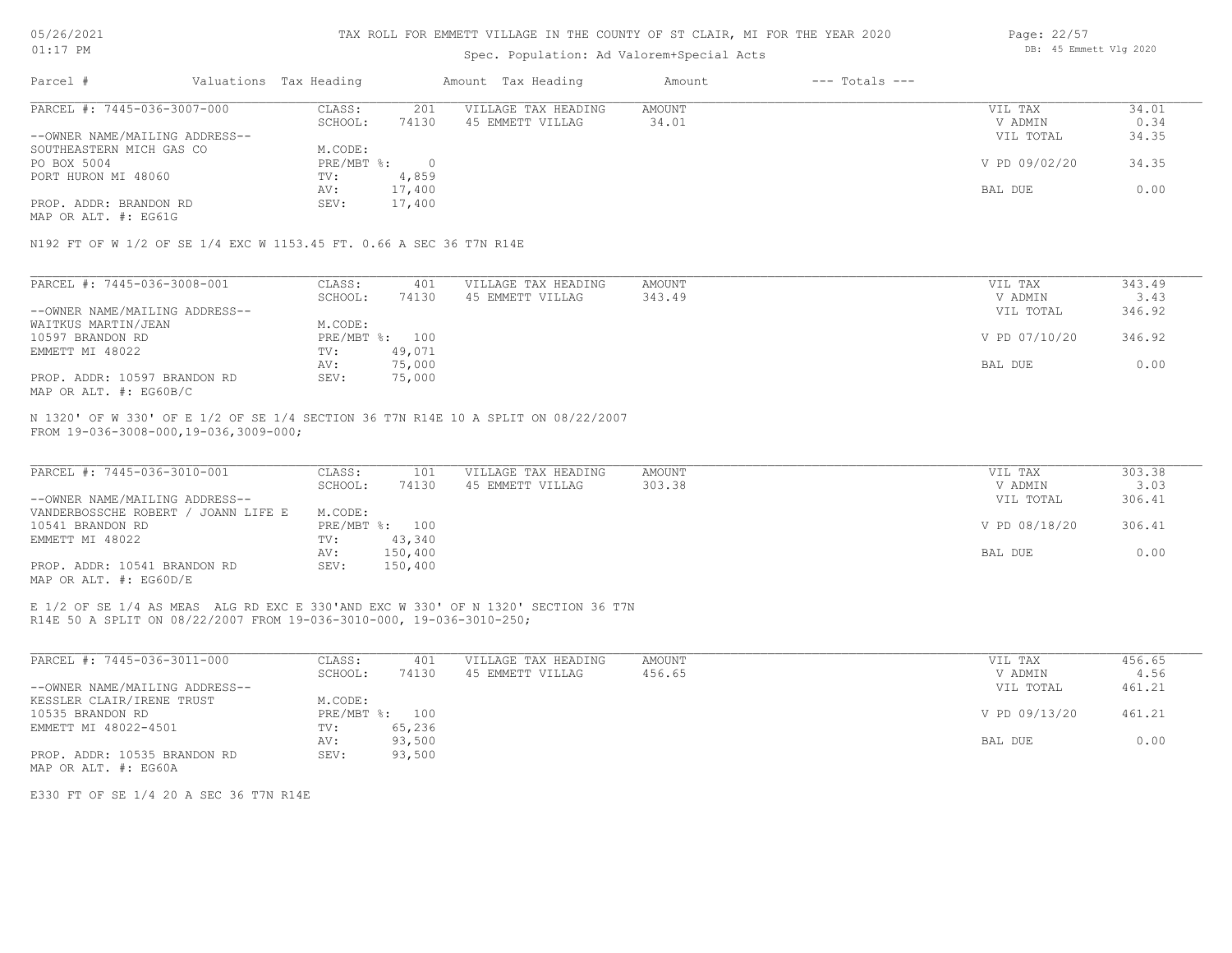TAX ROLL FOR EMMETT VILLAGE IN THE COUNTY OF ST CLAIR, MI FOR THE YEAR 2020

Spec. Population: Ad Valorem+Special Acts

| Parcel # | Valuations | Tax Heading | Amount | Tax Heading | Amount | --- Totals --- | |
|---|---|---|---|---|---|---|---|

**PARCEL #: 7445-036-3007-000**

| | | | | |
|---|---|---|---|---|
| CLASS: 201 | VILLAGE TAX HEADING | AMOUNT | VIL TAX | 34.01 |
| SCHOOL: 74130 | 45 EMMETT VILLAG | 34.01 | V ADMIN | 0.34 |
| | | | VIL TOTAL | 34.35 |
| M.CODE: | | | | |
| PRE/MBT %: 0 | | | V PD 09/02/20 | 34.35 |
| TV: 4,859 | | | | |
| AV: 17,400 | | | BAL DUE | 0.00 |
| SEV: 17,400 | | | | |

--OWNER NAME/MAILING ADDRESS--
SOUTHEASTERN MICH GAS CO
PO BOX 5004
PORT HURON MI 48060

PROP. ADDR: BRANDON RD
MAP OR ALT. #: EG61G

N192 FT OF W 1/2 OF SE 1/4 EXC W 1153.45 FT. 0.66 A SEC 36 T7N R14E

**PARCEL #: 7445-036-3008-001**

| | | | | |
|---|---|---|---|---|
| CLASS: 401 | VILLAGE TAX HEADING | AMOUNT | VIL TAX | 343.49 |
| SCHOOL: 74130 | 45 EMMETT VILLAG | 343.49 | V ADMIN | 3.43 |
| | | | VIL TOTAL | 346.92 |
| M.CODE: | | | | |
| PRE/MBT %: 100 | | | V PD 07/10/20 | 346.92 |
| TV: 49,071 | | | | |
| AV: 75,000 | | | BAL DUE | 0.00 |
| SEV: 75,000 | | | | |

--OWNER NAME/MAILING ADDRESS--
WAITKUS MARTIN/JEAN
10597 BRANDON RD
EMMETT MI 48022

PROP. ADDR: 10597 BRANDON RD
MAP OR ALT. #: EG60B/C

N 1320' OF W 330' OF E 1/2 OF SE 1/4 SECTION 36 T7N R14E 10 A SPLIT ON 08/22/2007
FROM 19-036-3008-000,19-036,3009-000;

**PARCEL #: 7445-036-3010-001**

| | | | | |
|---|---|---|---|---|
| CLASS: 101 | VILLAGE TAX HEADING | AMOUNT | VIL TAX | 303.38 |
| SCHOOL: 74130 | 45 EMMETT VILLAG | 303.38 | V ADMIN | 3.03 |
| | | | VIL TOTAL | 306.41 |
| M.CODE: | | | | |
| PRE/MBT %: 100 | | | V PD 08/18/20 | 306.41 |
| TV: 43,340 | | | | |
| AV: 150,400 | | | BAL DUE | 0.00 |
| SEV: 150,400 | | | | |

--OWNER NAME/MAILING ADDRESS--
VANDERBOSSCHE ROBERT / JOANN LIFE E
10541 BRANDON RD
EMMETT MI 48022

PROP. ADDR: 10541 BRANDON RD
MAP OR ALT. #: EG60D/E

E 1/2 OF SE 1/4 AS MEAS ALG RD EXC E 330'AND EXC W 330' OF N 1320' SECTION 36 T7N
R14E 50 A SPLIT ON 08/22/2007 FROM 19-036-3010-000, 19-036-3010-250;

**PARCEL #: 7445-036-3011-000**

| | | | | |
|---|---|---|---|---|
| CLASS: 401 | VILLAGE TAX HEADING | AMOUNT | VIL TAX | 456.65 |
| SCHOOL: 74130 | 45 EMMETT VILLAG | 456.65 | V ADMIN | 4.56 |
| | | | VIL TOTAL | 461.21 |
| M.CODE: | | | | |
| PRE/MBT %: 100 | | | V PD 09/13/20 | 461.21 |
| TV: 65,236 | | | | |
| AV: 93,500 | | | BAL DUE | 0.00 |
| SEV: 93,500 | | | | |

--OWNER NAME/MAILING ADDRESS--
KESSLER CLAIR/IRENE TRUST
10535 BRANDON RD
EMMETT MI 48022-4501

PROP. ADDR: 10535 BRANDON RD
MAP OR ALT. #: EG60A

E330 FT OF SE 1/4 20 A SEC 36 T7N R14E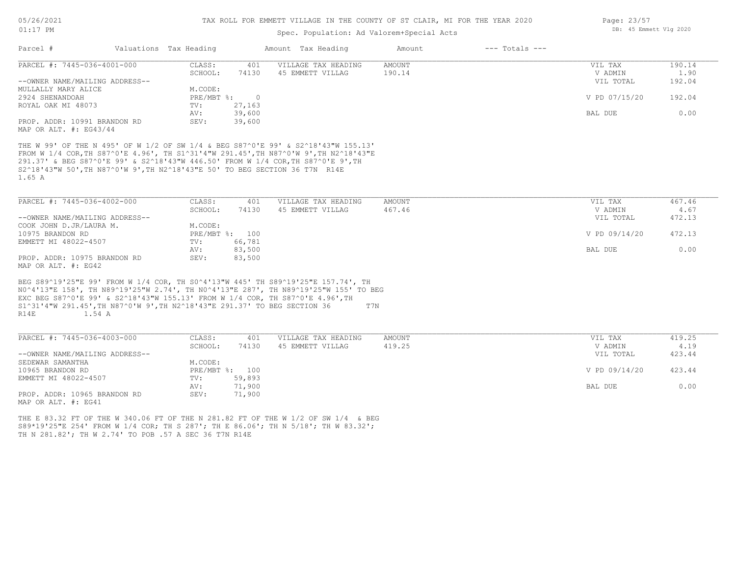# TAX ROLL FOR EMMETT VILLAGE IN THE COUNTY OF ST CLAIR, MI FOR THE YEAR 2020

Spec. Population: Ad Valorem+Special Acts

| Parcel # | Valuations | Tax Heading | Amount | Tax Heading | Amount | --- Totals --- | |
|---|---|---|---|---|---|---|---|

---

**PARCEL #: 7445-036-4001-000**

| | | | | | |
|---|---|---|---|---|---|
| CLASS: | 401 | VILLAGE TAX HEADING | AMOUNT | VIL TAX | 190.14 |
| SCHOOL: | 74130 | 45 EMMETT VILLAG | 190.14 | V ADMIN | 1.90 |
| | | | | VIL TOTAL | 192.04 |
| M.CODE: | | | | | |
| PRE/MBT %: | 0 | | | V PD 07/15/20 | 192.04 |
| TV: | 27,163 | | | | |
| AV: | 39,600 | | | BAL DUE | 0.00 |
| SEV: | 39,600 | | | | |

--OWNER NAME/MAILING ADDRESS--
MULLALLY MARY ALICE
2924 SHENANDOAH
ROYAL OAK MI 48073

PROP. ADDR: 10991 BRANDON RD
MAP OR ALT. #: EG43/44

THE W 99' OF THE N 495' OF W 1/2 OF SW 1/4 & BEG S87^0'E 99' & S2^18'43"W 155.13' FROM W 1/4 COR,TH S87^0'E 4.96', TH S1^31'4"W 291.45',TH N87^0'W 9',TH N2^18'43"E 291.37' & BEG S87^0'E 99' & S2^18'43"W 446.50' FROM W 1/4 COR,TH S87^0'E 9',TH S2^18'43"W 50',TH N87^0'W 9',TH N2^18'43"E 50' TO BEG SECTION 36 T7N R14E
1.65 A

---

**PARCEL #: 7445-036-4002-000**

| | | | | | |
|---|---|---|---|---|---|
| CLASS: | 401 | VILLAGE TAX HEADING | AMOUNT | VIL TAX | 467.46 |
| SCHOOL: | 74130 | 45 EMMETT VILLAG | 467.46 | V ADMIN | 4.67 |
| | | | | VIL TOTAL | 472.13 |
| M.CODE: | | | | | |
| PRE/MBT %: | 100 | | | V PD 09/14/20 | 472.13 |
| TV: | 66,781 | | | | |
| AV: | 83,500 | | | BAL DUE | 0.00 |
| SEV: | 83,500 | | | | |

--OWNER NAME/MAILING ADDRESS--
COOK JOHN D.JR/LAURA M.
10975 BRANDON RD
EMMETT MI 48022-4507

PROP. ADDR: 10975 BRANDON RD
MAP OR ALT. #: EG42

BEG S89^19'25"E 99' FROM W 1/4 COR, TH S0^4'13"W 445' TH S89^19'25"E 157.74', TH N0^4'13"E 158', TH N89^19'25"W 2.74', TH N0^4'13"E 287', TH N89^19'25"W 155' TO BEG EXC BEG S87^0'E 99' & S2^18'43"W 155.13' FROM W 1/4 COR, TH S87^0'E 4.96',TH S1^31'4"W 291.45',TH N87^0'W 9',TH N2^18'43"E 291.37' TO BEG SECTION 36 T7N R14E 1.54 A

---

**PARCEL #: 7445-036-4003-000**

| | | | | | |
|---|---|---|---|---|---|
| CLASS: | 401 | VILLAGE TAX HEADING | AMOUNT | VIL TAX | 419.25 |
| SCHOOL: | 74130 | 45 EMMETT VILLAG | 419.25 | V ADMIN | 4.19 |
| | | | | VIL TOTAL | 423.44 |
| M.CODE: | | | | | |
| PRE/MBT %: | 100 | | | V PD 09/14/20 | 423.44 |
| TV: | 59,893 | | | | |
| AV: | 71,900 | | | BAL DUE | 0.00 |
| SEV: | 71,900 | | | | |

--OWNER NAME/MAILING ADDRESS--
SEDEWAR SAMANTHA
10965 BRANDON RD
EMMETT MI 48022-4507

PROP. ADDR: 10965 BRANDON RD
MAP OR ALT. #: EG41

THE E 83.32 FT OF THE W 340.06 FT OF THE N 281.82 FT OF THE W 1/2 OF SW 1/4 & BEG S89*19'25"E 254' FROM W 1/4 COR; TH S 287'; TH E 86.06'; TH N 5/18'; TH W 83.32'; TH N 281.82'; TH W 2.74' TO POB .57 A SEC 36 T7N R14E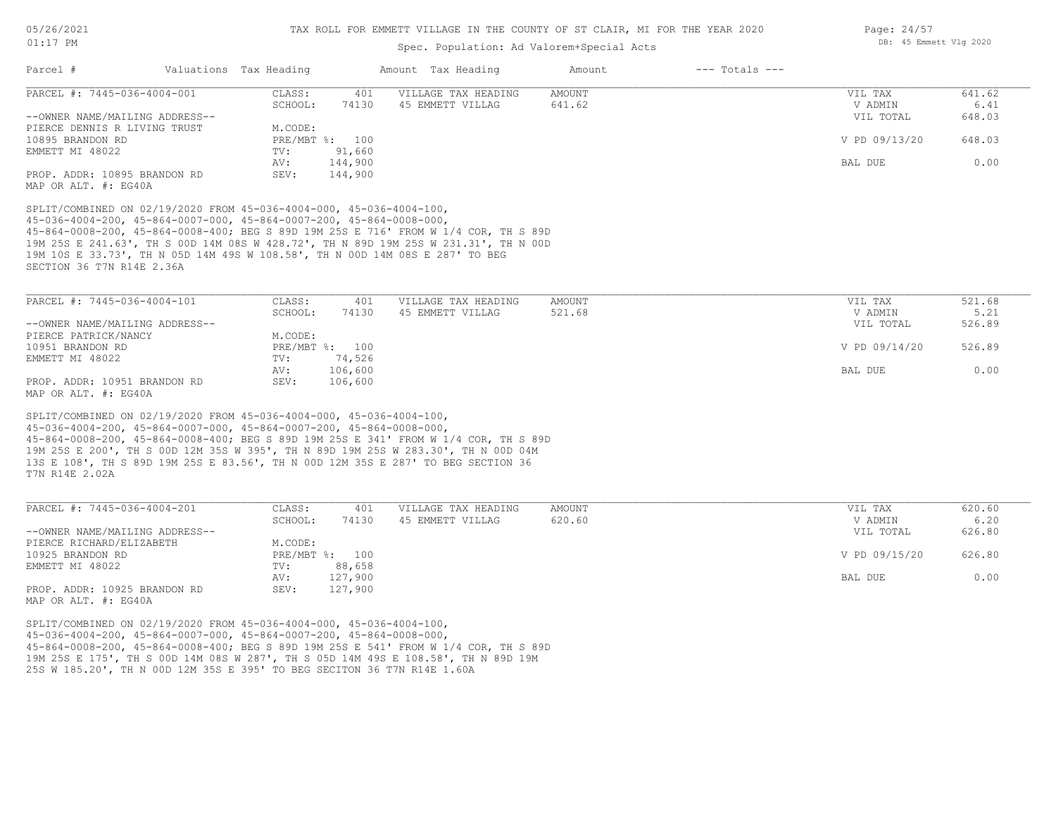TAX ROLL FOR EMMETT VILLAGE IN THE COUNTY OF ST CLAIR, MI FOR THE YEAR 2020

Spec. Population: Ad Valorem+Special Acts

DB: 45 Emmett Vlg 2020

| Parcel # | Valuations | Tax Heading | Amount | Tax Heading | Amount | --- Totals --- | |
|---|---|---|---|---|---|---|---|
| PARCEL #: 7445-036-4004-001 | CLASS: | 401 | VILLAGE TAX HEADING | AMOUNT | | VIL TAX | 641.62 |
| | SCHOOL: | 74130 | 45 EMMETT VILLAG | 641.62 | | V ADMIN | 6.41 |
| --OWNER NAME/MAILING ADDRESS-- | | | | | | VIL TOTAL | 648.03 |
| PIERCE DENNIS R LIVING TRUST | M.CODE: | | | | | | |
| 10895 BRANDON RD | PRE/MBT %: | 100 | | | | V PD 09/13/20 | 648.03 |
| EMMETT MI 48022 | TV: | 91,660 | | | | | |
| | AV: | 144,900 | | | | BAL DUE | 0.00 |
| PROP. ADDR: 10895 BRANDON RD | SEV: | 144,900 | | | | | |
| MAP OR ALT. #: EG40A | | | | | | | |

SPLIT/COMBINED ON 02/19/2020 FROM 45-036-4004-000, 45-036-4004-100, 45-036-4004-200, 45-864-0007-000, 45-864-0007-200, 45-864-0008-000, 45-864-0008-200, 45-864-0008-400; BEG S 89D 19M 25S E 716' FROM W 1/4 COR, TH S 89D 19M 25S E 241.63', TH S 00D 14M 08S W 428.72', TH N 89D 19M 25S W 231.31', TH N 00D 19M 10S E 33.73', TH N 05D 14M 49S W 108.58', TH N 00D 14M 08S E 287' TO BEG SECTION 36 T7N R14E 2.36A

| Parcel # | Valuations | Tax Heading | Amount | Tax Heading | Amount | --- Totals --- | |
|---|---|---|---|---|---|---|---|
| PARCEL #: 7445-036-4004-101 | CLASS: | 401 | VILLAGE TAX HEADING | AMOUNT | | VIL TAX | 521.68 |
| | SCHOOL: | 74130 | 45 EMMETT VILLAG | 521.68 | | V ADMIN | 5.21 |
| --OWNER NAME/MAILING ADDRESS-- | | | | | | VIL TOTAL | 526.89 |
| PIERCE PATRICK/NANCY | M.CODE: | | | | | | |
| 10951 BRANDON RD | PRE/MBT %: | 100 | | | | V PD 09/14/20 | 526.89 |
| EMMETT MI 48022 | TV: | 74,526 | | | | | |
| | AV: | 106,600 | | | | BAL DUE | 0.00 |
| PROP. ADDR: 10951 BRANDON RD | SEV: | 106,600 | | | | | |
| MAP OR ALT. #: EG40A | | | | | | | |

SPLIT/COMBINED ON 02/19/2020 FROM 45-036-4004-000, 45-036-4004-100, 45-036-4004-200, 45-864-0007-000, 45-864-0007-200, 45-864-0008-000, 45-864-0008-200, 45-864-0008-400; BEG S 89D 19M 25S E 341' FROM W 1/4 COR, TH S 89D 19M 25S E 200', TH S 00D 12M 35S W 395', TH N 89D 19M 25S W 283.30', TH N 00D 04M 13S E 108', TH S 89D 19M 25S E 83.56', TH N 00D 12M 35S E 287' TO BEG SECTION 36 T7N R14E 2.02A

| Parcel # | Valuations | Tax Heading | Amount | Tax Heading | Amount | --- Totals --- | |
|---|---|---|---|---|---|---|---|
| PARCEL #: 7445-036-4004-201 | CLASS: | 401 | VILLAGE TAX HEADING | AMOUNT | | VIL TAX | 620.60 |
| | SCHOOL: | 74130 | 45 EMMETT VILLAG | 620.60 | | V ADMIN | 6.20 |
| --OWNER NAME/MAILING ADDRESS-- | | | | | | VIL TOTAL | 626.80 |
| PIERCE RICHARD/ELIZABETH | M.CODE: | | | | | | |
| 10925 BRANDON RD | PRE/MBT %: | 100 | | | | V PD 09/15/20 | 626.80 |
| EMMETT MI 48022 | TV: | 88,658 | | | | | |
| | AV: | 127,900 | | | | BAL DUE | 0.00 |
| PROP. ADDR: 10925 BRANDON RD | SEV: | 127,900 | | | | | |
| MAP OR ALT. #: EG40A | | | | | | | |

SPLIT/COMBINED ON 02/19/2020 FROM 45-036-4004-000, 45-036-4004-100, 45-036-4004-200, 45-864-0007-000, 45-864-0007-200, 45-864-0008-000, 45-864-0008-200, 45-864-0008-400; BEG S 89D 19M 25S E 541' FROM W 1/4 COR, TH S 89D 19M 25S E 175', TH S 00D 14M 08S W 287', TH S 05D 14M 49S E 108.58', TH N 89D 19M 25S W 185.20', TH N 00D 12M 35S E 395' TO BEG SECITON 36 T7N R14E 1.60A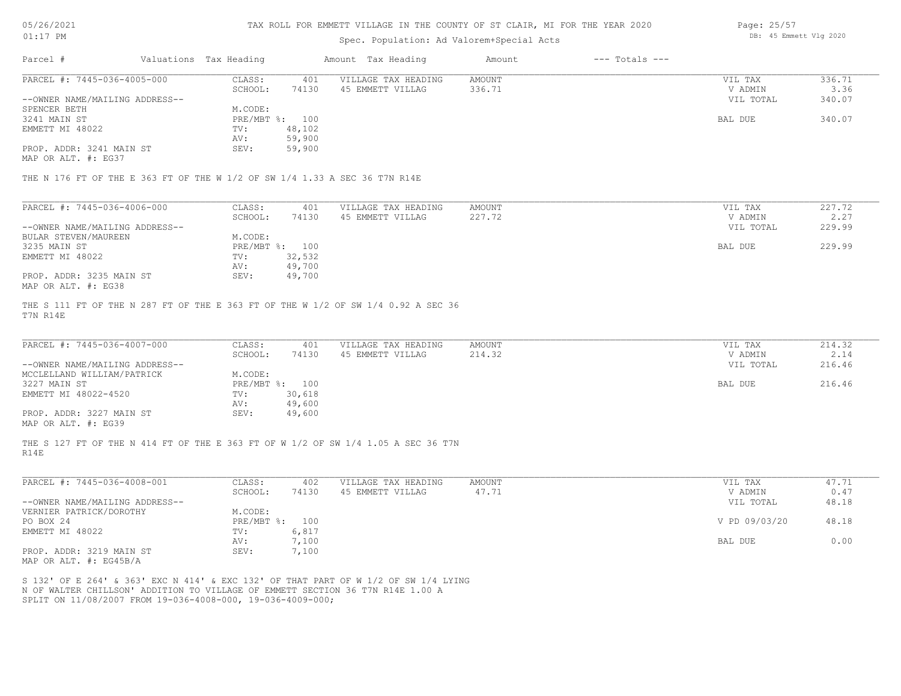# TAX ROLL FOR EMMETT VILLAGE IN THE COUNTY OF ST CLAIR, MI FOR THE YEAR 2020

Spec. Population: Ad Valorem+Special Acts

| Parcel # | Valuations | Tax Heading | Amount | Tax Heading | Amount | --- Totals --- | |
|---|---|---|---|---|---|---|---|
| PARCEL #: 7445-036-4005-000 | CLASS: | 401 | VILLAGE TAX HEADING | AMOUNT | | VIL TAX | 336.71 |
| | SCHOOL: | 74130 | 45 EMMETT VILLAG | 336.71 | | V ADMIN | 3.36 |
| --OWNER NAME/MAILING ADDRESS-- | | | | | | VIL TOTAL | 340.07 |
| SPENCER BETH | M.CODE: | | | | | | |
| 3241 MAIN ST | PRE/MBT %: | 100 | | | | BAL DUE | 340.07 |
| EMMETT MI 48022 | TV: | 48,102 | | | | | |
| | AV: | 59,900 | | | | | |
| PROP. ADDR: 3241 MAIN ST | SEV: | 59,900 | | | | | |
| MAP OR ALT. #: EG37 | | | | | | | |

THE N 176 FT OF THE E 363 FT OF THE W 1/2 OF SW 1/4 1.33 A SEC 36 T7N R14E

| Parcel # | Valuations | Tax Heading | Amount | Tax Heading | Amount | --- Totals --- | |
|---|---|---|---|---|---|---|---|
| PARCEL #: 7445-036-4006-000 | CLASS: | 401 | VILLAGE TAX HEADING | AMOUNT | | VIL TAX | 227.72 |
| | SCHOOL: | 74130 | 45 EMMETT VILLAG | 227.72 | | V ADMIN | 2.27 |
| --OWNER NAME/MAILING ADDRESS-- | | | | | | VIL TOTAL | 229.99 |
| BULAR STEVEN/MAUREEN | M.CODE: | | | | | | |
| 3235 MAIN ST | PRE/MBT %: | 100 | | | | BAL DUE | 229.99 |
| EMMETT MI 48022 | TV: | 32,532 | | | | | |
| | AV: | 49,700 | | | | | |
| PROP. ADDR: 3235 MAIN ST | SEV: | 49,700 | | | | | |
| MAP OR ALT. #: EG38 | | | | | | | |

THE S 111 FT OF THE N 287 FT OF THE E 363 FT OF THE W 1/2 OF SW 1/4 0.92 A SEC 36 T7N R14E

| Parcel # | Valuations | Tax Heading | Amount | Tax Heading | Amount | --- Totals --- | |
|---|---|---|---|---|---|---|---|
| PARCEL #: 7445-036-4007-000 | CLASS: | 401 | VILLAGE TAX HEADING | AMOUNT | | VIL TAX | 214.32 |
| | SCHOOL: | 74130 | 45 EMMETT VILLAG | 214.32 | | V ADMIN | 2.14 |
| --OWNER NAME/MAILING ADDRESS-- | | | | | | VIL TOTAL | 216.46 |
| MCCLELLAND WILLIAM/PATRICK | M.CODE: | | | | | | |
| 3227 MAIN ST | PRE/MBT %: | 100 | | | | BAL DUE | 216.46 |
| EMMETT MI 48022-4520 | TV: | 30,618 | | | | | |
| | AV: | 49,600 | | | | | |
| PROP. ADDR: 3227 MAIN ST | SEV: | 49,600 | | | | | |
| MAP OR ALT. #: EG39 | | | | | | | |

THE S 127 FT OF THE N 414 FT OF THE E 363 FT OF W 1/2 OF SW 1/4 1.05 A SEC 36 T7N R14E

| Parcel # | Valuations | Tax Heading | Amount | Tax Heading | Amount | --- Totals --- | |
|---|---|---|---|---|---|---|---|
| PARCEL #: 7445-036-4008-001 | CLASS: | 402 | VILLAGE TAX HEADING | AMOUNT | | VIL TAX | 47.71 |
| | SCHOOL: | 74130 | 45 EMMETT VILLAG | 47.71 | | V ADMIN | 0.47 |
| --OWNER NAME/MAILING ADDRESS-- | | | | | | VIL TOTAL | 48.18 |
| VERNIER PATRICK/DOROTHY | M.CODE: | | | | | | |
| PO BOX 24 | PRE/MBT %: | 100 | | | | V PD 09/03/20 | 48.18 |
| EMMETT MI 48022 | TV: | 6,817 | | | | | |
| | AV: | 7,100 | | | | BAL DUE | 0.00 |
| PROP. ADDR: 3219 MAIN ST | SEV: | 7,100 | | | | | |
| MAP OR ALT. #: EG45B/A | | | | | | | |

S 132' OF E 264' & 363' EXC N 414' & EXC 132' OF THAT PART OF W 1/2 OF SW 1/4 LYING N OF WALTER CHILLSON' ADDITION TO VILLAGE OF EMMETT SECTION 36 T7N R14E 1.00 A
SPLIT ON 11/08/2007 FROM 19-036-4008-000, 19-036-4009-000;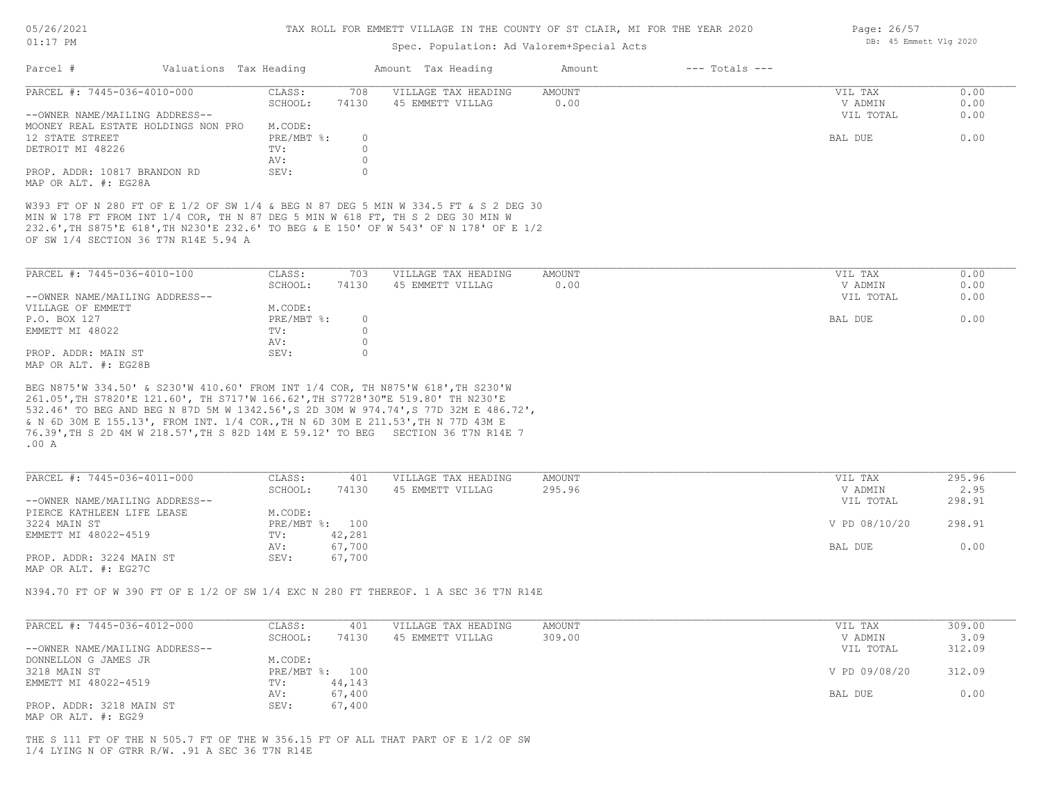TAX ROLL FOR EMMETT VILLAGE IN THE COUNTY OF ST CLAIR, MI FOR THE YEAR 2020

Spec. Population: Ad Valorem+Special Acts

| Parcel # | Valuations | Tax Heading | Amount | Tax Heading | Amount | --- Totals --- | |
|---|---|---|---|---|---|---|---|

---

**PARCEL #: 7445-036-4010-000**

| | | | | | |
|---|---|---|---|---|---|
| CLASS: | 708 | VILLAGE TAX HEADING | AMOUNT | VIL TAX | 0.00 |
| SCHOOL: | 74130 | 45 EMMETT VILLAG | 0.00 | V ADMIN | 0.00 |
| | | | | VIL TOTAL | 0.00 |
| M.CODE: | | | | | |
| PRE/MBT %: | 0 | | | BAL DUE | 0.00 |
| TV: | 0 | | | | |
| AV: | 0 | | | | |
| SEV: | 0 | | | | |

--OWNER NAME/MAILING ADDRESS--
MOONEY REAL ESTATE HOLDINGS NON PRO
12 STATE STREET
DETROIT MI 48226

PROP. ADDR: 10817 BRANDON RD
MAP OR ALT. #: EG28A

W393 FT OF N 280 FT OF E 1/2 OF SW 1/4 & BEG N 87 DEG 5 MIN W 334.5 FT & S 2 DEG 30 MIN W 178 FT FROM INT 1/4 COR, TH N 87 DEG 5 MIN W 618 FT, TH S 2 DEG 30 MIN W 232.6',TH S875'E 618',TH N230'E 232.6' TO BEG & E 150' OF W 543' OF N 178' OF E 1/2 OF SW 1/4 SECTION 36 T7N R14E 5.94 A

---

**PARCEL #: 7445-036-4010-100**

| | | | | | |
|---|---|---|---|---|---|
| CLASS: | 703 | VILLAGE TAX HEADING | AMOUNT | VIL TAX | 0.00 |
| SCHOOL: | 74130 | 45 EMMETT VILLAG | 0.00 | V ADMIN | 0.00 |
| | | | | VIL TOTAL | 0.00 |
| M.CODE: | | | | | |
| PRE/MBT %: | 0 | | | BAL DUE | 0.00 |
| TV: | 0 | | | | |
| AV: | 0 | | | | |
| SEV: | 0 | | | | |

--OWNER NAME/MAILING ADDRESS--
VILLAGE OF EMMETT
P.O. BOX 127
EMMETT MI 48022

PROP. ADDR: MAIN ST
MAP OR ALT. #: EG28B

BEG N875'W 334.50' & S230'W 410.60' FROM INT 1/4 COR, TH N875'W 618',TH S230'W 261.05',TH S7820'E 121.60', TH S717'W 166.62',TH S7728'30"E 519.80' TH N230'E 532.46' TO BEG AND BEG N 87D 5M W 1342.56',S 2D 30M W 974.74',S 77D 32M E 486.72', & N 6D 30M E 155.13', FROM INT. 1/4 COR.,TH N 6D 30M E 211.53',TH N 77D 43M E 76.39',TH S 2D 4M W 218.57',TH S 82D 14M E 59.12' TO BEG SECTION 36 T7N R14E 7 .00 A

---

**PARCEL #: 7445-036-4011-000**

| | | | | | |
|---|---|---|---|---|---|
| CLASS: | 401 | VILLAGE TAX HEADING | AMOUNT | VIL TAX | 295.96 |
| SCHOOL: | 74130 | 45 EMMETT VILLAG | 295.96 | V ADMIN | 2.95 |
| | | | | VIL TOTAL | 298.91 |
| M.CODE: | | | | | |
| PRE/MBT %: | 100 | | | V PD 08/10/20 | 298.91 |
| TV: | 42,281 | | | | |
| AV: | 67,700 | | | BAL DUE | 0.00 |
| SEV: | 67,700 | | | | |

--OWNER NAME/MAILING ADDRESS--
PIERCE KATHLEEN LIFE LEASE
3224 MAIN ST
EMMETT MI 48022-4519

PROP. ADDR: 3224 MAIN ST
MAP OR ALT. #: EG27C

N394.70 FT OF W 390 FT OF E 1/2 OF SW 1/4 EXC N 280 FT THEREOF. 1 A SEC 36 T7N R14E

---

**PARCEL #: 7445-036-4012-000**

| | | | | | |
|---|---|---|---|---|---|
| CLASS: | 401 | VILLAGE TAX HEADING | AMOUNT | VIL TAX | 309.00 |
| SCHOOL: | 74130 | 45 EMMETT VILLAG | 309.00 | V ADMIN | 3.09 |
| | | | | VIL TOTAL | 312.09 |
| M.CODE: | | | | | |
| PRE/MBT %: | 100 | | | V PD 09/08/20 | 312.09 |
| TV: | 44,143 | | | | |
| AV: | 67,400 | | | BAL DUE | 0.00 |
| SEV: | 67,400 | | | | |

--OWNER NAME/MAILING ADDRESS--
DONNELLON G JAMES JR
3218 MAIN ST
EMMETT MI 48022-4519

PROP. ADDR: 3218 MAIN ST
MAP OR ALT. #: EG29

THE S 111 FT OF THE N 505.7 FT OF THE W 356.15 FT OF ALL THAT PART OF E 1/2 OF SW 1/4 LYING N OF GTRR R/W. .91 A SEC 36 T7N R14E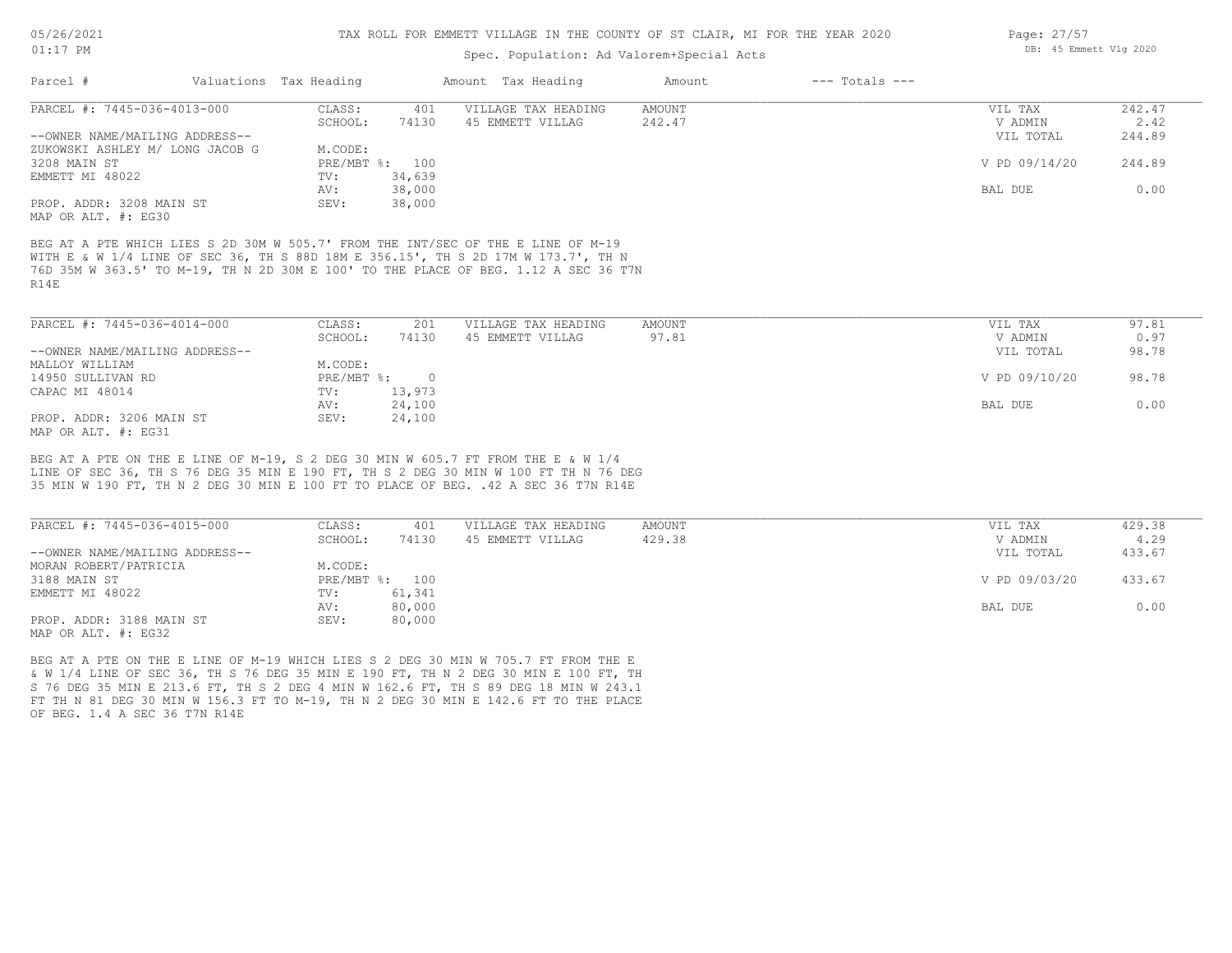# TAX ROLL FOR EMMETT VILLAGE IN THE COUNTY OF ST CLAIR, MI FOR THE YEAR 2020

Spec. Population: Ad Valorem+Special Acts

| Parcel # | Valuations | Tax Heading | Amount | Tax Heading | Amount | --- Totals --- |
|---|---|---|---|---|---|---|

---

**PARCEL #: 7445-036-4013-000**

| | | | | | |
|---|---|---|---|---|---|
| CLASS: | 401 | VILLAGE TAX HEADING | AMOUNT | VIL TAX | 242.47 |
| SCHOOL: | 74130 | 45 EMMETT VILLAG | 242.47 | V ADMIN | 2.42 |
| | | | | VIL TOTAL | 244.89 |
| M.CODE: | | | | | |
| PRE/MBT %: | 100 | | | V PD 09/14/20 | 244.89 |
| TV: | 34,639 | | | | |
| AV: | 38,000 | | | BAL DUE | 0.00 |
| SEV: | 38,000 | | | | |

--OWNER NAME/MAILING ADDRESS--
ZUKOWSKI ASHLEY M/ LONG JACOB G
3208 MAIN ST
EMMETT MI 48022

PROP. ADDR: 3208 MAIN ST
MAP OR ALT. #: EG30

BEG AT A PTE WHICH LIES S 2D 30M W 505.7' FROM THE INT/SEC OF THE E LINE OF M-19 WITH E & W 1/4 LINE OF SEC 36, TH S 88D 18M E 356.15', TH S 2D 17M W 173.7', TH N 76D 35M W 363.5' TO M-19, TH N 2D 30M E 100' TO THE PLACE OF BEG. 1.12 A SEC 36 T7N R14E

---

**PARCEL #: 7445-036-4014-000**

| | | | | | |
|---|---|---|---|---|---|
| CLASS: | 201 | VILLAGE TAX HEADING | AMOUNT | VIL TAX | 97.81 |
| SCHOOL: | 74130 | 45 EMMETT VILLAG | 97.81 | V ADMIN | 0.97 |
| | | | | VIL TOTAL | 98.78 |
| M.CODE: | | | | | |
| PRE/MBT %: | 0 | | | V PD 09/10/20 | 98.78 |
| TV: | 13,973 | | | | |
| AV: | 24,100 | | | BAL DUE | 0.00 |
| SEV: | 24,100 | | | | |

--OWNER NAME/MAILING ADDRESS--
MALLOY WILLIAM
14950 SULLIVAN RD
CAPAC MI 48014

PROP. ADDR: 3206 MAIN ST
MAP OR ALT. #: EG31

BEG AT A PTE ON THE E LINE OF M-19, S 2 DEG 30 MIN W 605.7 FT FROM THE E & W 1/4 LINE OF SEC 36, TH S 76 DEG 35 MIN E 190 FT, TH S 2 DEG 30 MIN W 100 FT TH N 76 DEG 35 MIN W 190 FT, TH N 2 DEG 30 MIN E 100 FT TO PLACE OF BEG. .42 A SEC 36 T7N R14E

---

**PARCEL #: 7445-036-4015-000**

| | | | | | |
|---|---|---|---|---|---|
| CLASS: | 401 | VILLAGE TAX HEADING | AMOUNT | VIL TAX | 429.38 |
| SCHOOL: | 74130 | 45 EMMETT VILLAG | 429.38 | V ADMIN | 4.29 |
| | | | | VIL TOTAL | 433.67 |
| M.CODE: | | | | | |
| PRE/MBT %: | 100 | | | V PD 09/03/20 | 433.67 |
| TV: | 61,341 | | | | |
| AV: | 80,000 | | | BAL DUE | 0.00 |
| SEV: | 80,000 | | | | |

--OWNER NAME/MAILING ADDRESS--
MORAN ROBERT/PATRICIA
3188 MAIN ST
EMMETT MI 48022

PROP. ADDR: 3188 MAIN ST
MAP OR ALT. #: EG32

BEG AT A PTE ON THE E LINE OF M-19 WHICH LIES S 2 DEG 30 MIN W 705.7 FT FROM THE E & W 1/4 LINE OF SEC 36, TH S 76 DEG 35 MIN E 190 FT, TH N 2 DEG 30 MIN E 100 FT, TH S 76 DEG 35 MIN E 213.6 FT, TH S 2 DEG 4 MIN W 162.6 FT, TH S 89 DEG 18 MIN W 243.1 FT TH N 81 DEG 30 MIN W 156.3 FT TO M-19, TH N 2 DEG 30 MIN E 142.6 FT TO THE PLACE OF BEG. 1.4 A SEC 36 T7N R14E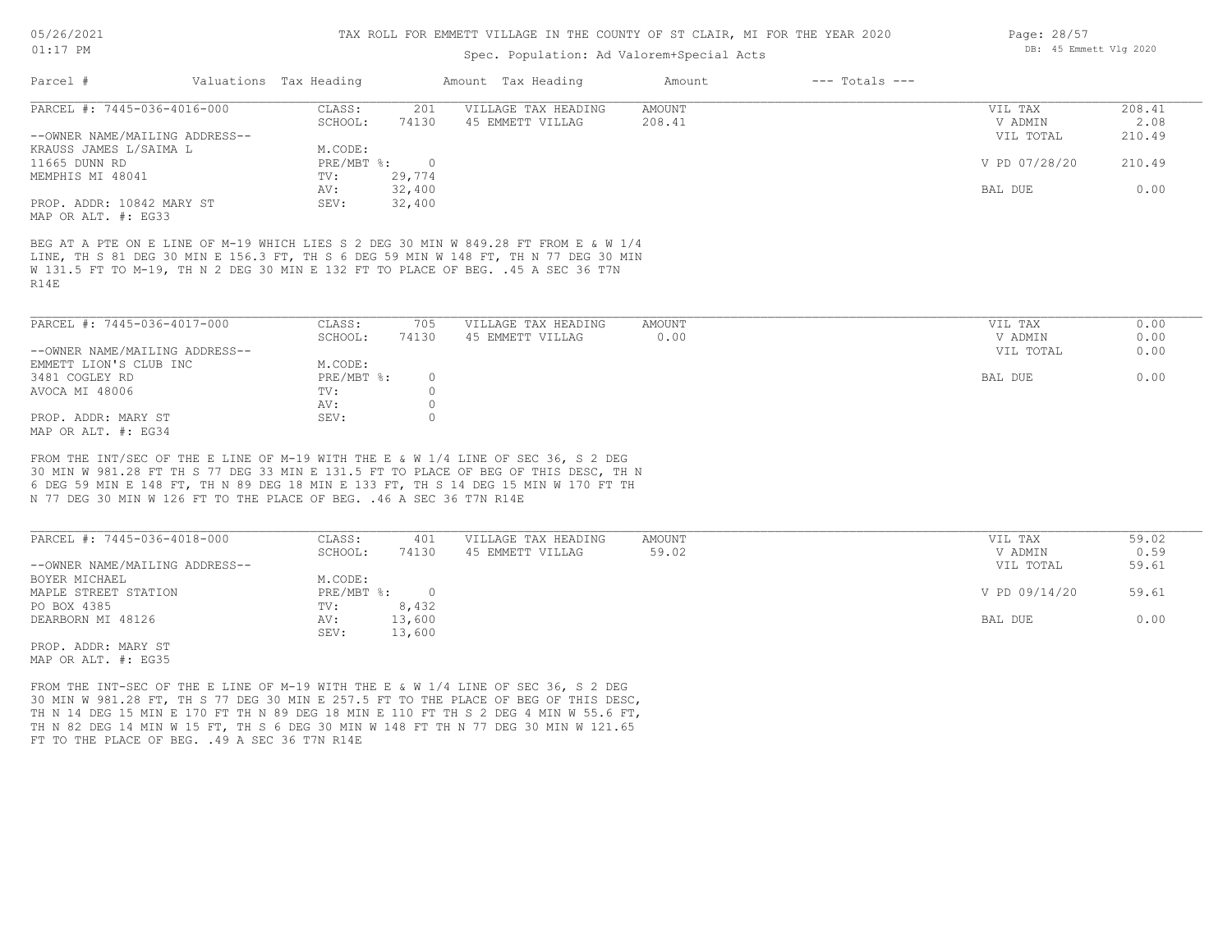TAX ROLL FOR EMMETT VILLAGE IN THE COUNTY OF ST CLAIR, MI FOR THE YEAR 2020

Spec. Population: Ad Valorem+Special Acts

| Parcel # | Valuations | Tax Heading | Amount | Tax Heading | Amount | --- Totals --- |
|---|---|---|---|---|---|---|

**PARCEL #: 7445-036-4016-000**

| | | | | |
|---|---|---|---|---|
| CLASS: | 201 | VILLAGE TAX HEADING | AMOUNT | VIL TAX | 208.41 |
| SCHOOL: | 74130 | 45 EMMETT VILLAG | 208.41 | V ADMIN | 2.08 |
| | | | | VIL TOTAL | 210.49 |
| M.CODE: | | | | | |
| PRE/MBT %: | 0 | | | V PD 07/28/20 | 210.49 |
| TV: | 29,774 | | | | |
| AV: | 32,400 | | | BAL DUE | 0.00 |
| SEV: | 32,400 | | | | |

--OWNER NAME/MAILING ADDRESS--
KRAUSS JAMES L/SAIMA L
11665 DUNN RD
MEMPHIS MI 48041

PROP. ADDR: 10842 MARY ST
MAP OR ALT. #: EG33

BEG AT A PTE ON E LINE OF M-19 WHICH LIES S 2 DEG 30 MIN W 849.28 FT FROM E & W 1/4 LINE, TH S 81 DEG 30 MIN E 156.3 FT, TH S 6 DEG 59 MIN W 148 FT, TH N 77 DEG 30 MIN W 131.5 FT TO M-19, TH N 2 DEG 30 MIN E 132 FT TO PLACE OF BEG. .45 A SEC 36 T7N R14E

**PARCEL #: 7445-036-4017-000**

| | | | | |
|---|---|---|---|---|
| CLASS: | 705 | VILLAGE TAX HEADING | AMOUNT | VIL TAX | 0.00 |
| SCHOOL: | 74130 | 45 EMMETT VILLAG | 0.00 | V ADMIN | 0.00 |
| | | | | VIL TOTAL | 0.00 |
| M.CODE: | | | | | |
| PRE/MBT %: | 0 | | | BAL DUE | 0.00 |
| TV: | 0 | | | | |
| AV: | 0 | | | | |
| SEV: | 0 | | | | |

--OWNER NAME/MAILING ADDRESS--
EMMETT LION'S CLUB INC
3481 COGLEY RD
AVOCA MI 48006

PROP. ADDR: MARY ST
MAP OR ALT. #: EG34

FROM THE INT/SEC OF THE E LINE OF M-19 WITH THE E & W 1/4 LINE OF SEC 36, S 2 DEG 30 MIN W 981.28 FT TH S 77 DEG 33 MIN E 131.5 FT TO PLACE OF BEG OF THIS DESC, TH N 6 DEG 59 MIN E 148 FT, TH N 89 DEG 18 MIN E 133 FT, TH S 14 DEG 15 MIN W 170 FT TH N 77 DEG 30 MIN W 126 FT TO THE PLACE OF BEG. .46 A SEC 36 T7N R14E

**PARCEL #: 7445-036-4018-000**

| | | | | |
|---|---|---|---|---|
| CLASS: | 401 | VILLAGE TAX HEADING | AMOUNT | VIL TAX | 59.02 |
| SCHOOL: | 74130 | 45 EMMETT VILLAG | 59.02 | V ADMIN | 0.59 |
| | | | | VIL TOTAL | 59.61 |
| M.CODE: | | | | | |
| PRE/MBT %: | 0 | | | V PD 09/14/20 | 59.61 |
| TV: | 8,432 | | | | |
| AV: | 13,600 | | | BAL DUE | 0.00 |
| SEV: | 13,600 | | | | |

--OWNER NAME/MAILING ADDRESS--
BOYER MICHAEL
MAPLE STREET STATION
PO BOX 4385
DEARBORN MI 48126

PROP. ADDR: MARY ST
MAP OR ALT. #: EG35

FROM THE INT-SEC OF THE E LINE OF M-19 WITH THE E & W 1/4 LINE OF SEC 36, S 2 DEG 30 MIN W 981.28 FT, TH S 77 DEG 30 MIN E 257.5 FT TO THE PLACE OF BEG OF THIS DESC, TH N 14 DEG 15 MIN E 170 FT TH N 89 DEG 18 MIN E 110 FT TH S 2 DEG 4 MIN W 55.6 FT, TH N 82 DEG 14 MIN W 15 FT, TH S 6 DEG 30 MIN W 148 FT TH N 77 DEG 30 MIN W 121.65 FT TO THE PLACE OF BEG. .49 A SEC 36 T7N R14E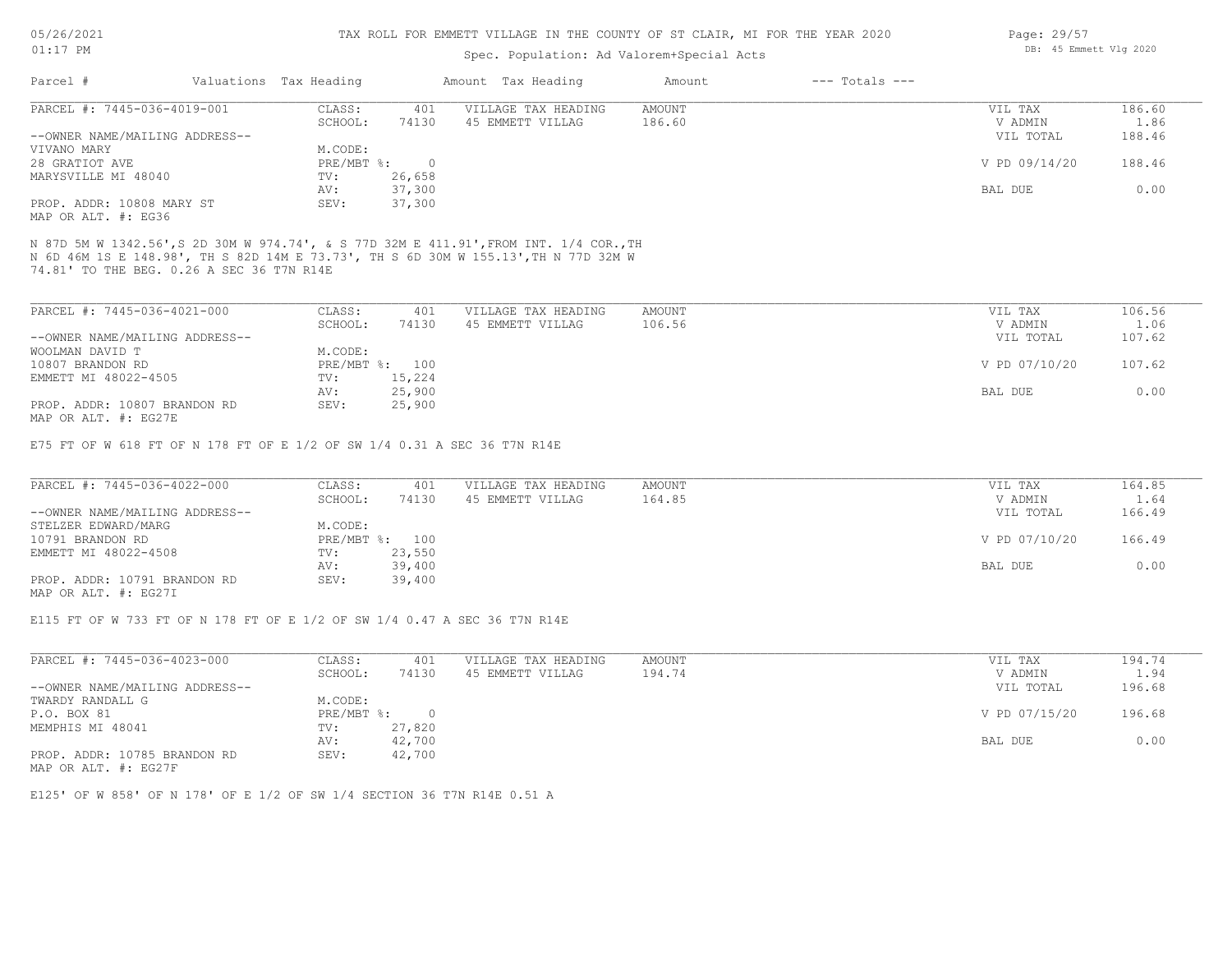# TAX ROLL FOR EMMETT VILLAGE IN THE COUNTY OF ST CLAIR, MI FOR THE YEAR 2020

Spec. Population: Ad Valorem+Special Acts

| Parcel # | Valuations | Tax Heading | Amount | Tax Heading | Amount | --- Totals --- | |
|---|---|---|---|---|---|---|---|
| PARCEL #: 7445-036-4019-001 | CLASS: | 401 | VILLAGE TAX HEADING | AMOUNT | | VIL TAX | 186.60 |
| | SCHOOL: | 74130 | 45 EMMETT VILLAG | 186.60 | | V ADMIN | 1.86 |
| --OWNER NAME/MAILING ADDRESS-- | | | | | | VIL TOTAL | 188.46 |
| VIVANO MARY | M.CODE: | | | | | | |
| 28 GRATIOT AVE | PRE/MBT %: | 0 | | | | V PD 09/14/20 | 188.46 |
| MARYSVILLE MI 48040 | TV: | 26,658 | | | | | |
| | AV: | 37,300 | | | | BAL DUE | 0.00 |
| PROP. ADDR: 10808 MARY ST | SEV: | 37,300 | | | | | |
| MAP OR ALT. #: EG36 | | | | | | | |

N 87D 5M W 1342.56',S 2D 30M W 974.74', & S 77D 32M E 411.91',FROM INT. 1/4 COR.,TH N 6D 46M 1S E 148.98', TH S 82D 14M E 73.73', TH S 6D 30M W 155.13',TH N 77D 32M W 74.81' TO THE BEG. 0.26 A SEC 36 T7N R14E

| Parcel # | Valuations | Tax Heading | Amount | Tax Heading | Amount | --- Totals --- | |
|---|---|---|---|---|---|---|---|
| PARCEL #: 7445-036-4021-000 | CLASS: | 401 | VILLAGE TAX HEADING | AMOUNT | | VIL TAX | 106.56 |
| | SCHOOL: | 74130 | 45 EMMETT VILLAG | 106.56 | | V ADMIN | 1.06 |
| --OWNER NAME/MAILING ADDRESS-- | | | | | | VIL TOTAL | 107.62 |
| WOOLMAN DAVID T | M.CODE: | | | | | | |
| 10807 BRANDON RD | PRE/MBT %: | 100 | | | | V PD 07/10/20 | 107.62 |
| EMMETT MI 48022-4505 | TV: | 15,224 | | | | | |
| | AV: | 25,900 | | | | BAL DUE | 0.00 |
| PROP. ADDR: 10807 BRANDON RD | SEV: | 25,900 | | | | | |
| MAP OR ALT. #: EG27E | | | | | | | |

E75 FT OF W 618 FT OF N 178 FT OF E 1/2 OF SW 1/4 0.31 A SEC 36 T7N R14E

| Parcel # | Valuations | Tax Heading | Amount | Tax Heading | Amount | --- Totals --- | |
|---|---|---|---|---|---|---|---|
| PARCEL #: 7445-036-4022-000 | CLASS: | 401 | VILLAGE TAX HEADING | AMOUNT | | VIL TAX | 164.85 |
| | SCHOOL: | 74130 | 45 EMMETT VILLAG | 164.85 | | V ADMIN | 1.64 |
| --OWNER NAME/MAILING ADDRESS-- | | | | | | VIL TOTAL | 166.49 |
| STELZER EDWARD/MARG | M.CODE: | | | | | | |
| 10791 BRANDON RD | PRE/MBT %: | 100 | | | | V PD 07/10/20 | 166.49 |
| EMMETT MI 48022-4508 | TV: | 23,550 | | | | | |
| | AV: | 39,400 | | | | BAL DUE | 0.00 |
| PROP. ADDR: 10791 BRANDON RD | SEV: | 39,400 | | | | | |
| MAP OR ALT. #: EG27I | | | | | | | |

E115 FT OF W 733 FT OF N 178 FT OF E 1/2 OF SW 1/4 0.47 A SEC 36 T7N R14E

| Parcel # | Valuations | Tax Heading | Amount | Tax Heading | Amount | --- Totals --- | |
|---|---|---|---|---|---|---|---|
| PARCEL #: 7445-036-4023-000 | CLASS: | 401 | VILLAGE TAX HEADING | AMOUNT | | VIL TAX | 194.74 |
| | SCHOOL: | 74130 | 45 EMMETT VILLAG | 194.74 | | V ADMIN | 1.94 |
| --OWNER NAME/MAILING ADDRESS-- | | | | | | VIL TOTAL | 196.68 |
| TWARDY RANDALL G | M.CODE: | | | | | | |
| P.O. BOX 81 | PRE/MBT %: | 0 | | | | V PD 07/15/20 | 196.68 |
| MEMPHIS MI 48041 | TV: | 27,820 | | | | | |
| | AV: | 42,700 | | | | BAL DUE | 0.00 |
| PROP. ADDR: 10785 BRANDON RD | SEV: | 42,700 | | | | | |
| MAP OR ALT. #: EG27F | | | | | | | |

E125' OF W 858' OF N 178' OF E 1/2 OF SW 1/4 SECTION 36 T7N R14E 0.51 A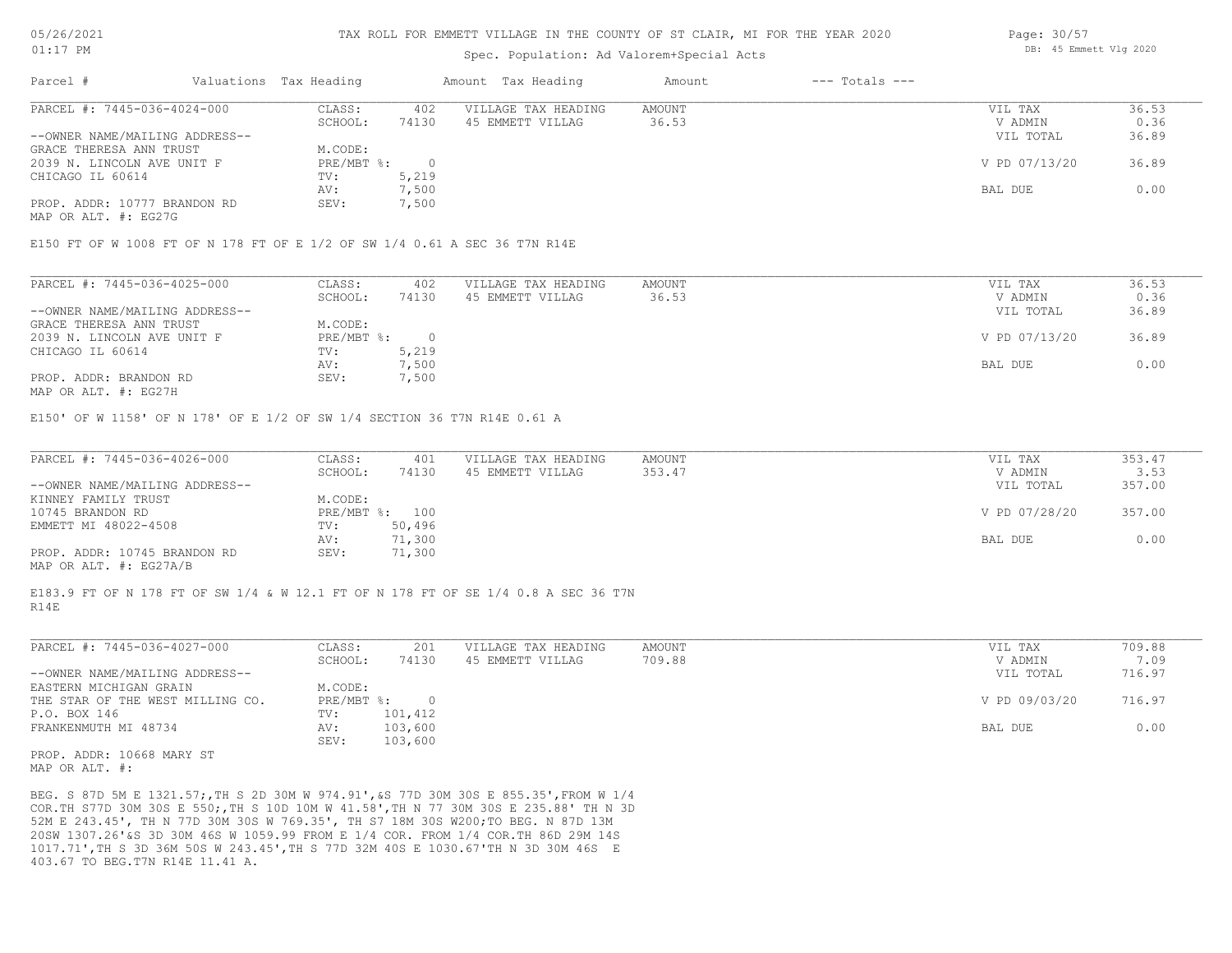# TAX ROLL FOR EMMETT VILLAGE IN THE COUNTY OF ST CLAIR, MI FOR THE YEAR 2020

Spec. Population: Ad Valorem+Special Acts

| Parcel # | Valuations | Tax Heading | Amount | Tax Heading | Amount | --- Totals --- | |
|---|---|---|---|---|---|---|---|

## PARCEL #: 7445-036-4024-000

| | | | | | |
|---|---|---|---|---|---|
| CLASS: | 402 | VILLAGE TAX HEADING | AMOUNT | VIL TAX | 36.53 |
| SCHOOL: | 74130 | 45 EMMETT VILLAG | 36.53 | V ADMIN | 0.36 |
| | | | | VIL TOTAL | 36.89 |
| M.CODE: | | | | | |
| PRE/MBT %: | 0 | | | V PD 07/13/20 | 36.89 |
| TV: | 5,219 | | | | |
| AV: | 7,500 | | | BAL DUE | 0.00 |
| SEV: | 7,500 | | | | |

--OWNER NAME/MAILING ADDRESS--
GRACE THERESA ANN TRUST
2039 N. LINCOLN AVE UNIT F
CHICAGO IL 60614

PROP. ADDR: 10777 BRANDON RD
MAP OR ALT. #: EG27G

E150 FT OF W 1008 FT OF N 178 FT OF E 1/2 OF SW 1/4 0.61 A SEC 36 T7N R14E

## PARCEL #: 7445-036-4025-000

| | | | | | |
|---|---|---|---|---|---|
| CLASS: | 402 | VILLAGE TAX HEADING | AMOUNT | VIL TAX | 36.53 |
| SCHOOL: | 74130 | 45 EMMETT VILLAG | 36.53 | V ADMIN | 0.36 |
| | | | | VIL TOTAL | 36.89 |
| M.CODE: | | | | | |
| PRE/MBT %: | 0 | | | V PD 07/13/20 | 36.89 |
| TV: | 5,219 | | | | |
| AV: | 7,500 | | | BAL DUE | 0.00 |
| SEV: | 7,500 | | | | |

--OWNER NAME/MAILING ADDRESS--
GRACE THERESA ANN TRUST
2039 N. LINCOLN AVE UNIT F
CHICAGO IL 60614

PROP. ADDR: BRANDON RD
MAP OR ALT. #: EG27H

E150' OF W 1158' OF N 178' OF E 1/2 OF SW 1/4 SECTION 36 T7N R14E 0.61 A

## PARCEL #: 7445-036-4026-000

| | | | | | |
|---|---|---|---|---|---|
| CLASS: | 401 | VILLAGE TAX HEADING | AMOUNT | VIL TAX | 353.47 |
| SCHOOL: | 74130 | 45 EMMETT VILLAG | 353.47 | V ADMIN | 3.53 |
| | | | | VIL TOTAL | 357.00 |
| M.CODE: | | | | | |
| PRE/MBT %: | 100 | | | V PD 07/28/20 | 357.00 |
| TV: | 50,496 | | | | |
| AV: | 71,300 | | | BAL DUE | 0.00 |
| SEV: | 71,300 | | | | |

--OWNER NAME/MAILING ADDRESS--
KINNEY FAMILY TRUST
10745 BRANDON RD
EMMETT MI 48022-4508

PROP. ADDR: 10745 BRANDON RD
MAP OR ALT. #: EG27A/B

E183.9 FT OF N 178 FT OF SW 1/4 & W 12.1 FT OF N 178 FT OF SE 1/4 0.8 A SEC 36 T7N R14E

## PARCEL #: 7445-036-4027-000

| | | | | | |
|---|---|---|---|---|---|
| CLASS: | 201 | VILLAGE TAX HEADING | AMOUNT | VIL TAX | 709.88 |
| SCHOOL: | 74130 | 45 EMMETT VILLAG | 709.88 | V ADMIN | 7.09 |
| | | | | VIL TOTAL | 716.97 |
| M.CODE: | | | | | |
| PRE/MBT %: | 0 | | | V PD 09/03/20 | 716.97 |
| TV: | 101,412 | | | | |
| AV: | 103,600 | | | BAL DUE | 0.00 |
| SEV: | 103,600 | | | | |

--OWNER NAME/MAILING ADDRESS--
EASTERN MICHIGAN GRAIN
THE STAR OF THE WEST MILLING CO.
P.O. BOX 146
FRANKENMUTH MI 48734

PROP. ADDR: 10668 MARY ST
MAP OR ALT. #:

BEG. S 87D 5M E 1321.57;,TH S 2D 30M W 974.91',&S 77D 30M 30S E 855.35',FROM W 1/4 COR.TH S77D 30M 30S E 550;,TH S 10D 10M W 41.58',TH N 77 30M 30S E 235.88' TH N 3D 52M E 243.45', TH N 77D 30M 30S W 769.35', TH S7 18M 30S W200;TO BEG. N 87D 13M 20SW 1307.26'&S 3D 30M 46S W 1059.99 FROM E 1/4 COR. FROM 1/4 COR.TH 86D 29M 14S 1017.71',TH S 3D 36M 50S W 243.45',TH S 77D 32M 40S E 1030.67'TH N 3D 30M 46S E 403.67 TO BEG.T7N R14E 11.41 A.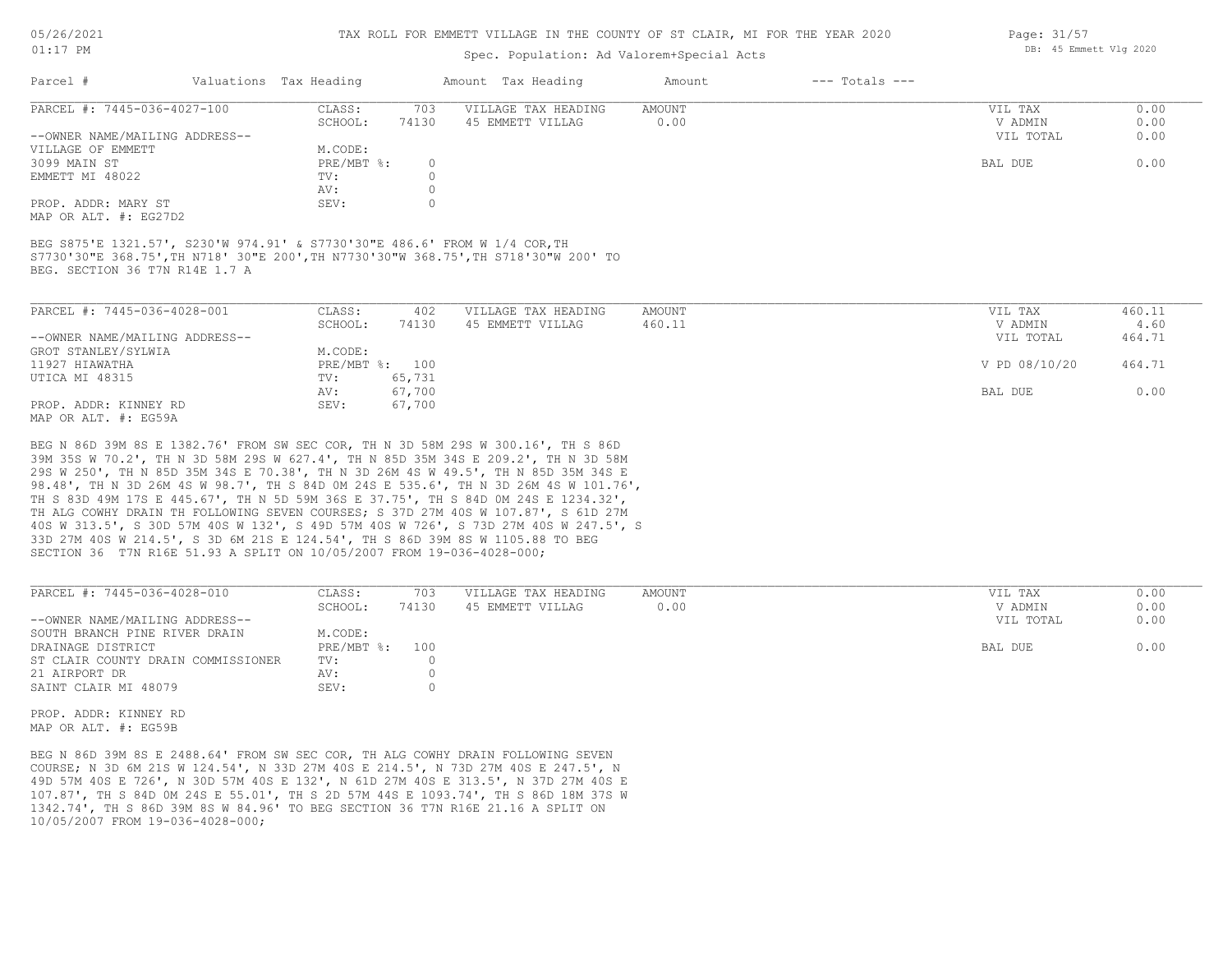TAX ROLL FOR EMMETT VILLAGE IN THE COUNTY OF ST CLAIR, MI FOR THE YEAR 2020

Spec. Population: Ad Valorem+Special Acts

| Parcel # | Valuations | Tax Heading | Amount | Tax Heading | Amount | --- Totals --- | |
|---|---|---|---|---|---|---|---|

## PARCEL #: 7445-036-4027-100

| | | | | | |
|---|---|---|---|---|---|
| CLASS: | 703 | VILLAGE TAX HEADING | AMOUNT | VIL TAX | 0.00 |
| SCHOOL: | 74130 | 45 EMMETT VILLAG | 0.00 | V ADMIN | 0.00 |
| | | | | VIL TOTAL | 0.00 |
| M.CODE: | | | | | |
| PRE/MBT %: | 0 | | | BAL DUE | 0.00 |
| TV: | 0 | | | | |
| AV: | 0 | | | | |
| SEV: | 0 | | | | |

--OWNER NAME/MAILING ADDRESS--
VILLAGE OF EMMETT
3099 MAIN ST
EMMETT MI 48022

PROP. ADDR: MARY ST
MAP OR ALT. #: EG27D2

BEG S875'E 1321.57', S230'W 974.91' & S7730'30"E 486.6' FROM W 1/4 COR,TH S7730'30"E 368.75',TH N718' 30"E 200',TH N7730'30"W 368.75',TH S718'30"W 200' TO BEG. SECTION 36 T7N R14E 1.7 A

## PARCEL #: 7445-036-4028-001

| | | | | | |
|---|---|---|---|---|---|
| CLASS: | 402 | VILLAGE TAX HEADING | AMOUNT | VIL TAX | 460.11 |
| SCHOOL: | 74130 | 45 EMMETT VILLAG | 460.11 | V ADMIN | 4.60 |
| | | | | VIL TOTAL | 464.71 |
| M.CODE: | | | | | |
| PRE/MBT %: | 100 | | | V PD 08/10/20 | 464.71 |
| TV: | 65,731 | | | | |
| AV: | 67,700 | | | BAL DUE | 0.00 |
| SEV: | 67,700 | | | | |

--OWNER NAME/MAILING ADDRESS--
GROT STANLEY/SYLWIA
11927 HIAWATHA
UTICA MI 48315

PROP. ADDR: KINNEY RD
MAP OR ALT. #: EG59A

BEG N 86D 39M 8S E 1382.76' FROM SW SEC COR, TH N 3D 58M 29S W 300.16', TH S 86D 39M 35S W 70.2', TH N 3D 58M 29S W 627.4', TH N 85D 35M 34S E 209.2', TH N 3D 58M 29S W 250', TH N 85D 35M 34S E 70.38', TH N 3D 26M 4S W 49.5', TH N 85D 35M 34S E 98.48', TH N 3D 26M 4S W 98.7', TH S 84D 0M 24S E 535.6', TH N 3D 26M 4S W 101.76', TH S 83D 49M 17S E 445.67', TH N 5D 59M 36S E 37.75', TH S 84D 0M 24S E 1234.32', TH ALG COWHY DRAIN TH FOLLOWING SEVEN COURSES; S 37D 27M 40S W 107.87', S 61D 27M 40S W 313.5', S 30D 57M 40S W 132', S 49D 57M 40S W 726', S 73D 27M 40S W 247.5', S 33D 27M 40S W 214.5', S 3D 6M 21S E 124.54', TH S 86D 39M 8S W 1105.88 TO BEG SECTION 36 T7N R16E 51.93 A SPLIT ON 10/05/2007 FROM 19-036-4028-000;

## PARCEL #: 7445-036-4028-010

| | | | | | |
|---|---|---|---|---|---|
| CLASS: | 703 | VILLAGE TAX HEADING | AMOUNT | VIL TAX | 0.00 |
| SCHOOL: | 74130 | 45 EMMETT VILLAG | 0.00 | V ADMIN | 0.00 |
| | | | | VIL TOTAL | 0.00 |
| M.CODE: | | | | | |
| PRE/MBT %: | 100 | | | BAL DUE | 0.00 |
| TV: | 0 | | | | |
| AV: | 0 | | | | |
| SEV: | 0 | | | | |

--OWNER NAME/MAILING ADDRESS--
SOUTH BRANCH PINE RIVER DRAIN
DRAINAGE DISTRICT
ST CLAIR COUNTY DRAIN COMMISSIONER
21 AIRPORT DR
SAINT CLAIR MI 48079

PROP. ADDR: KINNEY RD
MAP OR ALT. #: EG59B

BEG N 86D 39M 8S E 2488.64' FROM SW SEC COR, TH ALG COWHY DRAIN FOLLOWING SEVEN COURSE; N 3D 6M 21S W 124.54', N 33D 27M 40S E 214.5', N 73D 27M 40S E 247.5', N 49D 57M 40S E 726', N 30D 57M 40S E 132', N 61D 27M 40S E 313.5', N 37D 27M 40S E 107.87', TH S 84D 0M 24S E 55.01', TH S 2D 57M 44S E 1093.74', TH S 86D 18M 37S W 1342.74', TH S 86D 39M 8S W 84.96' TO BEG SECTION 36 T7N R16E 21.16 A SPLIT ON 10/05/2007 FROM 19-036-4028-000;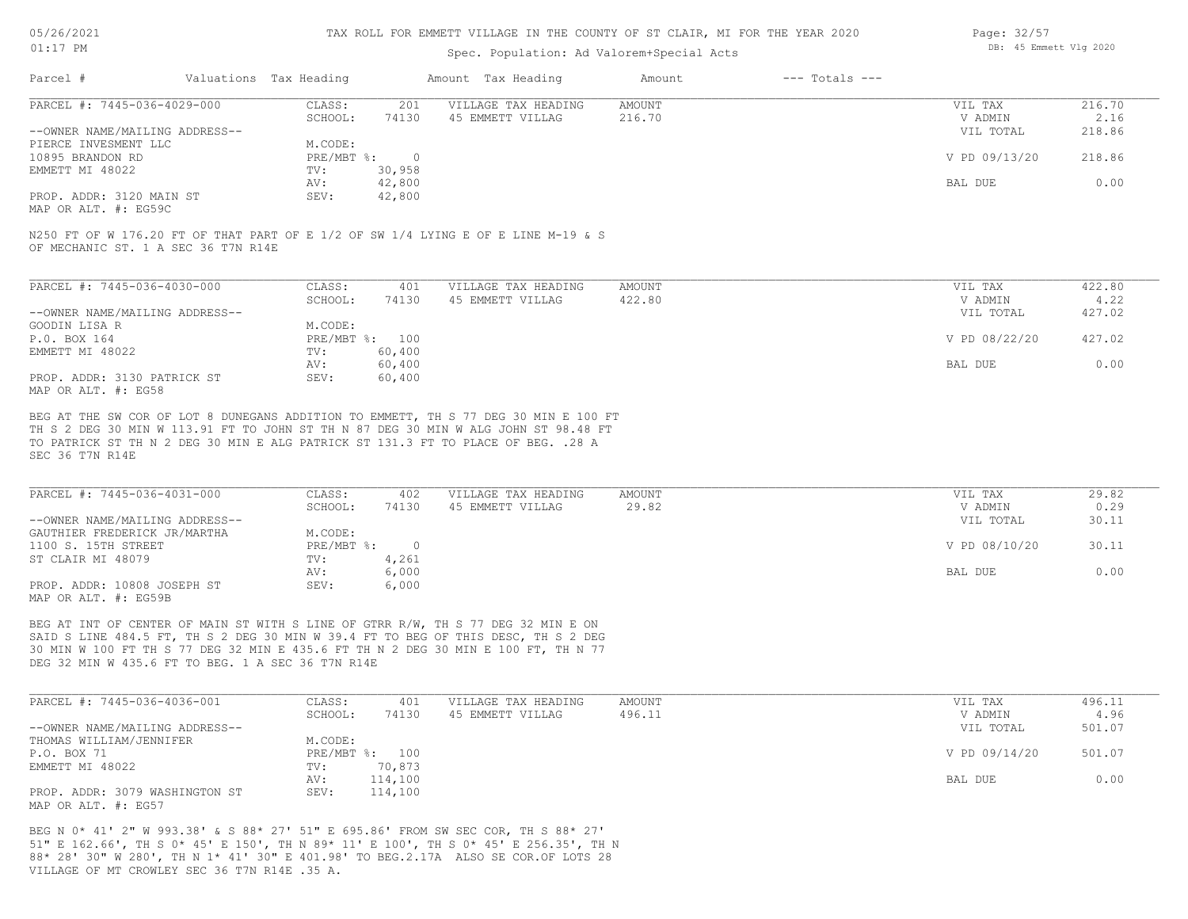TAX ROLL FOR EMMETT VILLAGE IN THE COUNTY OF ST CLAIR, MI FOR THE YEAR 2020

Spec. Population: Ad Valorem+Special Acts

| Parcel # | Valuations | Tax Heading | Amount | Tax Heading | Amount | --- Totals --- | |
|---|---|---|---|---|---|---|---|

**PARCEL #: 7445-036-4029-000**

| | | | | | |
|---|---|---|---|---|---|
| CLASS: | 201 | VILLAGE TAX HEADING | AMOUNT | VIL TAX | 216.70 |
| SCHOOL: | 74130 | 45 EMMETT VILLAG | 216.70 | V ADMIN | 2.16 |
| M.CODE: | | | | VIL TOTAL | 218.86 |
| PRE/MBT %: | 0 | | | V PD 09/13/20 | 218.86 |
| TV: | 30,958 | | | | |
| AV: | 42,800 | | | BAL DUE | 0.00 |
| SEV: | 42,800 | | | | |

--OWNER NAME/MAILING ADDRESS--
PIERCE INVESMENT LLC
10895 BRANDON RD
EMMETT MI 48022

PROP. ADDR: 3120 MAIN ST
MAP OR ALT. #: EG59C

N250 FT OF W 176.20 FT OF THAT PART OF E 1/2 OF SW 1/4 LYING E OF E LINE M-19 & S OF MECHANIC ST. 1 A SEC 36 T7N R14E

**PARCEL #: 7445-036-4030-000**

| | | | | | |
|---|---|---|---|---|---|
| CLASS: | 401 | VILLAGE TAX HEADING | AMOUNT | VIL TAX | 422.80 |
| SCHOOL: | 74130 | 45 EMMETT VILLAG | 422.80 | V ADMIN | 4.22 |
| M.CODE: | | | | VIL TOTAL | 427.02 |
| PRE/MBT %: | 100 | | | V PD 08/22/20 | 427.02 |
| TV: | 60,400 | | | | |
| AV: | 60,400 | | | BAL DUE | 0.00 |
| SEV: | 60,400 | | | | |

--OWNER NAME/MAILING ADDRESS--
GOODIN LISA R
P.O. BOX 164
EMMETT MI 48022

PROP. ADDR: 3130 PATRICK ST
MAP OR ALT. #: EG58

BEG AT THE SW COR OF LOT 8 DUNEGANS ADDITION TO EMMETT, TH S 77 DEG 30 MIN E 100 FT TH S 2 DEG 30 MIN W 113.91 FT TO JOHN ST TH N 87 DEG 30 MIN W ALG JOHN ST 98.48 FT TO PATRICK ST TH N 2 DEG 30 MIN E ALG PATRICK ST 131.3 FT TO PLACE OF BEG. .28 A SEC 36 T7N R14E

**PARCEL #: 7445-036-4031-000**

| | | | | | |
|---|---|---|---|---|---|
| CLASS: | 402 | VILLAGE TAX HEADING | AMOUNT | VIL TAX | 29.82 |
| SCHOOL: | 74130 | 45 EMMETT VILLAG | 29.82 | V ADMIN | 0.29 |
| M.CODE: | | | | VIL TOTAL | 30.11 |
| PRE/MBT %: | 0 | | | V PD 08/10/20 | 30.11 |
| TV: | 4,261 | | | | |
| AV: | 6,000 | | | BAL DUE | 0.00 |
| SEV: | 6,000 | | | | |

--OWNER NAME/MAILING ADDRESS--
GAUTHIER FREDERICK JR/MARTHA
1100 S. 15TH STREET
ST CLAIR MI 48079

PROP. ADDR: 10808 JOSEPH ST
MAP OR ALT. #: EG59B

BEG AT INT OF CENTER OF MAIN ST WITH S LINE OF GTRR R/W, TH S 77 DEG 32 MIN E ON SAID S LINE 484.5 FT, TH S 2 DEG 30 MIN W 39.4 FT TO BEG OF THIS DESC, TH S 2 DEG 30 MIN W 100 FT TH S 77 DEG 32 MIN E 435.6 FT TH N 2 DEG 30 MIN E 100 FT, TH N 77 DEG 32 MIN W 435.6 FT TO BEG. 1 A SEC 36 T7N R14E

**PARCEL #: 7445-036-4036-001**

| | | | | | |
|---|---|---|---|---|---|
| CLASS: | 401 | VILLAGE TAX HEADING | AMOUNT | VIL TAX | 496.11 |
| SCHOOL: | 74130 | 45 EMMETT VILLAG | 496.11 | V ADMIN | 4.96 |
| M.CODE: | | | | VIL TOTAL | 501.07 |
| PRE/MBT %: | 100 | | | V PD 09/14/20 | 501.07 |
| TV: | 70,873 | | | | |
| AV: | 114,100 | | | BAL DUE | 0.00 |
| SEV: | 114,100 | | | | |

--OWNER NAME/MAILING ADDRESS--
THOMAS WILLIAM/JENNIFER
P.O. BOX 71
EMMETT MI 48022

PROP. ADDR: 3079 WASHINGTON ST
MAP OR ALT. #: EG57

BEG N 0* 41' 2" W 993.38' & S 88* 27' 51" E 695.86' FROM SW SEC COR, TH S 88* 27' 51" E 162.66', TH S 0* 45' E 150', TH N 89* 11' E 100', TH S 0* 45' E 256.35', TH N 88* 28' 30" W 280', TH N 1* 41' 30" E 401.98' TO BEG.2.17A ALSO SE COR.OF LOTS 28 VILLAGE OF MT CROWLEY SEC 36 T7N R14E .35 A.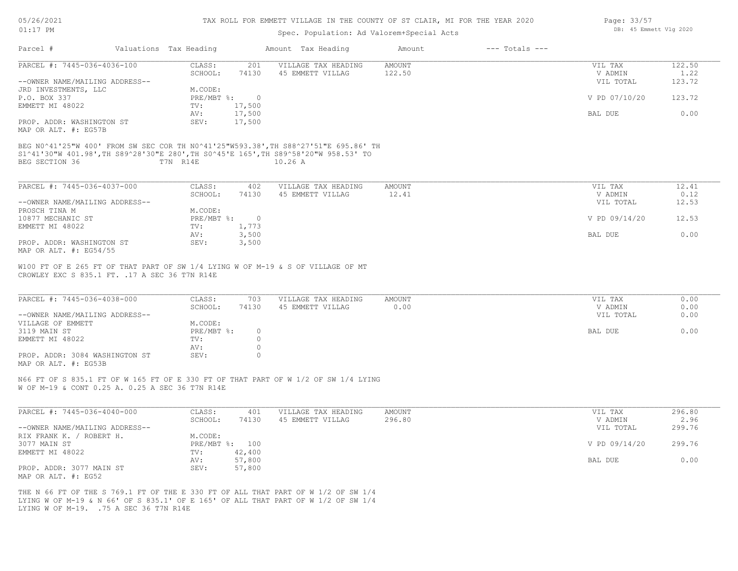# TAX ROLL FOR EMMETT VILLAGE IN THE COUNTY OF ST CLAIR, MI FOR THE YEAR 2020

Spec. Population: Ad Valorem+Special Acts

| Parcel # | Valuations | Tax Heading | Amount | Tax Heading | Amount | --- Totals --- | |
|---|---|---|---|---|---|---|---|
| PARCEL #: 7445-036-4036-100 | CLASS: | 201 | VILLAGE TAX HEADING | AMOUNT | | VIL TAX | 122.50 |
| | SCHOOL: | 74130 | 45 EMMETT VILLAG | 122.50 | | V ADMIN | 1.22 |
| --OWNER NAME/MAILING ADDRESS-- | | | | | | VIL TOTAL | 123.72 |
| JRD INVESTMENTS, LLC | M.CODE: | | | | | | |
| P.O. BOX 337 | PRE/MBT %: | 0 | | | | V PD 07/10/20 | 123.72 |
| EMMETT MI 48022 | TV: | 17,500 | | | | | |
| | AV: | 17,500 | | | | BAL DUE | 0.00 |
| PROP. ADDR: WASHINGTON ST | SEV: | 17,500 | | | | | |
| MAP OR ALT. #: EG57B | | | | | | | |

BEG N0^41'25"W 400' FROM SW SEC COR TH N0^41'25"W593.38',TH S88^27'51"E 695.86' TH S1^41'30"W 401.98',TH S89^28'30"E 280',TH S0^45'E 165',TH S89^58'20"W 958.53' TO BEG SECTION 36 T7N R14E 10.26 A

| Parcel # | Valuations | Tax Heading | Amount | Tax Heading | Amount | --- Totals --- | |
|---|---|---|---|---|---|---|---|
| PARCEL #: 7445-036-4037-000 | CLASS: | 402 | VILLAGE TAX HEADING | AMOUNT | | VIL TAX | 12.41 |
| | SCHOOL: | 74130 | 45 EMMETT VILLAG | 12.41 | | V ADMIN | 0.12 |
| --OWNER NAME/MAILING ADDRESS-- | | | | | | VIL TOTAL | 12.53 |
| PROSCH TINA M | M.CODE: | | | | | | |
| 10877 MECHANIC ST | PRE/MBT %: | 0 | | | | V PD 09/14/20 | 12.53 |
| EMMETT MI 48022 | TV: | 1,773 | | | | | |
| | AV: | 3,500 | | | | BAL DUE | 0.00 |
| PROP. ADDR: WASHINGTON ST | SEV: | 3,500 | | | | | |
| MAP OR ALT. #: EG54/55 | | | | | | | |

W100 FT OF E 265 FT OF THAT PART OF SW 1/4 LYING W OF M-19 & S OF VILLAGE OF MT CROWLEY EXC S 835.1 FT. .17 A SEC 36 T7N R14E

| Parcel # | Valuations | Tax Heading | Amount | Tax Heading | Amount | --- Totals --- | |
|---|---|---|---|---|---|---|---|
| PARCEL #: 7445-036-4038-000 | CLASS: | 703 | VILLAGE TAX HEADING | AMOUNT | | VIL TAX | 0.00 |
| | SCHOOL: | 74130 | 45 EMMETT VILLAG | 0.00 | | V ADMIN | 0.00 |
| --OWNER NAME/MAILING ADDRESS-- | | | | | | VIL TOTAL | 0.00 |
| VILLAGE OF EMMETT | M.CODE: | | | | | | |
| 3119 MAIN ST | PRE/MBT %: | 0 | | | | BAL DUE | 0.00 |
| EMMETT MI 48022 | TV: | 0 | | | | | |
| | AV: | 0 | | | | | |
| PROP. ADDR: 3084 WASHINGTON ST | SEV: | 0 | | | | | |
| MAP OR ALT. #: EG53B | | | | | | | |

N66 FT OF S 835.1 FT OF W 165 FT OF E 330 FT OF THAT PART OF W 1/2 OF SW 1/4 LYING W OF M-19 & CONT 0.25 A. 0.25 A SEC 36 T7N R14E

| Parcel # | Valuations | Tax Heading | Amount | Tax Heading | Amount | --- Totals --- | |
|---|---|---|---|---|---|---|---|
| PARCEL #: 7445-036-4040-000 | CLASS: | 401 | VILLAGE TAX HEADING | AMOUNT | | VIL TAX | 296.80 |
| | SCHOOL: | 74130 | 45 EMMETT VILLAG | 296.80 | | V ADMIN | 2.96 |
| --OWNER NAME/MAILING ADDRESS-- | | | | | | VIL TOTAL | 299.76 |
| RIX FRANK K. / ROBERT H. | M.CODE: | | | | | | |
| 3077 MAIN ST | PRE/MBT %: | 100 | | | | V PD 09/14/20 | 299.76 |
| EMMETT MI 48022 | TV: | 42,400 | | | | | |
| | AV: | 57,800 | | | | BAL DUE | 0.00 |
| PROP. ADDR: 3077 MAIN ST | SEV: | 57,800 | | | | | |
| MAP OR ALT. #: EG52 | | | | | | | |

THE N 66 FT OF THE S 769.1 FT OF THE E 330 FT OF ALL THAT PART OF W 1/2 OF SW 1/4 LYING W OF M-19 & N 66' OF S 835.1' OF E 165' OF ALL THAT PART OF W 1/2 OF SW 1/4 LYING W OF M-19. .75 A SEC 36 T7N R14E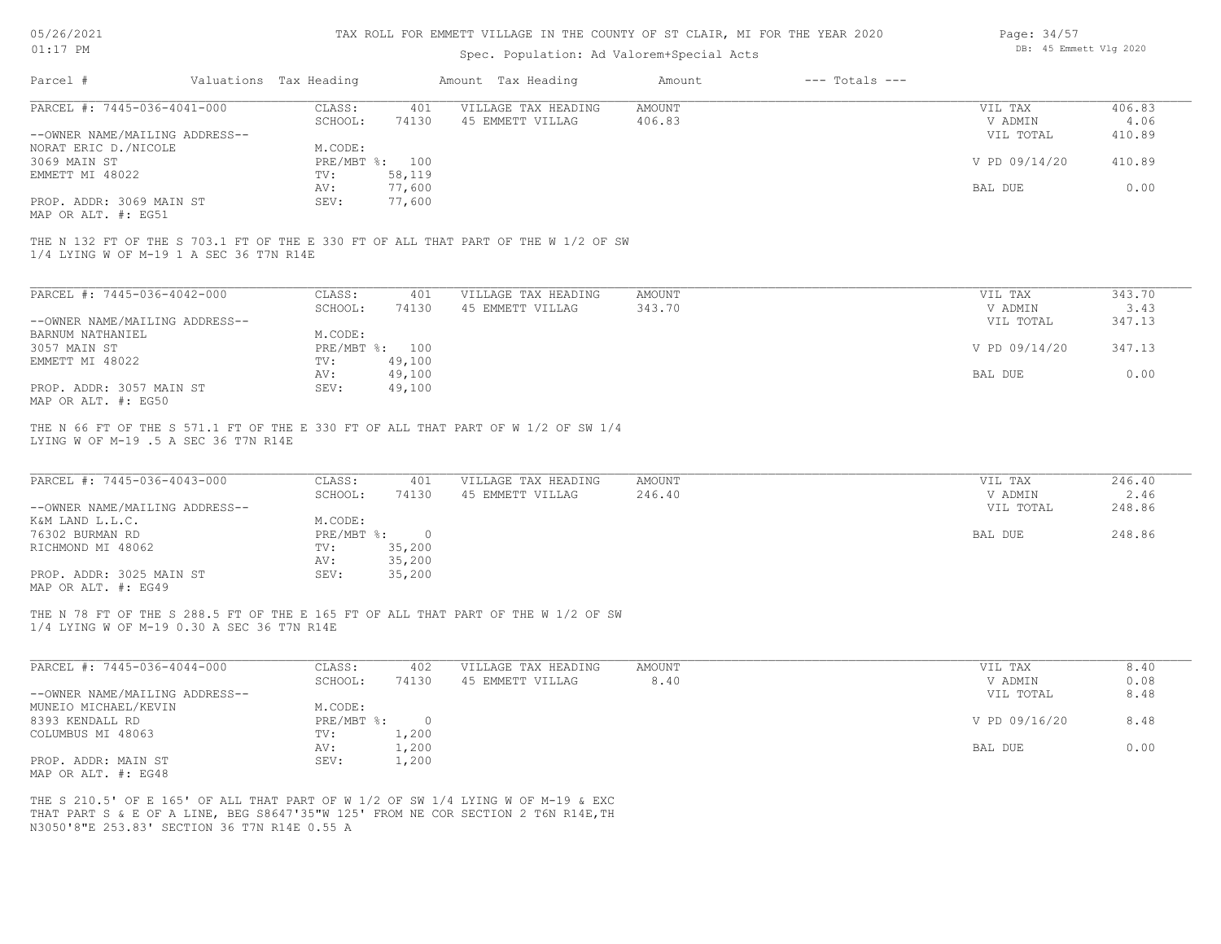TAX ROLL FOR EMMETT VILLAGE IN THE COUNTY OF ST CLAIR, MI FOR THE YEAR 2020

Spec. Population: Ad Valorem+Special Acts

| Parcel # | Valuations | Tax Heading | Amount | Tax Heading | Amount | --- Totals --- | |
|---|---|---|---|---|---|---|---|
| PARCEL #: 7445-036-4041-000 | CLASS: | 401 | VILLAGE TAX HEADING | AMOUNT | | VIL TAX | 406.83 |
| | SCHOOL: | 74130 | 45 EMMETT VILLAG | 406.83 | | V ADMIN | 4.06 |
| --OWNER NAME/MAILING ADDRESS-- | | | | | | VIL TOTAL | 410.89 |
| NORAT ERIC D./NICOLE | M.CODE: | | | | | | |
| 3069 MAIN ST | PRE/MBT %: | 100 | | | | V PD 09/14/20 | 410.89 |
| EMMETT MI 48022 | TV: | 58,119 | | | | | |
| | AV: | 77,600 | | | | BAL DUE | 0.00 |
| PROP. ADDR: 3069 MAIN ST | SEV: | 77,600 | | | | | |
| MAP OR ALT. #: EG51 | | | | | | | |

THE N 132 FT OF THE S 703.1 FT OF THE E 330 FT OF ALL THAT PART OF THE W 1/2 OF SW 1/4 LYING W OF M-19 1 A SEC 36 T7N R14E

| Parcel # | Valuations | Tax Heading | Amount | Tax Heading | Amount | --- Totals --- | |
|---|---|---|---|---|---|---|---|
| PARCEL #: 7445-036-4042-000 | CLASS: | 401 | VILLAGE TAX HEADING | AMOUNT | | VIL TAX | 343.70 |
| | SCHOOL: | 74130 | 45 EMMETT VILLAG | 343.70 | | V ADMIN | 3.43 |
| --OWNER NAME/MAILING ADDRESS-- | | | | | | VIL TOTAL | 347.13 |
| BARNUM NATHANIEL | M.CODE: | | | | | | |
| 3057 MAIN ST | PRE/MBT %: | 100 | | | | V PD 09/14/20 | 347.13 |
| EMMETT MI 48022 | TV: | 49,100 | | | | | |
| | AV: | 49,100 | | | | BAL DUE | 0.00 |
| PROP. ADDR: 3057 MAIN ST | SEV: | 49,100 | | | | | |
| MAP OR ALT. #: EG50 | | | | | | | |

THE N 66 FT OF THE S 571.1 FT OF THE E 330 FT OF ALL THAT PART OF W 1/2 OF SW 1/4 LYING W OF M-19 .5 A SEC 36 T7N R14E

| Parcel # | Valuations | Tax Heading | Amount | Tax Heading | Amount | --- Totals --- | |
|---|---|---|---|---|---|---|---|
| PARCEL #: 7445-036-4043-000 | CLASS: | 401 | VILLAGE TAX HEADING | AMOUNT | | VIL TAX | 246.40 |
| | SCHOOL: | 74130 | 45 EMMETT VILLAG | 246.40 | | V ADMIN | 2.46 |
| --OWNER NAME/MAILING ADDRESS-- | | | | | | VIL TOTAL | 248.86 |
| K&M LAND L.L.C. | M.CODE: | | | | | | |
| 76302 BURMAN RD | PRE/MBT %: | 0 | | | | BAL DUE | 248.86 |
| RICHMOND MI 48062 | TV: | 35,200 | | | | | |
| | AV: | 35,200 | | | | | |
| PROP. ADDR: 3025 MAIN ST | SEV: | 35,200 | | | | | |
| MAP OR ALT. #: EG49 | | | | | | | |

THE N 78 FT OF THE S 288.5 FT OF THE E 165 FT OF ALL THAT PART OF THE W 1/2 OF SW 1/4 LYING W OF M-19 0.30 A SEC 36 T7N R14E

| Parcel # | Valuations | Tax Heading | Amount | Tax Heading | Amount | --- Totals --- | |
|---|---|---|---|---|---|---|---|
| PARCEL #: 7445-036-4044-000 | CLASS: | 402 | VILLAGE TAX HEADING | AMOUNT | | VIL TAX | 8.40 |
| | SCHOOL: | 74130 | 45 EMMETT VILLAG | 8.40 | | V ADMIN | 0.08 |
| --OWNER NAME/MAILING ADDRESS-- | | | | | | VIL TOTAL | 8.48 |
| MUNEIO MICHAEL/KEVIN | M.CODE: | | | | | | |
| 8393 KENDALL RD | PRE/MBT %: | 0 | | | | V PD 09/16/20 | 8.48 |
| COLUMBUS MI 48063 | TV: | 1,200 | | | | | |
| | AV: | 1,200 | | | | BAL DUE | 0.00 |
| PROP. ADDR: MAIN ST | SEV: | 1,200 | | | | | |
| MAP OR ALT. #: EG48 | | | | | | | |

THE S 210.5' OF E 165' OF ALL THAT PART OF W 1/2 OF SW 1/4 LYING W OF M-19 & EXC THAT PART S & E OF A LINE, BEG S8647'35"W 125' FROM NE COR SECTION 2 T6N R14E,TH N3050'8"E 253.83' SECTION 36 T7N R14E 0.55 A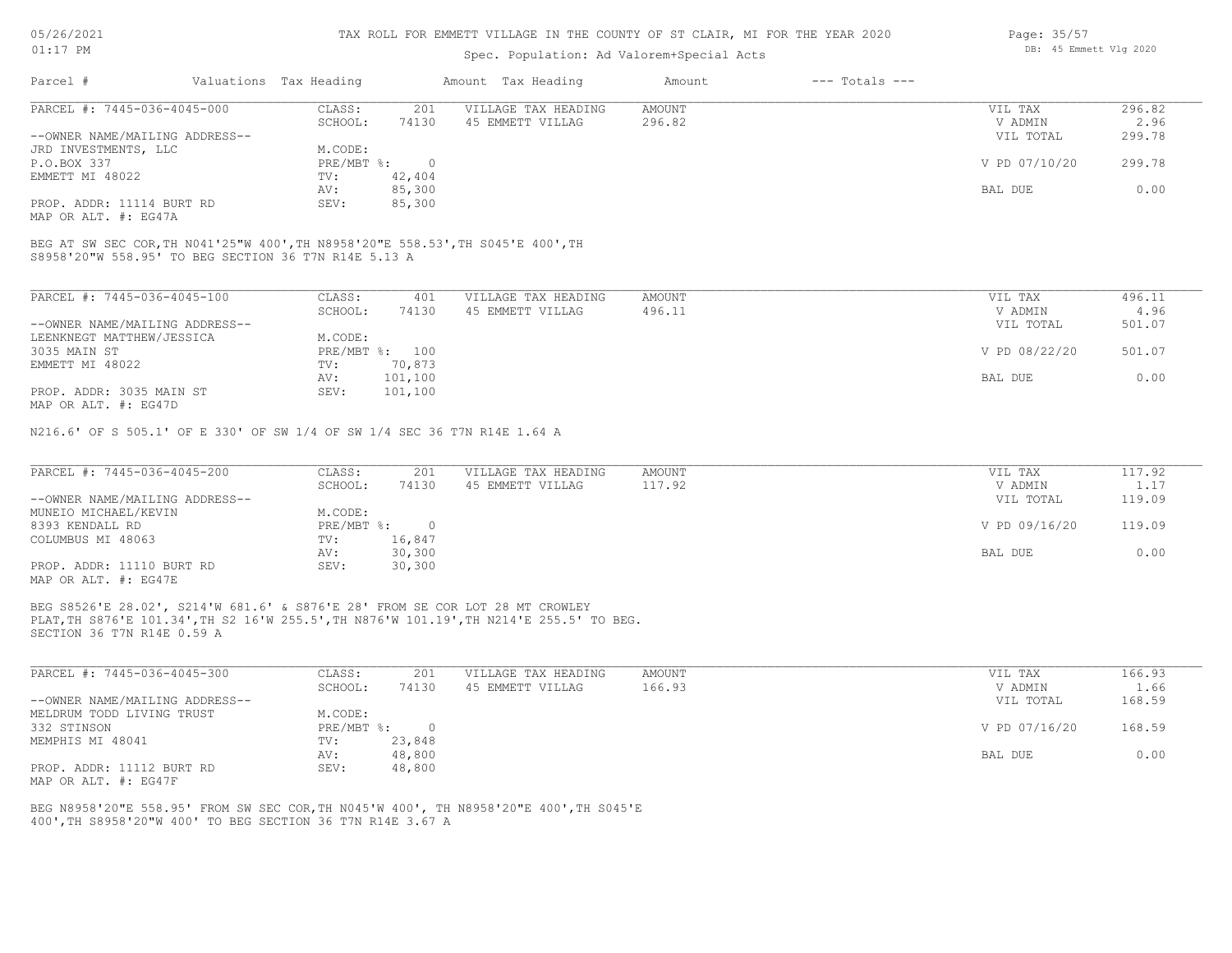# TAX ROLL FOR EMMETT VILLAGE IN THE COUNTY OF ST CLAIR, MI FOR THE YEAR 2020

Spec. Population: Ad Valorem+Special Acts

| Parcel # | Valuations | Tax Heading | Amount | Tax Heading | Amount | --- Totals --- | |
|---|---|---|---|---|---|---|---|

---

**PARCEL #: 7445-036-4045-000**

| | | | | | | |
|---|---|---|---|---|---|---|
| | CLASS: | 201 | VILLAGE TAX HEADING | AMOUNT | VIL TAX | 296.82 |
| | SCHOOL: | 74130 | 45 EMMETT VILLAG | 296.82 | V ADMIN | 2.96 |
| --OWNER NAME/MAILING ADDRESS-- | | | | | VIL TOTAL | 299.78 |
| JRD INVESTMENTS, LLC | M.CODE: | | | | | |
| P.O.BOX 337 | PRE/MBT %: | 0 | | | V PD 07/10/20 | 299.78 |
| EMMETT MI 48022 | TV: | 42,404 | | | | |
| | AV: | 85,300 | | | BAL DUE | 0.00 |
| PROP. ADDR: 11114 BURT RD | SEV: | 85,300 | | | | |
| MAP OR ALT. #: EG47A | | | | | | |

BEG AT SW SEC COR,TH N041'25"W 400',TH N8958'20"E 558.53',TH S045'E 400',TH S8958'20"W 558.95' TO BEG SECTION 36 T7N R14E 5.13 A

---

**PARCEL #: 7445-036-4045-100**

| | | | | | | |
|---|---|---|---|---|---|---|
| | CLASS: | 401 | VILLAGE TAX HEADING | AMOUNT | VIL TAX | 496.11 |
| | SCHOOL: | 74130 | 45 EMMETT VILLAG | 496.11 | V ADMIN | 4.96 |
| --OWNER NAME/MAILING ADDRESS-- | | | | | VIL TOTAL | 501.07 |
| LEENKNEGT MATTHEW/JESSICA | M.CODE: | | | | | |
| 3035 MAIN ST | PRE/MBT %: | 100 | | | V PD 08/22/20 | 501.07 |
| EMMETT MI 48022 | TV: | 70,873 | | | | |
| | AV: | 101,100 | | | BAL DUE | 0.00 |
| PROP. ADDR: 3035 MAIN ST | SEV: | 101,100 | | | | |
| MAP OR ALT. #: EG47D | | | | | | |

N216.6' OF S 505.1' OF E 330' OF SW 1/4 OF SW 1/4 SEC 36 T7N R14E 1.64 A

---

**PARCEL #: 7445-036-4045-200**

| | | | | | | |
|---|---|---|---|---|---|---|
| | CLASS: | 201 | VILLAGE TAX HEADING | AMOUNT | VIL TAX | 117.92 |
| | SCHOOL: | 74130 | 45 EMMETT VILLAG | 117.92 | V ADMIN | 1.17 |
| --OWNER NAME/MAILING ADDRESS-- | | | | | VIL TOTAL | 119.09 |
| MUNEIO MICHAEL/KEVIN | M.CODE: | | | | | |
| 8393 KENDALL RD | PRE/MBT %: | 0 | | | V PD 09/16/20 | 119.09 |
| COLUMBUS MI 48063 | TV: | 16,847 | | | | |
| | AV: | 30,300 | | | BAL DUE | 0.00 |
| PROP. ADDR: 11110 BURT RD | SEV: | 30,300 | | | | |
| MAP OR ALT. #: EG47E | | | | | | |

BEG S8526'E 28.02', S214'W 681.6' & S876'E 28' FROM SE COR LOT 28 MT CROWLEY PLAT,TH S876'E 101.34',TH S2 16'W 255.5',TH N876'W 101.19',TH N214'E 255.5' TO BEG. SECTION 36 T7N R14E 0.59 A

---

**PARCEL #: 7445-036-4045-300**

| | | | | | | |
|---|---|---|---|---|---|---|
| | CLASS: | 201 | VILLAGE TAX HEADING | AMOUNT | VIL TAX | 166.93 |
| | SCHOOL: | 74130 | 45 EMMETT VILLAG | 166.93 | V ADMIN | 1.66 |
| --OWNER NAME/MAILING ADDRESS-- | | | | | VIL TOTAL | 168.59 |
| MELDRUM TODD LIVING TRUST | M.CODE: | | | | | |
| 332 STINSON | PRE/MBT %: | 0 | | | V PD 07/16/20 | 168.59 |
| MEMPHIS MI 48041 | TV: | 23,848 | | | | |
| | AV: | 48,800 | | | BAL DUE | 0.00 |
| PROP. ADDR: 11112 BURT RD | SEV: | 48,800 | | | | |
| MAP OR ALT. #: EG47F | | | | | | |

BEG N8958'20"E 558.95' FROM SW SEC COR,TH N045'W 400', TH N8958'20"E 400',TH S045'E 400',TH S8958'20"W 400' TO BEG SECTION 36 T7N R14E 3.67 A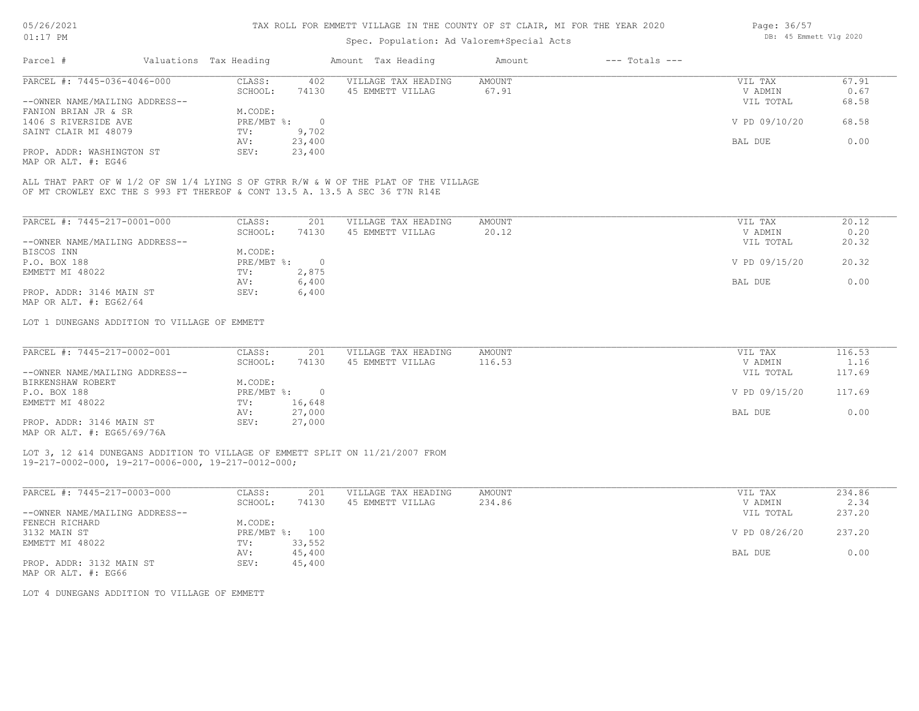TAX ROLL FOR EMMETT VILLAGE IN THE COUNTY OF ST CLAIR, MI FOR THE YEAR 2020

Spec. Population: Ad Valorem+Special Acts

| Parcel # | Valuations | Tax Heading | Amount | Tax Heading | Amount | --- Totals --- | |
|---|---|---|---|---|---|---|---|
| PARCEL #: 7445-036-4046-000 | CLASS: | 402 | VILLAGE TAX HEADING | AMOUNT | | VIL TAX | 67.91 |
| | SCHOOL: | 74130 | 45 EMMETT VILLAG | 67.91 | | V ADMIN | 0.67 |
| --OWNER NAME/MAILING ADDRESS-- | | | | | | VIL TOTAL | 68.58 |
| FANION BRIAN JR & SR | M.CODE: | | | | | | |
| 1406 S RIVERSIDE AVE | PRE/MBT %: | 0 | | | | V PD 09/10/20 | 68.58 |
| SAINT CLAIR MI 48079 | TV: | 9,702 | | | | | |
| | AV: | 23,400 | | | | BAL DUE | 0.00 |
| PROP. ADDR: WASHINGTON ST | SEV: | 23,400 | | | | | |
| MAP OR ALT. #: EG46 | | | | | | | |

ALL THAT PART OF W 1/2 OF SW 1/4 LYING S OF GTRR R/W & W OF THE PLAT OF THE VILLAGE OF MT CROWLEY EXC THE S 993 FT THEREOF & CONT 13.5 A. 13.5 A SEC 36 T7N R14E

| Parcel # | Valuations | Tax Heading | Amount | Tax Heading | Amount | --- Totals --- | |
|---|---|---|---|---|---|---|---|
| PARCEL #: 7445-217-0001-000 | CLASS: | 201 | VILLAGE TAX HEADING | AMOUNT | | VIL TAX | 20.12 |
| | SCHOOL: | 74130 | 45 EMMETT VILLAG | 20.12 | | V ADMIN | 0.20 |
| --OWNER NAME/MAILING ADDRESS-- | | | | | | VIL TOTAL | 20.32 |
| BISCOS INN | M.CODE: | | | | | | |
| P.O. BOX 188 | PRE/MBT %: | 0 | | | | V PD 09/15/20 | 20.32 |
| EMMETT MI 48022 | TV: | 2,875 | | | | | |
| | AV: | 6,400 | | | | BAL DUE | 0.00 |
| PROP. ADDR: 3146 MAIN ST | SEV: | 6,400 | | | | | |
| MAP OR ALT. #: EG62/64 | | | | | | | |

LOT 1 DUNEGANS ADDITION TO VILLAGE OF EMMETT

| Parcel # | Valuations | Tax Heading | Amount | Tax Heading | Amount | --- Totals --- | |
|---|---|---|---|---|---|---|---|
| PARCEL #: 7445-217-0002-001 | CLASS: | 201 | VILLAGE TAX HEADING | AMOUNT | | VIL TAX | 116.53 |
| | SCHOOL: | 74130 | 45 EMMETT VILLAG | 116.53 | | V ADMIN | 1.16 |
| --OWNER NAME/MAILING ADDRESS-- | | | | | | VIL TOTAL | 117.69 |
| BIRKENSHAW ROBERT | M.CODE: | | | | | | |
| P.O. BOX 188 | PRE/MBT %: | 0 | | | | V PD 09/15/20 | 117.69 |
| EMMETT MI 48022 | TV: | 16,648 | | | | | |
| | AV: | 27,000 | | | | BAL DUE | 0.00 |
| PROP. ADDR: 3146 MAIN ST | SEV: | 27,000 | | | | | |
| MAP OR ALT. #: EG65/69/76A | | | | | | | |

LOT 3, 12 &14 DUNEGANS ADDITION TO VILLAGE OF EMMETT SPLIT ON 11/21/2007 FROM 19-217-0002-000, 19-217-0006-000, 19-217-0012-000;

| Parcel # | Valuations | Tax Heading | Amount | Tax Heading | Amount | --- Totals --- | |
|---|---|---|---|---|---|---|---|
| PARCEL #: 7445-217-0003-000 | CLASS: | 201 | VILLAGE TAX HEADING | AMOUNT | | VIL TAX | 234.86 |
| | SCHOOL: | 74130 | 45 EMMETT VILLAG | 234.86 | | V ADMIN | 2.34 |
| --OWNER NAME/MAILING ADDRESS-- | | | | | | VIL TOTAL | 237.20 |
| FENECH RICHARD | M.CODE: | | | | | | |
| 3132 MAIN ST | PRE/MBT %: | 100 | | | | V PD 08/26/20 | 237.20 |
| EMMETT MI 48022 | TV: | 33,552 | | | | | |
| | AV: | 45,400 | | | | BAL DUE | 0.00 |
| PROP. ADDR: 3132 MAIN ST | SEV: | 45,400 | | | | | |
| MAP OR ALT. #: EG66 | | | | | | | |

LOT 4 DUNEGANS ADDITION TO VILLAGE OF EMMETT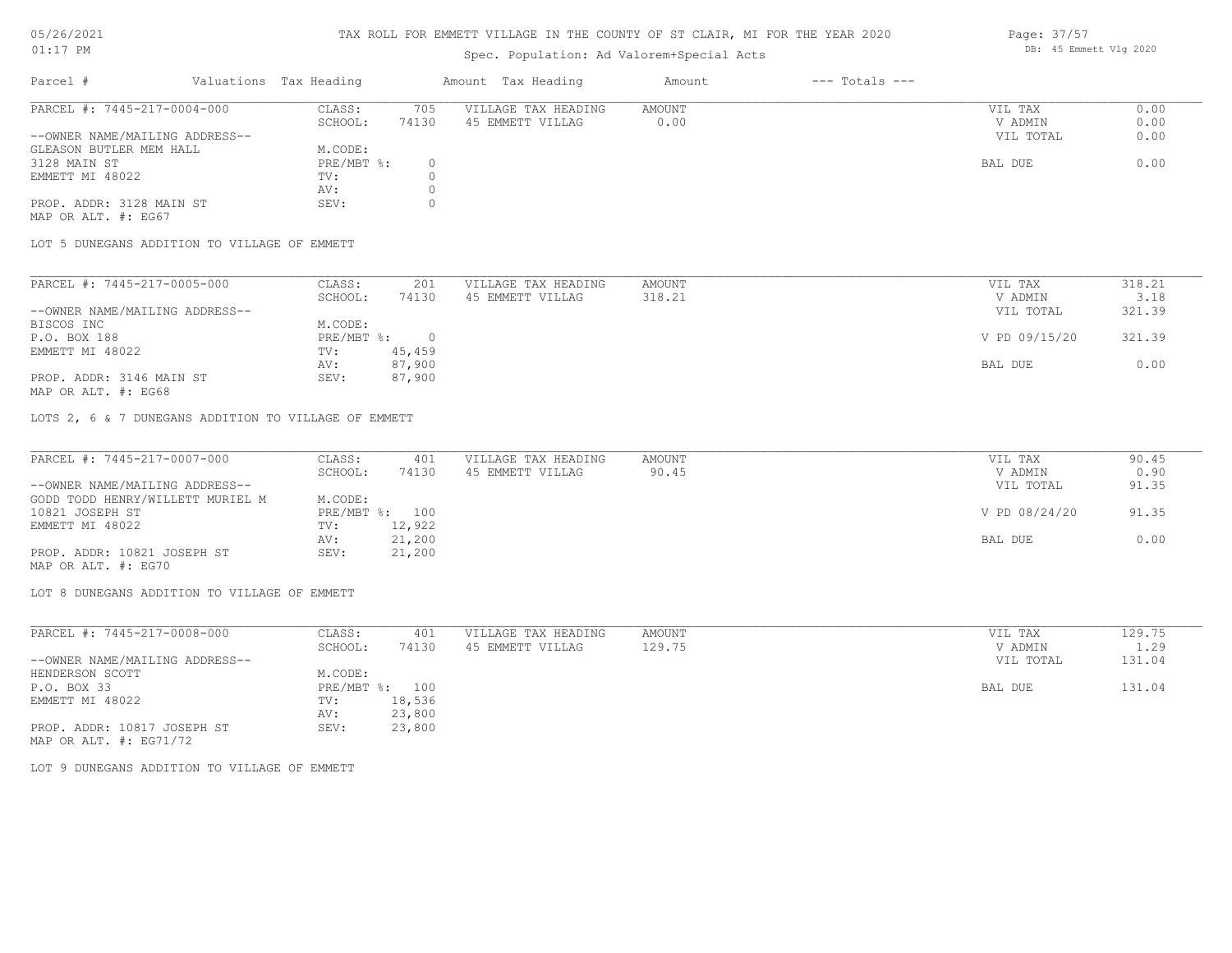# TAX ROLL FOR EMMETT VILLAGE IN THE COUNTY OF ST CLAIR, MI FOR THE YEAR 2020

Spec. Population: Ad Valorem+Special Acts

| Parcel # | Valuations | Tax Heading | Amount | Tax Heading | Amount | --- Totals --- | |
|---|---|---|---|---|---|---|---|
| PARCEL #: 7445-217-0004-000 | CLASS: | 705 | | VILLAGE TAX HEADING | AMOUNT | VIL TAX | 0.00 |
| | SCHOOL: | 74130 | | 45 EMMETT VILLAG | 0.00 | V ADMIN | 0.00 |
| --OWNER NAME/MAILING ADDRESS-- | | | | | | VIL TOTAL | 0.00 |
| GLEASON BUTLER MEM HALL | M.CODE: | | | | | | |
| 3128 MAIN ST | PRE/MBT %: | 0 | | | | BAL DUE | 0.00 |
| EMMETT MI 48022 | TV: | 0 | | | | | |
| | AV: | 0 | | | | | |
| PROP. ADDR: 3128 MAIN ST | SEV: | 0 | | | | | |
| MAP OR ALT. #: EG67 | | | | | | | |

LOT 5 DUNEGANS ADDITION TO VILLAGE OF EMMETT

| Parcel # | Valuations | Tax Heading | Amount | Tax Heading | Amount | --- Totals --- | |
|---|---|---|---|---|---|---|---|
| PARCEL #: 7445-217-0005-000 | CLASS: | 201 | | VILLAGE TAX HEADING | AMOUNT | VIL TAX | 318.21 |
| | SCHOOL: | 74130 | | 45 EMMETT VILLAG | 318.21 | V ADMIN | 3.18 |
| --OWNER NAME/MAILING ADDRESS-- | | | | | | VIL TOTAL | 321.39 |
| BISCOS INC | M.CODE: | | | | | | |
| P.O. BOX 188 | PRE/MBT %: | 0 | | | | V PD 09/15/20 | 321.39 |
| EMMETT MI 48022 | TV: | 45,459 | | | | | |
| | AV: | 87,900 | | | | BAL DUE | 0.00 |
| PROP. ADDR: 3146 MAIN ST | SEV: | 87,900 | | | | | |
| MAP OR ALT. #: EG68 | | | | | | | |

LOTS 2, 6 & 7 DUNEGANS ADDITION TO VILLAGE OF EMMETT

| Parcel # | Valuations | Tax Heading | Amount | Tax Heading | Amount | --- Totals --- | |
|---|---|---|---|---|---|---|---|
| PARCEL #: 7445-217-0007-000 | CLASS: | 401 | | VILLAGE TAX HEADING | AMOUNT | VIL TAX | 90.45 |
| | SCHOOL: | 74130 | | 45 EMMETT VILLAG | 90.45 | V ADMIN | 0.90 |
| --OWNER NAME/MAILING ADDRESS-- | | | | | | VIL TOTAL | 91.35 |
| GODD TODD HENRY/WILLETT MURIEL M | M.CODE: | | | | | | |
| 10821 JOSEPH ST | PRE/MBT %: | 100 | | | | V PD 08/24/20 | 91.35 |
| EMMETT MI 48022 | TV: | 12,922 | | | | | |
| | AV: | 21,200 | | | | BAL DUE | 0.00 |
| PROP. ADDR: 10821 JOSEPH ST | SEV: | 21,200 | | | | | |
| MAP OR ALT. #: EG70 | | | | | | | |

LOT 8 DUNEGANS ADDITION TO VILLAGE OF EMMETT

| Parcel # | Valuations | Tax Heading | Amount | Tax Heading | Amount | --- Totals --- | |
|---|---|---|---|---|---|---|---|
| PARCEL #: 7445-217-0008-000 | CLASS: | 401 | | VILLAGE TAX HEADING | AMOUNT | VIL TAX | 129.75 |
| | SCHOOL: | 74130 | | 45 EMMETT VILLAG | 129.75 | V ADMIN | 1.29 |
| --OWNER NAME/MAILING ADDRESS-- | | | | | | VIL TOTAL | 131.04 |
| HENDERSON SCOTT | M.CODE: | | | | | | |
| P.O. BOX 33 | PRE/MBT %: | 100 | | | | BAL DUE | 131.04 |
| EMMETT MI 48022 | TV: | 18,536 | | | | | |
| | AV: | 23,800 | | | | | |
| PROP. ADDR: 10817 JOSEPH ST | SEV: | 23,800 | | | | | |
| MAP OR ALT. #: EG71/72 | | | | | | | |

LOT 9 DUNEGANS ADDITION TO VILLAGE OF EMMETT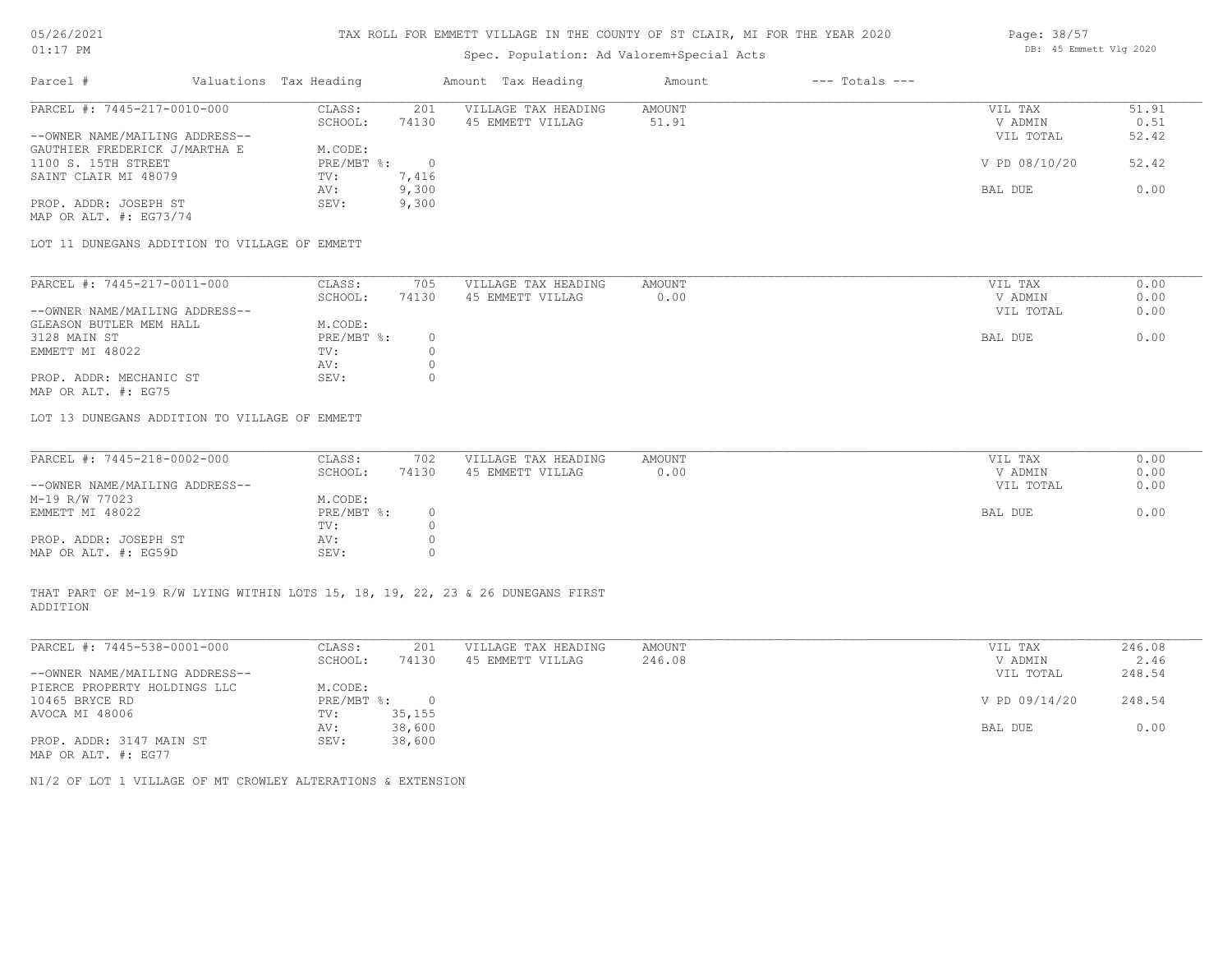# TAX ROLL FOR EMMETT VILLAGE IN THE COUNTY OF ST CLAIR, MI FOR THE YEAR 2020

Spec. Population: Ad Valorem+Special Acts

| Parcel # | Valuations | Tax Heading | Amount | Tax Heading | Amount | --- Totals --- | |
|---|---|---|---|---|---|---|---|

---

PARCEL #: 7445-217-0010-000

| | | | | | | |
|---|---|---|---|---|---|---|
| CLASS: | 201 | VILLAGE TAX HEADING | AMOUNT | | VIL TAX | 51.91 |
| SCHOOL: | 74130 | 45 EMMETT VILLAG | 51.91 | | V ADMIN | 0.51 |
| | | | | | VIL TOTAL | 52.42 |
| M.CODE: | | | | | | |
| PRE/MBT %: | 0 | | | | V PD 08/10/20 | 52.42 |
| TV: | 7,416 | | | | | |
| AV: | 9,300 | | | | BAL DUE | 0.00 |
| SEV: | 9,300 | | | | | |

--OWNER NAME/MAILING ADDRESS--
GAUTHIER FREDERICK J/MARTHA E
1100 S. 15TH STREET
SAINT CLAIR MI 48079

PROP. ADDR: JOSEPH ST
MAP OR ALT. #: EG73/74

LOT 11 DUNEGANS ADDITION TO VILLAGE OF EMMETT

---

PARCEL #: 7445-217-0011-000

| | | | | | | |
|---|---|---|---|---|---|---|
| CLASS: | 705 | VILLAGE TAX HEADING | AMOUNT | | VIL TAX | 0.00 |
| SCHOOL: | 74130 | 45 EMMETT VILLAG | 0.00 | | V ADMIN | 0.00 |
| | | | | | VIL TOTAL | 0.00 |
| M.CODE: | | | | | | |
| PRE/MBT %: | 0 | | | | BAL DUE | 0.00 |
| TV: | 0 | | | | | |
| AV: | 0 | | | | | |
| SEV: | 0 | | | | | |

--OWNER NAME/MAILING ADDRESS--
GLEASON BUTLER MEM HALL
3128 MAIN ST
EMMETT MI 48022

PROP. ADDR: MECHANIC ST
MAP OR ALT. #: EG75

LOT 13 DUNEGANS ADDITION TO VILLAGE OF EMMETT

---

PARCEL #: 7445-218-0002-000

| | | | | | | |
|---|---|---|---|---|---|---|
| CLASS: | 702 | VILLAGE TAX HEADING | AMOUNT | | VIL TAX | 0.00 |
| SCHOOL: | 74130 | 45 EMMETT VILLAG | 0.00 | | V ADMIN | 0.00 |
| | | | | | VIL TOTAL | 0.00 |
| M.CODE: | | | | | | |
| PRE/MBT %: | 0 | | | | BAL DUE | 0.00 |
| TV: | 0 | | | | | |
| AV: | 0 | | | | | |
| SEV: | 0 | | | | | |

--OWNER NAME/MAILING ADDRESS--
M-19 R/W 77023
EMMETT MI 48022

PROP. ADDR: JOSEPH ST
MAP OR ALT. #: EG59D

THAT PART OF M-19 R/W LYING WITHIN LOTS 15, 18, 19, 22, 23 & 26 DUNEGANS FIRST ADDITION

---

PARCEL #: 7445-538-0001-000

| | | | | | | |
|---|---|---|---|---|---|---|
| CLASS: | 201 | VILLAGE TAX HEADING | AMOUNT | | VIL TAX | 246.08 |
| SCHOOL: | 74130 | 45 EMMETT VILLAG | 246.08 | | V ADMIN | 2.46 |
| | | | | | VIL TOTAL | 248.54 |
| M.CODE: | | | | | | |
| PRE/MBT %: | 0 | | | | V PD 09/14/20 | 248.54 |
| TV: | 35,155 | | | | | |
| AV: | 38,600 | | | | BAL DUE | 0.00 |
| SEV: | 38,600 | | | | | |

--OWNER NAME/MAILING ADDRESS--
PIERCE PROPERTY HOLDINGS LLC
10465 BRYCE RD
AVOCA MI 48006

PROP. ADDR: 3147 MAIN ST
MAP OR ALT. #: EG77

N1/2 OF LOT 1 VILLAGE OF MT CROWLEY ALTERATIONS & EXTENSION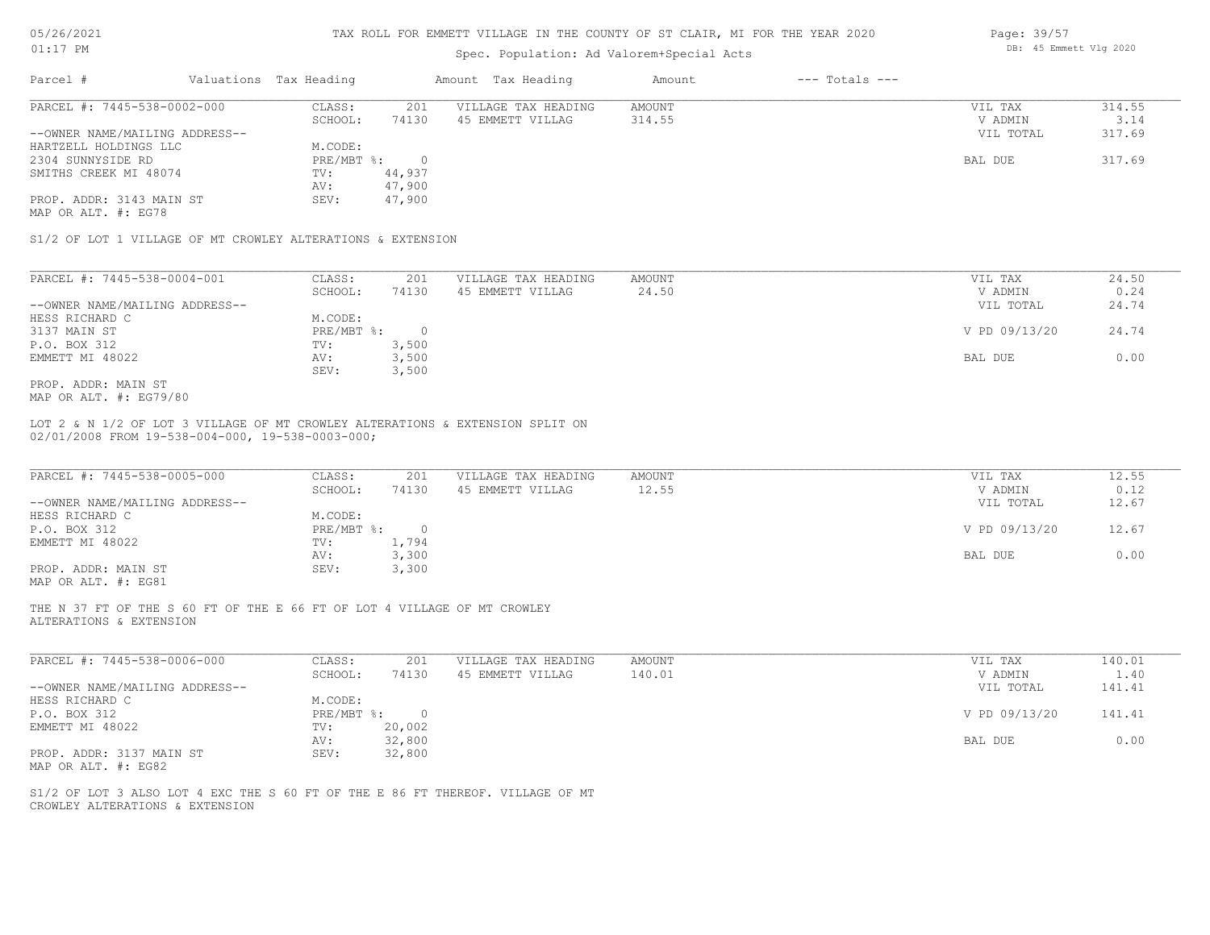# TAX ROLL FOR EMMETT VILLAGE IN THE COUNTY OF ST CLAIR, MI FOR THE YEAR 2020

Spec. Population: Ad Valorem+Special Acts

| Parcel # | Valuations | Tax Heading | Amount | Tax Heading | Amount | --- Totals --- | |
|---|---|---|---|---|---|---|---|

## PARCEL #: 7445-538-0002-000

| | | | | | | |
|---|---|---|---|---|---|---|
| | CLASS: | 201 | VILLAGE TAX HEADING | AMOUNT | VIL TAX | 314.55 |
| | SCHOOL: | 74130 | 45 EMMETT VILLAG | 314.55 | V ADMIN | 3.14 |
| --OWNER NAME/MAILING ADDRESS-- | | | | | VIL TOTAL | 317.69 |
| HARTZELL HOLDINGS LLC | M.CODE: | | | | | |
| 2304 SUNNYSIDE RD | PRE/MBT %: | 0 | | | BAL DUE | 317.69 |
| SMITHS CREEK MI 48074 | TV: | 44,937 | | | | |
| | AV: | 47,900 | | | | |
| PROP. ADDR: 3143 MAIN ST | SEV: | 47,900 | | | | |
| MAP OR ALT. #: EG78 | | | | | | |

S1/2 OF LOT 1 VILLAGE OF MT CROWLEY ALTERATIONS & EXTENSION

## PARCEL #: 7445-538-0004-001

| | | | | | | |
|---|---|---|---|---|---|---|
| | CLASS: | 201 | VILLAGE TAX HEADING | AMOUNT | VIL TAX | 24.50 |
| | SCHOOL: | 74130 | 45 EMMETT VILLAG | 24.50 | V ADMIN | 0.24 |
| --OWNER NAME/MAILING ADDRESS-- | | | | | VIL TOTAL | 24.74 |
| HESS RICHARD C | M.CODE: | | | | | |
| 3137 MAIN ST | PRE/MBT %: | 0 | | | V PD 09/13/20 | 24.74 |
| P.O. BOX 312 | TV: | 3,500 | | | | |
| EMMETT MI 48022 | AV: | 3,500 | | | BAL DUE | 0.00 |
| | SEV: | 3,500 | | | | |
| PROP. ADDR: MAIN ST | | | | | | |
| MAP OR ALT. #: EG79/80 | | | | | | |

LOT 2 & N 1/2 OF LOT 3 VILLAGE OF MT CROWLEY ALTERATIONS & EXTENSION SPLIT ON 02/01/2008 FROM 19-538-004-000, 19-538-0003-000;

## PARCEL #: 7445-538-0005-000

| | | | | | | |
|---|---|---|---|---|---|---|
| | CLASS: | 201 | VILLAGE TAX HEADING | AMOUNT | VIL TAX | 12.55 |
| | SCHOOL: | 74130 | 45 EMMETT VILLAG | 12.55 | V ADMIN | 0.12 |
| --OWNER NAME/MAILING ADDRESS-- | | | | | VIL TOTAL | 12.67 |
| HESS RICHARD C | M.CODE: | | | | | |
| P.O. BOX 312 | PRE/MBT %: | 0 | | | V PD 09/13/20 | 12.67 |
| EMMETT MI 48022 | TV: | 1,794 | | | | |
| | AV: | 3,300 | | | BAL DUE | 0.00 |
| PROP. ADDR: MAIN ST | SEV: | 3,300 | | | | |
| MAP OR ALT. #: EG81 | | | | | | |

THE N 37 FT OF THE S 60 FT OF THE E 66 FT OF LOT 4 VILLAGE OF MT CROWLEY ALTERATIONS & EXTENSION

## PARCEL #: 7445-538-0006-000

| | | | | | | |
|---|---|---|---|---|---|---|
| | CLASS: | 201 | VILLAGE TAX HEADING | AMOUNT | VIL TAX | 140.01 |
| | SCHOOL: | 74130 | 45 EMMETT VILLAG | 140.01 | V ADMIN | 1.40 |
| --OWNER NAME/MAILING ADDRESS-- | | | | | VIL TOTAL | 141.41 |
| HESS RICHARD C | M.CODE: | | | | | |
| P.O. BOX 312 | PRE/MBT %: | 0 | | | V PD 09/13/20 | 141.41 |
| EMMETT MI 48022 | TV: | 20,002 | | | | |
| | AV: | 32,800 | | | BAL DUE | 0.00 |
| PROP. ADDR: 3137 MAIN ST | SEV: | 32,800 | | | | |
| MAP OR ALT. #: EG82 | | | | | | |

S1/2 OF LOT 3 ALSO LOT 4 EXC THE S 60 FT OF THE E 86 FT THEREOF. VILLAGE OF MT CROWLEY ALTERATIONS & EXTENSION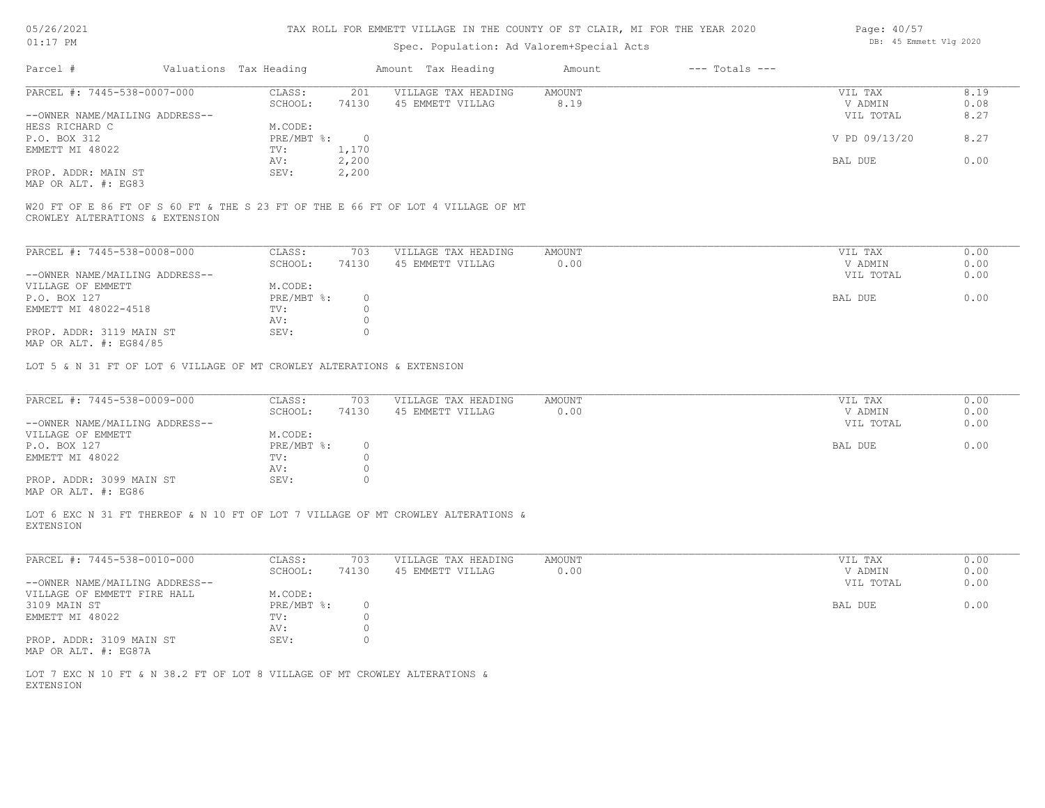TAX ROLL FOR EMMETT VILLAGE IN THE COUNTY OF ST CLAIR, MI FOR THE YEAR 2020

Spec. Population: Ad Valorem+Special Acts

| Parcel # | Valuations | Tax Heading | Amount | Tax Heading | Amount | --- Totals --- | |
|---|---|---|---|---|---|---|---|

PARCEL #: 7445-538-0007-000

| CLASS: | 201 | VILLAGE TAX HEADING | AMOUNT | VIL TAX | 8.19 |
|---|---|---|---|---|---|
| SCHOOL: | 74130 | 45 EMMETT VILLAG | 8.19 | V ADMIN | 0.08 |
| M.CODE: | | | | VIL TOTAL | 8.27 |
| PRE/MBT %: | 0 | | | V PD 09/13/20 | 8.27 |
| TV: | 1,170 | | | | |
| AV: | 2,200 | | | BAL DUE | 0.00 |
| SEV: | 2,200 | | | | |

--OWNER NAME/MAILING ADDRESS--
HESS RICHARD C
P.O. BOX 312
EMMETT MI 48022

PROP. ADDR: MAIN ST
MAP OR ALT. #: EG83

W20 FT OF E 86 FT OF S 60 FT & THE S 23 FT OF THE E 66 FT OF LOT 4 VILLAGE OF MT CROWLEY ALTERATIONS & EXTENSION

PARCEL #: 7445-538-0008-000

| CLASS: | 703 | VILLAGE TAX HEADING | AMOUNT | VIL TAX | 0.00 |
|---|---|---|---|---|---|
| SCHOOL: | 74130 | 45 EMMETT VILLAG | 0.00 | V ADMIN | 0.00 |
| M.CODE: | | | | VIL TOTAL | 0.00 |
| PRE/MBT %: | 0 | | | BAL DUE | 0.00 |
| TV: | 0 | | | | |
| AV: | 0 | | | | |
| SEV: | 0 | | | | |

--OWNER NAME/MAILING ADDRESS--
VILLAGE OF EMMETT
P.O. BOX 127
EMMETT MI 48022-4518

PROP. ADDR: 3119 MAIN ST
MAP OR ALT. #: EG84/85

LOT 5 & N 31 FT OF LOT 6 VILLAGE OF MT CROWLEY ALTERATIONS & EXTENSION

PARCEL #: 7445-538-0009-000

| CLASS: | 703 | VILLAGE TAX HEADING | AMOUNT | VIL TAX | 0.00 |
|---|---|---|---|---|---|
| SCHOOL: | 74130 | 45 EMMETT VILLAG | 0.00 | V ADMIN | 0.00 |
| M.CODE: | | | | VIL TOTAL | 0.00 |
| PRE/MBT %: | 0 | | | BAL DUE | 0.00 |
| TV: | 0 | | | | |
| AV: | 0 | | | | |
| SEV: | 0 | | | | |

--OWNER NAME/MAILING ADDRESS--
VILLAGE OF EMMETT
P.O. BOX 127
EMMETT MI 48022

PROP. ADDR: 3099 MAIN ST
MAP OR ALT. #: EG86

LOT 6 EXC N 31 FT THEREOF & N 10 FT OF LOT 7 VILLAGE OF MT CROWLEY ALTERATIONS & EXTENSION

PARCEL #: 7445-538-0010-000

| CLASS: | 703 | VILLAGE TAX HEADING | AMOUNT | VIL TAX | 0.00 |
|---|---|---|---|---|---|
| SCHOOL: | 74130 | 45 EMMETT VILLAG | 0.00 | V ADMIN | 0.00 |
| M.CODE: | | | | VIL TOTAL | 0.00 |
| PRE/MBT %: | 0 | | | BAL DUE | 0.00 |
| TV: | 0 | | | | |
| AV: | 0 | | | | |
| SEV: | 0 | | | | |

--OWNER NAME/MAILING ADDRESS--
VILLAGE OF EMMETT FIRE HALL
3109 MAIN ST
EMMETT MI 48022

PROP. ADDR: 3109 MAIN ST
MAP OR ALT. #: EG87A

LOT 7 EXC N 10 FT & N 38.2 FT OF LOT 8 VILLAGE OF MT CROWLEY ALTERATIONS & EXTENSION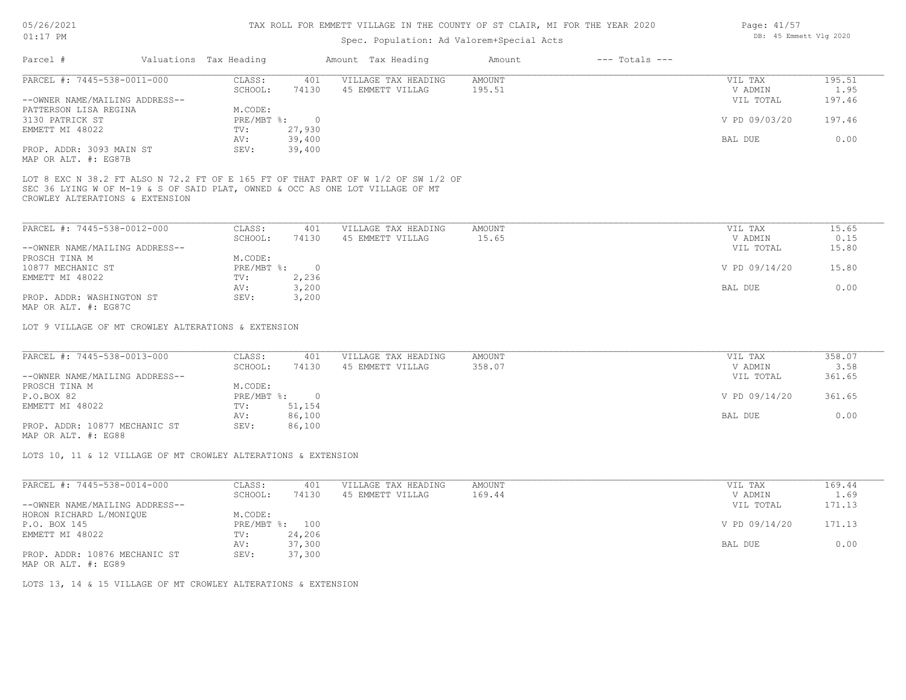TAX ROLL FOR EMMETT VILLAGE IN THE COUNTY OF ST CLAIR, MI FOR THE YEAR 2020

Spec. Population: Ad Valorem+Special Acts

| Parcel # | Valuations | Tax Heading | Amount | Tax Heading | Amount | --- Totals --- | |
|---|---|---|---|---|---|---|---|

**PARCEL #: 7445-538-0011-000**

| | | | | | | |
|---|---|---|---|---|---|---|
| --OWNER NAME/MAILING ADDRESS-- | CLASS: | 401 | VILLAGE TAX HEADING | AMOUNT | VIL TAX | 195.51 |
| PATTERSON LISA REGINA | SCHOOL: | 74130 | 45 EMMETT VILLAG | 195.51 | V ADMIN | 1.95 |
| 3130 PATRICK ST | M.CODE: | | | | VIL TOTAL | 197.46 |
| EMMETT MI 48022 | PRE/MBT %: | 0 | | | V PD 09/03/20 | 197.46 |
| PROP. ADDR: 3093 MAIN ST | TV: | 27,930 | | | | |
| MAP OR ALT. #: EG87B | AV: | 39,400 | | | BAL DUE | 0.00 |
| | SEV: | 39,400 | | | | |

LOT 8 EXC N 38.2 FT ALSO N 72.2 FT OF E 165 FT OF THAT PART OF W 1/2 OF SW 1/2 OF SEC 36 LYING W OF M-19 & S OF SAID PLAT, OWNED & OCC AS ONE LOT VILLAGE OF MT CROWLEY ALTERATIONS & EXTENSION

**PARCEL #: 7445-538-0012-000**

| | | | | | | |
|---|---|---|---|---|---|---|
| --OWNER NAME/MAILING ADDRESS-- | CLASS: | 401 | VILLAGE TAX HEADING | AMOUNT | VIL TAX | 15.65 |
| PROSCH TINA M | SCHOOL: | 74130 | 45 EMMETT VILLAG | 15.65 | V ADMIN | 0.15 |
| 10877 MECHANIC ST | M.CODE: | | | | VIL TOTAL | 15.80 |
| EMMETT MI 48022 | PRE/MBT %: | 0 | | | V PD 09/14/20 | 15.80 |
| PROP. ADDR: WASHINGTON ST | TV: | 2,236 | | | | |
| MAP OR ALT. #: EG87C | AV: | 3,200 | | | BAL DUE | 0.00 |
| | SEV: | 3,200 | | | | |

LOT 9 VILLAGE OF MT CROWLEY ALTERATIONS & EXTENSION

**PARCEL #: 7445-538-0013-000**

| | | | | | | |
|---|---|---|---|---|---|---|
| --OWNER NAME/MAILING ADDRESS-- | CLASS: | 401 | VILLAGE TAX HEADING | AMOUNT | VIL TAX | 358.07 |
| PROSCH TINA M | SCHOOL: | 74130 | 45 EMMETT VILLAG | 358.07 | V ADMIN | 3.58 |
| P.O.BOX 82 | M.CODE: | | | | VIL TOTAL | 361.65 |
| EMMETT MI 48022 | PRE/MBT %: | 0 | | | V PD 09/14/20 | 361.65 |
| PROP. ADDR: 10877 MECHANIC ST | TV: | 51,154 | | | | |
| MAP OR ALT. #: EG88 | AV: | 86,100 | | | BAL DUE | 0.00 |
| | SEV: | 86,100 | | | | |

LOTS 10, 11 & 12 VILLAGE OF MT CROWLEY ALTERATIONS & EXTENSION

**PARCEL #: 7445-538-0014-000**

| | | | | | | |
|---|---|---|---|---|---|---|
| --OWNER NAME/MAILING ADDRESS-- | CLASS: | 401 | VILLAGE TAX HEADING | AMOUNT | VIL TAX | 169.44 |
| HORON RICHARD L/MONIQUE | SCHOOL: | 74130 | 45 EMMETT VILLAG | 169.44 | V ADMIN | 1.69 |
| P.O. BOX 145 | M.CODE: | | | | VIL TOTAL | 171.13 |
| EMMETT MI 48022 | PRE/MBT %: | 100 | | | V PD 09/14/20 | 171.13 |
| PROP. ADDR: 10876 MECHANIC ST | TV: | 24,206 | | | | |
| MAP OR ALT. #: EG89 | AV: | 37,300 | | | BAL DUE | 0.00 |
| | SEV: | 37,300 | | | | |

LOTS 13, 14 & 15 VILLAGE OF MT CROWLEY ALTERATIONS & EXTENSION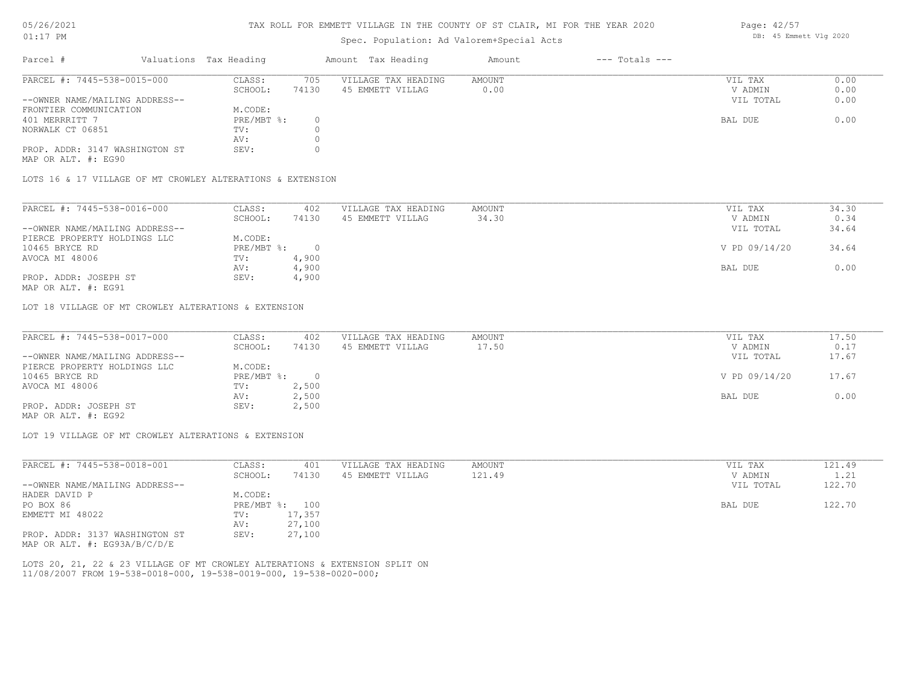# TAX ROLL FOR EMMETT VILLAGE IN THE COUNTY OF ST CLAIR, MI FOR THE YEAR 2020

Spec. Population: Ad Valorem+Special Acts

05/26/2021
01:17 PM

DB: 45 Emmett Vlg 2020

| Parcel # | Valuations | Tax Heading | Amount | Tax Heading | Amount | --- Totals --- | |
|---|---|---|---|---|---|---|---|

## PARCEL #: 7445-538-0015-000

| | | | | | | |
|---|---|---|---|---|---|---|
| CLASS: | 705 | VILLAGE TAX HEADING | AMOUNT | | VIL TAX | 0.00 |
| SCHOOL: | 74130 | 45 EMMETT VILLAG | 0.00 | | V ADMIN | 0.00 |
| | | | | | VIL TOTAL | 0.00 |
| M.CODE: | | | | | | |
| PRE/MBT %: | 0 | | | | BAL DUE | 0.00 |
| TV: | 0 | | | | | |
| AV: | 0 | | | | | |
| SEV: | 0 | | | | | |

--OWNER NAME/MAILING ADDRESS--
FRONTIER COMMUNICATION
401 MERRRITT 7
NORWALK CT 06851

PROP. ADDR: 3147 WASHINGTON ST
MAP OR ALT. #: EG90

LOTS 16 & 17 VILLAGE OF MT CROWLEY ALTERATIONS & EXTENSION

## PARCEL #: 7445-538-0016-000

| | | | | | | |
|---|---|---|---|---|---|---|
| CLASS: | 402 | VILLAGE TAX HEADING | AMOUNT | | VIL TAX | 34.30 |
| SCHOOL: | 74130 | 45 EMMETT VILLAG | 34.30 | | V ADMIN | 0.34 |
| | | | | | VIL TOTAL | 34.64 |
| M.CODE: | | | | | | |
| PRE/MBT %: | 0 | | | | V PD 09/14/20 | 34.64 |
| TV: | 4,900 | | | | | |
| AV: | 4,900 | | | | BAL DUE | 0.00 |
| SEV: | 4,900 | | | | | |

--OWNER NAME/MAILING ADDRESS--
PIERCE PROPERTY HOLDINGS LLC
10465 BRYCE RD
AVOCA MI 48006

PROP. ADDR: JOSEPH ST
MAP OR ALT. #: EG91

LOT 18 VILLAGE OF MT CROWLEY ALTERATIONS & EXTENSION

## PARCEL #: 7445-538-0017-000

| | | | | | | |
|---|---|---|---|---|---|---|
| CLASS: | 402 | VILLAGE TAX HEADING | AMOUNT | | VIL TAX | 17.50 |
| SCHOOL: | 74130 | 45 EMMETT VILLAG | 17.50 | | V ADMIN | 0.17 |
| | | | | | VIL TOTAL | 17.67 |
| M.CODE: | | | | | | |
| PRE/MBT %: | 0 | | | | V PD 09/14/20 | 17.67 |
| TV: | 2,500 | | | | | |
| AV: | 2,500 | | | | BAL DUE | 0.00 |
| SEV: | 2,500 | | | | | |

--OWNER NAME/MAILING ADDRESS--
PIERCE PROPERTY HOLDINGS LLC
10465 BRYCE RD
AVOCA MI 48006

PROP. ADDR: JOSEPH ST
MAP OR ALT. #: EG92

LOT 19 VILLAGE OF MT CROWLEY ALTERATIONS & EXTENSION

## PARCEL #: 7445-538-0018-001

| | | | | | | |
|---|---|---|---|---|---|---|
| CLASS: | 401 | VILLAGE TAX HEADING | AMOUNT | | VIL TAX | 121.49 |
| SCHOOL: | 74130 | 45 EMMETT VILLAG | 121.49 | | V ADMIN | 1.21 |
| | | | | | VIL TOTAL | 122.70 |
| M.CODE: | | | | | | |
| PRE/MBT %: | 100 | | | | BAL DUE | 122.70 |
| TV: | 17,357 | | | | | |
| AV: | 27,100 | | | | | |
| SEV: | 27,100 | | | | | |

--OWNER NAME/MAILING ADDRESS--
HADER DAVID P
PO BOX 86
EMMETT MI 48022

PROP. ADDR: 3137 WASHINGTON ST
MAP OR ALT. #: EG93A/B/C/D/E

LOTS 20, 21, 22 & 23 VILLAGE OF MT CROWLEY ALTERATIONS & EXTENSION SPLIT ON 11/08/2007 FROM 19-538-0018-000, 19-538-0019-000, 19-538-0020-000;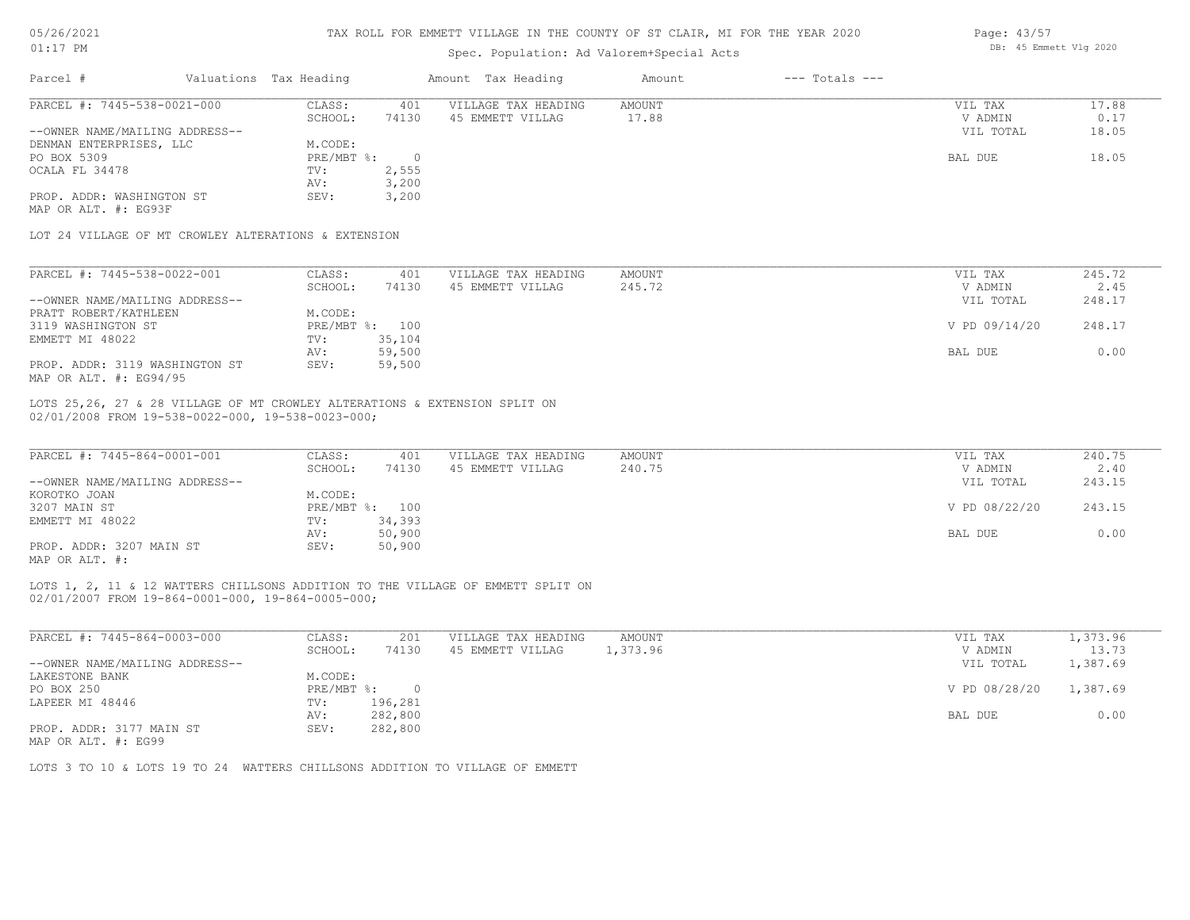# TAX ROLL FOR EMMETT VILLAGE IN THE COUNTY OF ST CLAIR, MI FOR THE YEAR 2020

Spec. Population: Ad Valorem+Special Acts

| Parcel # | Valuations | Tax Heading | Amount | Tax Heading | Amount | --- Totals --- | |
|---|---|---|---|---|---|---|---|

---

**PARCEL #: 7445-538-0021-000**

| | | | | | |
|---|---|---|---|---|---|
| CLASS: | 401 | VILLAGE TAX HEADING | AMOUNT | VIL TAX | 17.88 |
| SCHOOL: | 74130 | 45 EMMETT VILLAG | 17.88 | V ADMIN | 0.17 |
| | | | | VIL TOTAL | 18.05 |
| M.CODE: | | | | | |
| PRE/MBT %: | 0 | | | BAL DUE | 18.05 |
| TV: | 2,555 | | | | |
| AV: | 3,200 | | | | |
| SEV: | 3,200 | | | | |

--OWNER NAME/MAILING ADDRESS--
DENMAN ENTERPRISES, LLC
PO BOX 5309
OCALA FL 34478

PROP. ADDR: WASHINGTON ST
MAP OR ALT. #: EG93F

LOT 24 VILLAGE OF MT CROWLEY ALTERATIONS & EXTENSION

---

**PARCEL #: 7445-538-0022-001**

| | | | | | |
|---|---|---|---|---|---|
| CLASS: | 401 | VILLAGE TAX HEADING | AMOUNT | VIL TAX | 245.72 |
| SCHOOL: | 74130 | 45 EMMETT VILLAG | 245.72 | V ADMIN | 2.45 |
| | | | | VIL TOTAL | 248.17 |
| M.CODE: | | | | | |
| PRE/MBT %: | 100 | | | V PD 09/14/20 | 248.17 |
| TV: | 35,104 | | | | |
| AV: | 59,500 | | | BAL DUE | 0.00 |
| SEV: | 59,500 | | | | |

--OWNER NAME/MAILING ADDRESS--
PRATT ROBERT/KATHLEEN
3119 WASHINGTON ST
EMMETT MI 48022

PROP. ADDR: 3119 WASHINGTON ST
MAP OR ALT. #: EG94/95

LOTS 25,26, 27 & 28 VILLAGE OF MT CROWLEY ALTERATIONS & EXTENSION SPLIT ON 02/01/2008 FROM 19-538-0022-000, 19-538-0023-000;

---

**PARCEL #: 7445-864-0001-001**

| | | | | | |
|---|---|---|---|---|---|
| CLASS: | 401 | VILLAGE TAX HEADING | AMOUNT | VIL TAX | 240.75 |
| SCHOOL: | 74130 | 45 EMMETT VILLAG | 240.75 | V ADMIN | 2.40 |
| | | | | VIL TOTAL | 243.15 |
| M.CODE: | | | | | |
| PRE/MBT %: | 100 | | | V PD 08/22/20 | 243.15 |
| TV: | 34,393 | | | | |
| AV: | 50,900 | | | BAL DUE | 0.00 |
| SEV: | 50,900 | | | | |

--OWNER NAME/MAILING ADDRESS--
KOROTKO JOAN
3207 MAIN ST
EMMETT MI 48022

PROP. ADDR: 3207 MAIN ST
MAP OR ALT. #:

LOTS 1, 2, 11 & 12 WATTERS CHILLSONS ADDITION TO THE VILLAGE OF EMMETT SPLIT ON 02/01/2007 FROM 19-864-0001-000, 19-864-0005-000;

---

**PARCEL #: 7445-864-0003-000**

| | | | | | |
|---|---|---|---|---|---|
| CLASS: | 201 | VILLAGE TAX HEADING | AMOUNT | VIL TAX | 1,373.96 |
| SCHOOL: | 74130 | 45 EMMETT VILLAG | 1,373.96 | V ADMIN | 13.73 |
| | | | | VIL TOTAL | 1,387.69 |
| M.CODE: | | | | | |
| PRE/MBT %: | 0 | | | V PD 08/28/20 | 1,387.69 |
| TV: | 196,281 | | | | |
| AV: | 282,800 | | | BAL DUE | 0.00 |
| SEV: | 282,800 | | | | |

--OWNER NAME/MAILING ADDRESS--
LAKESTONE BANK
PO BOX 250
LAPEER MI 48446

PROP. ADDR: 3177 MAIN ST
MAP OR ALT. #: EG99

LOTS 3 TO 10 & LOTS 19 TO 24 WATTERS CHILLSONS ADDITION TO VILLAGE OF EMMETT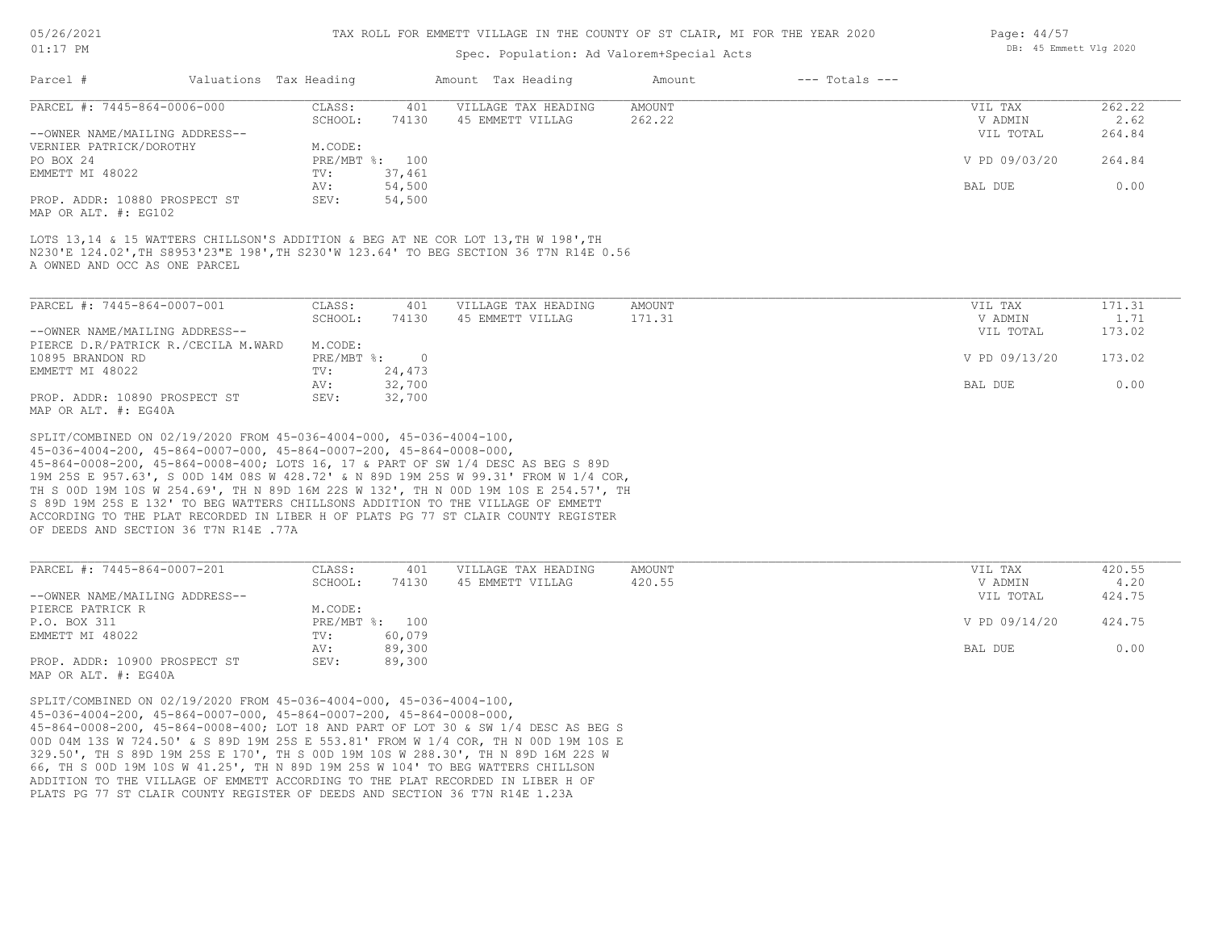TAX ROLL FOR EMMETT VILLAGE IN THE COUNTY OF ST CLAIR, MI FOR THE YEAR 2020

Spec. Population: Ad Valorem+Special Acts

| Parcel # | Valuations | Tax Heading | Amount | Tax Heading | Amount | --- Totals --- | |
|---|---|---|---|---|---|---|---|
| PARCEL #: 7445-864-0006-000 | CLASS: | 401 | VILLAGE TAX HEADING | AMOUNT | | VIL TAX | 262.22 |
| | SCHOOL: | 74130 | 45 EMMETT VILLAG | 262.22 | | V ADMIN | 2.62 |
| --OWNER NAME/MAILING ADDRESS-- | | | | | | VIL TOTAL | 264.84 |
| VERNIER PATRICK/DOROTHY | M.CODE: | | | | | | |
| PO BOX 24 | PRE/MBT %: | 100 | | | | V PD 09/03/20 | 264.84 |
| EMMETT MI 48022 | TV: | 37,461 | | | | | |
| | AV: | 54,500 | | | | BAL DUE | 0.00 |
| PROP. ADDR: 10880 PROSPECT ST | SEV: | 54,500 | | | | | |
| MAP OR ALT. #: EG102 | | | | | | | |

LOTS 13,14 & 15 WATTERS CHILLSON'S ADDITION & BEG AT NE COR LOT 13,TH W 198',TH N230'E 124.02',TH S8953'23"E 198',TH S230'W 123.64' TO BEG SECTION 36 T7N R14E 0.56 A OWNED AND OCC AS ONE PARCEL

| Parcel # | Valuations | Tax Heading | Amount | Tax Heading | Amount | --- Totals --- | |
|---|---|---|---|---|---|---|---|
| PARCEL #: 7445-864-0007-001 | CLASS: | 401 | VILLAGE TAX HEADING | AMOUNT | | VIL TAX | 171.31 |
| | SCHOOL: | 74130 | 45 EMMETT VILLAG | 171.31 | | V ADMIN | 1.71 |
| --OWNER NAME/MAILING ADDRESS-- | | | | | | VIL TOTAL | 173.02 |
| PIERCE D.R/PATRICK R./CECILA M.WARD | M.CODE: | | | | | | |
| 10895 BRANDON RD | PRE/MBT %: | 0 | | | | V PD 09/13/20 | 173.02 |
| EMMETT MI 48022 | TV: | 24,473 | | | | | |
| | AV: | 32,700 | | | | BAL DUE | 0.00 |
| PROP. ADDR: 10890 PROSPECT ST | SEV: | 32,700 | | | | | |
| MAP OR ALT. #: EG40A | | | | | | | |

SPLIT/COMBINED ON 02/19/2020 FROM 45-036-4004-000, 45-036-4004-100, 45-036-4004-200, 45-864-0007-000, 45-864-0007-200, 45-864-0008-000, 45-864-0008-200, 45-864-0008-400; LOTS 16, 17 & PART OF SW 1/4 DESC AS BEG S 89D 19M 25S E 957.63', S 00D 14M 08S W 428.72' & N 89D 19M 25S W 99.31' FROM W 1/4 COR, TH S 00D 19M 10S W 254.69', TH N 89D 16M 22S W 132', TH N 00D 19M 10S E 254.57', TH S 89D 19M 25S E 132' TO BEG WATTERS CHILLSONS ADDITION TO THE VILLAGE OF EMMETT ACCORDING TO THE PLAT RECORDED IN LIBER H OF PLATS PG 77 ST CLAIR COUNTY REGISTER OF DEEDS AND SECTION 36 T7N R14E .77A

| Parcel # | Valuations | Tax Heading | Amount | Tax Heading | Amount | --- Totals --- | |
|---|---|---|---|---|---|---|---|
| PARCEL #: 7445-864-0007-201 | CLASS: | 401 | VILLAGE TAX HEADING | AMOUNT | | VIL TAX | 420.55 |
| | SCHOOL: | 74130 | 45 EMMETT VILLAG | 420.55 | | V ADMIN | 4.20 |
| --OWNER NAME/MAILING ADDRESS-- | | | | | | VIL TOTAL | 424.75 |
| PIERCE PATRICK R | M.CODE: | | | | | | |
| P.O. BOX 311 | PRE/MBT %: | 100 | | | | V PD 09/14/20 | 424.75 |
| EMMETT MI 48022 | TV: | 60,079 | | | | | |
| | AV: | 89,300 | | | | BAL DUE | 0.00 |
| PROP. ADDR: 10900 PROSPECT ST | SEV: | 89,300 | | | | | |
| MAP OR ALT. #: EG40A | | | | | | | |

SPLIT/COMBINED ON 02/19/2020 FROM 45-036-4004-000, 45-036-4004-100, 45-036-4004-200, 45-864-0007-000, 45-864-0007-200, 45-864-0008-000, 45-864-0008-200, 45-864-0008-400; LOT 18 AND PART OF LOT 30 & SW 1/4 DESC AS BEG S 00D 04M 13S W 724.50' & S 89D 19M 25S E 553.81' FROM W 1/4 COR, TH N 00D 19M 10S E 329.50', TH S 89D 19M 25S E 170', TH S 00D 19M 10S W 288.30', TH N 89D 16M 22S W 66, TH S 00D 19M 10S W 41.25', TH N 89D 19M 25S W 104' TO BEG WATTERS CHILLSON ADDITION TO THE VILLAGE OF EMMETT ACCORDING TO THE PLAT RECORDED IN LIBER H OF PLATS PG 77 ST CLAIR COUNTY REGISTER OF DEEDS AND SECTION 36 T7N R14E 1.23A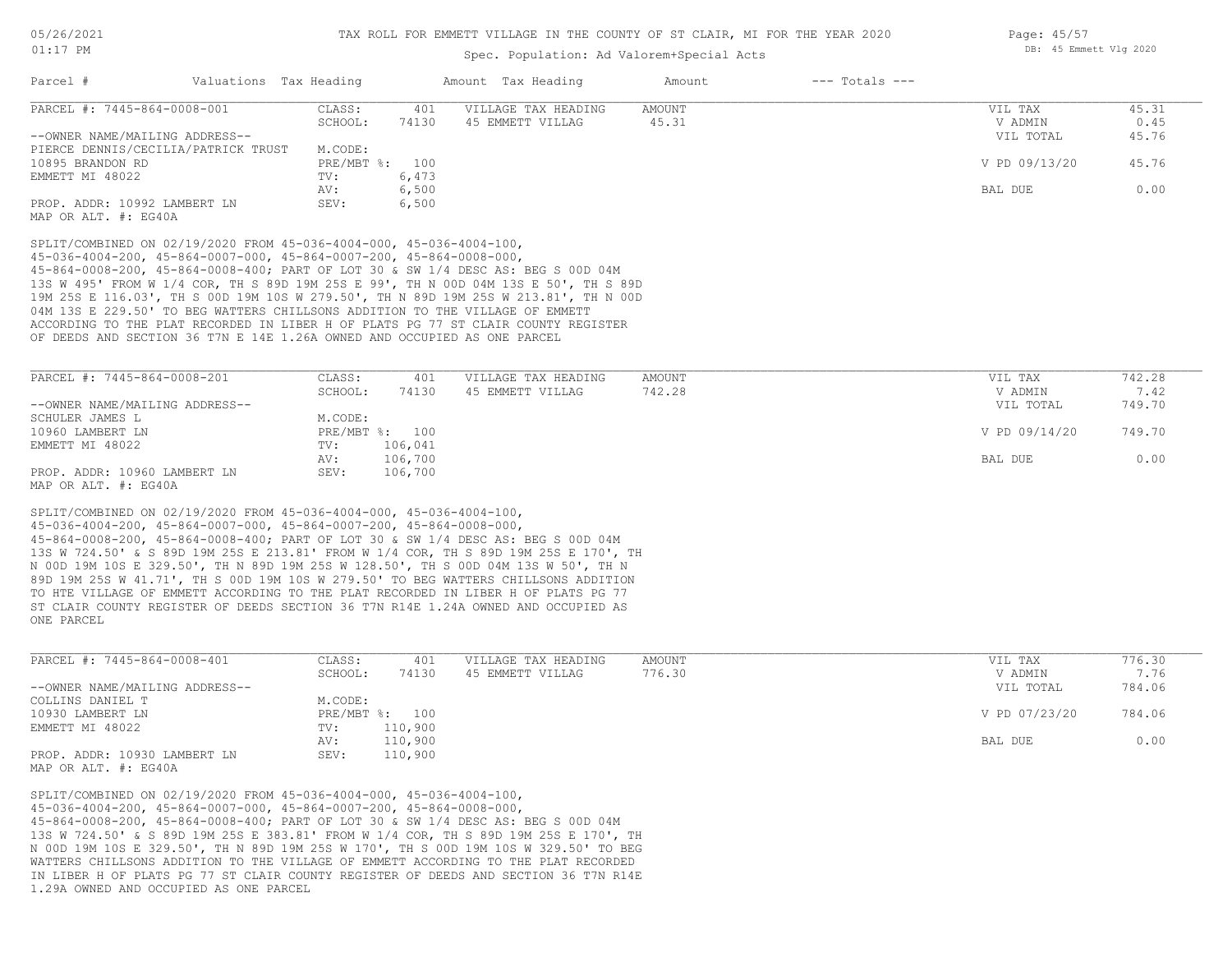TAX ROLL FOR EMMETT VILLAGE IN THE COUNTY OF ST CLAIR, MI FOR THE YEAR 2020

Spec. Population: Ad Valorem+Special Acts

| Parcel # | Valuations | Tax Heading | Amount | Tax Heading | Amount | --- Totals --- | |
|---|---|---|---|---|---|---|---|
| PARCEL #: 7445-864-0008-001 | CLASS: | 401 | VILLAGE TAX HEADING | AMOUNT | | VIL TAX | 45.31 |
| | SCHOOL: | 74130 | 45 EMMETT VILLAG | 45.31 | | V ADMIN | 0.45 |
| --OWNER NAME/MAILING ADDRESS-- | | | | | | VIL TOTAL | 45.76 |
| PIERCE DENNIS/CECILIA/PATRICK TRUST | M.CODE: | | | | | | |
| 10895 BRANDON RD | PRE/MBT %: | 100 | | | | V PD 09/13/20 | 45.76 |
| EMMETT MI 48022 | TV: | 6,473 | | | | | |
| | AV: | 6,500 | | | | BAL DUE | 0.00 |
| PROP. ADDR: 10992 LAMBERT LN | SEV: | 6,500 | | | | | |
| MAP OR ALT. #: EG40A | | | | | | | |

SPLIT/COMBINED ON 02/19/2020 FROM 45-036-4004-000, 45-036-4004-100, 45-036-4004-200, 45-864-0007-000, 45-864-0007-200, 45-864-0008-000, 45-864-0008-200, 45-864-0008-400; PART OF LOT 30 & SW 1/4 DESC AS: BEG S 00D 04M 13S W 495' FROM W 1/4 COR, TH S 89D 19M 25S E 99', TH N 00D 04M 13S E 50', TH S 89D 19M 25S E 116.03', TH S 00D 19M 10S W 279.50', TH N 89D 19M 25S W 213.81', TH N 00D 04M 13S E 229.50' TO BEG WATTERS CHILLSONS ADDITION TO THE VILLAGE OF EMMETT ACCORDING TO THE PLAT RECORDED IN LIBER H OF PLATS PG 77 ST CLAIR COUNTY REGISTER OF DEEDS AND SECTION 36 T7N E 14E 1.26A OWNED AND OCCUPIED AS ONE PARCEL

| Parcel # | Valuations | Tax Heading | Amount | Tax Heading | Amount | --- Totals --- | |
|---|---|---|---|---|---|---|---|
| PARCEL #: 7445-864-0008-201 | CLASS: | 401 | VILLAGE TAX HEADING | AMOUNT | | VIL TAX | 742.28 |
| | SCHOOL: | 74130 | 45 EMMETT VILLAG | 742.28 | | V ADMIN | 7.42 |
| --OWNER NAME/MAILING ADDRESS-- | | | | | | VIL TOTAL | 749.70 |
| SCHULER JAMES L | M.CODE: | | | | | | |
| 10960 LAMBERT LN | PRE/MBT %: | 100 | | | | V PD 09/14/20 | 749.70 |
| EMMETT MI 48022 | TV: | 106,041 | | | | | |
| | AV: | 106,700 | | | | BAL DUE | 0.00 |
| PROP. ADDR: 10960 LAMBERT LN | SEV: | 106,700 | | | | | |
| MAP OR ALT. #: EG40A | | | | | | | |

SPLIT/COMBINED ON 02/19/2020 FROM 45-036-4004-000, 45-036-4004-100, 45-036-4004-200, 45-864-0007-000, 45-864-0007-200, 45-864-0008-000, 45-864-0008-200, 45-864-0008-400; PART OF LOT 30 & SW 1/4 DESC AS: BEG S 00D 04M 13S W 724.50' & S 89D 19M 25S E 213.81' FROM W 1/4 COR, TH S 89D 19M 25S E 170', TH N 00D 19M 10S E 329.50', TH N 89D 19M 25S W 128.50', TH S 00D 04M 13S W 50', TH N 89D 19M 25S W 41.71', TH S 00D 19M 10S W 279.50' TO BEG WATTERS CHILLSONS ADDITION TO HTE VILLAGE OF EMMETT ACCORDING TO THE PLAT RECORDED IN LIBER H OF PLATS PG 77 ST CLAIR COUNTY REGISTER OF DEEDS SECTION 36 T7N R14E 1.24A OWNED AND OCCUPIED AS ONE PARCEL

| Parcel # | Valuations | Tax Heading | Amount | Tax Heading | Amount | --- Totals --- | |
|---|---|---|---|---|---|---|---|
| PARCEL #: 7445-864-0008-401 | CLASS: | 401 | VILLAGE TAX HEADING | AMOUNT | | VIL TAX | 776.30 |
| | SCHOOL: | 74130 | 45 EMMETT VILLAG | 776.30 | | V ADMIN | 7.76 |
| --OWNER NAME/MAILING ADDRESS-- | | | | | | VIL TOTAL | 784.06 |
| COLLINS DANIEL T | M.CODE: | | | | | | |
| 10930 LAMBERT LN | PRE/MBT %: | 100 | | | | V PD 07/23/20 | 784.06 |
| EMMETT MI 48022 | TV: | 110,900 | | | | | |
| | AV: | 110,900 | | | | BAL DUE | 0.00 |
| PROP. ADDR: 10930 LAMBERT LN | SEV: | 110,900 | | | | | |
| MAP OR ALT. #: EG40A | | | | | | | |

SPLIT/COMBINED ON 02/19/2020 FROM 45-036-4004-000, 45-036-4004-100, 45-036-4004-200, 45-864-0007-000, 45-864-0007-200, 45-864-0008-000, 45-864-0008-200, 45-864-0008-400; PART OF LOT 30 & SW 1/4 DESC AS: BEG S 00D 04M 13S W 724.50' & S 89D 19M 25S E 383.81' FROM W 1/4 COR, TH S 89D 19M 25S E 170', TH N 00D 19M 10S E 329.50', TH N 89D 19M 25S W 170', TH S 00D 19M 10S W 329.50' TO BEG WATTERS CHILLSONS ADDITION TO THE VILLAGE OF EMMETT ACCORDING TO THE PLAT RECORDED IN LIBER H OF PLATS PG 77 ST CLAIR COUNTY REGISTER OF DEEDS AND SECTION 36 T7N R14E 1.29A OWNED AND OCCUPIED AS ONE PARCEL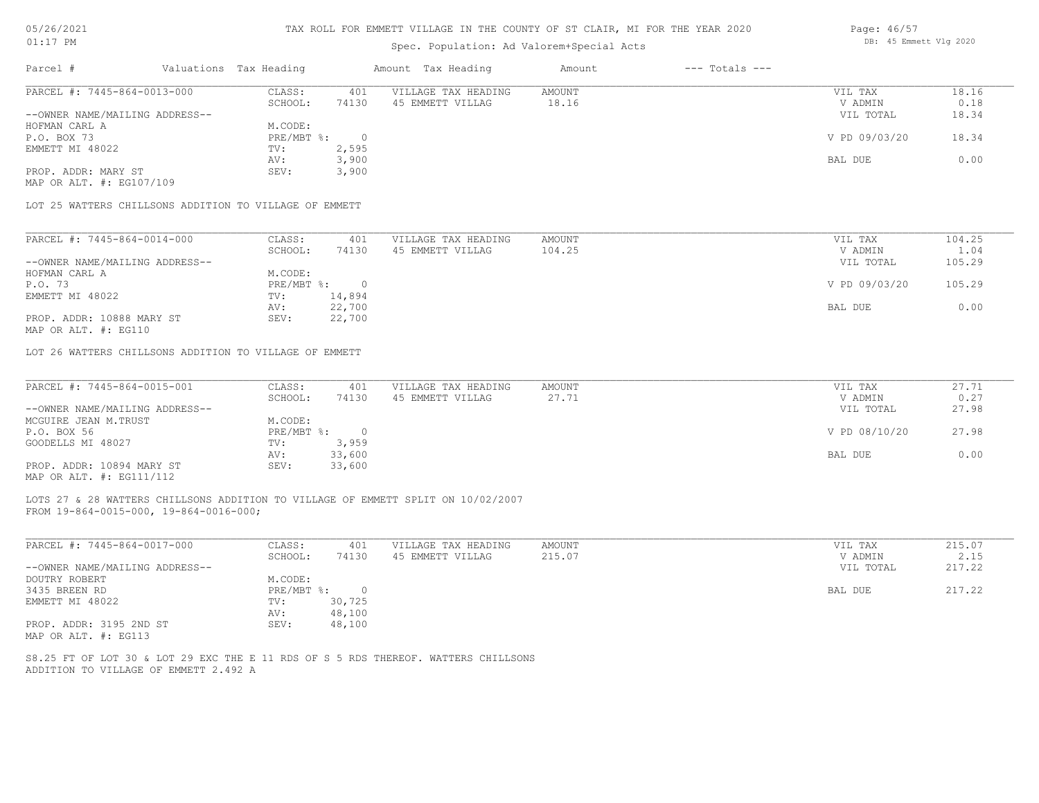# TAX ROLL FOR EMMETT VILLAGE IN THE COUNTY OF ST CLAIR, MI FOR THE YEAR 2020

Spec. Population: Ad Valorem+Special Acts

| Parcel # | Valuations | Tax Heading | Amount | Tax Heading | Amount | --- Totals --- | |
|---|---|---|---|---|---|---|---|

---

**PARCEL #: 7445-864-0013-000**

| | | | | | |
|---|---|---|---|---|---|
| --OWNER NAME/MAILING ADDRESS-- | CLASS: 401 | VILLAGE TAX HEADING | AMOUNT | VIL TAX | 18.16 |
| HOFMAN CARL A | SCHOOL: 74130 | 45 EMMETT VILLAG | 18.16 | V ADMIN | 0.18 |
| P.O. BOX 73 | M.CODE: | | | VIL TOTAL | 18.34 |
| EMMETT MI 48022 | PRE/MBT %: 0 | | | V PD 09/03/20 | 18.34 |
| PROP. ADDR: MARY ST | TV: 2,595 | | | BAL DUE | 0.00 |
| MAP OR ALT. #: EG107/109 | AV: 3,900 | | | | |
| | SEV: 3,900 | | | | |

LOT 25 WATTERS CHILLSONS ADDITION TO VILLAGE OF EMMETT

---

**PARCEL #: 7445-864-0014-000**

| | | | | | |
|---|---|---|---|---|---|
| --OWNER NAME/MAILING ADDRESS-- | CLASS: 401 | VILLAGE TAX HEADING | AMOUNT | VIL TAX | 104.25 |
| HOFMAN CARL A | SCHOOL: 74130 | 45 EMMETT VILLAG | 104.25 | V ADMIN | 1.04 |
| P.O. 73 | M.CODE: | | | VIL TOTAL | 105.29 |
| EMMETT MI 48022 | PRE/MBT %: 0 | | | V PD 09/03/20 | 105.29 |
| PROP. ADDR: 10888 MARY ST | TV: 14,894 | | | BAL DUE | 0.00 |
| MAP OR ALT. #: EG110 | AV: 22,700 | | | | |
| | SEV: 22,700 | | | | |

LOT 26 WATTERS CHILLSONS ADDITION TO VILLAGE OF EMMETT

---

**PARCEL #: 7445-864-0015-001**

| | | | | | |
|---|---|---|---|---|---|
| --OWNER NAME/MAILING ADDRESS-- | CLASS: 401 | VILLAGE TAX HEADING | AMOUNT | VIL TAX | 27.71 |
| MCGUIRE JEAN M.TRUST | SCHOOL: 74130 | 45 EMMETT VILLAG | 27.71 | V ADMIN | 0.27 |
| P.O. BOX 56 | M.CODE: | | | VIL TOTAL | 27.98 |
| GOODELLS MI 48027 | PRE/MBT %: 0 | | | V PD 08/10/20 | 27.98 |
| PROP. ADDR: 10894 MARY ST | TV: 3,959 | | | BAL DUE | 0.00 |
| MAP OR ALT. #: EG111/112 | AV: 33,600 | | | | |
| | SEV: 33,600 | | | | |

LOTS 27 & 28 WATTERS CHILLSONS ADDITION TO VILLAGE OF EMMETT SPLIT ON 10/02/2007 FROM 19-864-0015-000, 19-864-0016-000;

---

**PARCEL #: 7445-864-0017-000**

| | | | | | |
|---|---|---|---|---|---|
| --OWNER NAME/MAILING ADDRESS-- | CLASS: 401 | VILLAGE TAX HEADING | AMOUNT | VIL TAX | 215.07 |
| DOUTRY ROBERT | SCHOOL: 74130 | 45 EMMETT VILLAG | 215.07 | V ADMIN | 2.15 |
| 3435 BREEN RD | M.CODE: | | | VIL TOTAL | 217.22 |
| EMMETT MI 48022 | PRE/MBT %: 0 | | | BAL DUE | 217.22 |
| PROP. ADDR: 3195 2ND ST | TV: 30,725 | | | | |
| MAP OR ALT. #: EG113 | AV: 48,100 | | | | |
| | SEV: 48,100 | | | | |

S8.25 FT OF LOT 30 & LOT 29 EXC THE E 11 RDS OF S 5 RDS THEREOF. WATTERS CHILLSONS ADDITION TO VILLAGE OF EMMETT 2.492 A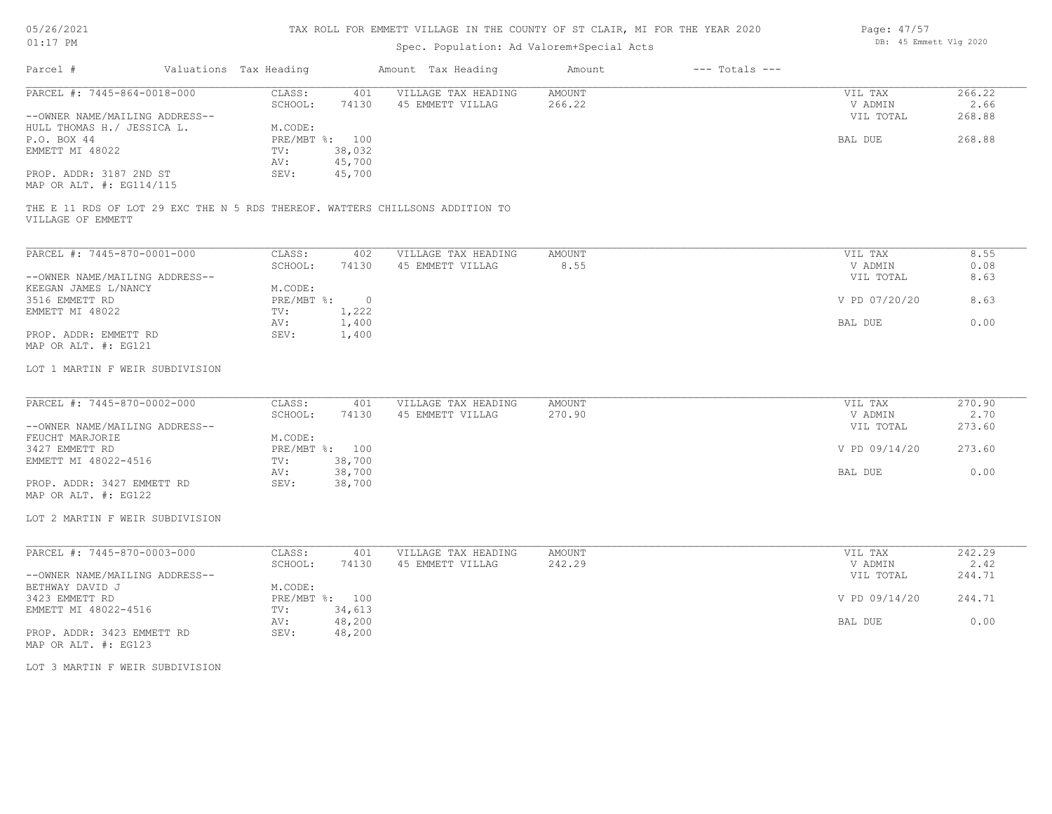# TAX ROLL FOR EMMETT VILLAGE IN THE COUNTY OF ST CLAIR, MI FOR THE YEAR 2020

Spec. Population: Ad Valorem+Special Acts

05/26/2021
01:17 PM

DB: 45 Emmett Vlg 2020

| Parcel # | Valuations | Tax Heading | Amount | Tax Heading | Amount | --- Totals --- | |
|---|---|---|---|---|---|---|---|

---

**PARCEL #: 7445-864-0018-000**

| | | | | | |
|---|---|---|---|---|---|
| CLASS: | 401 | VILLAGE TAX HEADING | AMOUNT | VIL TAX | 266.22 |
| SCHOOL: | 74130 | 45 EMMETT VILLAG | 266.22 | V ADMIN | 2.66 |
| M.CODE: | | | | VIL TOTAL | 268.88 |
| PRE/MBT %: | 100 | | | BAL DUE | 268.88 |
| TV: | 38,032 | | | | |
| AV: | 45,700 | | | | |
| SEV: | 45,700 | | | | |

--OWNER NAME/MAILING ADDRESS--
HULL THOMAS H./ JESSICA L.
P.O. BOX 44
EMMETT MI 48022

PROP. ADDR: 3187 2ND ST
MAP OR ALT. #: EG114/115

THE E 11 RDS OF LOT 29 EXC THE N 5 RDS THEREOF. WATTERS CHILLSONS ADDITION TO VILLAGE OF EMMETT

---

**PARCEL #: 7445-870-0001-000**

| | | | | | |
|---|---|---|---|---|---|
| CLASS: | 402 | VILLAGE TAX HEADING | AMOUNT | VIL TAX | 8.55 |
| SCHOOL: | 74130 | 45 EMMETT VILLAG | 8.55 | V ADMIN | 0.08 |
| M.CODE: | | | | VIL TOTAL | 8.63 |
| PRE/MBT %: | 0 | | | V PD 07/20/20 | 8.63 |
| TV: | 1,222 | | | | |
| AV: | 1,400 | | | BAL DUE | 0.00 |
| SEV: | 1,400 | | | | |

--OWNER NAME/MAILING ADDRESS--
KEEGAN JAMES L/NANCY
3516 EMMETT RD
EMMETT MI 48022

PROP. ADDR: EMMETT RD
MAP OR ALT. #: EG121

LOT 1 MARTIN F WEIR SUBDIVISION

---

**PARCEL #: 7445-870-0002-000**

| | | | | | |
|---|---|---|---|---|---|
| CLASS: | 401 | VILLAGE TAX HEADING | AMOUNT | VIL TAX | 270.90 |
| SCHOOL: | 74130 | 45 EMMETT VILLAG | 270.90 | V ADMIN | 2.70 |
| M.CODE: | | | | VIL TOTAL | 273.60 |
| PRE/MBT %: | 100 | | | V PD 09/14/20 | 273.60 |
| TV: | 38,700 | | | | |
| AV: | 38,700 | | | BAL DUE | 0.00 |
| SEV: | 38,700 | | | | |

--OWNER NAME/MAILING ADDRESS--
FEUCHT MARJORIE
3427 EMMETT RD
EMMETT MI 48022-4516

PROP. ADDR: 3427 EMMETT RD
MAP OR ALT. #: EG122

LOT 2 MARTIN F WEIR SUBDIVISION

---

**PARCEL #: 7445-870-0003-000**

| | | | | | |
|---|---|---|---|---|---|
| CLASS: | 401 | VILLAGE TAX HEADING | AMOUNT | VIL TAX | 242.29 |
| SCHOOL: | 74130 | 45 EMMETT VILLAG | 242.29 | V ADMIN | 2.42 |
| M.CODE: | | | | VIL TOTAL | 244.71 |
| PRE/MBT %: | 100 | | | V PD 09/14/20 | 244.71 |
| TV: | 34,613 | | | | |
| AV: | 48,200 | | | BAL DUE | 0.00 |
| SEV: | 48,200 | | | | |

--OWNER NAME/MAILING ADDRESS--
BETHWAY DAVID J
3423 EMMETT RD
EMMETT MI 48022-4516

PROP. ADDR: 3423 EMMETT RD
MAP OR ALT. #: EG123

LOT 3 MARTIN F WEIR SUBDIVISION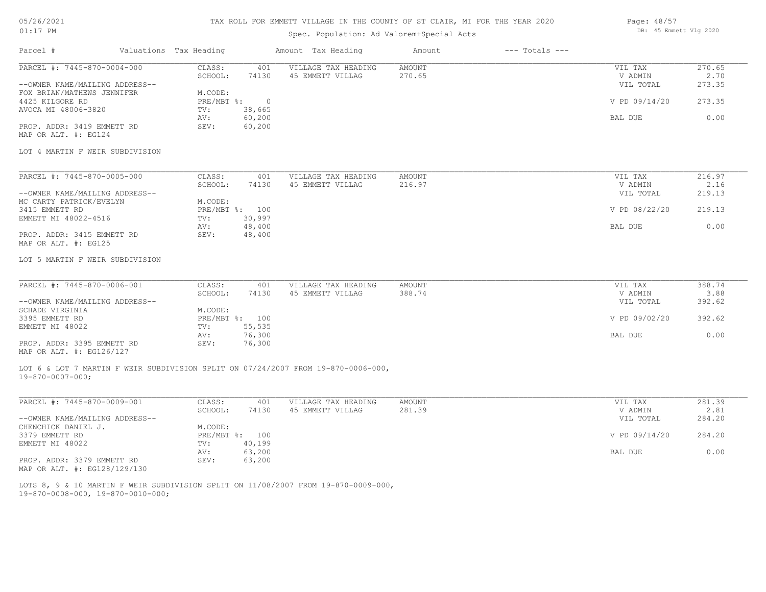# TAX ROLL FOR EMMETT VILLAGE IN THE COUNTY OF ST CLAIR, MI FOR THE YEAR 2020

Spec. Population: Ad Valorem+Special Acts

| Parcel # | Valuations | Tax Heading | Amount | Tax Heading | Amount | --- Totals --- | |
|---|---|---|---|---|---|---|---|
| PARCEL #: 7445-870-0004-000 | CLASS: | 401 | VILLAGE TAX HEADING | AMOUNT | | VIL TAX | 270.65 |
| | SCHOOL: | 74130 | 45 EMMETT VILLAG | 270.65 | | V ADMIN | 2.70 |
| --OWNER NAME/MAILING ADDRESS-- | | | | | | VIL TOTAL | 273.35 |
| FOX BRIAN/MATHEWS JENNIFER | M.CODE: | | | | | | |
| 4425 KILGORE RD | PRE/MBT %: | 0 | | | | V PD 09/14/20 | 273.35 |
| AVOCA MI 48006-3820 | TV: | 38,665 | | | | | |
| | AV: | 60,200 | | | | BAL DUE | 0.00 |
| PROP. ADDR: 3419 EMMETT RD | SEV: | 60,200 | | | | | |
| MAP OR ALT. #: EG124 | | | | | | | |

LOT 4 MARTIN F WEIR SUBDIVISION

| Parcel # | Valuations | Tax Heading | Amount | Tax Heading | Amount | --- Totals --- | |
|---|---|---|---|---|---|---|---|
| PARCEL #: 7445-870-0005-000 | CLASS: | 401 | VILLAGE TAX HEADING | AMOUNT | | VIL TAX | 216.97 |
| | SCHOOL: | 74130 | 45 EMMETT VILLAG | 216.97 | | V ADMIN | 2.16 |
| --OWNER NAME/MAILING ADDRESS-- | | | | | | VIL TOTAL | 219.13 |
| MC CARTY PATRICK/EVELYN | M.CODE: | | | | | | |
| 3415 EMMETT RD | PRE/MBT %: | 100 | | | | V PD 08/22/20 | 219.13 |
| EMMETT MI 48022-4516 | TV: | 30,997 | | | | | |
| | AV: | 48,400 | | | | BAL DUE | 0.00 |
| PROP. ADDR: 3415 EMMETT RD | SEV: | 48,400 | | | | | |
| MAP OR ALT. #: EG125 | | | | | | | |

LOT 5 MARTIN F WEIR SUBDIVISION

| Parcel # | Valuations | Tax Heading | Amount | Tax Heading | Amount | --- Totals --- | |
|---|---|---|---|---|---|---|---|
| PARCEL #: 7445-870-0006-001 | CLASS: | 401 | VILLAGE TAX HEADING | AMOUNT | | VIL TAX | 388.74 |
| | SCHOOL: | 74130 | 45 EMMETT VILLAG | 388.74 | | V ADMIN | 3.88 |
| --OWNER NAME/MAILING ADDRESS-- | | | | | | VIL TOTAL | 392.62 |
| SCHADE VIRGINIA | M.CODE: | | | | | | |
| 3395 EMMETT RD | PRE/MBT %: | 100 | | | | V PD 09/02/20 | 392.62 |
| EMMETT MI 48022 | TV: | 55,535 | | | | | |
| | AV: | 76,300 | | | | BAL DUE | 0.00 |
| PROP. ADDR: 3395 EMMETT RD | SEV: | 76,300 | | | | | |
| MAP OR ALT. #: EG126/127 | | | | | | | |

LOT 6 & LOT 7 MARTIN F WEIR SUBDIVISION SPLIT ON 07/24/2007 FROM 19-870-0006-000, 19-870-0007-000;

| Parcel # | Valuations | Tax Heading | Amount | Tax Heading | Amount | --- Totals --- | |
|---|---|---|---|---|---|---|---|
| PARCEL #: 7445-870-0009-001 | CLASS: | 401 | VILLAGE TAX HEADING | AMOUNT | | VIL TAX | 281.39 |
| | SCHOOL: | 74130 | 45 EMMETT VILLAG | 281.39 | | V ADMIN | 2.81 |
| --OWNER NAME/MAILING ADDRESS-- | | | | | | VIL TOTAL | 284.20 |
| CHENCHICK DANIEL J. | M.CODE: | | | | | | |
| 3379 EMMETT RD | PRE/MBT %: | 100 | | | | V PD 09/14/20 | 284.20 |
| EMMETT MI 48022 | TV: | 40,199 | | | | | |
| | AV: | 63,200 | | | | BAL DUE | 0.00 |
| PROP. ADDR: 3379 EMMETT RD | SEV: | 63,200 | | | | | |
| MAP OR ALT. #: EG128/129/130 | | | | | | | |

LOTS 8, 9 & 10 MARTIN F WEIR SUBDIVISION SPLIT ON 11/08/2007 FROM 19-870-0009-000, 19-870-0008-000, 19-870-0010-000;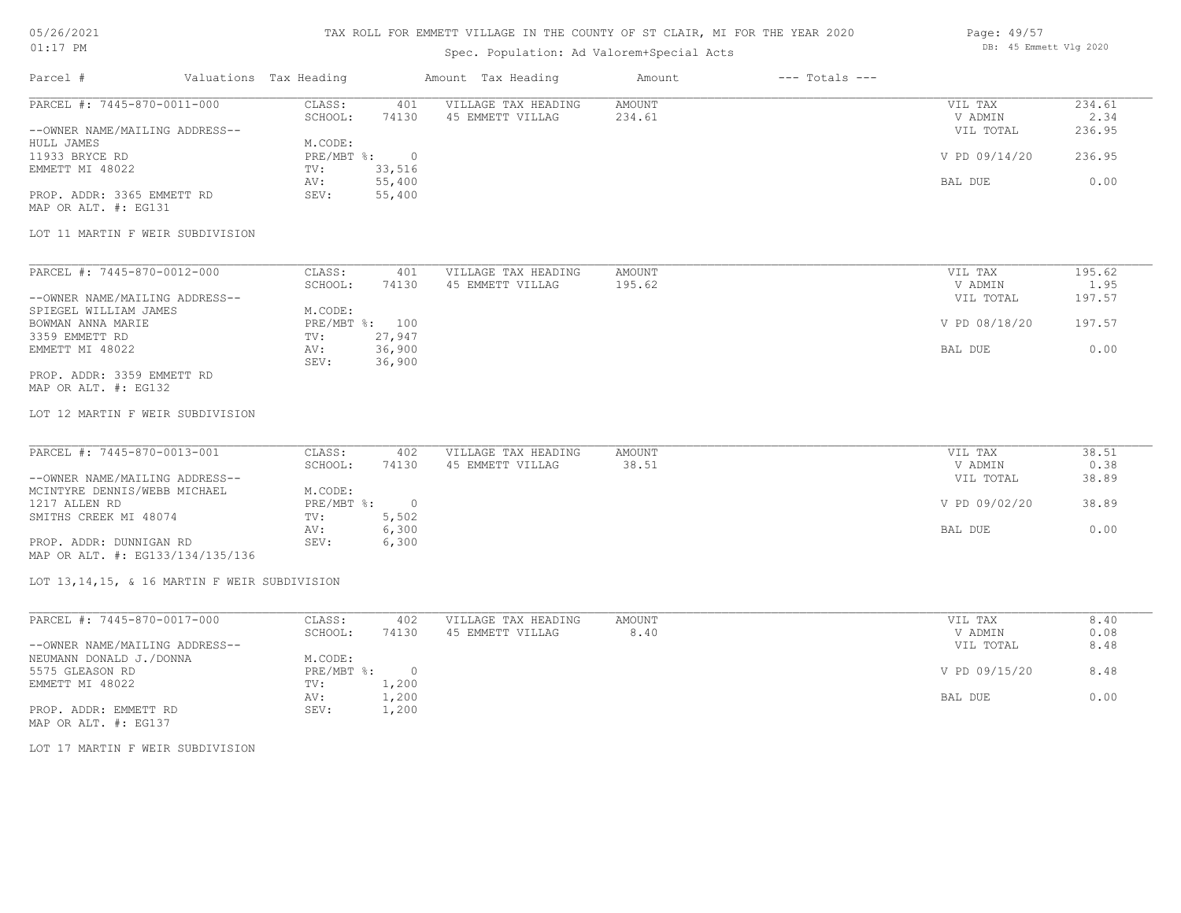# TAX ROLL FOR EMMETT VILLAGE IN THE COUNTY OF ST CLAIR, MI FOR THE YEAR 2020

05/26/2021
01:17 PM

Spec. Population: Ad Valorem+Special Acts

DB: 45 Emmett Vlg 2020

| Parcel # | Valuations | Tax Heading | Amount | Tax Heading | Amount | --- Totals --- | |
|---|---|---|---|---|---|---|---|

---

**PARCEL #: 7445-870-0011-000**

| | | | | | |
|---|---|---|---|---|---|
| CLASS: | 401 | VILLAGE TAX HEADING | AMOUNT | VIL TAX | 234.61 |
| SCHOOL: | 74130 | 45 EMMETT VILLAG | 234.61 | V ADMIN | 2.34 |
| | | | | VIL TOTAL | 236.95 |
| M.CODE: | | | | | |
| PRE/MBT %: | 0 | | | V PD 09/14/20 | 236.95 |
| TV: | 33,516 | | | | |
| AV: | 55,400 | | | BAL DUE | 0.00 |
| SEV: | 55,400 | | | | |

--OWNER NAME/MAILING ADDRESS--
HULL JAMES
11933 BRYCE RD
EMMETT MI 48022

PROP. ADDR: 3365 EMMETT RD
MAP OR ALT. #: EG131

LOT 11 MARTIN F WEIR SUBDIVISION

---

**PARCEL #: 7445-870-0012-000**

| | | | | | |
|---|---|---|---|---|---|
| CLASS: | 401 | VILLAGE TAX HEADING | AMOUNT | VIL TAX | 195.62 |
| SCHOOL: | 74130 | 45 EMMETT VILLAG | 195.62 | V ADMIN | 1.95 |
| | | | | VIL TOTAL | 197.57 |
| M.CODE: | | | | | |
| PRE/MBT %: | 100 | | | V PD 08/18/20 | 197.57 |
| TV: | 27,947 | | | | |
| AV: | 36,900 | | | BAL DUE | 0.00 |
| SEV: | 36,900 | | | | |

--OWNER NAME/MAILING ADDRESS--
SPIEGEL WILLIAM JAMES
BOWMAN ANNA MARIE
3359 EMMETT RD
EMMETT MI 48022

PROP. ADDR: 3359 EMMETT RD
MAP OR ALT. #: EG132

LOT 12 MARTIN F WEIR SUBDIVISION

---

**PARCEL #: 7445-870-0013-001**

| | | | | | |
|---|---|---|---|---|---|
| CLASS: | 402 | VILLAGE TAX HEADING | AMOUNT | VIL TAX | 38.51 |
| SCHOOL: | 74130 | 45 EMMETT VILLAG | 38.51 | V ADMIN | 0.38 |
| | | | | VIL TOTAL | 38.89 |
| M.CODE: | | | | | |
| PRE/MBT %: | 0 | | | V PD 09/02/20 | 38.89 |
| TV: | 5,502 | | | | |
| AV: | 6,300 | | | BAL DUE | 0.00 |
| SEV: | 6,300 | | | | |

--OWNER NAME/MAILING ADDRESS--
MCINTYRE DENNIS/WEBB MICHAEL
1217 ALLEN RD
SMITHS CREEK MI 48074

PROP. ADDR: DUNNIGAN RD
MAP OR ALT. #: EG133/134/135/136

LOT 13,14,15, & 16 MARTIN F WEIR SUBDIVISION

---

**PARCEL #: 7445-870-0017-000**

| | | | | | |
|---|---|---|---|---|---|
| CLASS: | 402 | VILLAGE TAX HEADING | AMOUNT | VIL TAX | 8.40 |
| SCHOOL: | 74130 | 45 EMMETT VILLAG | 8.40 | V ADMIN | 0.08 |
| | | | | VIL TOTAL | 8.48 |
| M.CODE: | | | | | |
| PRE/MBT %: | 0 | | | V PD 09/15/20 | 8.48 |
| TV: | 1,200 | | | | |
| AV: | 1,200 | | | BAL DUE | 0.00 |
| SEV: | 1,200 | | | | |

--OWNER NAME/MAILING ADDRESS--
NEUMANN DONALD J./DONNA
5575 GLEASON RD
EMMETT MI 48022

PROP. ADDR: EMMETT RD
MAP OR ALT. #: EG137

LOT 17 MARTIN F WEIR SUBDIVISION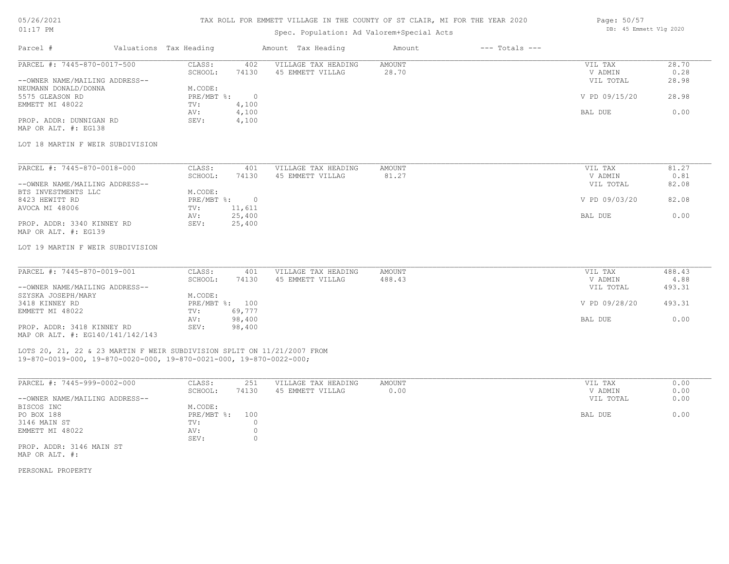# TAX ROLL FOR EMMETT VILLAGE IN THE COUNTY OF ST CLAIR, MI FOR THE YEAR 2020

Spec. Population: Ad Valorem+Special Acts

05/26/2021 01:17 PM — DB: 45 Emmett Vlg 2020

| Parcel # | Valuations | Tax Heading | Amount | Tax Heading | Amount | --- Totals --- | |
|---|---|---|---|---|---|---|---|
| PARCEL #: 7445-870-0017-500 | CLASS: | 402 | | VILLAGE TAX HEADING | AMOUNT | VIL TAX | 28.70 |
| | SCHOOL: | 74130 | | 45 EMMETT VILLAG | 28.70 | V ADMIN | 0.28 |
| --OWNER NAME/MAILING ADDRESS-- | | | | | | VIL TOTAL | 28.98 |
| NEUMANN DONALD/DONNA | M.CODE: | | | | | | |
| 5575 GLEASON RD | PRE/MBT %: | 0 | | | | V PD 09/15/20 | 28.98 |
| EMMETT MI 48022 | TV: | 4,100 | | | | | |
| | AV: | 4,100 | | | | BAL DUE | 0.00 |
| PROP. ADDR: DUNNIGAN RD | SEV: | 4,100 | | | | | |
| MAP OR ALT. #: EG138 | | | | | | | |

LOT 18 MARTIN F WEIR SUBDIVISION

| Parcel # | Valuations | Tax Heading | Amount | Tax Heading | Amount | --- Totals --- | |
|---|---|---|---|---|---|---|---|
| PARCEL #: 7445-870-0018-000 | CLASS: | 401 | | VILLAGE TAX HEADING | AMOUNT | VIL TAX | 81.27 |
| | SCHOOL: | 74130 | | 45 EMMETT VILLAG | 81.27 | V ADMIN | 0.81 |
| --OWNER NAME/MAILING ADDRESS-- | | | | | | VIL TOTAL | 82.08 |
| BTS INVESTMENTS LLC | M.CODE: | | | | | | |
| 8423 HEWITT RD | PRE/MBT %: | 0 | | | | V PD 09/03/20 | 82.08 |
| AVOCA MI 48006 | TV: | 11,611 | | | | | |
| | AV: | 25,400 | | | | BAL DUE | 0.00 |
| PROP. ADDR: 3340 KINNEY RD | SEV: | 25,400 | | | | | |
| MAP OR ALT. #: EG139 | | | | | | | |

LOT 19 MARTIN F WEIR SUBDIVISION

| Parcel # | Valuations | Tax Heading | Amount | Tax Heading | Amount | --- Totals --- | |
|---|---|---|---|---|---|---|---|
| PARCEL #: 7445-870-0019-001 | CLASS: | 401 | | VILLAGE TAX HEADING | AMOUNT | VIL TAX | 488.43 |
| | SCHOOL: | 74130 | | 45 EMMETT VILLAG | 488.43 | V ADMIN | 4.88 |
| --OWNER NAME/MAILING ADDRESS-- | | | | | | VIL TOTAL | 493.31 |
| SZYSKA JOSEPH/MARY | M.CODE: | | | | | | |
| 3418 KINNEY RD | PRE/MBT %: | 100 | | | | V PD 09/28/20 | 493.31 |
| EMMETT MI 48022 | TV: | 69,777 | | | | | |
| | AV: | 98,400 | | | | BAL DUE | 0.00 |
| PROP. ADDR: 3418 KINNEY RD | SEV: | 98,400 | | | | | |
| MAP OR ALT. #: EG140/141/142/143 | | | | | | | |

LOTS 20, 21, 22 & 23 MARTIN F WEIR SUBDIVISION SPLIT ON 11/21/2007 FROM 19-870-0019-000, 19-870-0020-000, 19-870-0021-000, 19-870-0022-000;

| Parcel # | Valuations | Tax Heading | Amount | Tax Heading | Amount | --- Totals --- | |
|---|---|---|---|---|---|---|---|
| PARCEL #: 7445-999-0002-000 | CLASS: | 251 | | VILLAGE TAX HEADING | AMOUNT | VIL TAX | 0.00 |
| | SCHOOL: | 74130 | | 45 EMMETT VILLAG | 0.00 | V ADMIN | 0.00 |
| --OWNER NAME/MAILING ADDRESS-- | | | | | | VIL TOTAL | 0.00 |
| BISCOS INC | M.CODE: | | | | | | |
| PO BOX 188 | PRE/MBT %: | 100 | | | | BAL DUE | 0.00 |
| 3146 MAIN ST | TV: | 0 | | | | | |
| EMMETT MI 48022 | AV: | 0 | | | | | |
| | SEV: | 0 | | | | | |
| PROP. ADDR: 3146 MAIN ST | | | | | | | |
| MAP OR ALT. #: | | | | | | | |

PERSONAL PROPERTY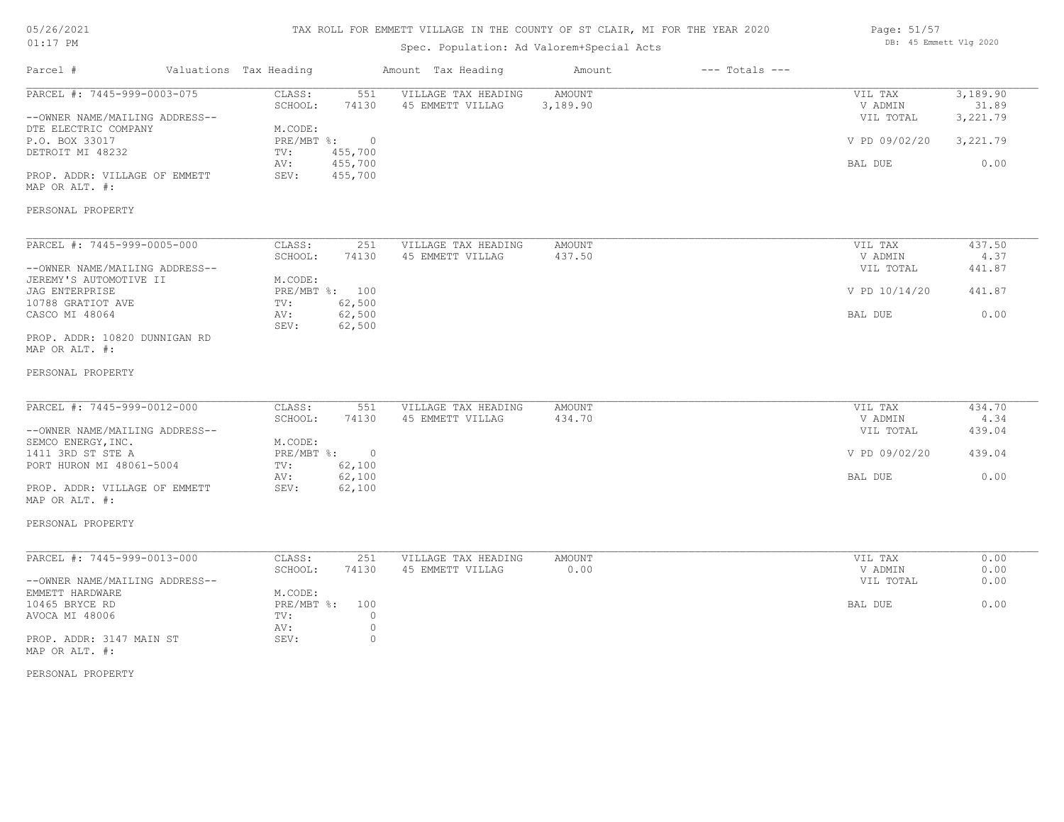# TAX ROLL FOR EMMETT VILLAGE IN THE COUNTY OF ST CLAIR, MI FOR THE YEAR 2020

Spec. Population: Ad Valorem+Special Acts

05/26/2021 01:17 PM — DB: 45 Emmett Vlg 2020

| Parcel # | Valuations | Tax Heading | Amount | Tax Heading | Amount | --- Totals --- | |
|---|---|---|---|---|---|---|---|
| PARCEL #: 7445-999-0003-075 | CLASS: | 551 | VILLAGE TAX HEADING | AMOUNT | | VIL TAX | 3,189.90 |
| | SCHOOL: | 74130 | 45 EMMETT VILLAG | 3,189.90 | | V ADMIN | 31.89 |
| --OWNER NAME/MAILING ADDRESS-- | | | | | | VIL TOTAL | 3,221.79 |
| DTE ELECTRIC COMPANY | M.CODE: | | | | | | |
| P.O. BOX 33017 | PRE/MBT %: | 0 | | | | V PD 09/02/20 | 3,221.79 |
| DETROIT MI 48232 | TV: | 455,700 | | | | | |
| | AV: | 455,700 | | | | BAL DUE | 0.00 |
| PROP. ADDR: VILLAGE OF EMMETT | SEV: | 455,700 | | | | | |
| MAP OR ALT. #: | | | | | | | |
| PERSONAL PROPERTY | | | | | | | |

| Parcel # | Valuations | Tax Heading | Amount | Tax Heading | Amount | --- Totals --- | |
|---|---|---|---|---|---|---|---|
| PARCEL #: 7445-999-0005-000 | CLASS: | 251 | VILLAGE TAX HEADING | AMOUNT | | VIL TAX | 437.50 |
| | SCHOOL: | 74130 | 45 EMMETT VILLAG | 437.50 | | V ADMIN | 4.37 |
| --OWNER NAME/MAILING ADDRESS-- | | | | | | VIL TOTAL | 441.87 |
| JEREMY'S AUTOMOTIVE II | M.CODE: | | | | | | |
| JAG ENTERPRISE | PRE/MBT %: | 100 | | | | V PD 10/14/20 | 441.87 |
| 10788 GRATIOT AVE | TV: | 62,500 | | | | | |
| CASCO MI 48064 | AV: | 62,500 | | | | BAL DUE | 0.00 |
| | SEV: | 62,500 | | | | | |
| PROP. ADDR: 10820 DUNNIGAN RD | | | | | | | |
| MAP OR ALT. #: | | | | | | | |
| PERSONAL PROPERTY | | | | | | | |

| Parcel # | Valuations | Tax Heading | Amount | Tax Heading | Amount | --- Totals --- | |
|---|---|---|---|---|---|---|---|
| PARCEL #: 7445-999-0012-000 | CLASS: | 551 | VILLAGE TAX HEADING | AMOUNT | | VIL TAX | 434.70 |
| | SCHOOL: | 74130 | 45 EMMETT VILLAG | 434.70 | | V ADMIN | 4.34 |
| --OWNER NAME/MAILING ADDRESS-- | | | | | | VIL TOTAL | 439.04 |
| SEMCO ENERGY,INC. | M.CODE: | | | | | | |
| 1411 3RD ST STE A | PRE/MBT %: | 0 | | | | V PD 09/02/20 | 439.04 |
| PORT HURON MI 48061-5004 | TV: | 62,100 | | | | | |
| | AV: | 62,100 | | | | BAL DUE | 0.00 |
| PROP. ADDR: VILLAGE OF EMMETT | SEV: | 62,100 | | | | | |
| MAP OR ALT. #: | | | | | | | |
| PERSONAL PROPERTY | | | | | | | |

| Parcel # | Valuations | Tax Heading | Amount | Tax Heading | Amount | --- Totals --- | |
|---|---|---|---|---|---|---|---|
| PARCEL #: 7445-999-0013-000 | CLASS: | 251 | VILLAGE TAX HEADING | AMOUNT | | VIL TAX | 0.00 |
| | SCHOOL: | 74130 | 45 EMMETT VILLAG | 0.00 | | V ADMIN | 0.00 |
| --OWNER NAME/MAILING ADDRESS-- | | | | | | VIL TOTAL | 0.00 |
| EMMETT HARDWARE | M.CODE: | | | | | | |
| 10465 BRYCE RD | PRE/MBT %: | 100 | | | | BAL DUE | 0.00 |
| AVOCA MI 48006 | TV: | 0 | | | | | |
| | AV: | 0 | | | | | |
| PROP. ADDR: 3147 MAIN ST | SEV: | 0 | | | | | |
| MAP OR ALT. #: | | | | | | | |
| PERSONAL PROPERTY | | | | | | | |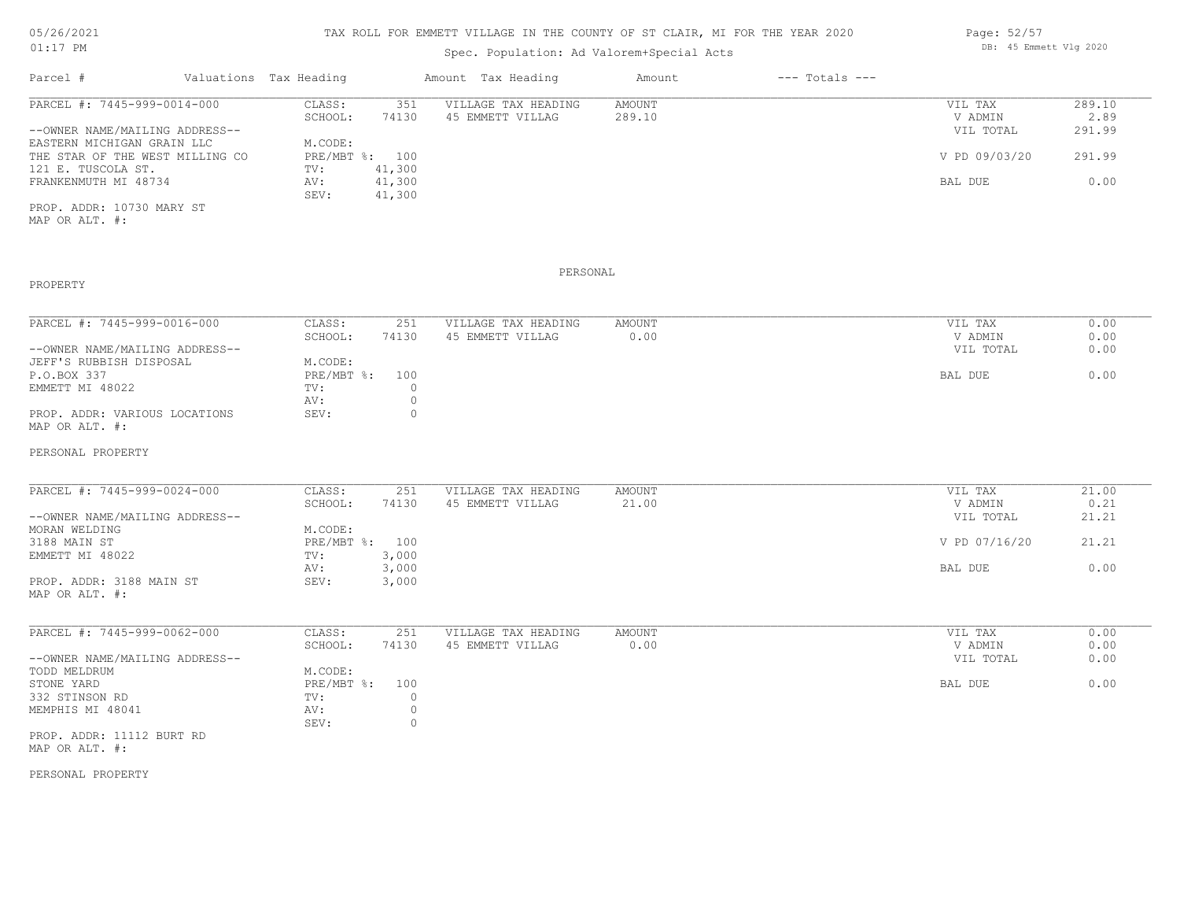# TAX ROLL FOR EMMETT VILLAGE IN THE COUNTY OF ST CLAIR, MI FOR THE YEAR 2020

Spec. Population: Ad Valorem+Special Acts

05/26/2021
01:17 PM

DB: 45 Emmett Vlg 2020

| Parcel # | Valuations | Tax Heading | Amount | Tax Heading | Amount | --- Totals --- | |
|---|---|---|---|---|---|---|---|
| PARCEL #: 7445-999-0014-000 | CLASS: | 351 | VILLAGE TAX HEADING | AMOUNT | | VIL TAX | 289.10 |
| | SCHOOL: | 74130 | 45 EMMETT VILLAG | 289.10 | | V ADMIN | 2.89 |
| --OWNER NAME/MAILING ADDRESS-- | | | | | | VIL TOTAL | 291.99 |
| EASTERN MICHIGAN GRAIN LLC | M.CODE: | | | | | | |
| THE STAR OF THE WEST MILLING CO | PRE/MBT %: | 100 | | | | V PD 09/03/20 | 291.99 |
| 121 E. TUSCOLA ST. | TV: | 41,300 | | | | | |
| FRANKENMUTH MI 48734 | AV: | 41,300 | | | | BAL DUE | 0.00 |
| | SEV: | 41,300 | | | | | |
| PROP. ADDR: 10730 MARY ST | | | | | | | |
| MAP OR ALT. #: | | | | | | | |

PERSONAL PROPERTY

| Parcel # | Valuations | Tax Heading | Amount | Tax Heading | Amount | --- Totals --- | |
|---|---|---|---|---|---|---|---|
| PARCEL #: 7445-999-0016-000 | CLASS: | 251 | VILLAGE TAX HEADING | AMOUNT | | VIL TAX | 0.00 |
| | SCHOOL: | 74130 | 45 EMMETT VILLAG | 0.00 | | V ADMIN | 0.00 |
| --OWNER NAME/MAILING ADDRESS-- | | | | | | VIL TOTAL | 0.00 |
| JEFF'S RUBBISH DISPOSAL | M.CODE: | | | | | | |
| P.O.BOX 337 | PRE/MBT %: | 100 | | | | BAL DUE | 0.00 |
| EMMETT MI 48022 | TV: | 0 | | | | | |
| | AV: | 0 | | | | | |
| PROP. ADDR: VARIOUS LOCATIONS | SEV: | 0 | | | | | |
| MAP OR ALT. #: | | | | | | | |

PERSONAL PROPERTY

| Parcel # | Valuations | Tax Heading | Amount | Tax Heading | Amount | --- Totals --- | |
|---|---|---|---|---|---|---|---|
| PARCEL #: 7445-999-0024-000 | CLASS: | 251 | VILLAGE TAX HEADING | AMOUNT | | VIL TAX | 21.00 |
| | SCHOOL: | 74130 | 45 EMMETT VILLAG | 21.00 | | V ADMIN | 0.21 |
| --OWNER NAME/MAILING ADDRESS-- | | | | | | VIL TOTAL | 21.21 |
| MORAN WELDING | M.CODE: | | | | | | |
| 3188 MAIN ST | PRE/MBT %: | 100 | | | | V PD 07/16/20 | 21.21 |
| EMMETT MI 48022 | TV: | 3,000 | | | | | |
| | AV: | 3,000 | | | | BAL DUE | 0.00 |
| PROP. ADDR: 3188 MAIN ST | SEV: | 3,000 | | | | | |
| MAP OR ALT. #: | | | | | | | |

| Parcel # | Valuations | Tax Heading | Amount | Tax Heading | Amount | --- Totals --- | |
|---|---|---|---|---|---|---|---|
| PARCEL #: 7445-999-0062-000 | CLASS: | 251 | VILLAGE TAX HEADING | AMOUNT | | VIL TAX | 0.00 |
| | SCHOOL: | 74130 | 45 EMMETT VILLAG | 0.00 | | V ADMIN | 0.00 |
| --OWNER NAME/MAILING ADDRESS-- | | | | | | VIL TOTAL | 0.00 |
| TODD MELDRUM | M.CODE: | | | | | | |
| STONE YARD | PRE/MBT %: | 100 | | | | BAL DUE | 0.00 |
| 332 STINSON RD | TV: | 0 | | | | | |
| MEMPHIS MI 48041 | AV: | 0 | | | | | |
| | SEV: | 0 | | | | | |
| PROP. ADDR: 11112 BURT RD | | | | | | | |
| MAP OR ALT. #: | | | | | | | |

PERSONAL PROPERTY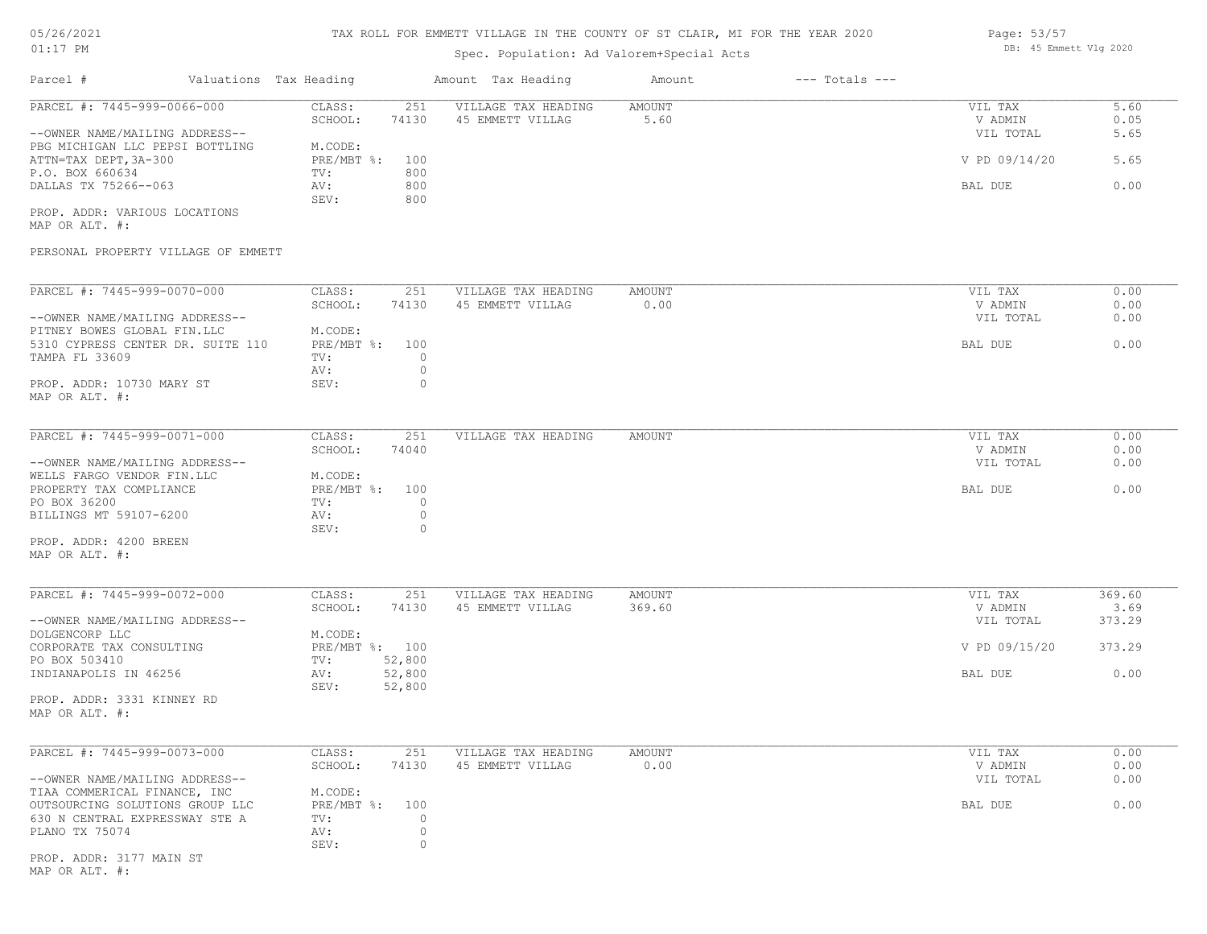TAX ROLL FOR EMMETT VILLAGE IN THE COUNTY OF ST CLAIR, MI FOR THE YEAR 2020

Spec. Population: Ad Valorem+Special Acts

| Parcel # | Valuations Tax Heading | | Amount Tax Heading | Amount | --- Totals --- | |
|---|---|---|---|---|---|---|
| PARCEL #: 7445-999-0066-000 | CLASS: | 251 | VILLAGE TAX HEADING | AMOUNT | VIL TAX | 5.60 |
| | SCHOOL: | 74130 | 45 EMMETT VILLAG | 5.60 | V ADMIN | 0.05 |
| --OWNER NAME/MAILING ADDRESS-- | | | | | VIL TOTAL | 5.65 |
| PBG MICHIGAN LLC PEPSI BOTTLING | M.CODE: | | | | | |
| ATTN=TAX DEPT,3A-300 | PRE/MBT %: | 100 | | | V PD 09/14/20 | 5.65 |
| P.O. BOX 660634 | TV: | 800 | | | | |
| DALLAS TX 75266--063 | AV: | 800 | | | BAL DUE | 0.00 |
| | SEV: | 800 | | | | |
| PROP. ADDR: VARIOUS LOCATIONS | | | | | | |
| MAP OR ALT. #: | | | | | | |
| PERSONAL PROPERTY VILLAGE OF EMMETT | | | | | | |

| Parcel # | Valuations Tax Heading | | Amount Tax Heading | Amount | --- Totals --- | |
|---|---|---|---|---|---|---|
| PARCEL #: 7445-999-0070-000 | CLASS: | 251 | VILLAGE TAX HEADING | AMOUNT | VIL TAX | 0.00 |
| | SCHOOL: | 74130 | 45 EMMETT VILLAG | 0.00 | V ADMIN | 0.00 |
| --OWNER NAME/MAILING ADDRESS-- | | | | | VIL TOTAL | 0.00 |
| PITNEY BOWES GLOBAL FIN.LLC | M.CODE: | | | | | |
| 5310 CYPRESS CENTER DR. SUITE 110 | PRE/MBT %: | 100 | | | BAL DUE | 0.00 |
| TAMPA FL 33609 | TV: | 0 | | | | |
| | AV: | 0 | | | | |
| PROP. ADDR: 10730 MARY ST | SEV: | 0 | | | | |
| MAP OR ALT. #: | | | | | | |

| Parcel # | Valuations Tax Heading | | Amount Tax Heading | Amount | --- Totals --- | |
|---|---|---|---|---|---|---|
| PARCEL #: 7445-999-0071-000 | CLASS: | 251 | VILLAGE TAX HEADING | AMOUNT | VIL TAX | 0.00 |
| | SCHOOL: | 74040 | | | V ADMIN | 0.00 |
| --OWNER NAME/MAILING ADDRESS-- | | | | | VIL TOTAL | 0.00 |
| WELLS FARGO VENDOR FIN.LLC | M.CODE: | | | | | |
| PROPERTY TAX COMPLIANCE | PRE/MBT %: | 100 | | | BAL DUE | 0.00 |
| PO BOX 36200 | TV: | 0 | | | | |
| BILLINGS MT 59107-6200 | AV: | 0 | | | | |
| | SEV: | 0 | | | | |
| PROP. ADDR: 4200 BREEN | | | | | | |
| MAP OR ALT. #: | | | | | | |

| Parcel # | Valuations Tax Heading | | Amount Tax Heading | Amount | --- Totals --- | |
|---|---|---|---|---|---|---|
| PARCEL #: 7445-999-0072-000 | CLASS: | 251 | VILLAGE TAX HEADING | AMOUNT | VIL TAX | 369.60 |
| | SCHOOL: | 74130 | 45 EMMETT VILLAG | 369.60 | V ADMIN | 3.69 |
| --OWNER NAME/MAILING ADDRESS-- | | | | | VIL TOTAL | 373.29 |
| DOLGENCORP LLC | M.CODE: | | | | | |
| CORPORATE TAX CONSULTING | PRE/MBT %: | 100 | | | V PD 09/15/20 | 373.29 |
| PO BOX 503410 | TV: | 52,800 | | | | |
| INDIANAPOLIS IN 46256 | AV: | 52,800 | | | BAL DUE | 0.00 |
| | SEV: | 52,800 | | | | |
| PROP. ADDR: 3331 KINNEY RD | | | | | | |
| MAP OR ALT. #: | | | | | | |

| Parcel # | Valuations Tax Heading | | Amount Tax Heading | Amount | --- Totals --- | |
|---|---|---|---|---|---|---|
| PARCEL #: 7445-999-0073-000 | CLASS: | 251 | VILLAGE TAX HEADING | AMOUNT | VIL TAX | 0.00 |
| | SCHOOL: | 74130 | 45 EMMETT VILLAG | 0.00 | V ADMIN | 0.00 |
| --OWNER NAME/MAILING ADDRESS-- | | | | | VIL TOTAL | 0.00 |
| TIAA COMMERICAL FINANCE, INC | M.CODE: | | | | | |
| OUTSOURCING SOLUTIONS GROUP LLC | PRE/MBT %: | 100 | | | BAL DUE | 0.00 |
| 630 N CENTRAL EXPRESSWAY STE A | TV: | 0 | | | | |
| PLANO TX 75074 | AV: | 0 | | | | |
| | SEV: | 0 | | | | |
| PROP. ADDR: 3177 MAIN ST | | | | | | |
| MAP OR ALT. #: | | | | | | |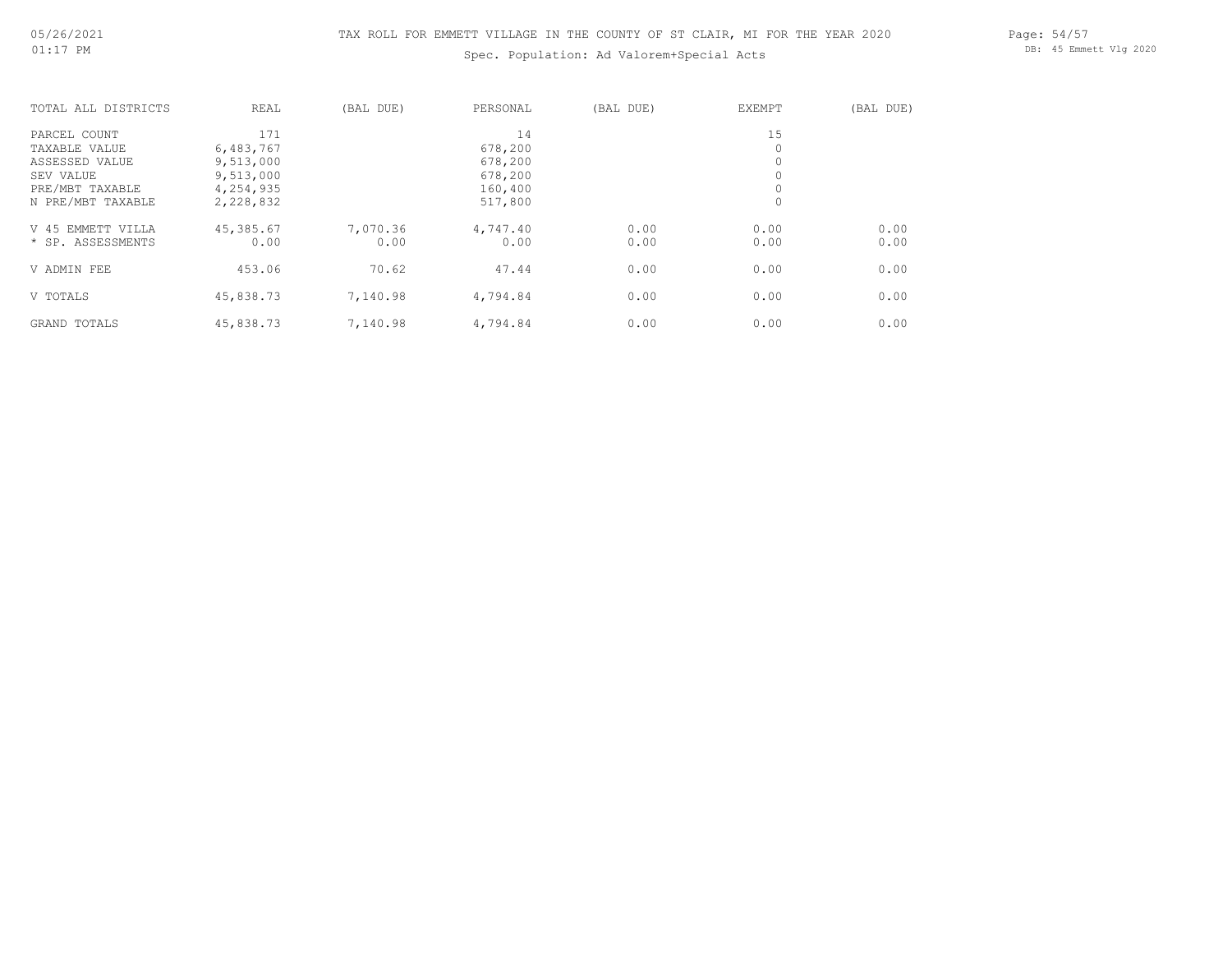# TAX ROLL FOR EMMETT VILLAGE IN THE COUNTY OF ST CLAIR, MI FOR THE YEAR 2020

Spec. Population: Ad Valorem+Special Acts

| TOTAL ALL DISTRICTS | REAL | (BAL DUE) | PERSONAL | (BAL DUE) | EXEMPT | (BAL DUE) |
|---|---|---|---|---|---|---|
| PARCEL COUNT | 171 | | 14 | | 15 | |
| TAXABLE VALUE | 6,483,767 | | 678,200 | | 0 | |
| ASSESSED VALUE | 9,513,000 | | 678,200 | | 0 | |
| SEV VALUE | 9,513,000 | | 678,200 | | 0 | |
| PRE/MBT TAXABLE | 4,254,935 | | 160,400 | | 0 | |
| N PRE/MBT TAXABLE | 2,228,832 | | 517,800 | | 0 | |
| V 45 EMMETT VILLA | 45,385.67 | 7,070.36 | 4,747.40 | 0.00 | 0.00 | 0.00 |
| * SP. ASSESSMENTS | 0.00 | 0.00 | 0.00 | 0.00 | 0.00 | 0.00 |
| V ADMIN FEE | 453.06 | 70.62 | 47.44 | 0.00 | 0.00 | 0.00 |
| V TOTALS | 45,838.73 | 7,140.98 | 4,794.84 | 0.00 | 0.00 | 0.00 |
| GRAND TOTALS | 45,838.73 | 7,140.98 | 4,794.84 | 0.00 | 0.00 | 0.00 |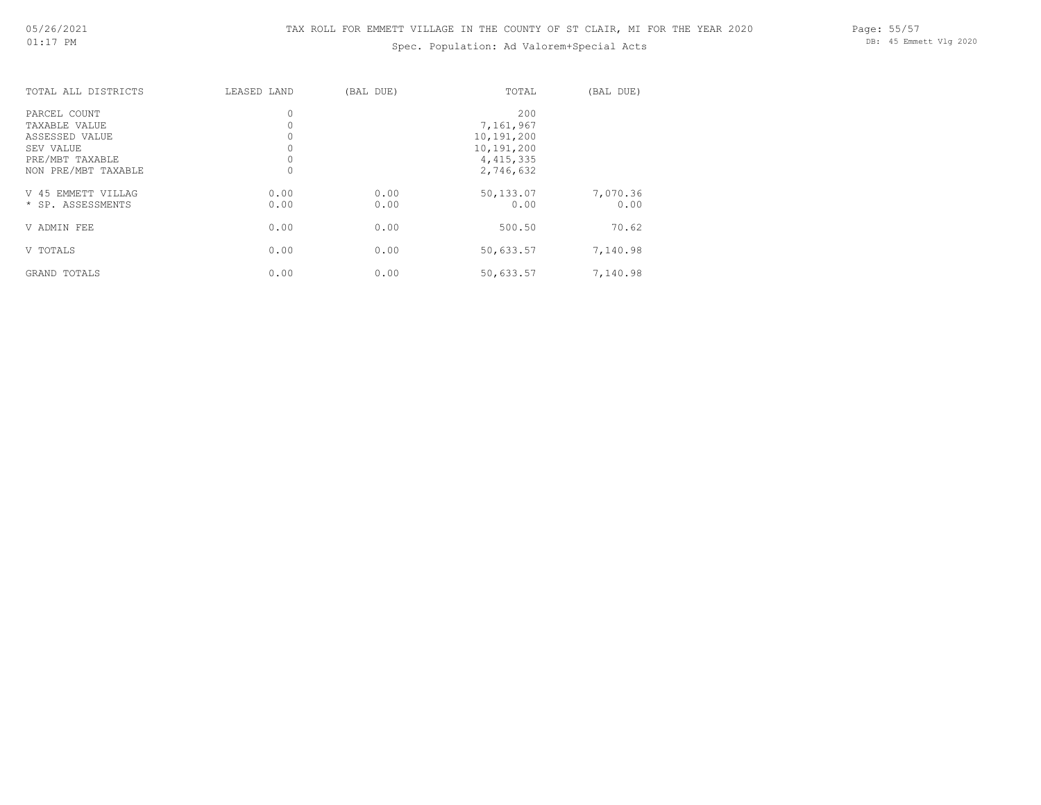TAX ROLL FOR EMMETT VILLAGE IN THE COUNTY OF ST CLAIR, MI FOR THE YEAR 2020

Spec. Population: Ad Valorem+Special Acts

| TOTAL ALL DISTRICTS | LEASED LAND | (BAL DUE) | TOTAL | (BAL DUE) |
|---|---|---|---|---|
| PARCEL COUNT | 0 | | 200 | |
| TAXABLE VALUE | 0 | | 7,161,967 | |
| ASSESSED VALUE | 0 | | 10,191,200 | |
| SEV VALUE | 0 | | 10,191,200 | |
| PRE/MBT TAXABLE | 0 | | 4,415,335 | |
| NON PRE/MBT TAXABLE | 0 | | 2,746,632 | |
| V 45 EMMETT VILLAG | 0.00 | 0.00 | 50,133.07 | 7,070.36 |
| * SP. ASSESSMENTS | 0.00 | 0.00 | 0.00 | 0.00 |
| V ADMIN FEE | 0.00 | 0.00 | 500.50 | 70.62 |
| V TOTALS | 0.00 | 0.00 | 50,633.57 | 7,140.98 |
| GRAND TOTALS | 0.00 | 0.00 | 50,633.57 | 7,140.98 |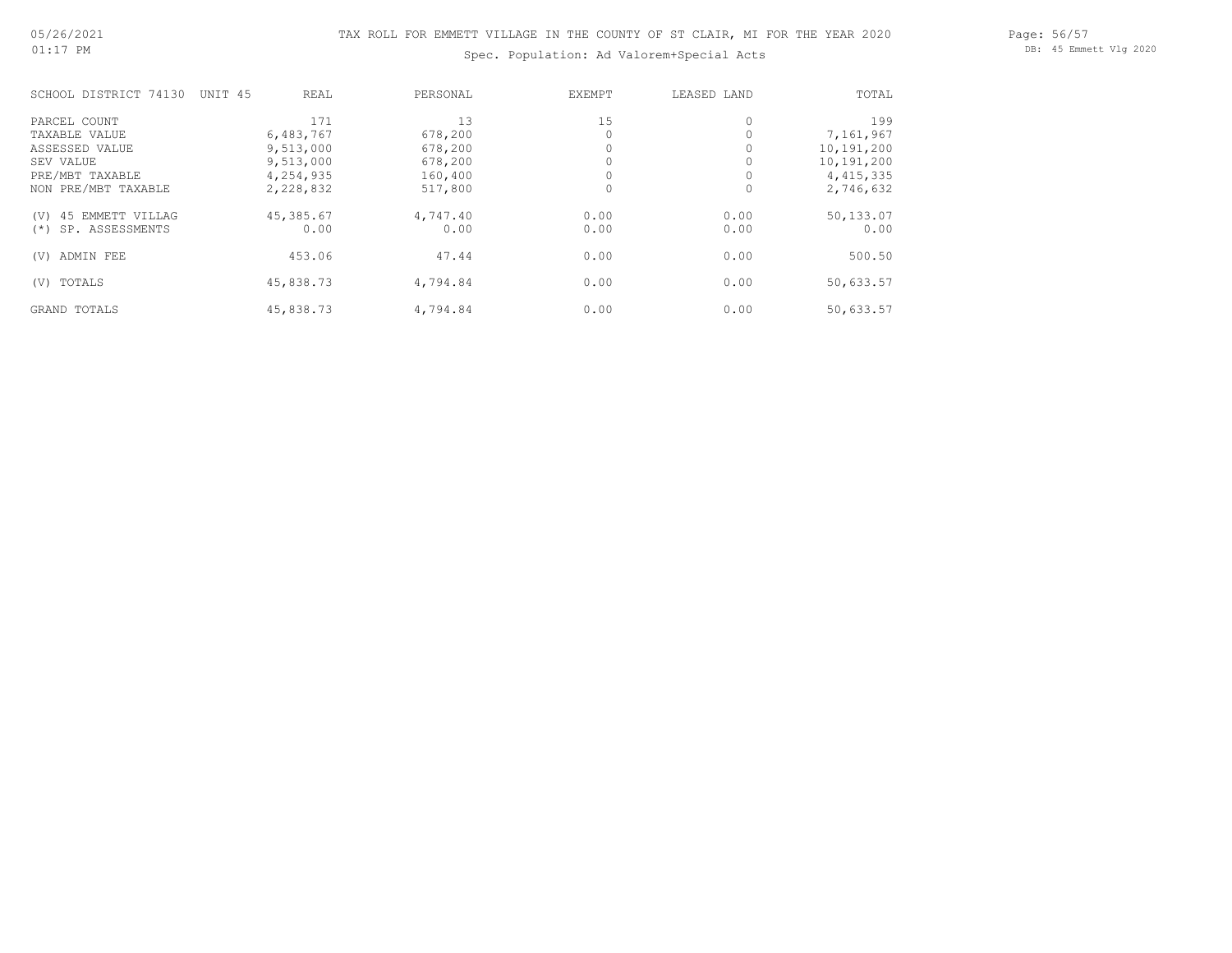TAX ROLL FOR EMMETT VILLAGE IN THE COUNTY OF ST CLAIR, MI FOR THE YEAR 2020

Spec. Population: Ad Valorem+Special Acts

| SCHOOL DISTRICT 74130 UNIT 45 | REAL | PERSONAL | EXEMPT | LEASED LAND | TOTAL |
|---|---|---|---|---|---|
| PARCEL COUNT | 171 | 13 | 15 | 0 | 199 |
| TAXABLE VALUE | 6,483,767 | 678,200 | 0 | 0 | 7,161,967 |
| ASSESSED VALUE | 9,513,000 | 678,200 | 0 | 0 | 10,191,200 |
| SEV VALUE | 9,513,000 | 678,200 | 0 | 0 | 10,191,200 |
| PRE/MBT TAXABLE | 4,254,935 | 160,400 | 0 | 0 | 4,415,335 |
| NON PRE/MBT TAXABLE | 2,228,832 | 517,800 | 0 | 0 | 2,746,632 |
| (V) 45 EMMETT VILLAG | 45,385.67 | 4,747.40 | 0.00 | 0.00 | 50,133.07 |
| (*) SP. ASSESSMENTS | 0.00 | 0.00 | 0.00 | 0.00 | 0.00 |
| (V) ADMIN FEE | 453.06 | 47.44 | 0.00 | 0.00 | 500.50 |
| (V) TOTALS | 45,838.73 | 4,794.84 | 0.00 | 0.00 | 50,633.57 |
| GRAND TOTALS | 45,838.73 | 4,794.84 | 0.00 | 0.00 | 50,633.57 |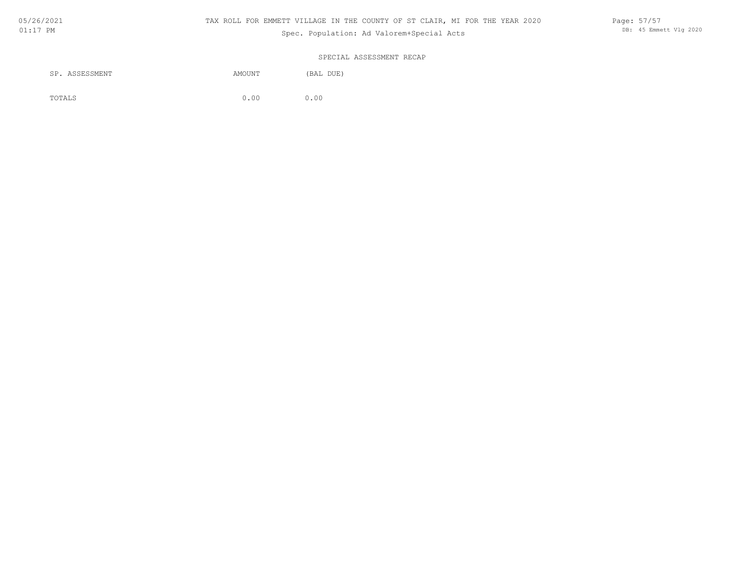SPECIAL ASSESSMENT RECAP

| SP. ASSESSMENT | AMOUNT | (BAL DUE) |
|---|---|---|
| TOTALS | 0.00 | 0.00 |